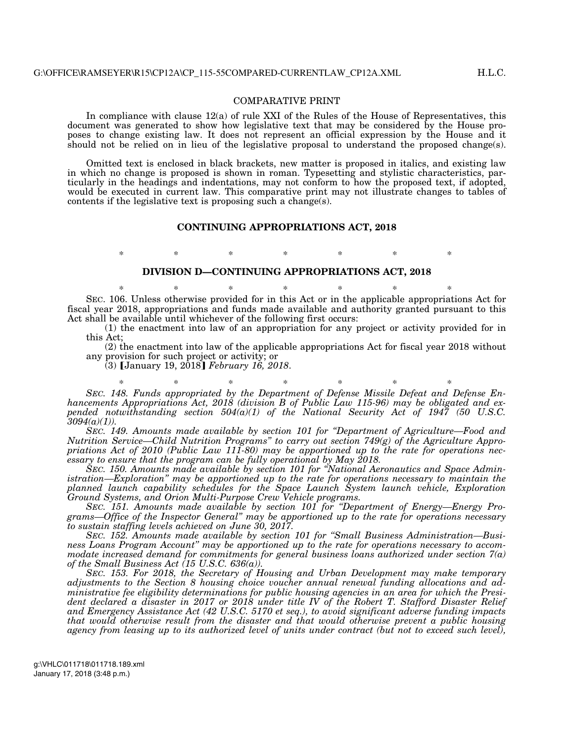COMPARATIVE PRINT

In compliance with clause 12(a) of rule XXI of the Rules of the House of Representatives, this document was generated to show how legislative text that may be considered by the House proposes to change existing law. It does not represent an official expression by the House and it should not be relied on in lieu of the legislative proposal to understand the proposed change(s).

Omitted text is enclosed in black brackets, new matter is proposed in italics, and existing law in which no change is proposed is shown in roman. Typesetting and stylistic characteristics, particularly in the headings and indentations, may not conform to how the proposed text, if adopted, would be executed in current law. This comparative print may not illustrate changes to tables of contents if the legislative text is proposing such a change(s).

## CONTINUING APPROPRIATIONS ACT, 2018

\* \* \* \* \* \* \*

## DIVISION D—CONTINUING APPROPRIATIONS ACT, 2018

\* \* \* \* \* \* \*

SEC. 106. Unless otherwise provided for in this Act or in the applicable appropriations Act for fiscal year 2018, appropriations and funds made available and authority granted pursuant to this Act shall be available until whichever of the following first occurs:

(1) the enactment into law of an appropriation for any project or activity provided for in this Act;

(2) the enactment into law of the applicable appropriations Act for fiscal year 2018 without any provision for such project or activity; or

(3) 【January 19, 2018】 *February 16, 2018*.

\* \* \* \* \* \* \*

*SEC. 148. Funds appropriated by the Department of Defense Missile Defeat and Defense Enhancements Appropriations Act, 2018 (division B of Public Law 115-96) may be obligated and expended notwithstanding section 504(a)(1) of the National Security Act of 1947 (50 U.S.C. 3094(a)(1)).*

*SEC. 149. Amounts made available by section 101 for "Department of Agriculture—Food and Nutrition Service—Child Nutrition Programs" to carry out section 749(g) of the Agriculture Appropriations Act of 2010 (Public Law 111-80) may be apportioned up to the rate for operations necessary to ensure that the program can be fully operational by May 2018.*

*SEC. 150. Amounts made available by section 101 for "National Aeronautics and Space Administration—Exploration" may be apportioned up to the rate for operations necessary to maintain the planned launch capability schedules for the Space Launch System launch vehicle, Exploration Ground Systems, and Orion Multi-Purpose Crew Vehicle programs.*

*SEC. 151. Amounts made available by section 101 for "Department of Energy—Energy Programs—Office of the Inspector General" may be apportioned up to the rate for operations necessary to sustain staffing levels achieved on June 30, 2017.*

*SEC. 152. Amounts made available by section 101 for "Small Business Administration—Business Loans Program Account" may be apportioned up to the rate for operations necessary to accommodate increased demand for commitments for general business loans authorized under section 7(a) of the Small Business Act (15 U.S.C. 636(a)).*

*SEC. 153. For 2018, the Secretary of Housing and Urban Development may make temporary adjustments to the Section 8 housing choice voucher annual renewal funding allocations and administrative fee eligibility determinations for public housing agencies in an area for which the President declared a disaster in 2017 or 2018 under title IV of the Robert T. Stafford Disaster Relief and Emergency Assistance Act (42 U.S.C. 5170 et seq.), to avoid significant adverse funding impacts that would otherwise result from the disaster and that would otherwise prevent a public housing agency from leasing up to its authorized level of units under contract (but not to exceed such level),*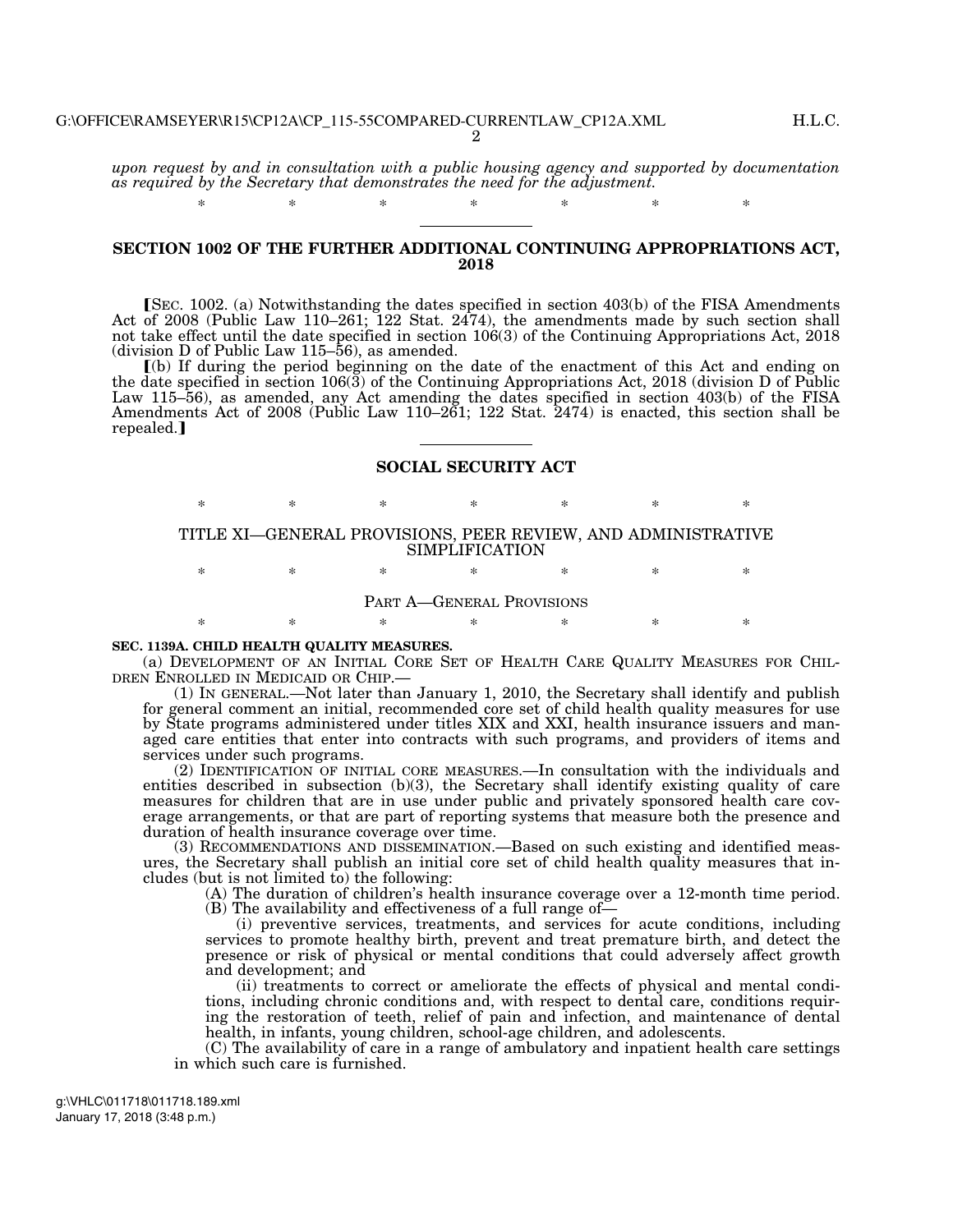*upon request by and in consultation with a public housing agency and supported by documentation as required by the Secretary that demonstrates the need for the adjustment.*

\* \* \* \* \* \* \*

## SECTION 1002 OF THE FURTHER ADDITIONAL CONTINUING APPROPRIATIONS ACT, 2018

⟦SEC. 1002. (a) Notwithstanding the dates specified in section 403(b) of the FISA Amendments Act of 2008 (Public Law 110–261; 122 Stat. 2474), the amendments made by such section shall not take effect until the date specified in section 106(3) of the Continuing Appropriations Act, 2018 (division D of Public Law 115–56), as amended.

⟦(b) If during the period beginning on the date of the enactment of this Act and ending on the date specified in section 106(3) of the Continuing Appropriations Act, 2018 (division D of Public Law 115–56), as amended, any Act amending the dates specified in section 403(b) of the FISA Amendments Act of 2008 (Public Law 110–261; 122 Stat. 2474) is enacted, this section shall be repealed.⟧

## SOCIAL SECURITY ACT

\* \* \* \* \* \* \*

### TITLE XI—GENERAL PROVISIONS, PEER REVIEW, AND ADMINISTRATIVE SIMPLIFICATION

\* \* \* \* \* \* \*

### PART A—GENERAL PROVISIONS

\* \* \* \* \* \* \*

**SEC. 1139A. CHILD HEALTH QUALITY MEASURES.**

(a) DEVELOPMENT OF AN INITIAL CORE SET OF HEALTH CARE QUALITY MEASURES FOR CHILDREN ENROLLED IN MEDICAID OR CHIP.—

(1) IN GENERAL.—Not later than January 1, 2010, the Secretary shall identify and publish for general comment an initial, recommended core set of child health quality measures for use by State programs administered under titles XIX and XXI, health insurance issuers and managed care entities that enter into contracts with such programs, and providers of items and services under such programs.

(2) IDENTIFICATION OF INITIAL CORE MEASURES.—In consultation with the individuals and entities described in subsection (b)(3), the Secretary shall identify existing quality of care measures for children that are in use under public and privately sponsored health care coverage arrangements, or that are part of reporting systems that measure both the presence and duration of health insurance coverage over time.

(3) RECOMMENDATIONS AND DISSEMINATION.—Based on such existing and identified measures, the Secretary shall publish an initial core set of child health quality measures that includes (but is not limited to) the following:

(A) The duration of children's health insurance coverage over a 12-month time period.

(B) The availability and effectiveness of a full range of—

(i) preventive services, treatments, and services for acute conditions, including services to promote healthy birth, prevent and treat premature birth, and detect the presence or risk of physical or mental conditions that could adversely affect growth and development; and

(ii) treatments to correct or ameliorate the effects of physical and mental conditions, including chronic conditions and, with respect to dental care, conditions requiring the restoration of teeth, relief of pain and infection, and maintenance of dental health, in infants, young children, school-age children, and adolescents.

(C) The availability of care in a range of ambulatory and inpatient health care settings in which such care is furnished.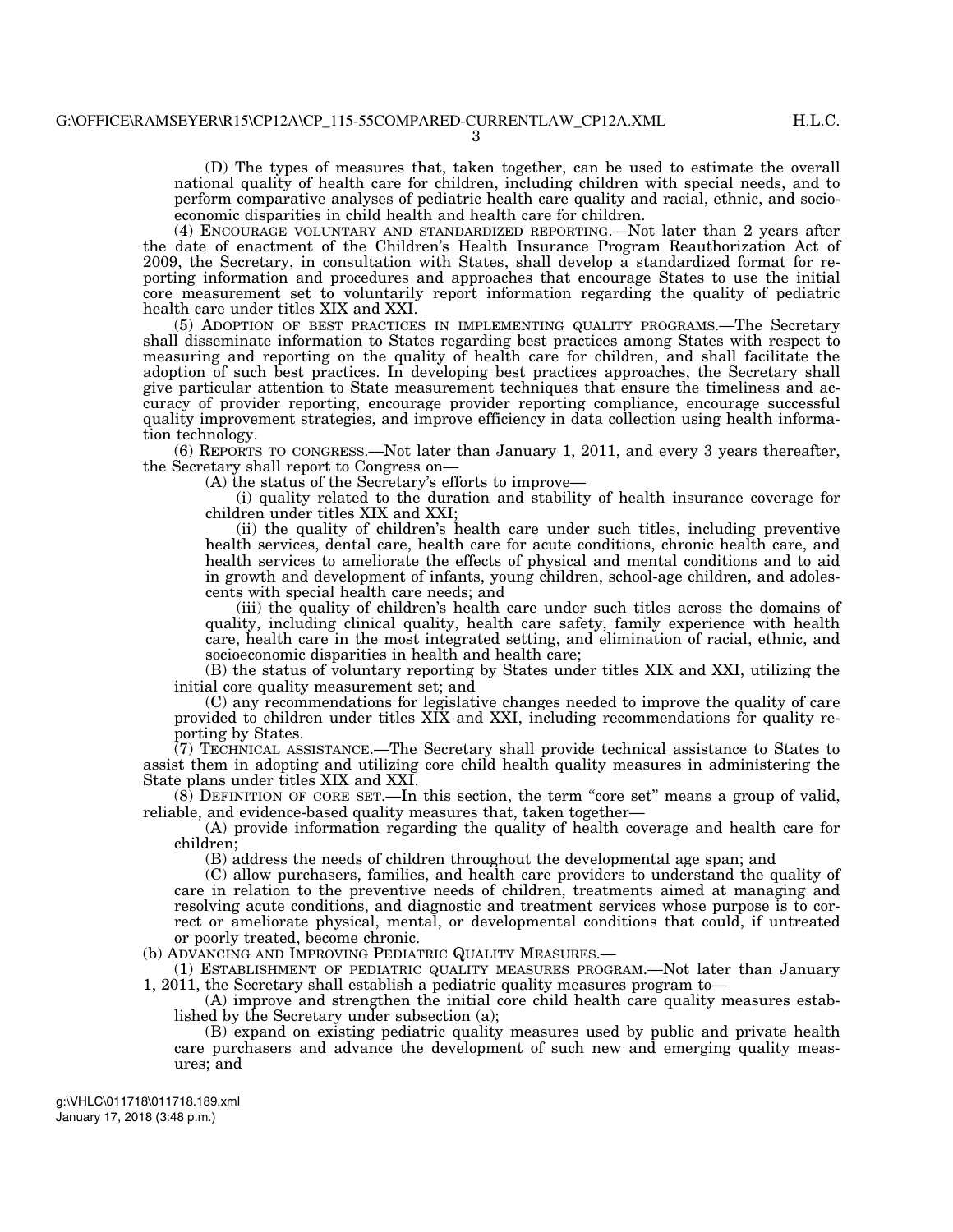(D) The types of measures that, taken together, can be used to estimate the overall national quality of health care for children, including children with special needs, and to perform comparative analyses of pediatric health care quality and racial, ethnic, and socioeconomic disparities in child health and health care for children.

(4) ENCOURAGE VOLUNTARY AND STANDARDIZED REPORTING.—Not later than 2 years after the date of enactment of the Children's Health Insurance Program Reauthorization Act of 2009, the Secretary, in consultation with States, shall develop a standardized format for reporting information and procedures and approaches that encourage States to use the initial core measurement set to voluntarily report information regarding the quality of pediatric health care under titles XIX and XXI.

(5) ADOPTION OF BEST PRACTICES IN IMPLEMENTING QUALITY PROGRAMS.—The Secretary shall disseminate information to States regarding best practices among States with respect to measuring and reporting on the quality of health care for children, and shall facilitate the adoption of such best practices. In developing best practices approaches, the Secretary shall give particular attention to State measurement techniques that ensure the timeliness and accuracy of provider reporting, encourage provider reporting compliance, encourage successful quality improvement strategies, and improve efficiency in data collection using health information technology.

(6) REPORTS TO CONGRESS.—Not later than January 1, 2011, and every 3 years thereafter, the Secretary shall report to Congress on—

(A) the status of the Secretary's efforts to improve—

(i) quality related to the duration and stability of health insurance coverage for children under titles XIX and XXI;

(ii) the quality of children's health care under such titles, including preventive health services, dental care, health care for acute conditions, chronic health care, and health services to ameliorate the effects of physical and mental conditions and to aid in growth and development of infants, young children, school-age children, and adolescents with special health care needs; and

(iii) the quality of children's health care under such titles across the domains of quality, including clinical quality, health care safety, family experience with health care, health care in the most integrated setting, and elimination of racial, ethnic, and socioeconomic disparities in health and health care;

(B) the status of voluntary reporting by States under titles XIX and XXI, utilizing the initial core quality measurement set; and

(C) any recommendations for legislative changes needed to improve the quality of care provided to children under titles XIX and XXI, including recommendations for quality reporting by States.

(7) TECHNICAL ASSISTANCE.—The Secretary shall provide technical assistance to States to assist them in adopting and utilizing core child health quality measures in administering the State plans under titles XIX and XXI.

(8) DEFINITION OF CORE SET.—In this section, the term "core set" means a group of valid, reliable, and evidence-based quality measures that, taken together—

(A) provide information regarding the quality of health coverage and health care for children;

(B) address the needs of children throughout the developmental age span; and

(C) allow purchasers, families, and health care providers to understand the quality of care in relation to the preventive needs of children, treatments aimed at managing and resolving acute conditions, and diagnostic and treatment services whose purpose is to correct or ameliorate physical, mental, or developmental conditions that could, if untreated or poorly treated, become chronic.

(b) ADVANCING AND IMPROVING PEDIATRIC QUALITY MEASURES.—

(1) ESTABLISHMENT OF PEDIATRIC QUALITY MEASURES PROGRAM.—Not later than January 1, 2011, the Secretary shall establish a pediatric quality measures program to—

(A) improve and strengthen the initial core child health care quality measures established by the Secretary under subsection (a);

(B) expand on existing pediatric quality measures used by public and private health care purchasers and advance the development of such new and emerging quality measures; and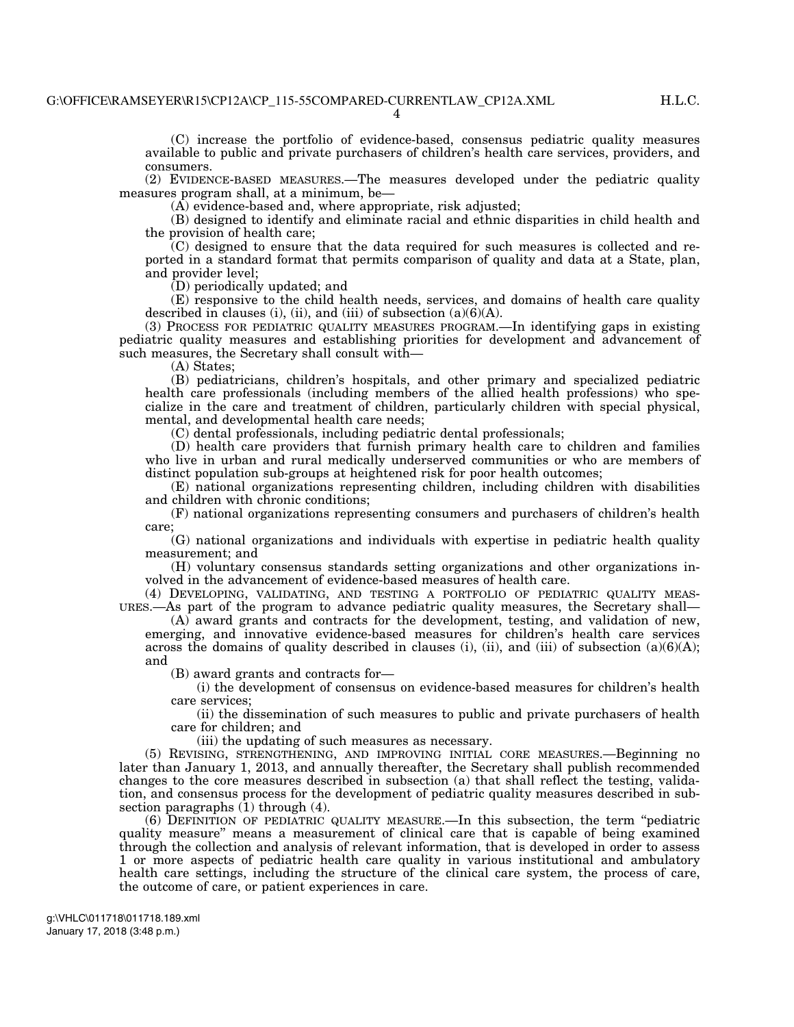(C) increase the portfolio of evidence-based, consensus pediatric quality measures available to public and private purchasers of children's health care services, providers, and consumers.

(2) EVIDENCE-BASED MEASURES.—The measures developed under the pediatric quality measures program shall, at a minimum, be—

(A) evidence-based and, where appropriate, risk adjusted;

(B) designed to identify and eliminate racial and ethnic disparities in child health and the provision of health care;

(C) designed to ensure that the data required for such measures is collected and reported in a standard format that permits comparison of quality and data at a State, plan, and provider level;

(D) periodically updated; and

(E) responsive to the child health needs, services, and domains of health care quality described in clauses (i), (ii), and (iii) of subsection (a)(6)(A).

(3) PROCESS FOR PEDIATRIC QUALITY MEASURES PROGRAM.—In identifying gaps in existing pediatric quality measures and establishing priorities for development and advancement of such measures, the Secretary shall consult with—

(A) States;

(B) pediatricians, children's hospitals, and other primary and specialized pediatric health care professionals (including members of the allied health professions) who specialize in the care and treatment of children, particularly children with special physical, mental, and developmental health care needs;

(C) dental professionals, including pediatric dental professionals;

(D) health care providers that furnish primary health care to children and families who live in urban and rural medically underserved communities or who are members of distinct population sub-groups at heightened risk for poor health outcomes;

(E) national organizations representing children, including children with disabilities and children with chronic conditions;

(F) national organizations representing consumers and purchasers of children's health care;

(G) national organizations and individuals with expertise in pediatric health quality measurement; and

(H) voluntary consensus standards setting organizations and other organizations involved in the advancement of evidence-based measures of health care.

(4) DEVELOPING, VALIDATING, AND TESTING A PORTFOLIO OF PEDIATRIC QUALITY MEASURES.—As part of the program to advance pediatric quality measures, the Secretary shall—

(A) award grants and contracts for the development, testing, and validation of new, emerging, and innovative evidence-based measures for children's health care services across the domains of quality described in clauses (i), (ii), and (iii) of subsection (a)(6)(A); and

(B) award grants and contracts for—

(i) the development of consensus on evidence-based measures for children's health care services;

(ii) the dissemination of such measures to public and private purchasers of health care for children; and

(iii) the updating of such measures as necessary.

(5) REVISING, STRENGTHENING, AND IMPROVING INITIAL CORE MEASURES.—Beginning no later than January 1, 2013, and annually thereafter, the Secretary shall publish recommended changes to the core measures described in subsection (a) that shall reflect the testing, validation, and consensus process for the development of pediatric quality measures described in subsection paragraphs (1) through (4).

(6) DEFINITION OF PEDIATRIC QUALITY MEASURE.—In this subsection, the term "pediatric quality measure" means a measurement of clinical care that is capable of being examined through the collection and analysis of relevant information, that is developed in order to assess 1 or more aspects of pediatric health care quality in various institutional and ambulatory health care settings, including the structure of the clinical care system, the process of care, the outcome of care, or patient experiences in care.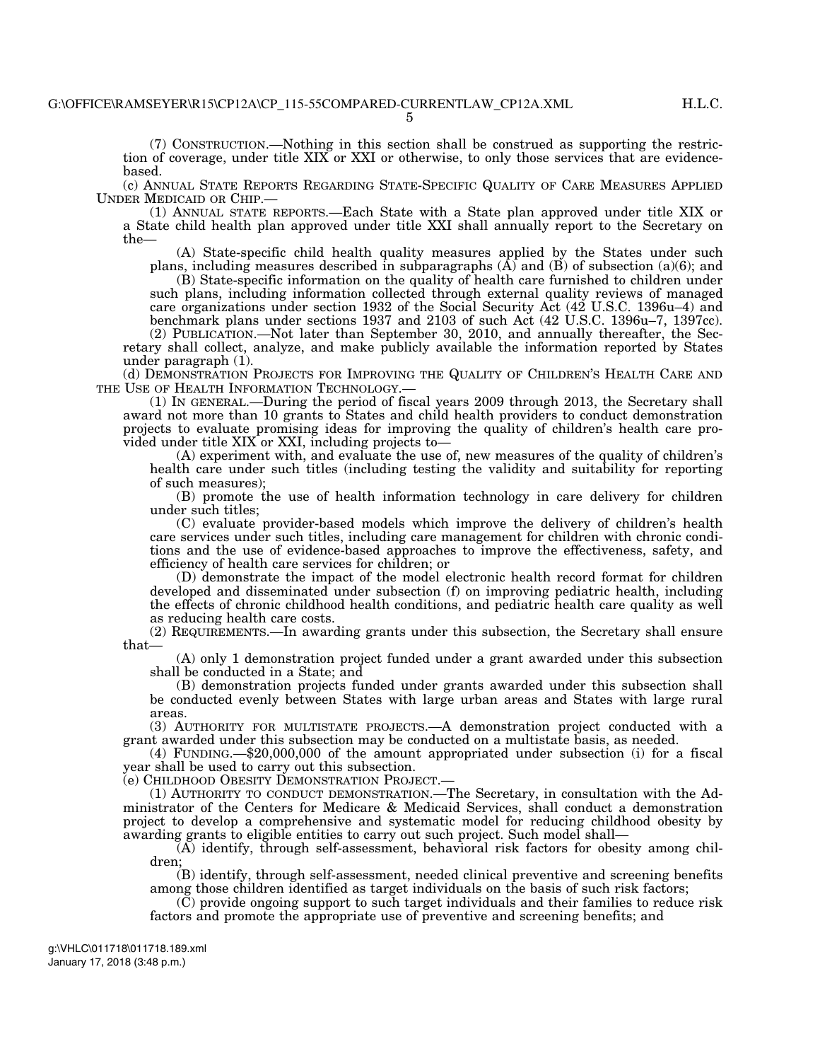(7) CONSTRUCTION.—Nothing in this section shall be construed as supporting the restriction of coverage, under title XIX or XXI or otherwise, to only those services that are evidence-based.

(c) ANNUAL STATE REPORTS REGARDING STATE-SPECIFIC QUALITY OF CARE MEASURES APPLIED UNDER MEDICAID OR CHIP.—

(1) ANNUAL STATE REPORTS.—Each State with a State plan approved under title XIX or a State child health plan approved under title XXI shall annually report to the Secretary on the—

(A) State-specific child health quality measures applied by the States under such plans, including measures described in subparagraphs (A) and (B) of subsection (a)(6); and

(B) State-specific information on the quality of health care furnished to children under such plans, including information collected through external quality reviews of managed care organizations under section 1932 of the Social Security Act (42 U.S.C. 1396u–4) and benchmark plans under sections 1937 and 2103 of such Act (42 U.S.C. 1396u–7, 1397cc).

(2) PUBLICATION.—Not later than September 30, 2010, and annually thereafter, the Secretary shall collect, analyze, and make publicly available the information reported by States under paragraph (1).

(d) DEMONSTRATION PROJECTS FOR IMPROVING THE QUALITY OF CHILDREN'S HEALTH CARE AND THE USE OF HEALTH INFORMATION TECHNOLOGY.—

(1) IN GENERAL.—During the period of fiscal years 2009 through 2013, the Secretary shall award not more than 10 grants to States and child health providers to conduct demonstration projects to evaluate promising ideas for improving the quality of children's health care provided under title XIX or XXI, including projects to—

(A) experiment with, and evaluate the use of, new measures of the quality of children's health care under such titles (including testing the validity and suitability for reporting of such measures);

(B) promote the use of health information technology in care delivery for children under such titles;

(C) evaluate provider-based models which improve the delivery of children's health care services under such titles, including care management for children with chronic conditions and the use of evidence-based approaches to improve the effectiveness, safety, and efficiency of health care services for children; or

(D) demonstrate the impact of the model electronic health record format for children developed and disseminated under subsection (f) on improving pediatric health, including the effects of chronic childhood health conditions, and pediatric health care quality as well as reducing health care costs.

(2) REQUIREMENTS.—In awarding grants under this subsection, the Secretary shall ensure that—

(A) only 1 demonstration project funded under a grant awarded under this subsection shall be conducted in a State; and

(B) demonstration projects funded under grants awarded under this subsection shall be conducted evenly between States with large urban areas and States with large rural areas.

(3) AUTHORITY FOR MULTISTATE PROJECTS.—A demonstration project conducted with a grant awarded under this subsection may be conducted on a multistate basis, as needed.

(4) FUNDING.—$20,000,000 of the amount appropriated under subsection (i) for a fiscal year shall be used to carry out this subsection.

(e) CHILDHOOD OBESITY DEMONSTRATION PROJECT.—

(1) AUTHORITY TO CONDUCT DEMONSTRATION.—The Secretary, in consultation with the Administrator of the Centers for Medicare & Medicaid Services, shall conduct a demonstration project to develop a comprehensive and systematic model for reducing childhood obesity by awarding grants to eligible entities to carry out such project. Such model shall—

(A) identify, through self-assessment, behavioral risk factors for obesity among children;

(B) identify, through self-assessment, needed clinical preventive and screening benefits among those children identified as target individuals on the basis of such risk factors;

(C) provide ongoing support to such target individuals and their families to reduce risk factors and promote the appropriate use of preventive and screening benefits; and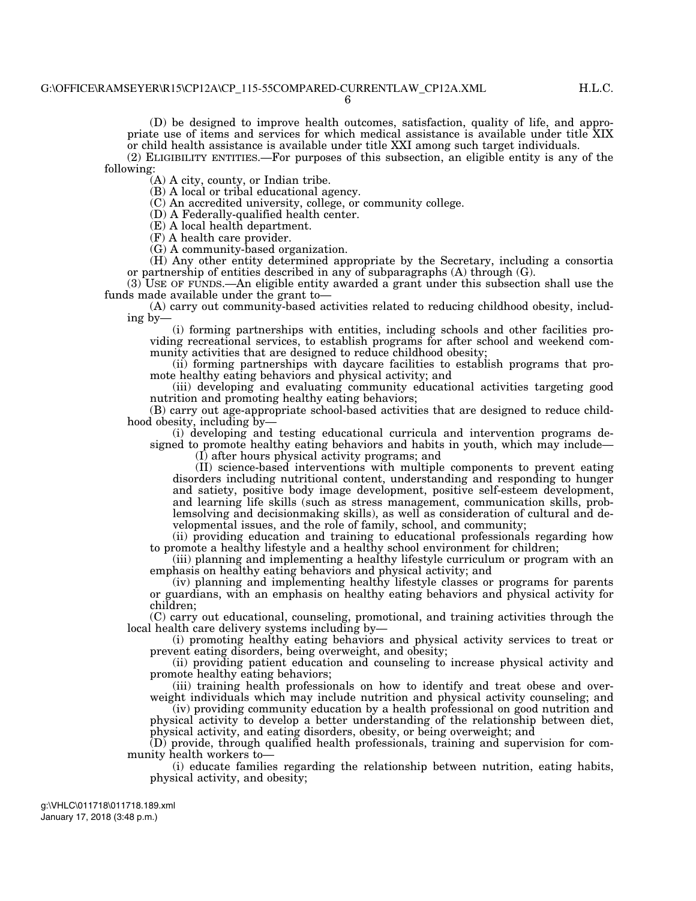(D) be designed to improve health outcomes, satisfaction, quality of life, and appropriate use of items and services for which medical assistance is available under title XIX or child health assistance is available under title XXI among such target individuals.

(2) ELIGIBILITY ENTITIES.—For purposes of this subsection, an eligible entity is any of the following:

(A) A city, county, or Indian tribe.

(B) A local or tribal educational agency.

(C) An accredited university, college, or community college.

(D) A Federally-qualified health center.

(E) A local health department.

(F) A health care provider.

(G) A community-based organization.

(H) Any other entity determined appropriate by the Secretary, including a consortia or partnership of entities described in any of subparagraphs (A) through (G).

(3) USE OF FUNDS.—An eligible entity awarded a grant under this subsection shall use the funds made available under the grant to—

(A) carry out community-based activities related to reducing childhood obesity, including by—

(i) forming partnerships with entities, including schools and other facilities providing recreational services, to establish programs for after school and weekend community activities that are designed to reduce childhood obesity;

(ii) forming partnerships with daycare facilities to establish programs that promote healthy eating behaviors and physical activity; and

(iii) developing and evaluating community educational activities targeting good nutrition and promoting healthy eating behaviors;

(B) carry out age-appropriate school-based activities that are designed to reduce childhood obesity, including by—

(i) developing and testing educational curricula and intervention programs designed to promote healthy eating behaviors and habits in youth, which may include—

(I) after hours physical activity programs; and

(II) science-based interventions with multiple components to prevent eating disorders including nutritional content, understanding and responding to hunger and satiety, positive body image development, positive self-esteem development, and learning life skills (such as stress management, communication skills, problemsolving and decisionmaking skills), as well as consideration of cultural and developmental issues, and the role of family, school, and community;

(ii) providing education and training to educational professionals regarding how to promote a healthy lifestyle and a healthy school environment for children;

(iii) planning and implementing a healthy lifestyle curriculum or program with an emphasis on healthy eating behaviors and physical activity; and

(iv) planning and implementing healthy lifestyle classes or programs for parents or guardians, with an emphasis on healthy eating behaviors and physical activity for children;

(C) carry out educational, counseling, promotional, and training activities through the local health care delivery systems including by—

(i) promoting healthy eating behaviors and physical activity services to treat or prevent eating disorders, being overweight, and obesity;

(ii) providing patient education and counseling to increase physical activity and promote healthy eating behaviors;

(iii) training health professionals on how to identify and treat obese and overweight individuals which may include nutrition and physical activity counseling; and

(iv) providing community education by a health professional on good nutrition and physical activity to develop a better understanding of the relationship between diet, physical activity, and eating disorders, obesity, or being overweight; and

(D) provide, through qualified health professionals, training and supervision for community health workers to—

(i) educate families regarding the relationship between nutrition, eating habits, physical activity, and obesity;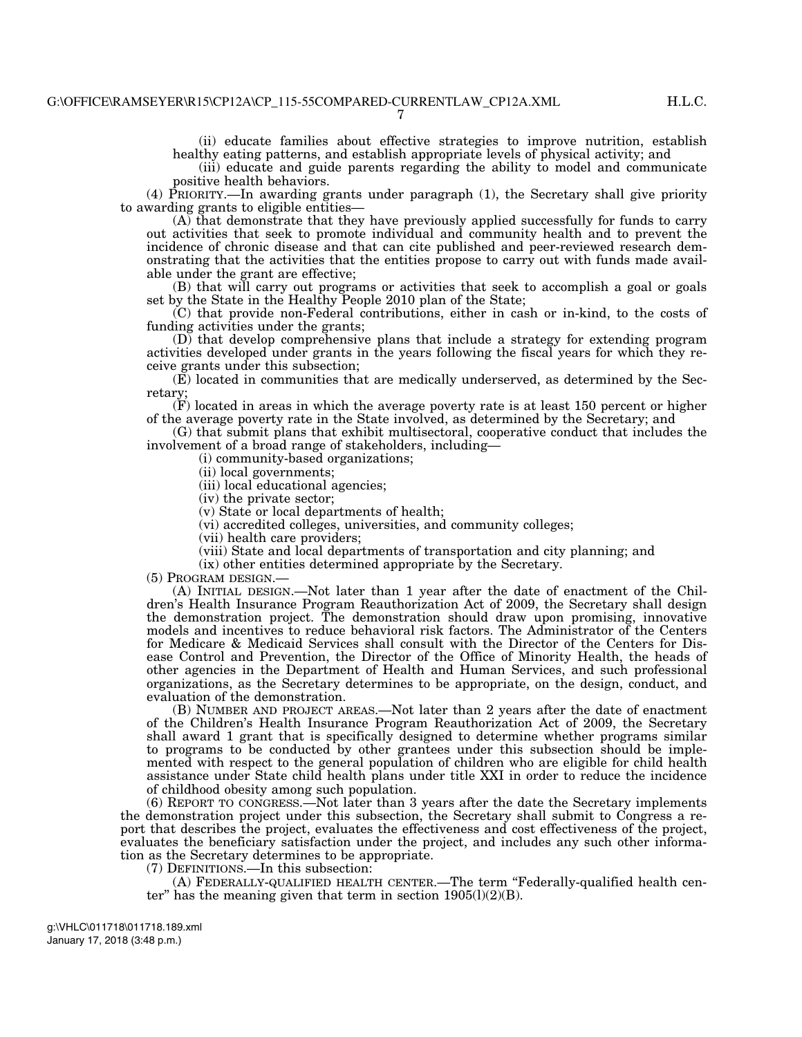(ii) educate families about effective strategies to improve nutrition, establish healthy eating patterns, and establish appropriate levels of physical activity; and

(iii) educate and guide parents regarding the ability to model and communicate positive health behaviors.

(4) PRIORITY.—In awarding grants under paragraph (1), the Secretary shall give priority to awarding grants to eligible entities—

(A) that demonstrate that they have previously applied successfully for funds to carry out activities that seek to promote individual and community health and to prevent the incidence of chronic disease and that can cite published and peer-reviewed research demonstrating that the activities that the entities propose to carry out with funds made available under the grant are effective;

(B) that will carry out programs or activities that seek to accomplish a goal or goals set by the State in the Healthy People 2010 plan of the State;

(C) that provide non-Federal contributions, either in cash or in-kind, to the costs of funding activities under the grants;

(D) that develop comprehensive plans that include a strategy for extending program activities developed under grants in the years following the fiscal years for which they receive grants under this subsection;

(E) located in communities that are medically underserved, as determined by the Secretary;

(F) located in areas in which the average poverty rate is at least 150 percent or higher of the average poverty rate in the State involved, as determined by the Secretary; and

(G) that submit plans that exhibit multisectoral, cooperative conduct that includes the involvement of a broad range of stakeholders, including—

(i) community-based organizations;

(ii) local governments;

(iii) local educational agencies;

(iv) the private sector;

(v) State or local departments of health;

(vi) accredited colleges, universities, and community colleges;

(vii) health care providers;

(viii) State and local departments of transportation and city planning; and

(ix) other entities determined appropriate by the Secretary.

(5) PROGRAM DESIGN.—

(A) INITIAL DESIGN.—Not later than 1 year after the date of enactment of the Children's Health Insurance Program Reauthorization Act of 2009, the Secretary shall design the demonstration project. The demonstration should draw upon promising, innovative models and incentives to reduce behavioral risk factors. The Administrator of the Centers for Medicare & Medicaid Services shall consult with the Director of the Centers for Disease Control and Prevention, the Director of the Office of Minority Health, the heads of other agencies in the Department of Health and Human Services, and such professional organizations, as the Secretary determines to be appropriate, on the design, conduct, and evaluation of the demonstration.

(B) NUMBER AND PROJECT AREAS.—Not later than 2 years after the date of enactment of the Children's Health Insurance Program Reauthorization Act of 2009, the Secretary shall award 1 grant that is specifically designed to determine whether programs similar to programs to be conducted by other grantees under this subsection should be implemented with respect to the general population of children who are eligible for child health assistance under State child health plans under title XXI in order to reduce the incidence of childhood obesity among such population.

(6) REPORT TO CONGRESS.—Not later than 3 years after the date the Secretary implements the demonstration project under this subsection, the Secretary shall submit to Congress a report that describes the project, evaluates the effectiveness and cost effectiveness of the project, evaluates the beneficiary satisfaction under the project, and includes any such other information as the Secretary determines to be appropriate.

(7) DEFINITIONS.—In this subsection:

(A) FEDERALLY-QUALIFIED HEALTH CENTER.—The term "Federally-qualified health center" has the meaning given that term in section 1905(l)(2)(B).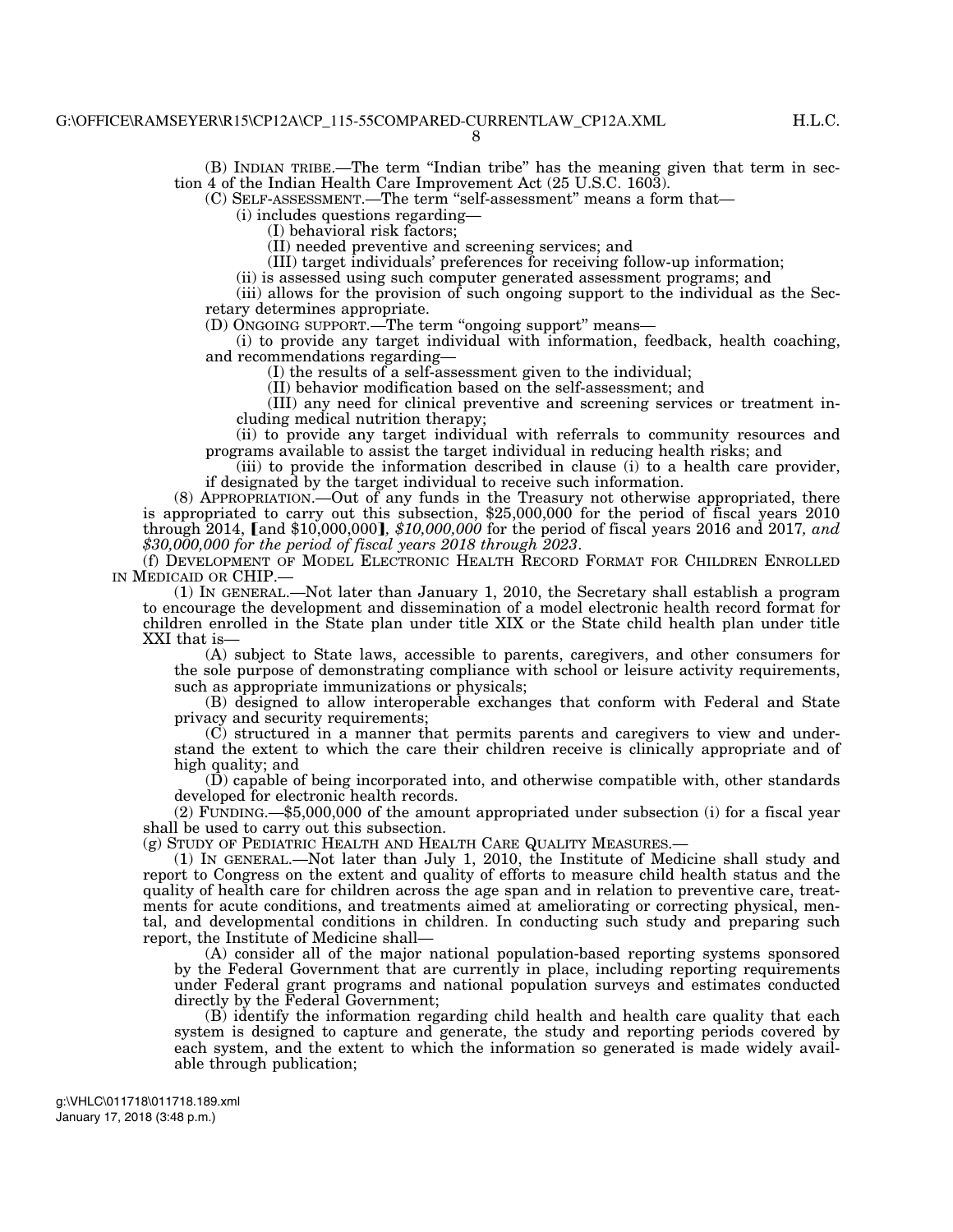(B) INDIAN TRIBE.—The term "Indian tribe" has the meaning given that term in section 4 of the Indian Health Care Improvement Act (25 U.S.C. 1603).

(C) SELF-ASSESSMENT.—The term "self-assessment" means a form that—

(i) includes questions regarding—

(I) behavioral risk factors;

(II) needed preventive and screening services; and

(III) target individuals' preferences for receiving follow-up information;

(ii) is assessed using such computer generated assessment programs; and

(iii) allows for the provision of such ongoing support to the individual as the Secretary determines appropriate.

(D) ONGOING SUPPORT.—The term "ongoing support" means—

(i) to provide any target individual with information, feedback, health coaching, and recommendations regarding—

(I) the results of a self-assessment given to the individual;

(II) behavior modification based on the self-assessment; and

(III) any need for clinical preventive and screening services or treatment including medical nutrition therapy;

(ii) to provide any target individual with referrals to community resources and programs available to assist the target individual in reducing health risks; and

(iii) to provide the information described in clause (i) to a health care provider, if designated by the target individual to receive such information.

(8) APPROPRIATION.—Out of any funds in the Treasury not otherwise appropriated, there is appropriated to carry out this subsection, $25,000,000 for the period of fiscal years 2010 through 2014, 【and $10,000,000】*, $10,000,000* for the period of fiscal years 2016 and 2017*, and $30,000,000 for the period of fiscal years 2018 through 2023*.

(f) DEVELOPMENT OF MODEL ELECTRONIC HEALTH RECORD FORMAT FOR CHILDREN ENROLLED IN MEDICAID OR CHIP.—

(1) IN GENERAL.—Not later than January 1, 2010, the Secretary shall establish a program to encourage the development and dissemination of a model electronic health record format for children enrolled in the State plan under title XIX or the State child health plan under title XXI that is—

(A) subject to State laws, accessible to parents, caregivers, and other consumers for the sole purpose of demonstrating compliance with school or leisure activity requirements, such as appropriate immunizations or physicals;

(B) designed to allow interoperable exchanges that conform with Federal and State privacy and security requirements;

(C) structured in a manner that permits parents and caregivers to view and understand the extent to which the care their children receive is clinically appropriate and of high quality; and

(D) capable of being incorporated into, and otherwise compatible with, other standards developed for electronic health records.

(2) FUNDING.—$5,000,000 of the amount appropriated under subsection (i) for a fiscal year shall be used to carry out this subsection.

(g) STUDY OF PEDIATRIC HEALTH AND HEALTH CARE QUALITY MEASURES.—

(1) IN GENERAL.—Not later than July 1, 2010, the Institute of Medicine shall study and report to Congress on the extent and quality of efforts to measure child health status and the quality of health care for children across the age span and in relation to preventive care, treatments for acute conditions, and treatments aimed at ameliorating or correcting physical, mental, and developmental conditions in children. In conducting such study and preparing such report, the Institute of Medicine shall—

(A) consider all of the major national population-based reporting systems sponsored by the Federal Government that are currently in place, including reporting requirements under Federal grant programs and national population surveys and estimates conducted directly by the Federal Government;

(B) identify the information regarding child health and health care quality that each system is designed to capture and generate, the study and reporting periods covered by each system, and the extent to which the information so generated is made widely available through publication;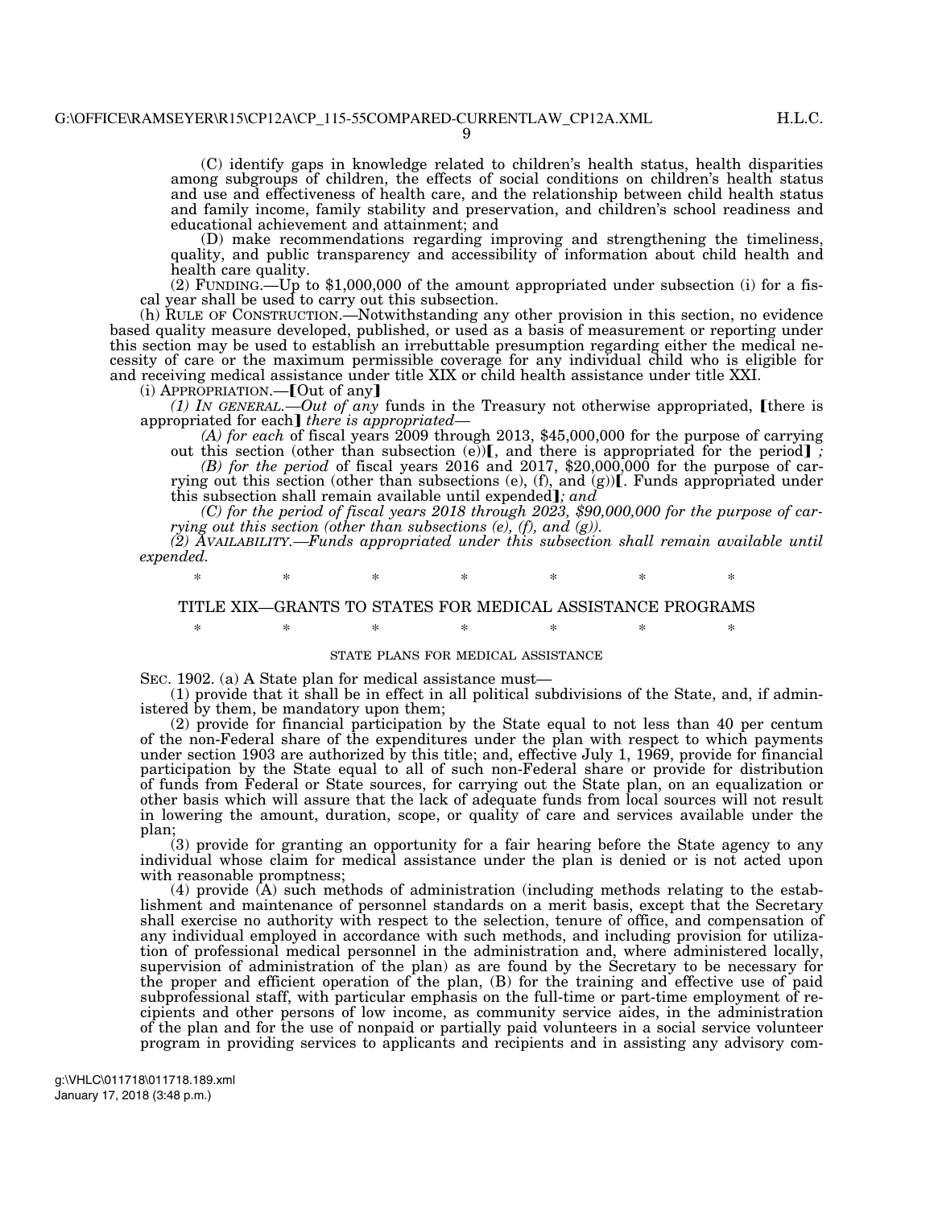(C) identify gaps in knowledge related to children's health status, health disparities among subgroups of children, the effects of social conditions on children's health status and use and effectiveness of health care, and the relationship between child health status and family income, family stability and preservation, and children's school readiness and educational achievement and attainment; and

(D) make recommendations regarding improving and strengthening the timeliness, quality, and public transparency and accessibility of information about child health and health care quality.

(2) FUNDING.—Up to $1,000,000 of the amount appropriated under subsection (i) for a fiscal year shall be used to carry out this subsection.

(h) RULE OF CONSTRUCTION.—Notwithstanding any other provision in this section, no evidence based quality measure developed, published, or used as a basis of measurement or reporting under this section may be used to establish an irrebuttable presumption regarding either the medical necessity of care or the maximum permissible coverage for any individual child who is eligible for and receiving medical assistance under title XIX or child health assistance under title XXI.

(i) APPROPRIATION.—[Out of any]

*(1) IN GENERAL.—Out of any* funds in the Treasury not otherwise appropriated, [there is appropriated for each] *there is appropriated—*

*(A) for each* of fiscal years 2009 through 2013, $45,000,000 for the purpose of carrying out this section (other than subsection (e))[, and there is appropriated for the period] *;*

*(B) for the period* of fiscal years 2016 and 2017, $20,000,000 for the purpose of carrying out this section (other than subsections (e), (f), and (g))[. Funds appropriated under this subsection shall remain available until expended]*; and*

*(C) for the period of fiscal years 2018 through 2023, $90,000,000 for the purpose of carrying out this section (other than subsections (e), (f), and (g)).*

*(2) AVAILABILITY.—Funds appropriated under this subsection shall remain available until expended.*

\* \* \* \* \* \* \*

## TITLE XIX—GRANTS TO STATES FOR MEDICAL ASSISTANCE PROGRAMS

\* \* \* \* \* \* \*

### STATE PLANS FOR MEDICAL ASSISTANCE

SEC. 1902. (a) A State plan for medical assistance must—

(1) provide that it shall be in effect in all political subdivisions of the State, and, if administered by them, be mandatory upon them;

(2) provide for financial participation by the State equal to not less than 40 per centum of the non-Federal share of the expenditures under the plan with respect to which payments under section 1903 are authorized by this title; and, effective July 1, 1969, provide for financial participation by the State equal to all of such non-Federal share or provide for distribution of funds from Federal or State sources, for carrying out the State plan, on an equalization or other basis which will assure that the lack of adequate funds from local sources will not result in lowering the amount, duration, scope, or quality of care and services available under the plan;

(3) provide for granting an opportunity for a fair hearing before the State agency to any individual whose claim for medical assistance under the plan is denied or is not acted upon with reasonable promptness;

(4) provide (A) such methods of administration (including methods relating to the establishment and maintenance of personnel standards on a merit basis, except that the Secretary shall exercise no authority with respect to the selection, tenure of office, and compensation of any individual employed in accordance with such methods, and including provision for utilization of professional medical personnel in the administration and, where administered locally, supervision of administration of the plan) as are found by the Secretary to be necessary for the proper and efficient operation of the plan, (B) for the training and effective use of paid subprofessional staff, with particular emphasis on the full-time or part-time employment of recipients and other persons of low income, as community service aides, in the administration of the plan and for the use of nonpaid or partially paid volunteers in a social service volunteer program in providing services to applicants and recipients and in assisting any advisory com-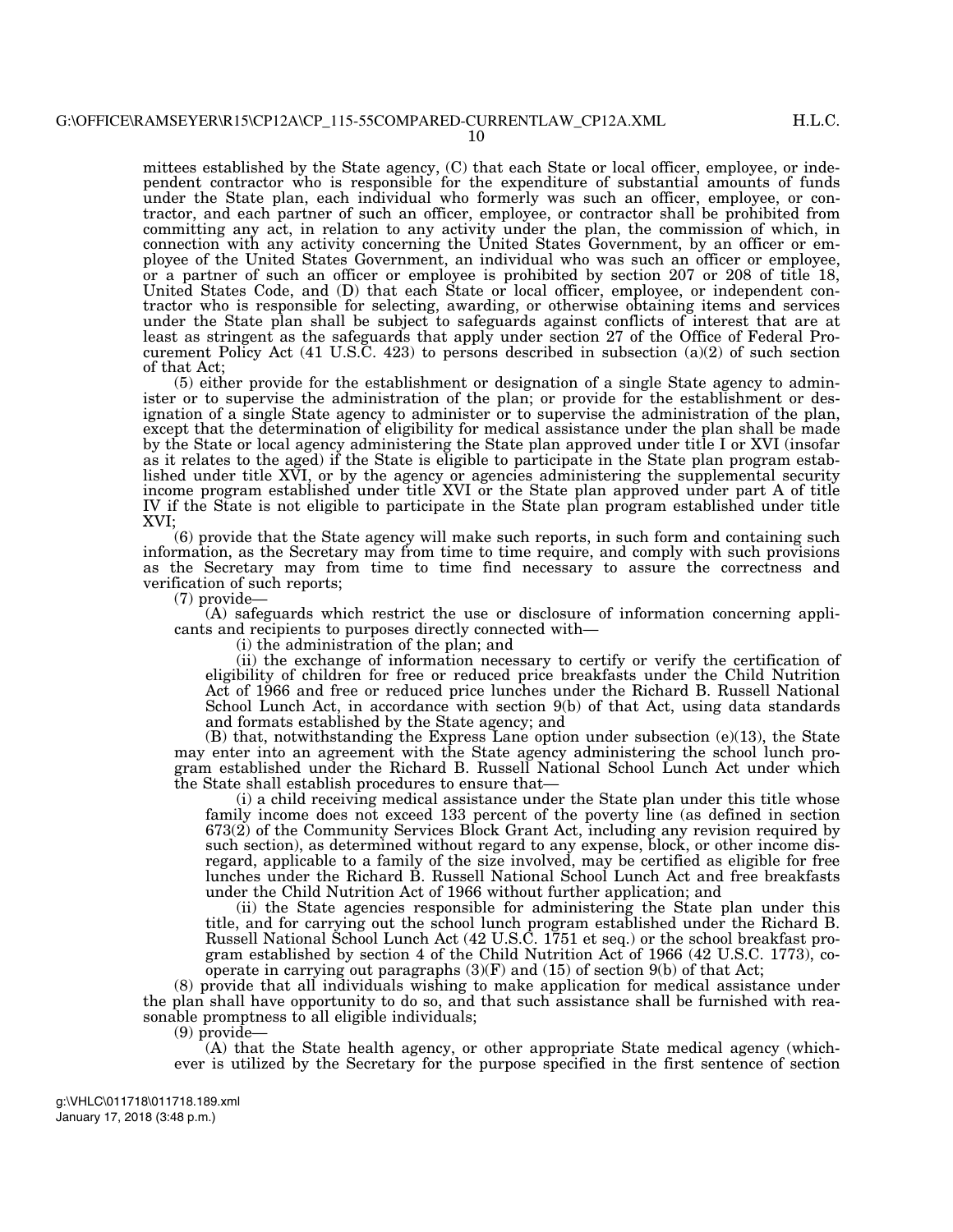mittees established by the State agency, (C) that each State or local officer, employee, or independent contractor who is responsible for the expenditure of substantial amounts of funds under the State plan, each individual who formerly was such an officer, employee, or contractor, and each partner of such an officer, employee, or contractor shall be prohibited from committing any act, in relation to any activity under the plan, the commission of which, in connection with any activity concerning the United States Government, by an officer or employee of the United States Government, an individual who was such an officer or employee, or a partner of such an officer or employee is prohibited by section 207 or 208 of title 18, United States Code, and (D) that each State or local officer, employee, or independent contractor who is responsible for selecting, awarding, or otherwise obtaining items and services under the State plan shall be subject to safeguards against conflicts of interest that are at least as stringent as the safeguards that apply under section 27 of the Office of Federal Procurement Policy Act (41 U.S.C. 423) to persons described in subsection (a)(2) of such section of that Act;

(5) either provide for the establishment or designation of a single State agency to administer or to supervise the administration of the plan; or provide for the establishment or designation of a single State agency to administer or to supervise the administration of the plan, except that the determination of eligibility for medical assistance under the plan shall be made by the State or local agency administering the State plan approved under title I or XVI (insofar as it relates to the aged) if the State is eligible to participate in the State plan program established under title XVI, or by the agency or agencies administering the supplemental security income program established under title XVI or the State plan approved under part A of title IV if the State is not eligible to participate in the State plan program established under title XVI;

(6) provide that the State agency will make such reports, in such form and containing such information, as the Secretary may from time to time require, and comply with such provisions as the Secretary may from time to time find necessary to assure the correctness and verification of such reports;

(7) provide—

(A) safeguards which restrict the use or disclosure of information concerning applicants and recipients to purposes directly connected with—

(i) the administration of the plan; and

(ii) the exchange of information necessary to certify or verify the certification of eligibility of children for free or reduced price breakfasts under the Child Nutrition Act of 1966 and free or reduced price lunches under the Richard B. Russell National School Lunch Act, in accordance with section 9(b) of that Act, using data standards and formats established by the State agency; and

(B) that, notwithstanding the Express Lane option under subsection (e)(13), the State may enter into an agreement with the State agency administering the school lunch program established under the Richard B. Russell National School Lunch Act under which the State shall establish procedures to ensure that—

(i) a child receiving medical assistance under the State plan under this title whose family income does not exceed 133 percent of the poverty line (as defined in section 673(2) of the Community Services Block Grant Act, including any revision required by such section), as determined without regard to any expense, block, or other income disregard, applicable to a family of the size involved, may be certified as eligible for free lunches under the Richard B. Russell National School Lunch Act and free breakfasts under the Child Nutrition Act of 1966 without further application; and

(ii) the State agencies responsible for administering the State plan under this title, and for carrying out the school lunch program established under the Richard B. Russell National School Lunch Act (42 U.S.C. 1751 et seq.) or the school breakfast program established by section 4 of the Child Nutrition Act of 1966 (42 U.S.C. 1773), cooperate in carrying out paragraphs (3)(F) and (15) of section 9(b) of that Act;

(8) provide that all individuals wishing to make application for medical assistance under the plan shall have opportunity to do so, and that such assistance shall be furnished with reasonable promptness to all eligible individuals;

(9) provide—

(A) that the State health agency, or other appropriate State medical agency (whichever is utilized by the Secretary for the purpose specified in the first sentence of section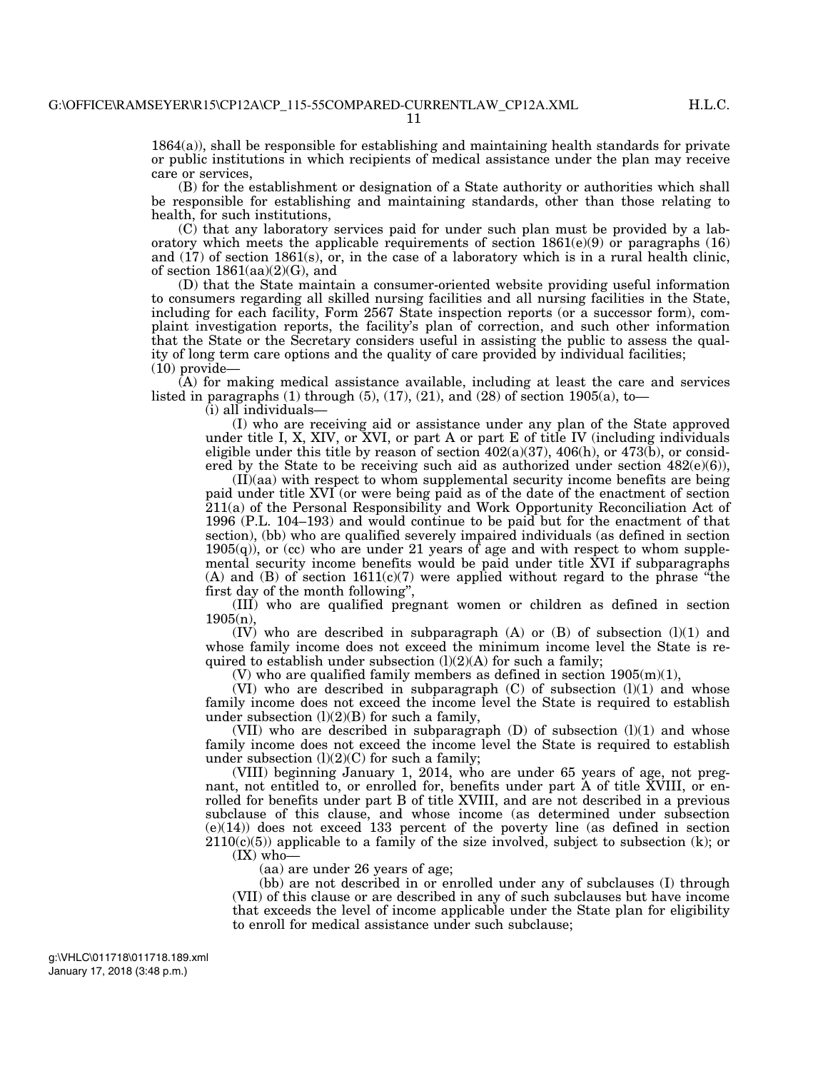1864(a)), shall be responsible for establishing and maintaining health standards for private or public institutions in which recipients of medical assistance under the plan may receive care or services,

(B) for the establishment or designation of a State authority or authorities which shall be responsible for establishing and maintaining standards, other than those relating to health, for such institutions,

(C) that any laboratory services paid for under such plan must be provided by a laboratory which meets the applicable requirements of section 1861(e)(9) or paragraphs (16) and (17) of section 1861(s), or, in the case of a laboratory which is in a rural health clinic, of section 1861(aa)(2)(G), and

(D) that the State maintain a consumer-oriented website providing useful information to consumers regarding all skilled nursing facilities and all nursing facilities in the State, including for each facility, Form 2567 State inspection reports (or a successor form), complaint investigation reports, the facility's plan of correction, and such other information that the State or the Secretary considers useful in assisting the public to assess the quality of long term care options and the quality of care provided by individual facilities;

(10) provide—

(A) for making medical assistance available, including at least the care and services listed in paragraphs (1) through (5), (17), (21), and (28) of section 1905(a), to—

(i) all individuals—

(I) who are receiving aid or assistance under any plan of the State approved under title I, X, XIV, or XVI, or part A or part E of title IV (including individuals eligible under this title by reason of section 402(a)(37), 406(h), or 473(b), or considered by the State to be receiving such aid as authorized under section 482(e)(6)),

(II)(aa) with respect to whom supplemental security income benefits are being paid under title XVI (or were being paid as of the date of the enactment of section 211(a) of the Personal Responsibility and Work Opportunity Reconciliation Act of 1996 (P.L. 104–193) and would continue to be paid but for the enactment of that section), (bb) who are qualified severely impaired individuals (as defined in section 1905(q)), or (cc) who are under 21 years of age and with respect to whom supplemental security income benefits would be paid under title XVI if subparagraphs (A) and (B) of section 1611(c)(7) were applied without regard to the phrase "the first day of the month following",

(III) who are qualified pregnant women or children as defined in section 1905(n),

(IV) who are described in subparagraph (A) or (B) of subsection (l)(1) and whose family income does not exceed the minimum income level the State is required to establish under subsection (l)(2)(A) for such a family;

(V) who are qualified family members as defined in section 1905(m)(1),

(VI) who are described in subparagraph (C) of subsection (l)(1) and whose family income does not exceed the income level the State is required to establish under subsection (l)(2)(B) for such a family,

(VII) who are described in subparagraph (D) of subsection (l)(1) and whose family income does not exceed the income level the State is required to establish under subsection (l)(2)(C) for such a family;

(VIII) beginning January 1, 2014, who are under 65 years of age, not pregnant, not entitled to, or enrolled for, benefits under part A of title XVIII, or enrolled for benefits under part B of title XVIII, and are not described in a previous subclause of this clause, and whose income (as determined under subsection (e)(14)) does not exceed 133 percent of the poverty line (as defined in section 2110(c)(5)) applicable to a family of the size involved, subject to subsection (k); or

(IX) who—

(aa) are under 26 years of age;

(bb) are not described in or enrolled under any of subclauses (I) through (VII) of this clause or are described in any of such subclauses but have income that exceeds the level of income applicable under the State plan for eligibility to enroll for medical assistance under such subclause;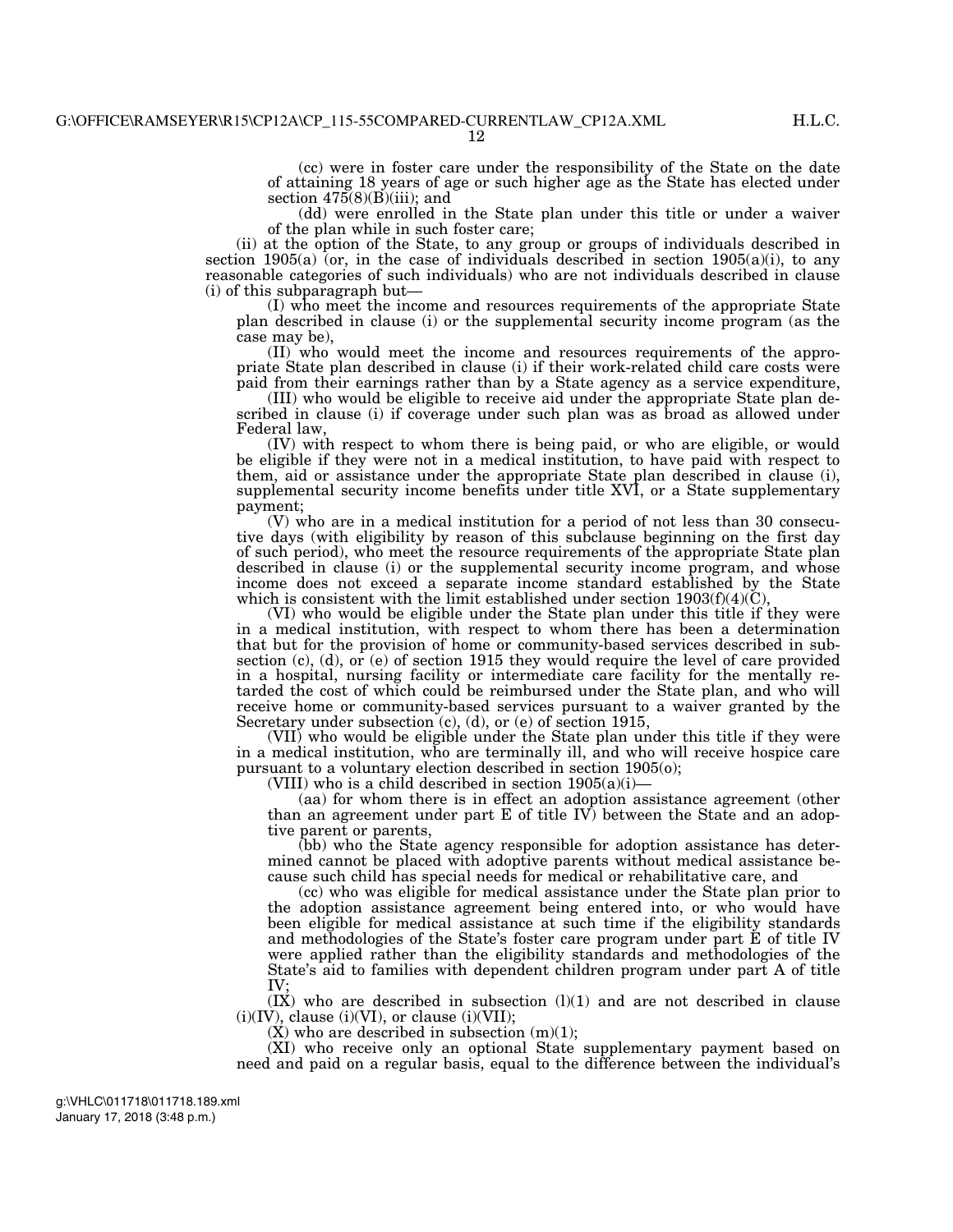(cc) were in foster care under the responsibility of the State on the date of attaining 18 years of age or such higher age as the State has elected under section 475(8)(B)(iii); and

(dd) were enrolled in the State plan under this title or under a waiver of the plan while in such foster care;

(ii) at the option of the State, to any group or groups of individuals described in section 1905(a) (or, in the case of individuals described in section 1905(a)(i), to any reasonable categories of such individuals) who are not individuals described in clause (i) of this subparagraph but—

(I) who meet the income and resources requirements of the appropriate State plan described in clause (i) or the supplemental security income program (as the case may be),

(II) who would meet the income and resources requirements of the appropriate State plan described in clause (i) if their work-related child care costs were paid from their earnings rather than by a State agency as a service expenditure,

(III) who would be eligible to receive aid under the appropriate State plan described in clause (i) if coverage under such plan was as broad as allowed under Federal law,

(IV) with respect to whom there is being paid, or who are eligible, or would be eligible if they were not in a medical institution, to have paid with respect to them, aid or assistance under the appropriate State plan described in clause (i), supplemental security income benefits under title XVI, or a State supplementary payment;

(V) who are in a medical institution for a period of not less than 30 consecutive days (with eligibility by reason of this subclause beginning on the first day of such period), who meet the resource requirements of the appropriate State plan described in clause (i) or the supplemental security income program, and whose income does not exceed a separate income standard established by the State which is consistent with the limit established under section 1903(f)(4)(C),

(VI) who would be eligible under the State plan under this title if they were in a medical institution, with respect to whom there has been a determination that but for the provision of home or community-based services described in subsection (c), (d), or (e) of section 1915 they would require the level of care provided in a hospital, nursing facility or intermediate care facility for the mentally retarded the cost of which could be reimbursed under the State plan, and who will receive home or community-based services pursuant to a waiver granted by the Secretary under subsection (c), (d), or (e) of section 1915,

(VII) who would be eligible under the State plan under this title if they were in a medical institution, who are terminally ill, and who will receive hospice care pursuant to a voluntary election described in section 1905(o);

(VIII) who is a child described in section 1905(a)(i)—

(aa) for whom there is in effect an adoption assistance agreement (other than an agreement under part E of title IV) between the State and an adoptive parent or parents,

(bb) who the State agency responsible for adoption assistance has determined cannot be placed with adoptive parents without medical assistance because such child has special needs for medical or rehabilitative care, and

(cc) who was eligible for medical assistance under the State plan prior to the adoption assistance agreement being entered into, or who would have been eligible for medical assistance at such time if the eligibility standards and methodologies of the State's foster care program under part E of title IV were applied rather than the eligibility standards and methodologies of the State's aid to families with dependent children program under part A of title IV;

(IX) who are described in subsection (l)(1) and are not described in clause (i)(IV), clause (i)(VI), or clause (i)(VII);

(X) who are described in subsection (m)(1);

(XI) who receive only an optional State supplementary payment based on need and paid on a regular basis, equal to the difference between the individual's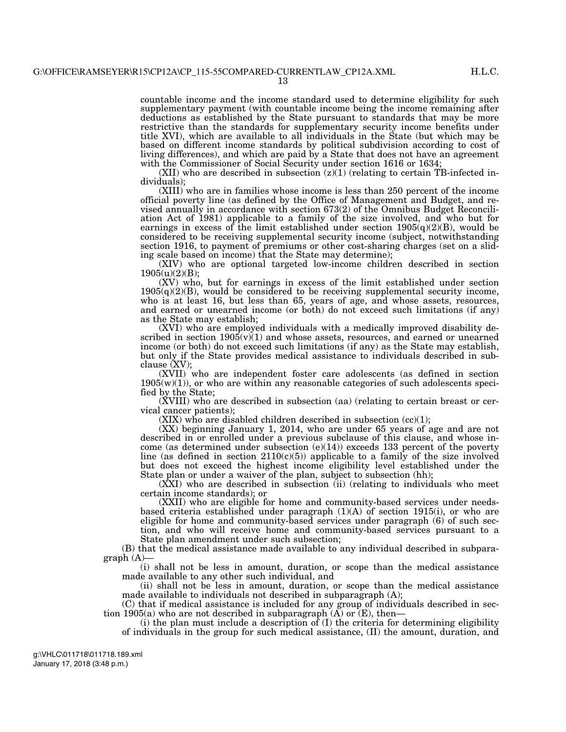countable income and the income standard used to determine eligibility for such supplementary payment (with countable income being the income remaining after deductions as established by the State pursuant to standards that may be more restrictive than the standards for supplementary security income benefits under title XVI), which are available to all individuals in the State (but which may be based on different income standards by political subdivision according to cost of living differences), and which are paid by a State that does not have an agreement with the Commissioner of Social Security under section 1616 or 1634;

(XII) who are described in subsection (z)(1) (relating to certain TB-infected individuals);

(XIII) who are in families whose income is less than 250 percent of the income official poverty line (as defined by the Office of Management and Budget, and revised annually in accordance with section 673(2) of the Omnibus Budget Reconciliation Act of 1981) applicable to a family of the size involved, and who but for earnings in excess of the limit established under section 1905(q)(2)(B), would be considered to be receiving supplemental security income (subject, notwithstanding section 1916, to payment of premiums or other cost-sharing charges (set on a sliding scale based on income) that the State may determine);

(XIV) who are optional targeted low-income children described in section 1905(u)(2)(B);

(XV) who, but for earnings in excess of the limit established under section 1905(q)(2)(B), would be considered to be receiving supplemental security income, who is at least 16, but less than 65, years of age, and whose assets, resources, and earned or unearned income (or both) do not exceed such limitations (if any) as the State may establish;

(XVI) who are employed individuals with a medically improved disability described in section 1905(v)(1) and whose assets, resources, and earned or unearned income (or both) do not exceed such limitations (if any) as the State may establish, but only if the State provides medical assistance to individuals described in subclause (XV);

(XVII) who are independent foster care adolescents (as defined in section 1905(w)(1)), or who are within any reasonable categories of such adolescents specified by the State;

(XVIII) who are described in subsection (aa) (relating to certain breast or cervical cancer patients);

(XIX) who are disabled children described in subsection (cc)(1);

(XX) beginning January 1, 2014, who are under 65 years of age and are not described in or enrolled under a previous subclause of this clause, and whose income (as determined under subsection (e)(14)) exceeds 133 percent of the poverty line (as defined in section 2110(c)(5)) applicable to a family of the size involved but does not exceed the highest income eligibility level established under the State plan or under a waiver of the plan, subject to subsection (hh);

(XXI) who are described in subsection (ii) (relating to individuals who meet certain income standards); or

(XXII) who are eligible for home and community-based services under needs-based criteria established under paragraph (1)(A) of section 1915(i), or who are eligible for home and community-based services under paragraph (6) of such section, and who will receive home and community-based services pursuant to a State plan amendment under such subsection;

(B) that the medical assistance made available to any individual described in subparagraph (A)—

(i) shall not be less in amount, duration, or scope than the medical assistance made available to any other such individual, and

(ii) shall not be less in amount, duration, or scope than the medical assistance made available to individuals not described in subparagraph (A);

(C) that if medical assistance is included for any group of individuals described in section 1905(a) who are not described in subparagraph (A) or (E), then—

(i) the plan must include a description of (I) the criteria for determining eligibility of individuals in the group for such medical assistance, (II) the amount, duration, and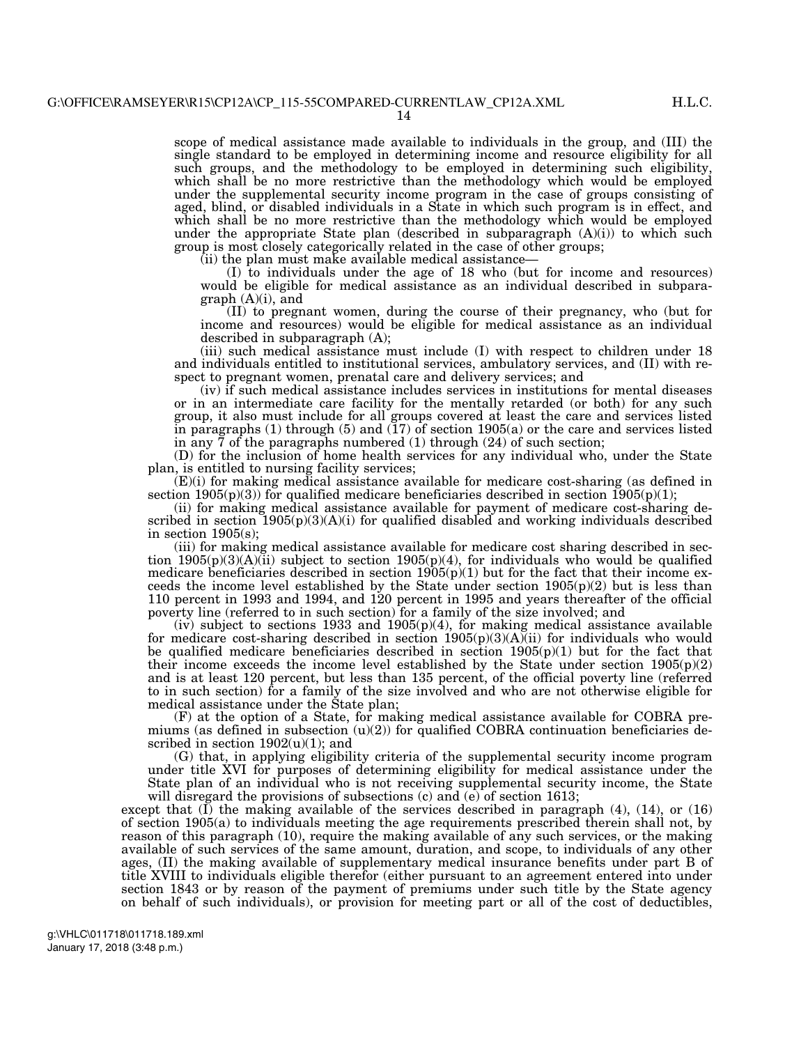scope of medical assistance made available to individuals in the group, and (III) the single standard to be employed in determining income and resource eligibility for all such groups, and the methodology to be employed in determining such eligibility, which shall be no more restrictive than the methodology which would be employed under the supplemental security income program in the case of groups consisting of aged, blind, or disabled individuals in a State in which such program is in effect, and which shall be no more restrictive than the methodology which would be employed under the appropriate State plan (described in subparagraph (A)(i)) to which such group is most closely categorically related in the case of other groups;

(ii) the plan must make available medical assistance—

(I) to individuals under the age of 18 who (but for income and resources) would be eligible for medical assistance as an individual described in subparagraph (A)(i), and

(II) to pregnant women, during the course of their pregnancy, who (but for income and resources) would be eligible for medical assistance as an individual described in subparagraph (A);

(iii) such medical assistance must include (I) with respect to children under 18 and individuals entitled to institutional services, ambulatory services, and (II) with respect to pregnant women, prenatal care and delivery services; and

(iv) if such medical assistance includes services in institutions for mental diseases or in an intermediate care facility for the mentally retarded (or both) for any such group, it also must include for all groups covered at least the care and services listed in paragraphs (1) through (5) and (17) of section 1905(a) or the care and services listed in any 7 of the paragraphs numbered (1) through (24) of such section;

(D) for the inclusion of home health services for any individual who, under the State plan, is entitled to nursing facility services;

(E)(i) for making medical assistance available for medicare cost-sharing (as defined in section 1905(p)(3)) for qualified medicare beneficiaries described in section 1905(p)(1);

(ii) for making medical assistance available for payment of medicare cost-sharing described in section 1905(p)(3)(A)(i) for qualified disabled and working individuals described in section 1905(s);

(iii) for making medical assistance available for medicare cost sharing described in section 1905(p)(3)(A)(ii) subject to section 1905(p)(4), for individuals who would be qualified medicare beneficiaries described in section 1905(p)(1) but for the fact that their income exceeds the income level established by the State under section 1905(p)(2) but is less than 110 percent in 1993 and 1994, and 120 percent in 1995 and years thereafter of the official poverty line (referred to in such section) for a family of the size involved; and

(iv) subject to sections 1933 and 1905(p)(4), for making medical assistance available for medicare cost-sharing described in section 1905(p)(3)(A)(ii) for individuals who would be qualified medicare beneficiaries described in section 1905(p)(1) but for the fact that their income exceeds the income level established by the State under section 1905(p)(2) and is at least 120 percent, but less than 135 percent, of the official poverty line (referred to in such section) for a family of the size involved and who are not otherwise eligible for medical assistance under the State plan;

(F) at the option of a State, for making medical assistance available for COBRA premiums (as defined in subsection (u)(2)) for qualified COBRA continuation beneficiaries described in section 1902(u)(1); and

(G) that, in applying eligibility criteria of the supplemental security income program under title XVI for purposes of determining eligibility for medical assistance under the State plan of an individual who is not receiving supplemental security income, the State will disregard the provisions of subsections (c) and (e) of section 1613;

except that (I) the making available of the services described in paragraph (4), (14), or (16) of section 1905(a) to individuals meeting the age requirements prescribed therein shall not, by reason of this paragraph (10), require the making available of any such services, or the making available of such services of the same amount, duration, and scope, to individuals of any other ages, (II) the making available of supplementary medical insurance benefits under part B of title XVIII to individuals eligible therefor (either pursuant to an agreement entered into under section 1843 or by reason of the payment of premiums under such title by the State agency on behalf of such individuals), or provision for meeting part or all of the cost of deductibles,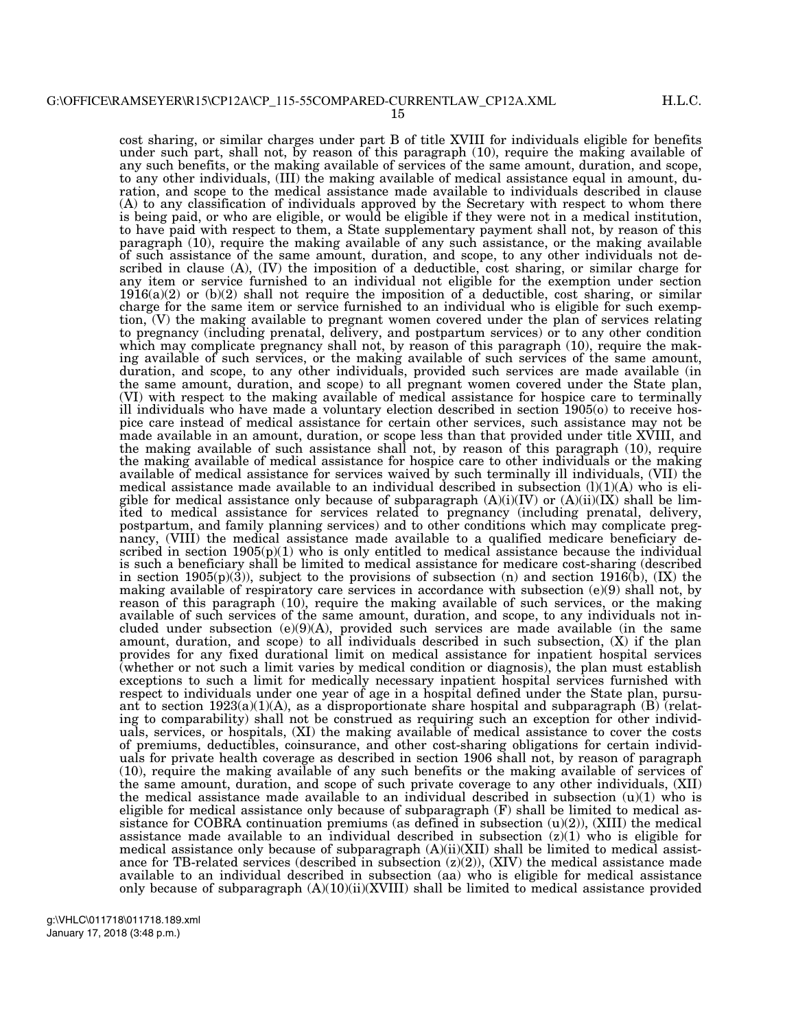cost sharing, or similar charges under part B of title XVIII for individuals eligible for benefits under such part, shall not, by reason of this paragraph (10), require the making available of any such benefits, or the making available of services of the same amount, duration, and scope, to any other individuals, (III) the making available of medical assistance equal in amount, duration, and scope to the medical assistance made available to individuals described in clause (A) to any classification of individuals approved by the Secretary with respect to whom there is being paid, or who are eligible, or would be eligible if they were not in a medical institution, to have paid with respect to them, a State supplementary payment shall not, by reason of this paragraph (10), require the making available of any such assistance, or the making available of such assistance of the same amount, duration, and scope, to any other individuals not described in clause (A), (IV) the imposition of a deductible, cost sharing, or similar charge for any item or service furnished to an individual not eligible for the exemption under section 1916(a)(2) or (b)(2) shall not require the imposition of a deductible, cost sharing, or similar charge for the same item or service furnished to an individual who is eligible for such exemption, (V) the making available to pregnant women covered under the plan of services relating to pregnancy (including prenatal, delivery, and postpartum services) or to any other condition which may complicate pregnancy shall not, by reason of this paragraph (10), require the making available of such services, or the making available of such services of the same amount, duration, and scope, to any other individuals, provided such services are made available (in the same amount, duration, and scope) to all pregnant women covered under the State plan, (VI) with respect to the making available of medical assistance for hospice care to terminally ill individuals who have made a voluntary election described in section 1905(o) to receive hospice care instead of medical assistance for certain other services, such assistance may not be made available in an amount, duration, or scope less than that provided under title XVIII, and the making available of such assistance shall not, by reason of this paragraph (10), require the making available of medical assistance for hospice care to other individuals or the making available of medical assistance for services waived by such terminally ill individuals, (VII) the medical assistance made available to an individual described in subsection (l)(1)(A) who is eligible for medical assistance only because of subparagraph (A)(i)(IV) or (A)(ii)(IX) shall be limited to medical assistance for services related to pregnancy (including prenatal, delivery, postpartum, and family planning services) and to other conditions which may complicate pregnancy, (VIII) the medical assistance made available to a qualified medicare beneficiary described in section 1905(p)(1) who is only entitled to medical assistance because the individual is such a beneficiary shall be limited to medical assistance for medicare cost-sharing (described in section 1905(p)(3)), subject to the provisions of subsection (n) and section 1916(b), (IX) the making available of respiratory care services in accordance with subsection (e)(9) shall not, by reason of this paragraph (10), require the making available of such services, or the making available of such services of the same amount, duration, and scope, to any individuals not included under subsection (e)(9)(A), provided such services are made available (in the same amount, duration, and scope) to all individuals described in such subsection, (X) if the plan provides for any fixed durational limit on medical assistance for inpatient hospital services (whether or not such a limit varies by medical condition or diagnosis), the plan must establish exceptions to such a limit for medically necessary inpatient hospital services furnished with respect to individuals under one year of age in a hospital defined under the State plan, pursuant to section 1923(a)(1)(A), as a disproportionate share hospital and subparagraph (B) (relating to comparability) shall not be construed as requiring such an exception for other individuals, services, or hospitals, (XI) the making available of medical assistance to cover the costs of premiums, deductibles, coinsurance, and other cost-sharing obligations for certain individuals for private health coverage as described in section 1906 shall not, by reason of paragraph (10), require the making available of any such benefits or the making available of services of the same amount, duration, and scope of such private coverage to any other individuals, (XII) the medical assistance made available to an individual described in subsection (u)(1) who is eligible for medical assistance only because of subparagraph (F) shall be limited to medical assistance for COBRA continuation premiums (as defined in subsection (u)(2)), (XIII) the medical assistance made available to an individual described in subsection (z)(1) who is eligible for medical assistance only because of subparagraph (A)(ii)(XII) shall be limited to medical assistance for TB-related services (described in subsection (z)(2)), (XIV) the medical assistance made available to an individual described in subsection (aa) who is eligible for medical assistance only because of subparagraph (A)(10)(ii)(XVIII) shall be limited to medical assistance provided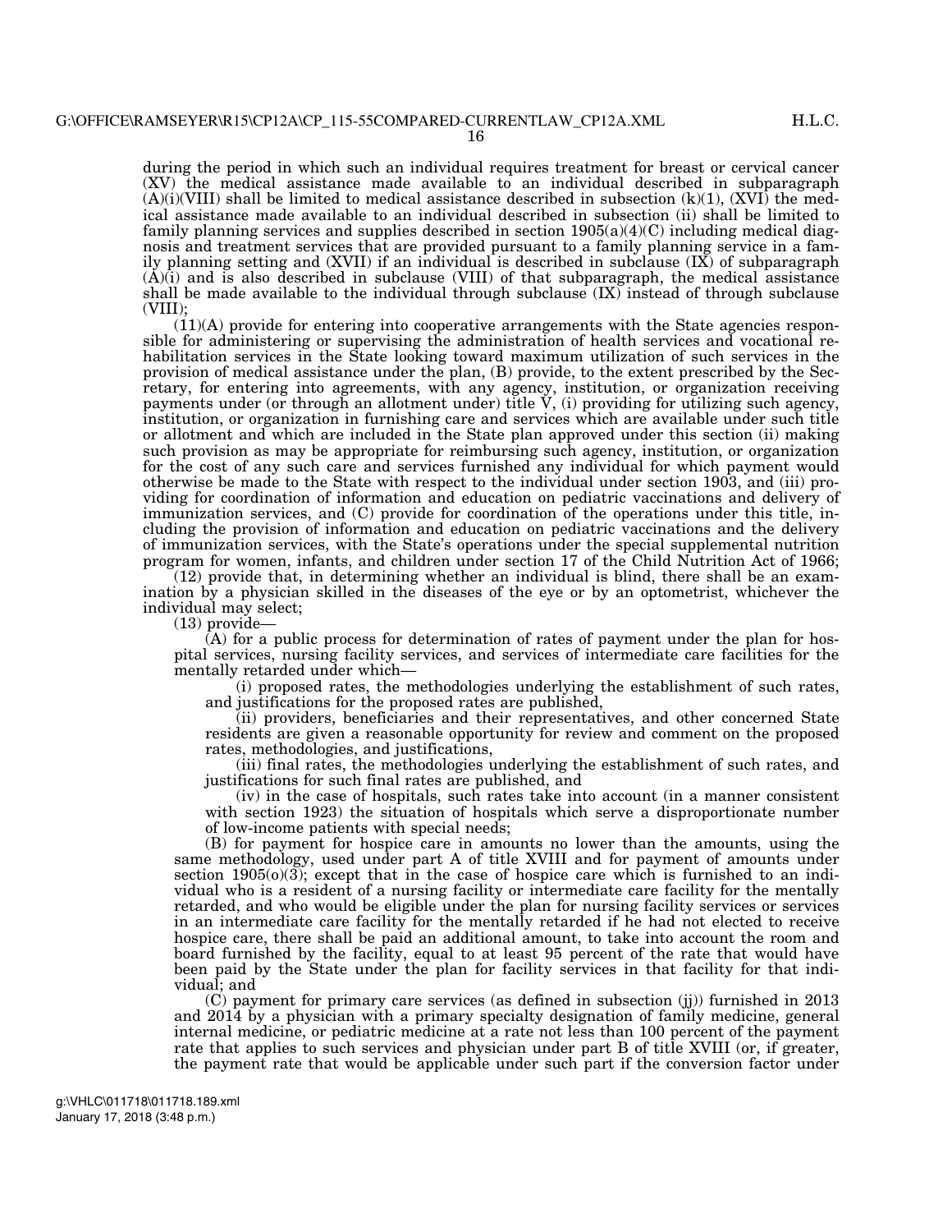during the period in which such an individual requires treatment for breast or cervical cancer (XV) the medical assistance made available to an individual described in subparagraph (A)(i)(VIII) shall be limited to medical assistance described in subsection (k)(1), (XVI) the medical assistance made available to an individual described in subsection (ii) shall be limited to family planning services and supplies described in section 1905(a)(4)(C) including medical diagnosis and treatment services that are provided pursuant to a family planning service in a family planning setting and (XVII) if an individual is described in subclause (IX) of subparagraph (A)(i) and is also described in subclause (VIII) of that subparagraph, the medical assistance shall be made available to the individual through subclause (IX) instead of through subclause (VIII);

(11)(A) provide for entering into cooperative arrangements with the State agencies responsible for administering or supervising the administration of health services and vocational rehabilitation services in the State looking toward maximum utilization of such services in the provision of medical assistance under the plan, (B) provide, to the extent prescribed by the Secretary, for entering into agreements, with any agency, institution, or organization receiving payments under (or through an allotment under) title V, (i) providing for utilizing such agency, institution, or organization in furnishing care and services which are available under such title or allotment and which are included in the State plan approved under this section (ii) making such provision as may be appropriate for reimbursing such agency, institution, or organization for the cost of any such care and services furnished any individual for which payment would otherwise be made to the State with respect to the individual under section 1903, and (iii) providing for coordination of information and education on pediatric vaccinations and delivery of immunization services, and (C) provide for coordination of the operations under this title, including the provision of information and education on pediatric vaccinations and the delivery of immunization services, with the State's operations under the special supplemental nutrition program for women, infants, and children under section 17 of the Child Nutrition Act of 1966;

(12) provide that, in determining whether an individual is blind, there shall be an examination by a physician skilled in the diseases of the eye or by an optometrist, whichever the individual may select;

(13) provide—

(A) for a public process for determination of rates of payment under the plan for hospital services, nursing facility services, and services of intermediate care facilities for the mentally retarded under which—

(i) proposed rates, the methodologies underlying the establishment of such rates, and justifications for the proposed rates are published,

(ii) providers, beneficiaries and their representatives, and other concerned State residents are given a reasonable opportunity for review and comment on the proposed rates, methodologies, and justifications,

(iii) final rates, the methodologies underlying the establishment of such rates, and justifications for such final rates are published, and

(iv) in the case of hospitals, such rates take into account (in a manner consistent with section 1923) the situation of hospitals which serve a disproportionate number of low-income patients with special needs;

(B) for payment for hospice care in amounts no lower than the amounts, using the same methodology, used under part A of title XVIII and for payment of amounts under section 1905(o)(3); except that in the case of hospice care which is furnished to an individual who is a resident of a nursing facility or intermediate care facility for the mentally retarded, and who would be eligible under the plan for nursing facility services or services in an intermediate care facility for the mentally retarded if he had not elected to receive hospice care, there shall be paid an additional amount, to take into account the room and board furnished by the facility, equal to at least 95 percent of the rate that would have been paid by the State under the plan for facility services in that facility for that individual; and

(C) payment for primary care services (as defined in subsection (jj)) furnished in 2013 and 2014 by a physician with a primary specialty designation of family medicine, general internal medicine, or pediatric medicine at a rate not less than 100 percent of the payment rate that applies to such services and physician under part B of title XVIII (or, if greater, the payment rate that would be applicable under such part if the conversion factor under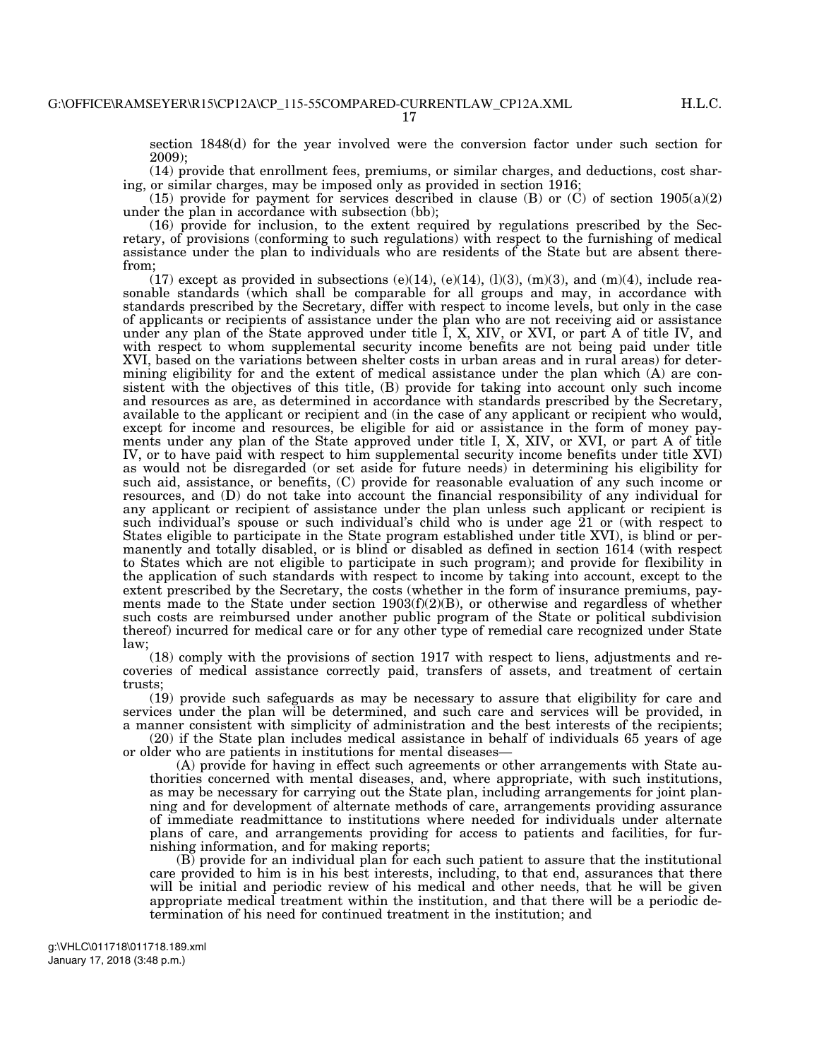section 1848(d) for the year involved were the conversion factor under such section for 2009);

(14) provide that enrollment fees, premiums, or similar charges, and deductions, cost sharing, or similar charges, may be imposed only as provided in section 1916;

(15) provide for payment for services described in clause (B) or (C) of section 1905(a)(2) under the plan in accordance with subsection (bb);

(16) provide for inclusion, to the extent required by regulations prescribed by the Secretary, of provisions (conforming to such regulations) with respect to the furnishing of medical assistance under the plan to individuals who are residents of the State but are absent therefrom;

(17) except as provided in subsections (e)(14), (e)(14), (l)(3), (m)(3), and (m)(4), include reasonable standards (which shall be comparable for all groups and may, in accordance with standards prescribed by the Secretary, differ with respect to income levels, but only in the case of applicants or recipients of assistance under the plan who are not receiving aid or assistance under any plan of the State approved under title I, X, XIV, or XVI, or part A of title IV, and with respect to whom supplemental security income benefits are not being paid under title XVI, based on the variations between shelter costs in urban areas and in rural areas) for determining eligibility for and the extent of medical assistance under the plan which (A) are consistent with the objectives of this title, (B) provide for taking into account only such income and resources as are, as determined in accordance with standards prescribed by the Secretary, available to the applicant or recipient and (in the case of any applicant or recipient who would, except for income and resources, be eligible for aid or assistance in the form of money payments under any plan of the State approved under title I, X, XIV, or XVI, or part A of title IV, or to have paid with respect to him supplemental security income benefits under title XVI) as would not be disregarded (or set aside for future needs) in determining his eligibility for such aid, assistance, or benefits, (C) provide for reasonable evaluation of any such income or resources, and (D) do not take into account the financial responsibility of any individual for any applicant or recipient of assistance under the plan unless such applicant or recipient is such individual's spouse or such individual's child who is under age 21 or (with respect to States eligible to participate in the State program established under title XVI), is blind or permanently and totally disabled, or is blind or disabled as defined in section 1614 (with respect to States which are not eligible to participate in such program); and provide for flexibility in the application of such standards with respect to income by taking into account, except to the extent prescribed by the Secretary, the costs (whether in the form of insurance premiums, payments made to the State under section 1903(f)(2)(B), or otherwise and regardless of whether such costs are reimbursed under another public program of the State or political subdivision thereof) incurred for medical care or for any other type of remedial care recognized under State law;

(18) comply with the provisions of section 1917 with respect to liens, adjustments and recoveries of medical assistance correctly paid, transfers of assets, and treatment of certain trusts;

(19) provide such safeguards as may be necessary to assure that eligibility for care and services under the plan will be determined, and such care and services will be provided, in a manner consistent with simplicity of administration and the best interests of the recipients;

(20) if the State plan includes medical assistance in behalf of individuals 65 years of age or older who are patients in institutions for mental diseases—

(A) provide for having in effect such agreements or other arrangements with State authorities concerned with mental diseases, and, where appropriate, with such institutions, as may be necessary for carrying out the State plan, including arrangements for joint planning and for development of alternate methods of care, arrangements providing assurance of immediate readmittance to institutions where needed for individuals under alternate plans of care, and arrangements providing for access to patients and facilities, for furnishing information, and for making reports;

(B) provide for an individual plan for each such patient to assure that the institutional care provided to him is in his best interests, including, to that end, assurances that there will be initial and periodic review of his medical and other needs, that he will be given appropriate medical treatment within the institution, and that there will be a periodic determination of his need for continued treatment in the institution; and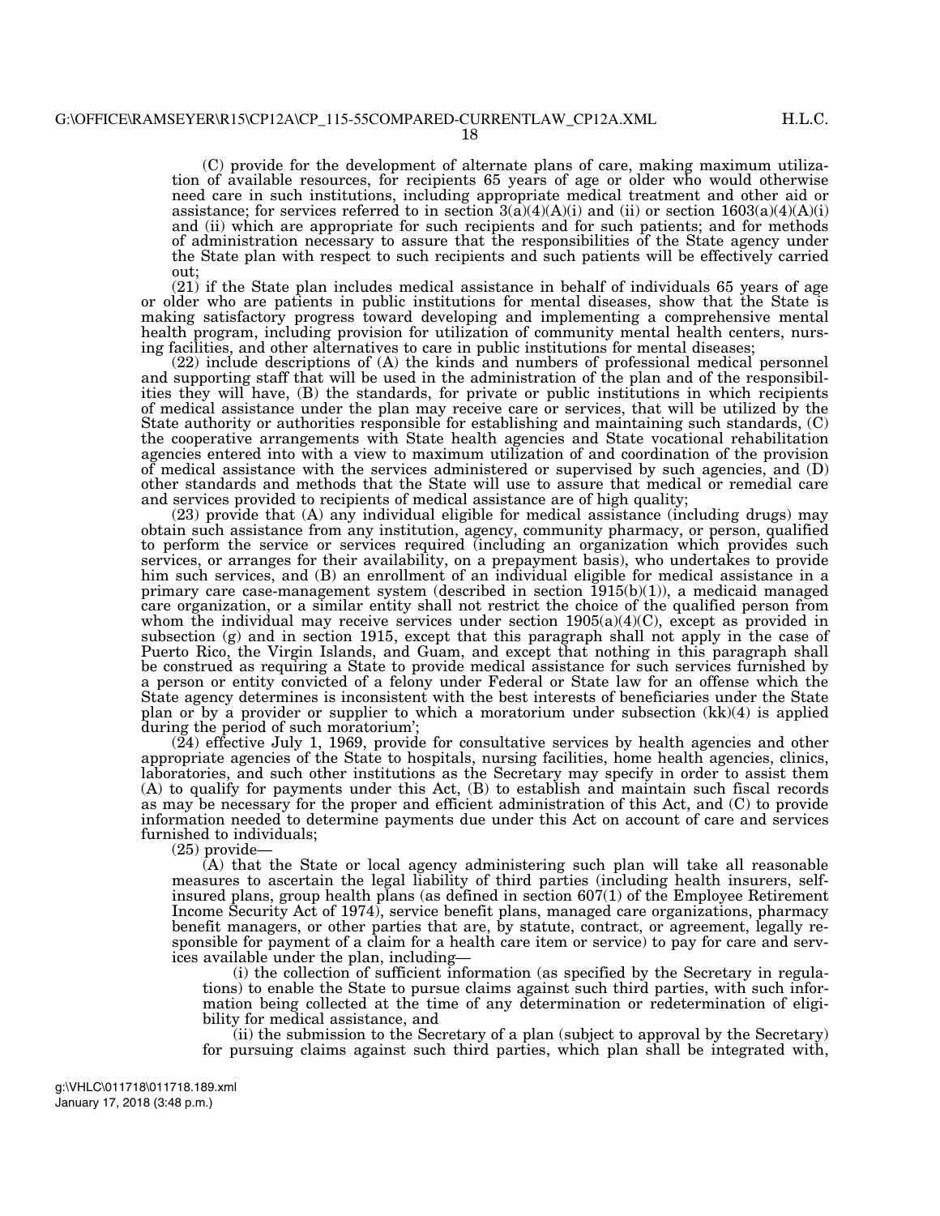(C) provide for the development of alternate plans of care, making maximum utilization of available resources, for recipients 65 years of age or older who would otherwise need care in such institutions, including appropriate medical treatment and other aid or assistance; for services referred to in section 3(a)(4)(A)(i) and (ii) or section 1603(a)(4)(A)(i) and (ii) which are appropriate for such recipients and for such patients; and for methods of administration necessary to assure that the responsibilities of the State agency under the State plan with respect to such recipients and such patients will be effectively carried out;

(21) if the State plan includes medical assistance in behalf of individuals 65 years of age or older who are patients in public institutions for mental diseases, show that the State is making satisfactory progress toward developing and implementing a comprehensive mental health program, including provision for utilization of community mental health centers, nursing facilities, and other alternatives to care in public institutions for mental diseases;

(22) include descriptions of (A) the kinds and numbers of professional medical personnel and supporting staff that will be used in the administration of the plan and of the responsibilities they will have, (B) the standards, for private or public institutions in which recipients of medical assistance under the plan may receive care or services, that will be utilized by the State authority or authorities responsible for establishing and maintaining such standards, (C) the cooperative arrangements with State health agencies and State vocational rehabilitation agencies entered into with a view to maximum utilization of and coordination of the provision of medical assistance with the services administered or supervised by such agencies, and (D) other standards and methods that the State will use to assure that medical or remedial care and services provided to recipients of medical assistance are of high quality;

(23) provide that (A) any individual eligible for medical assistance (including drugs) may obtain such assistance from any institution, agency, community pharmacy, or person, qualified to perform the service or services required (including an organization which provides such services, or arranges for their availability, on a prepayment basis), who undertakes to provide him such services, and (B) an enrollment of an individual eligible for medical assistance in a primary care case-management system (described in section 1915(b)(1)), a medicaid managed care organization, or a similar entity shall not restrict the choice of the qualified person from whom the individual may receive services under section 1905(a)(4)(C), except as provided in subsection (g) and in section 1915, except that this paragraph shall not apply in the case of Puerto Rico, the Virgin Islands, and Guam, and except that nothing in this paragraph shall be construed as requiring a State to provide medical assistance for such services furnished by a person or entity convicted of a felony under Federal or State law for an offense which the State agency determines is inconsistent with the best interests of beneficiaries under the State plan or by a provider or supplier to which a moratorium under subsection (kk)(4) is applied during the period of such moratorium';

(24) effective July 1, 1969, provide for consultative services by health agencies and other appropriate agencies of the State to hospitals, nursing facilities, home health agencies, clinics, laboratories, and such other institutions as the Secretary may specify in order to assist them (A) to qualify for payments under this Act, (B) to establish and maintain such fiscal records as may be necessary for the proper and efficient administration of this Act, and (C) to provide information needed to determine payments due under this Act on account of care and services furnished to individuals;

(25) provide—

(A) that the State or local agency administering such plan will take all reasonable measures to ascertain the legal liability of third parties (including health insurers, self-insured plans, group health plans (as defined in section 607(1) of the Employee Retirement Income Security Act of 1974), service benefit plans, managed care organizations, pharmacy benefit managers, or other parties that are, by statute, contract, or agreement, legally responsible for payment of a claim for a health care item or service) to pay for care and services available under the plan, including—

(i) the collection of sufficient information (as specified by the Secretary in regulations) to enable the State to pursue claims against such third parties, with such information being collected at the time of any determination or redetermination of eligibility for medical assistance, and

(ii) the submission to the Secretary of a plan (subject to approval by the Secretary) for pursuing claims against such third parties, which plan shall be integrated with,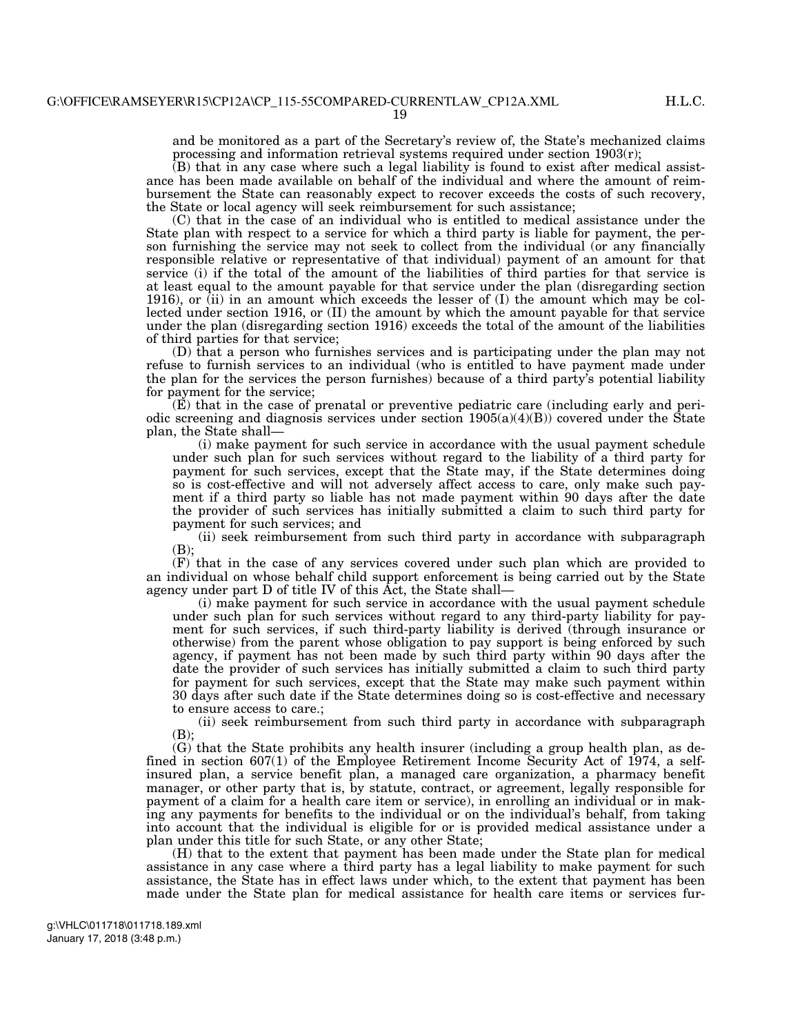and be monitored as a part of the Secretary's review of, the State's mechanized claims processing and information retrieval systems required under section 1903(r);

(B) that in any case where such a legal liability is found to exist after medical assistance has been made available on behalf of the individual and where the amount of reimbursement the State can reasonably expect to recover exceeds the costs of such recovery, the State or local agency will seek reimbursement for such assistance;

(C) that in the case of an individual who is entitled to medical assistance under the State plan with respect to a service for which a third party is liable for payment, the person furnishing the service may not seek to collect from the individual (or any financially responsible relative or representative of that individual) payment of an amount for that service (i) if the total of the amount of the liabilities of third parties for that service is at least equal to the amount payable for that service under the plan (disregarding section 1916), or (ii) in an amount which exceeds the lesser of (I) the amount which may be collected under section 1916, or (II) the amount by which the amount payable for that service under the plan (disregarding section 1916) exceeds the total of the amount of the liabilities of third parties for that service;

(D) that a person who furnishes services and is participating under the plan may not refuse to furnish services to an individual (who is entitled to have payment made under the plan for the services the person furnishes) because of a third party's potential liability for payment for the service;

(E) that in the case of prenatal or preventive pediatric care (including early and periodic screening and diagnosis services under section 1905(a)(4)(B)) covered under the State plan, the State shall—

(i) make payment for such service in accordance with the usual payment schedule under such plan for such services without regard to the liability of a third party for payment for such services, except that the State may, if the State determines doing so is cost-effective and will not adversely affect access to care, only make such payment if a third party so liable has not made payment within 90 days after the date the provider of such services has initially submitted a claim to such third party for payment for such services; and

(ii) seek reimbursement from such third party in accordance with subparagraph (B);

(F) that in the case of any services covered under such plan which are provided to an individual on whose behalf child support enforcement is being carried out by the State agency under part D of title IV of this Act, the State shall—

(i) make payment for such service in accordance with the usual payment schedule under such plan for such services without regard to any third-party liability for payment for such services, if such third-party liability is derived (through insurance or otherwise) from the parent whose obligation to pay support is being enforced by such agency, if payment has not been made by such third party within 90 days after the date the provider of such services has initially submitted a claim to such third party for payment for such services, except that the State may make such payment within 30 days after such date if the State determines doing so is cost-effective and necessary to ensure access to care.;

(ii) seek reimbursement from such third party in accordance with subparagraph (B);

(G) that the State prohibits any health insurer (including a group health plan, as defined in section 607(1) of the Employee Retirement Income Security Act of 1974, a self-insured plan, a service benefit plan, a managed care organization, a pharmacy benefit manager, or other party that is, by statute, contract, or agreement, legally responsible for payment of a claim for a health care item or service), in enrolling an individual or in making any payments for benefits to the individual or on the individual's behalf, from taking into account that the individual is eligible for or is provided medical assistance under a plan under this title for such State, or any other State;

(H) that to the extent that payment has been made under the State plan for medical assistance in any case where a third party has a legal liability to make payment for such assistance, the State has in effect laws under which, to the extent that payment has been made under the State plan for medical assistance for health care items or services fur-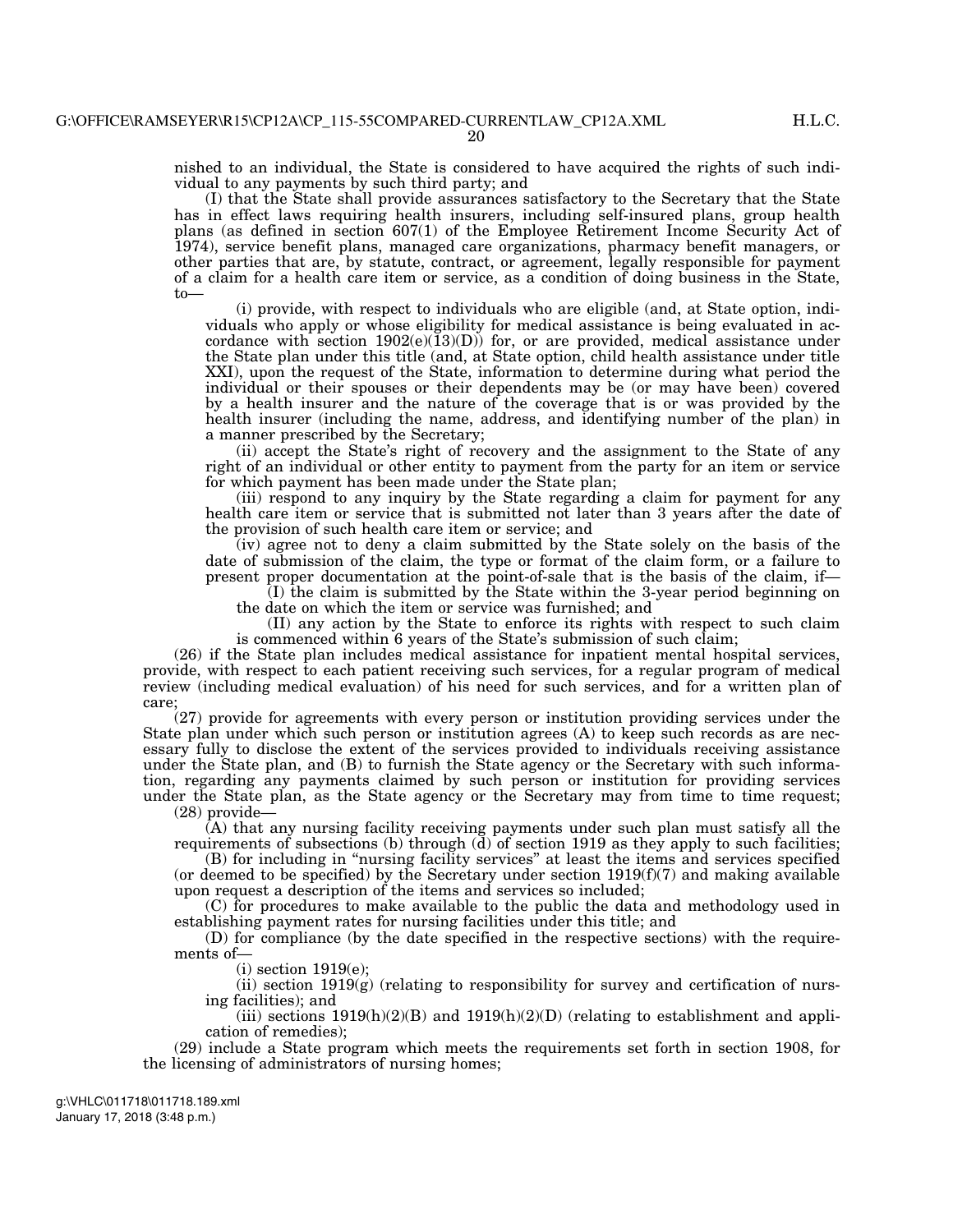nished to an individual, the State is considered to have acquired the rights of such individual to any payments by such third party; and

(I) that the State shall provide assurances satisfactory to the Secretary that the State has in effect laws requiring health insurers, including self-insured plans, group health plans (as defined in section 607(1) of the Employee Retirement Income Security Act of 1974), service benefit plans, managed care organizations, pharmacy benefit managers, or other parties that are, by statute, contract, or agreement, legally responsible for payment of a claim for a health care item or service, as a condition of doing business in the State, to—

(i) provide, with respect to individuals who are eligible (and, at State option, individuals who apply or whose eligibility for medical assistance is being evaluated in accordance with section 1902(e)(13)(D)) for, or are provided, medical assistance under the State plan under this title (and, at State option, child health assistance under title XXI), upon the request of the State, information to determine during what period the individual or their spouses or their dependents may be (or may have been) covered by a health insurer and the nature of the coverage that is or was provided by the health insurer (including the name, address, and identifying number of the plan) in a manner prescribed by the Secretary;

(ii) accept the State's right of recovery and the assignment to the State of any right of an individual or other entity to payment from the party for an item or service for which payment has been made under the State plan;

(iii) respond to any inquiry by the State regarding a claim for payment for any health care item or service that is submitted not later than 3 years after the date of the provision of such health care item or service; and

(iv) agree not to deny a claim submitted by the State solely on the basis of the date of submission of the claim, the type or format of the claim form, or a failure to present proper documentation at the point-of-sale that is the basis of the claim, if—

(I) the claim is submitted by the State within the 3-year period beginning on the date on which the item or service was furnished; and

(II) any action by the State to enforce its rights with respect to such claim is commenced within 6 years of the State's submission of such claim;

(26) if the State plan includes medical assistance for inpatient mental hospital services, provide, with respect to each patient receiving such services, for a regular program of medical review (including medical evaluation) of his need for such services, and for a written plan of care;

(27) provide for agreements with every person or institution providing services under the State plan under which such person or institution agrees (A) to keep such records as are necessary fully to disclose the extent of the services provided to individuals receiving assistance under the State plan, and (B) to furnish the State agency or the Secretary with such information, regarding any payments claimed by such person or institution for providing services under the State plan, as the State agency or the Secretary may from time to time request;

(28) provide—

(A) that any nursing facility receiving payments under such plan must satisfy all the requirements of subsections (b) through (d) of section 1919 as they apply to such facilities;

(B) for including in "nursing facility services" at least the items and services specified (or deemed to be specified) by the Secretary under section 1919(f)(7) and making available upon request a description of the items and services so included;

(C) for procedures to make available to the public the data and methodology used in establishing payment rates for nursing facilities under this title; and

(D) for compliance (by the date specified in the respective sections) with the requirements of—

(i) section 1919(e);

(ii) section 1919(g) (relating to responsibility for survey and certification of nursing facilities); and

(iii) sections 1919(h)(2)(B) and 1919(h)(2)(D) (relating to establishment and application of remedies);

(29) include a State program which meets the requirements set forth in section 1908, for the licensing of administrators of nursing homes;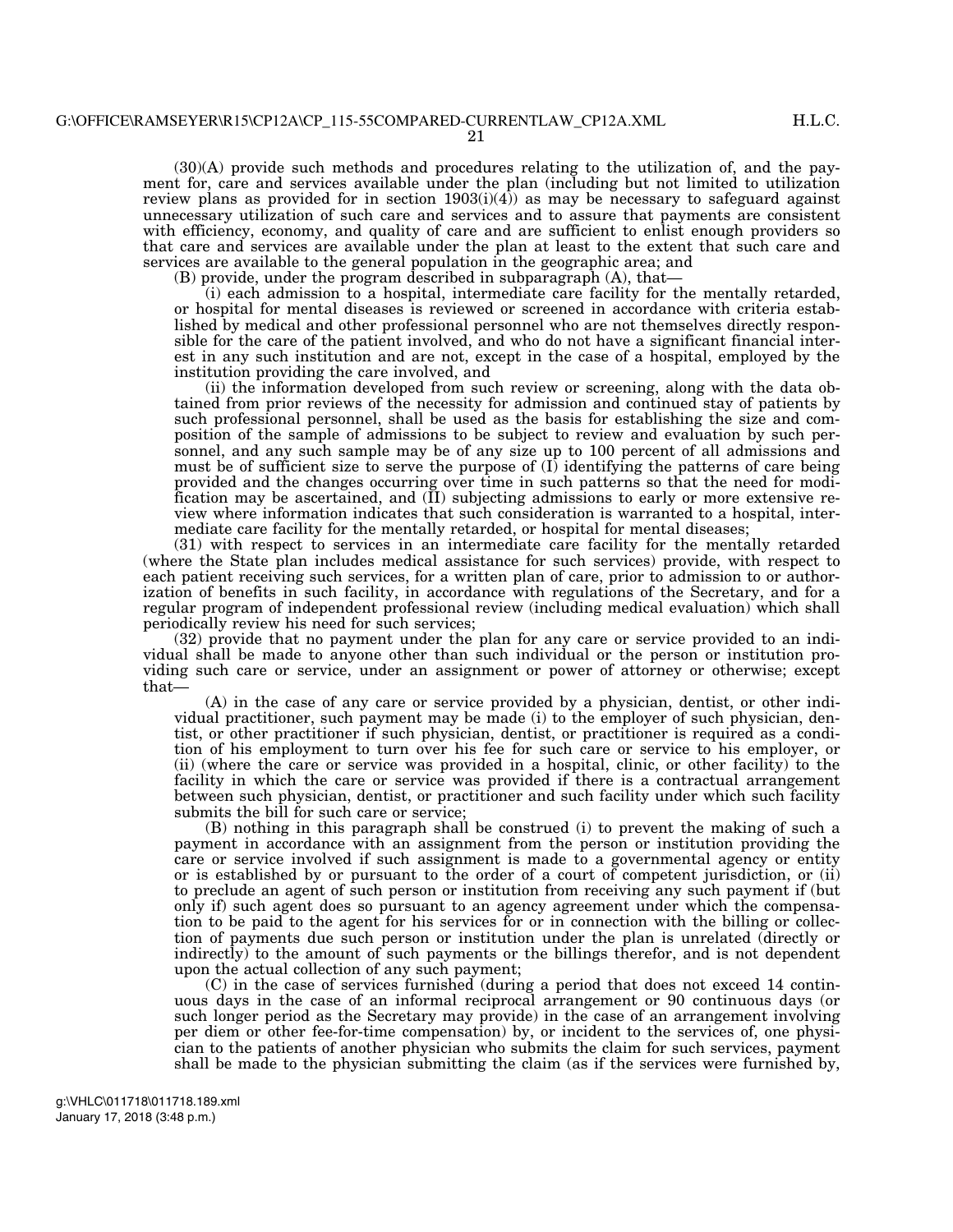(30)(A) provide such methods and procedures relating to the utilization of, and the payment for, care and services available under the plan (including but not limited to utilization review plans as provided for in section 1903(i)(4)) as may be necessary to safeguard against unnecessary utilization of such care and services and to assure that payments are consistent with efficiency, economy, and quality of care and are sufficient to enlist enough providers so that care and services are available under the plan at least to the extent that such care and services are available to the general population in the geographic area; and

(B) provide, under the program described in subparagraph (A), that—

(i) each admission to a hospital, intermediate care facility for the mentally retarded, or hospital for mental diseases is reviewed or screened in accordance with criteria established by medical and other professional personnel who are not themselves directly responsible for the care of the patient involved, and who do not have a significant financial interest in any such institution and are not, except in the case of a hospital, employed by the institution providing the care involved, and

(ii) the information developed from such review or screening, along with the data obtained from prior reviews of the necessity for admission and continued stay of patients by such professional personnel, shall be used as the basis for establishing the size and composition of the sample of admissions to be subject to review and evaluation by such personnel, and any such sample may be of any size up to 100 percent of all admissions and must be of sufficient size to serve the purpose of (I) identifying the patterns of care being provided and the changes occurring over time in such patterns so that the need for modification may be ascertained, and (II) subjecting admissions to early or more extensive review where information indicates that such consideration is warranted to a hospital, intermediate care facility for the mentally retarded, or hospital for mental diseases;

(31) with respect to services in an intermediate care facility for the mentally retarded (where the State plan includes medical assistance for such services) provide, with respect to each patient receiving such services, for a written plan of care, prior to admission to or authorization of benefits in such facility, in accordance with regulations of the Secretary, and for a regular program of independent professional review (including medical evaluation) which shall periodically review his need for such services;

(32) provide that no payment under the plan for any care or service provided to an individual shall be made to anyone other than such individual or the person or institution providing such care or service, under an assignment or power of attorney or otherwise; except that—

(A) in the case of any care or service provided by a physician, dentist, or other individual practitioner, such payment may be made (i) to the employer of such physician, dentist, or other practitioner if such physician, dentist, or practitioner is required as a condition of his employment to turn over his fee for such care or service to his employer, or (ii) (where the care or service was provided in a hospital, clinic, or other facility) to the facility in which the care or service was provided if there is a contractual arrangement between such physician, dentist, or practitioner and such facility under which such facility submits the bill for such care or service;

(B) nothing in this paragraph shall be construed (i) to prevent the making of such a payment in accordance with an assignment from the person or institution providing the care or service involved if such assignment is made to a governmental agency or entity or is established by or pursuant to the order of a court of competent jurisdiction, or (ii) to preclude an agent of such person or institution from receiving any such payment if (but only if) such agent does so pursuant to an agency agreement under which the compensation to be paid to the agent for his services for or in connection with the billing or collection of payments due such person or institution under the plan is unrelated (directly or indirectly) to the amount of such payments or the billings therefor, and is not dependent upon the actual collection of any such payment;

(C) in the case of services furnished (during a period that does not exceed 14 continuous days in the case of an informal reciprocal arrangement or 90 continuous days (or such longer period as the Secretary may provide) in the case of an arrangement involving per diem or other fee-for-time compensation) by, or incident to the services of, one physician to the patients of another physician who submits the claim for such services, payment shall be made to the physician submitting the claim (as if the services were furnished by,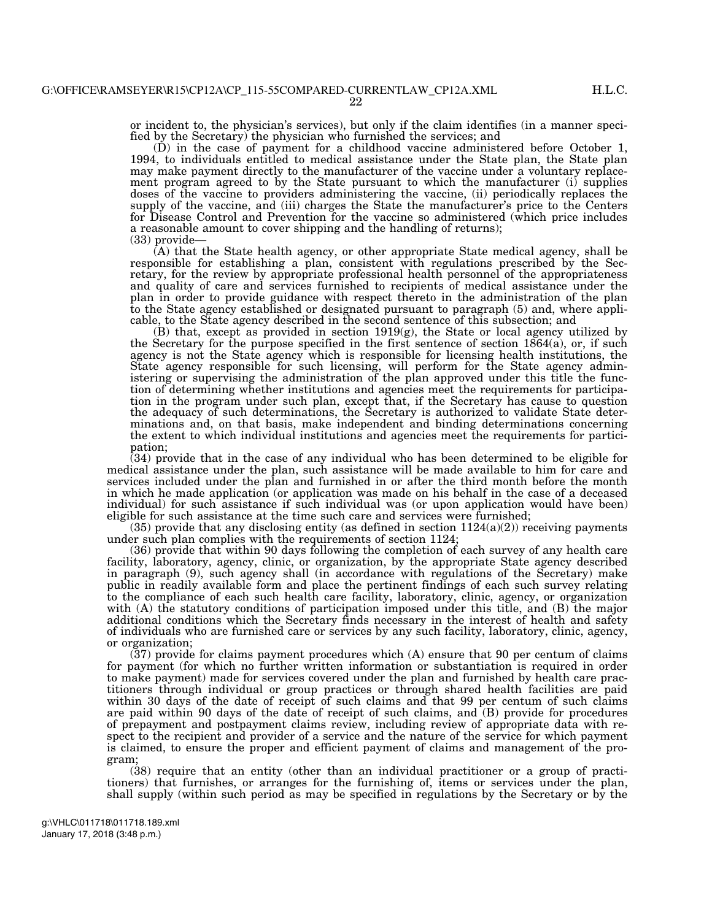or incident to, the physician's services), but only if the claim identifies (in a manner specified by the Secretary) the physician who furnished the services; and

(D) in the case of payment for a childhood vaccine administered before October 1, 1994, to individuals entitled to medical assistance under the State plan, the State plan may make payment directly to the manufacturer of the vaccine under a voluntary replacement program agreed to by the State pursuant to which the manufacturer (i) supplies doses of the vaccine to providers administering the vaccine, (ii) periodically replaces the supply of the vaccine, and (iii) charges the State the manufacturer's price to the Centers for Disease Control and Prevention for the vaccine so administered (which price includes a reasonable amount to cover shipping and the handling of returns);

(33) provide—

(A) that the State health agency, or other appropriate State medical agency, shall be responsible for establishing a plan, consistent with regulations prescribed by the Secretary, for the review by appropriate professional health personnel of the appropriateness and quality of care and services furnished to recipients of medical assistance under the plan in order to provide guidance with respect thereto in the administration of the plan to the State agency established or designated pursuant to paragraph (5) and, where applicable, to the State agency described in the second sentence of this subsection; and

(B) that, except as provided in section 1919(g), the State or local agency utilized by the Secretary for the purpose specified in the first sentence of section 1864(a), or, if such agency is not the State agency which is responsible for licensing health institutions, the State agency responsible for such licensing, will perform for the State agency administering or supervising the administration of the plan approved under this title the function of determining whether institutions and agencies meet the requirements for participation in the program under such plan, except that, if the Secretary has cause to question the adequacy of such determinations, the Secretary is authorized to validate State determinations and, on that basis, make independent and binding determinations concerning the extent to which individual institutions and agencies meet the requirements for participation;

(34) provide that in the case of any individual who has been determined to be eligible for medical assistance under the plan, such assistance will be made available to him for care and services included under the plan and furnished in or after the third month before the month in which he made application (or application was made on his behalf in the case of a deceased individual) for such assistance if such individual was (or upon application would have been) eligible for such assistance at the time such care and services were furnished;

(35) provide that any disclosing entity (as defined in section 1124(a)(2)) receiving payments under such plan complies with the requirements of section 1124;

(36) provide that within 90 days following the completion of each survey of any health care facility, laboratory, agency, clinic, or organization, by the appropriate State agency described in paragraph (9), such agency shall (in accordance with regulations of the Secretary) make public in readily available form and place the pertinent findings of each such survey relating to the compliance of each such health care facility, laboratory, clinic, agency, or organization with (A) the statutory conditions of participation imposed under this title, and (B) the major additional conditions which the Secretary finds necessary in the interest of health and safety of individuals who are furnished care or services by any such facility, laboratory, clinic, agency, or organization;

(37) provide for claims payment procedures which (A) ensure that 90 per centum of claims for payment (for which no further written information or substantiation is required in order to make payment) made for services covered under the plan and furnished by health care practitioners through individual or group practices or through shared health facilities are paid within 30 days of the date of receipt of such claims and that 99 per centum of such claims are paid within 90 days of the date of receipt of such claims, and (B) provide for procedures of prepayment and postpayment claims review, including review of appropriate data with respect to the recipient and provider of a service and the nature of the service for which payment is claimed, to ensure the proper and efficient payment of claims and management of the program;

(38) require that an entity (other than an individual practitioner or a group of practitioners) that furnishes, or arranges for the furnishing of, items or services under the plan, shall supply (within such period as may be specified in regulations by the Secretary or by the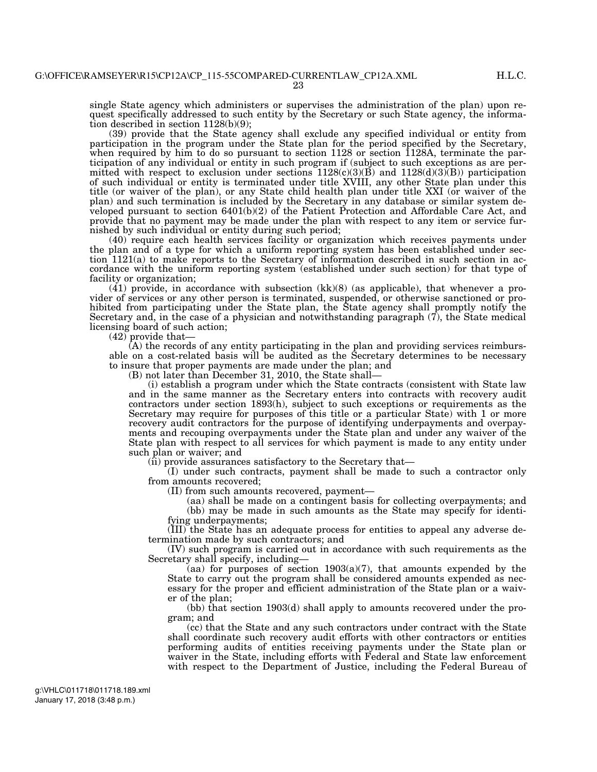single State agency which administers or supervises the administration of the plan) upon request specifically addressed to such entity by the Secretary or such State agency, the information described in section 1128(b)(9);

(39) provide that the State agency shall exclude any specified individual or entity from participation in the program under the State plan for the period specified by the Secretary, when required by him to do so pursuant to section 1128 or section 1128A, terminate the participation of any individual or entity in such program if (subject to such exceptions as are permitted with respect to exclusion under sections 1128(c)(3)(B) and 1128(d)(3)(B)) participation of such individual or entity is terminated under title XVIII, any other State plan under this title (or waiver of the plan), or any State child health plan under title XXI (or waiver of the plan) and such termination is included by the Secretary in any database or similar system developed pursuant to section 6401(b)(2) of the Patient Protection and Affordable Care Act, and provide that no payment may be made under the plan with respect to any item or service furnished by such individual or entity during such period;

(40) require each health services facility or organization which receives payments under the plan and of a type for which a uniform reporting system has been established under section 1121(a) to make reports to the Secretary of information described in such section in accordance with the uniform reporting system (established under such section) for that type of facility or organization;

(41) provide, in accordance with subsection (kk)(8) (as applicable), that whenever a provider of services or any other person is terminated, suspended, or otherwise sanctioned or prohibited from participating under the State plan, the State agency shall promptly notify the Secretary and, in the case of a physician and notwithstanding paragraph (7), the State medical licensing board of such action;

(42) provide that—

(A) the records of any entity participating in the plan and providing services reimbursable on a cost-related basis will be audited as the Secretary determines to be necessary to insure that proper payments are made under the plan; and

(B) not later than December 31, 2010, the State shall—

(i) establish a program under which the State contracts (consistent with State law and in the same manner as the Secretary enters into contracts with recovery audit contractors under section 1893(h), subject to such exceptions or requirements as the Secretary may require for purposes of this title or a particular State) with 1 or more recovery audit contractors for the purpose of identifying underpayments and overpayments and recouping overpayments under the State plan and under any waiver of the State plan with respect to all services for which payment is made to any entity under such plan or waiver; and

(ii) provide assurances satisfactory to the Secretary that—

(I) under such contracts, payment shall be made to such a contractor only from amounts recovered;

(II) from such amounts recovered, payment—

(aa) shall be made on a contingent basis for collecting overpayments; and

(bb) may be made in such amounts as the State may specify for identifying underpayments;

(III) the State has an adequate process for entities to appeal any adverse determination made by such contractors; and

(IV) such program is carried out in accordance with such requirements as the Secretary shall specify, including—

(aa) for purposes of section 1903(a)(7), that amounts expended by the State to carry out the program shall be considered amounts expended as necessary for the proper and efficient administration of the State plan or a waiver of the plan;

(bb) that section 1903(d) shall apply to amounts recovered under the program; and

(cc) that the State and any such contractors under contract with the State shall coordinate such recovery audit efforts with other contractors or entities performing audits of entities receiving payments under the State plan or waiver in the State, including efforts with Federal and State law enforcement with respect to the Department of Justice, including the Federal Bureau of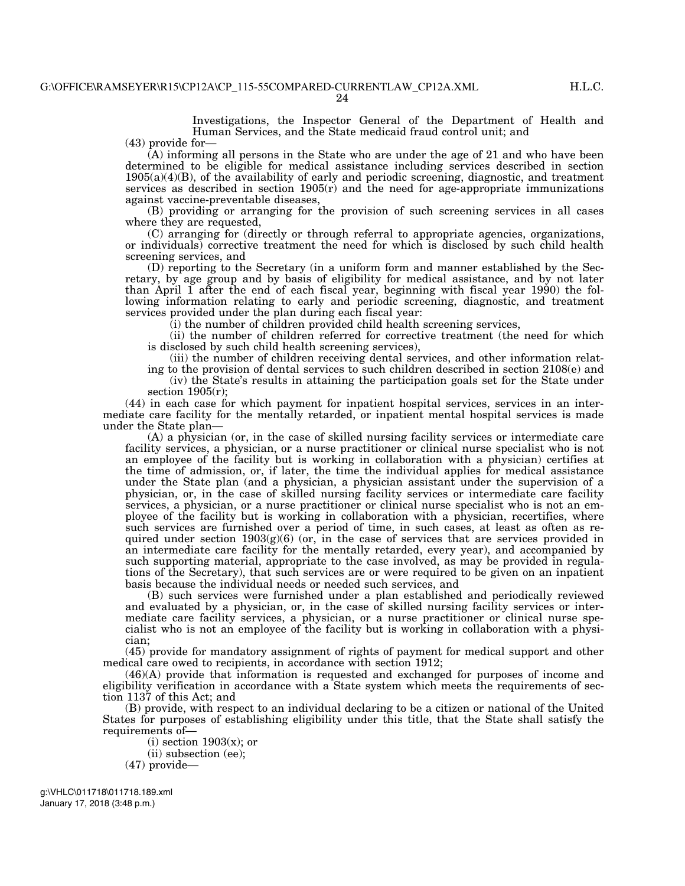Investigations, the Inspector General of the Department of Health and Human Services, and the State medicaid fraud control unit; and

(43) provide for—

(A) informing all persons in the State who are under the age of 21 and who have been determined to be eligible for medical assistance including services described in section 1905(a)(4)(B), of the availability of early and periodic screening, diagnostic, and treatment services as described in section 1905(r) and the need for age-appropriate immunizations against vaccine-preventable diseases,

(B) providing or arranging for the provision of such screening services in all cases where they are requested,

(C) arranging for (directly or through referral to appropriate agencies, organizations, or individuals) corrective treatment the need for which is disclosed by such child health screening services, and

(D) reporting to the Secretary (in a uniform form and manner established by the Secretary, by age group and by basis of eligibility for medical assistance, and by not later than April 1 after the end of each fiscal year, beginning with fiscal year 1990) the following information relating to early and periodic screening, diagnostic, and treatment services provided under the plan during each fiscal year:

(i) the number of children provided child health screening services,

(ii) the number of children referred for corrective treatment (the need for which is disclosed by such child health screening services),

(iii) the number of children receiving dental services, and other information relating to the provision of dental services to such children described in section 2108(e) and

(iv) the State's results in attaining the participation goals set for the State under section 1905(r);

(44) in each case for which payment for inpatient hospital services, services in an intermediate care facility for the mentally retarded, or inpatient mental hospital services is made under the State plan—

(A) a physician (or, in the case of skilled nursing facility services or intermediate care facility services, a physician, or a nurse practitioner or clinical nurse specialist who is not an employee of the facility but is working in collaboration with a physician) certifies at the time of admission, or, if later, the time the individual applies for medical assistance under the State plan (and a physician, a physician assistant under the supervision of a physician, or, in the case of skilled nursing facility services or intermediate care facility services, a physician, or a nurse practitioner or clinical nurse specialist who is not an employee of the facility but is working in collaboration with a physician, recertifies, where such services are furnished over a period of time, in such cases, at least as often as required under section 1903(g)(6) (or, in the case of services that are services provided in an intermediate care facility for the mentally retarded, every year), and accompanied by such supporting material, appropriate to the case involved, as may be provided in regulations of the Secretary), that such services are or were required to be given on an inpatient basis because the individual needs or needed such services, and

(B) such services were furnished under a plan established and periodically reviewed and evaluated by a physician, or, in the case of skilled nursing facility services or intermediate care facility services, a physician, or a nurse practitioner or clinical nurse specialist who is not an employee of the facility but is working in collaboration with a physician;

(45) provide for mandatory assignment of rights of payment for medical support and other medical care owed to recipients, in accordance with section 1912;

(46)(A) provide that information is requested and exchanged for purposes of income and eligibility verification in accordance with a State system which meets the requirements of section 1137 of this Act; and

(B) provide, with respect to an individual declaring to be a citizen or national of the United States for purposes of establishing eligibility under this title, that the State shall satisfy the requirements of—

(i) section 1903(x); or

(ii) subsection (ee);

(47) provide—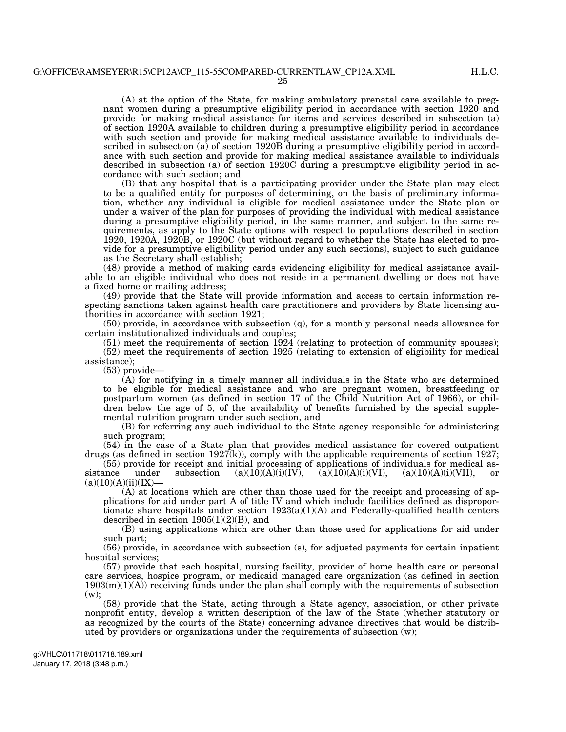(A) at the option of the State, for making ambulatory prenatal care available to pregnant women during a presumptive eligibility period in accordance with section 1920 and provide for making medical assistance for items and services described in subsection (a) of section 1920A available to children during a presumptive eligibility period in accordance with such section and provide for making medical assistance available to individuals described in subsection (a) of section 1920B during a presumptive eligibility period in accordance with such section and provide for making medical assistance available to individuals described in subsection (a) of section 1920C during a presumptive eligibility period in accordance with such section; and

(B) that any hospital that is a participating provider under the State plan may elect to be a qualified entity for purposes of determining, on the basis of preliminary information, whether any individual is eligible for medical assistance under the State plan or under a waiver of the plan for purposes of providing the individual with medical assistance during a presumptive eligibility period, in the same manner, and subject to the same requirements, as apply to the State options with respect to populations described in section 1920, 1920A, 1920B, or 1920C (but without regard to whether the State has elected to provide for a presumptive eligibility period under any such sections), subject to such guidance as the Secretary shall establish;

(48) provide a method of making cards evidencing eligibility for medical assistance available to an eligible individual who does not reside in a permanent dwelling or does not have a fixed home or mailing address;

(49) provide that the State will provide information and access to certain information respecting sanctions taken against health care practitioners and providers by State licensing authorities in accordance with section 1921;

(50) provide, in accordance with subsection (q), for a monthly personal needs allowance for certain institutionalized individuals and couples;

(51) meet the requirements of section 1924 (relating to protection of community spouses);

(52) meet the requirements of section 1925 (relating to extension of eligibility for medical assistance);

(53) provide—

(A) for notifying in a timely manner all individuals in the State who are determined to be eligible for medical assistance and who are pregnant women, breastfeeding or postpartum women (as defined in section 17 of the Child Nutrition Act of 1966), or children below the age of 5, of the availability of benefits furnished by the special supplemental nutrition program under such section, and

(B) for referring any such individual to the State agency responsible for administering such program;

(54) in the case of a State plan that provides medical assistance for covered outpatient drugs (as defined in section 1927(k)), comply with the applicable requirements of section 1927;

(55) provide for receipt and initial processing of applications of individuals for medical assistance under subsection (a)(10)(A)(i)(IV), (a)(10)(A)(i)(VI), (a)(10)(A)(i)(VII), or (a)(10)(A)(ii)(IX)—

(A) at locations which are other than those used for the receipt and processing of applications for aid under part A of title IV and which include facilities defined as disproportionate share hospitals under section 1923(a)(1)(A) and Federally-qualified health centers described in section 1905(l)(2)(B), and

(B) using applications which are other than those used for applications for aid under such part;

(56) provide, in accordance with subsection (s), for adjusted payments for certain inpatient hospital services;

(57) provide that each hospital, nursing facility, provider of home health care or personal care services, hospice program, or medicaid managed care organization (as defined in section 1903(m)(1)(A)) receiving funds under the plan shall comply with the requirements of subsection (w);

(58) provide that the State, acting through a State agency, association, or other private nonprofit entity, develop a written description of the law of the State (whether statutory or as recognized by the courts of the State) concerning advance directives that would be distributed by providers or organizations under the requirements of subsection (w);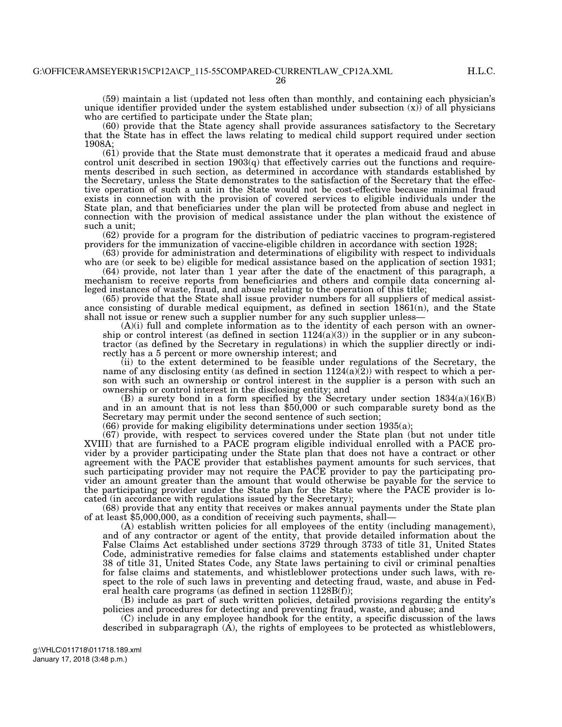(59) maintain a list (updated not less often than monthly, and containing each physician's unique identifier provided under the system established under subsection (x)) of all physicians who are certified to participate under the State plan;

(60) provide that the State agency shall provide assurances satisfactory to the Secretary that the State has in effect the laws relating to medical child support required under section 1908A;

(61) provide that the State must demonstrate that it operates a medicaid fraud and abuse control unit described in section 1903(q) that effectively carries out the functions and requirements described in such section, as determined in accordance with standards established by the Secretary, unless the State demonstrates to the satisfaction of the Secretary that the effective operation of such a unit in the State would not be cost-effective because minimal fraud exists in connection with the provision of covered services to eligible individuals under the State plan, and that beneficiaries under the plan will be protected from abuse and neglect in connection with the provision of medical assistance under the plan without the existence of such a unit;

(62) provide for a program for the distribution of pediatric vaccines to program-registered providers for the immunization of vaccine-eligible children in accordance with section 1928;

(63) provide for administration and determinations of eligibility with respect to individuals who are (or seek to be) eligible for medical assistance based on the application of section 1931;

(64) provide, not later than 1 year after the date of the enactment of this paragraph, a mechanism to receive reports from beneficiaries and others and compile data concerning alleged instances of waste, fraud, and abuse relating to the operation of this title;

(65) provide that the State shall issue provider numbers for all suppliers of medical assistance consisting of durable medical equipment, as defined in section 1861(n), and the State shall not issue or renew such a supplier number for any such supplier unless—

(A)(i) full and complete information as to the identity of each person with an ownership or control interest (as defined in section 1124(a)(3)) in the supplier or in any subcontractor (as defined by the Secretary in regulations) in which the supplier directly or indirectly has a 5 percent or more ownership interest; and

(ii) to the extent determined to be feasible under regulations of the Secretary, the name of any disclosing entity (as defined in section 1124(a)(2)) with respect to which a person with such an ownership or control interest in the supplier is a person with such an ownership or control interest in the disclosing entity; and

(B) a surety bond in a form specified by the Secretary under section 1834(a)(16)(B) and in an amount that is not less than $50,000 or such comparable surety bond as the Secretary may permit under the second sentence of such section;

(66) provide for making eligibility determinations under section 1935(a);

(67) provide, with respect to services covered under the State plan (but not under title XVIII) that are furnished to a PACE program eligible individual enrolled with a PACE provider by a provider participating under the State plan that does not have a contract or other agreement with the PACE provider that establishes payment amounts for such services, that such participating provider may not require the PACE provider to pay the participating provider an amount greater than the amount that would otherwise be payable for the service to the participating provider under the State plan for the State where the PACE provider is located (in accordance with regulations issued by the Secretary);

(68) provide that any entity that receives or makes annual payments under the State plan of at least $5,000,000, as a condition of receiving such payments, shall—

(A) establish written policies for all employees of the entity (including management), and of any contractor or agent of the entity, that provide detailed information about the False Claims Act established under sections 3729 through 3733 of title 31, United States Code, administrative remedies for false claims and statements established under chapter 38 of title 31, United States Code, any State laws pertaining to civil or criminal penalties for false claims and statements, and whistleblower protections under such laws, with respect to the role of such laws in preventing and detecting fraud, waste, and abuse in Federal health care programs (as defined in section 1128B(f));

(B) include as part of such written policies, detailed provisions regarding the entity's policies and procedures for detecting and preventing fraud, waste, and abuse; and

(C) include in any employee handbook for the entity, a specific discussion of the laws described in subparagraph (A), the rights of employees to be protected as whistleblowers,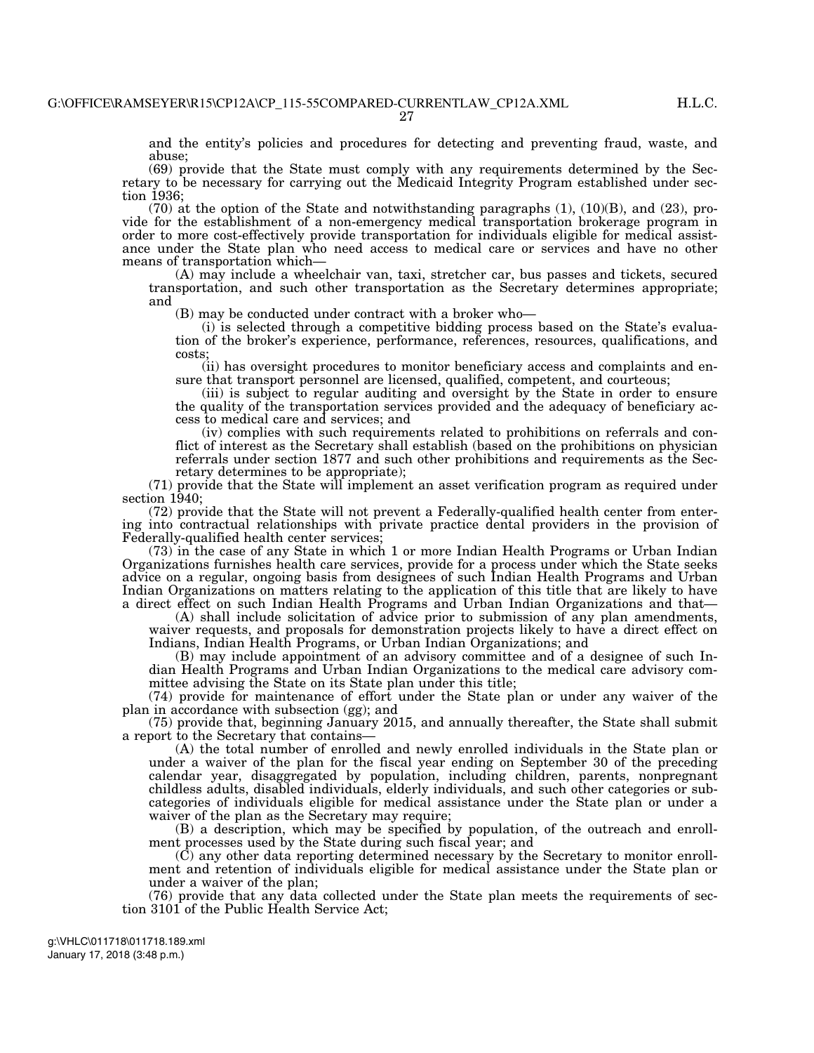and the entity's policies and procedures for detecting and preventing fraud, waste, and abuse;

(69) provide that the State must comply with any requirements determined by the Secretary to be necessary for carrying out the Medicaid Integrity Program established under section 1936;

(70) at the option of the State and notwithstanding paragraphs (1), (10)(B), and (23), provide for the establishment of a non-emergency medical transportation brokerage program in order to more cost-effectively provide transportation for individuals eligible for medical assistance under the State plan who need access to medical care or services and have no other means of transportation which—

(A) may include a wheelchair van, taxi, stretcher car, bus passes and tickets, secured transportation, and such other transportation as the Secretary determines appropriate; and

(B) may be conducted under contract with a broker who—

(i) is selected through a competitive bidding process based on the State's evaluation of the broker's experience, performance, references, resources, qualifications, and costs;

(ii) has oversight procedures to monitor beneficiary access and complaints and ensure that transport personnel are licensed, qualified, competent, and courteous;

(iii) is subject to regular auditing and oversight by the State in order to ensure the quality of the transportation services provided and the adequacy of beneficiary access to medical care and services; and

(iv) complies with such requirements related to prohibitions on referrals and conflict of interest as the Secretary shall establish (based on the prohibitions on physician referrals under section 1877 and such other prohibitions and requirements as the Secretary determines to be appropriate);

(71) provide that the State will implement an asset verification program as required under section 1940;

(72) provide that the State will not prevent a Federally-qualified health center from entering into contractual relationships with private practice dental providers in the provision of Federally-qualified health center services;

(73) in the case of any State in which 1 or more Indian Health Programs or Urban Indian Organizations furnishes health care services, provide for a process under which the State seeks advice on a regular, ongoing basis from designees of such Indian Health Programs and Urban Indian Organizations on matters relating to the application of this title that are likely to have a direct effect on such Indian Health Programs and Urban Indian Organizations and that—

(A) shall include solicitation of advice prior to submission of any plan amendments, waiver requests, and proposals for demonstration projects likely to have a direct effect on Indians, Indian Health Programs, or Urban Indian Organizations; and

(B) may include appointment of an advisory committee and of a designee of such Indian Health Programs and Urban Indian Organizations to the medical care advisory committee advising the State on its State plan under this title;

(74) provide for maintenance of effort under the State plan or under any waiver of the plan in accordance with subsection (gg); and

(75) provide that, beginning January 2015, and annually thereafter, the State shall submit a report to the Secretary that contains—

(A) the total number of enrolled and newly enrolled individuals in the State plan or under a waiver of the plan for the fiscal year ending on September 30 of the preceding calendar year, disaggregated by population, including children, parents, nonpregnant childless adults, disabled individuals, elderly individuals, and such other categories or sub-categories of individuals eligible for medical assistance under the State plan or under a waiver of the plan as the Secretary may require;

(B) a description, which may be specified by population, of the outreach and enrollment processes used by the State during such fiscal year; and

(C) any other data reporting determined necessary by the Secretary to monitor enrollment and retention of individuals eligible for medical assistance under the State plan or under a waiver of the plan;

(76) provide that any data collected under the State plan meets the requirements of section 3101 of the Public Health Service Act;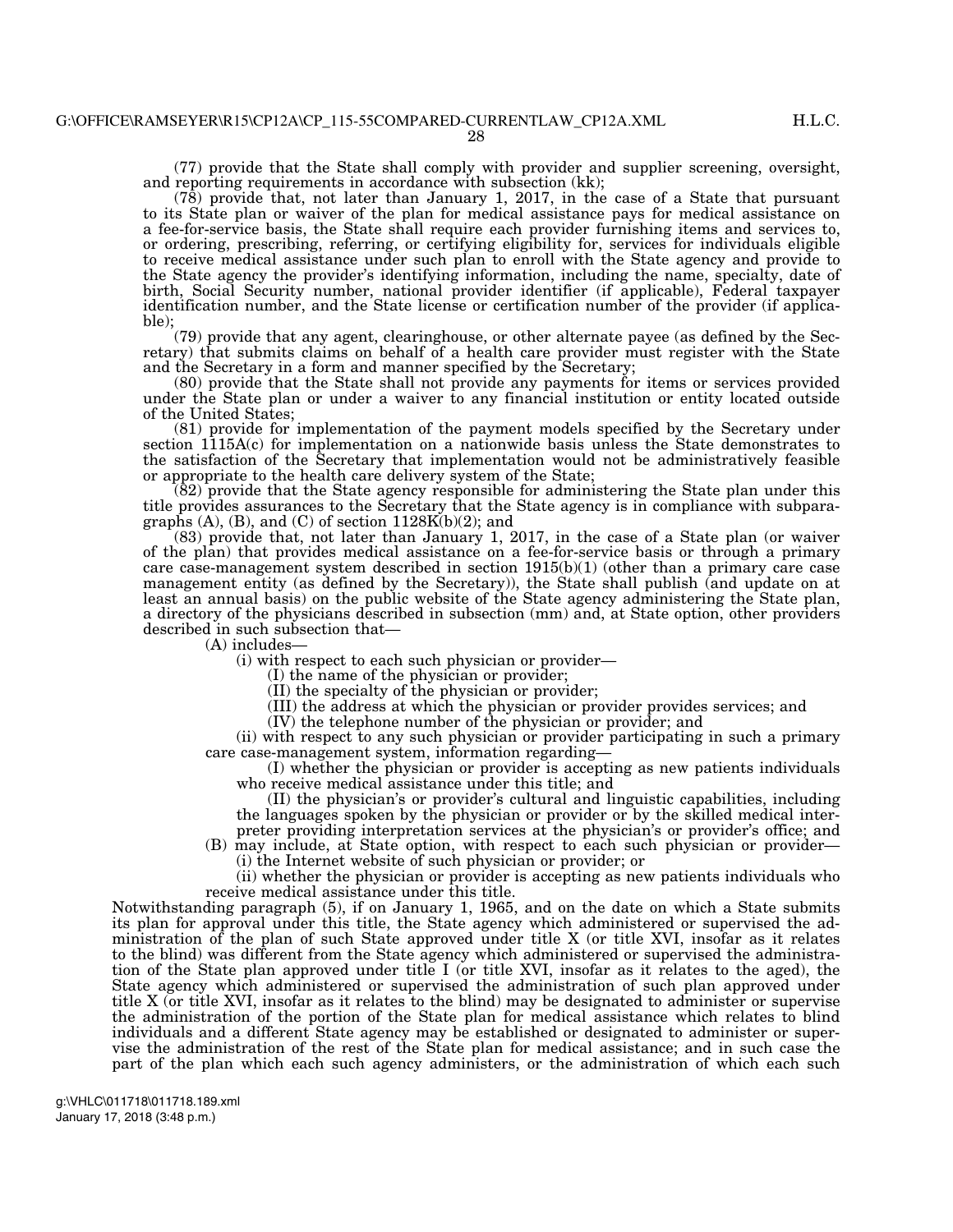(77) provide that the State shall comply with provider and supplier screening, oversight, and reporting requirements in accordance with subsection (kk);

(78) provide that, not later than January 1, 2017, in the case of a State that pursuant to its State plan or waiver of the plan for medical assistance pays for medical assistance on a fee-for-service basis, the State shall require each provider furnishing items and services to, or ordering, prescribing, referring, or certifying eligibility for, services for individuals eligible to receive medical assistance under such plan to enroll with the State agency and provide to the State agency the provider's identifying information, including the name, specialty, date of birth, Social Security number, national provider identifier (if applicable), Federal taxpayer identification number, and the State license or certification number of the provider (if applicable);

(79) provide that any agent, clearinghouse, or other alternate payee (as defined by the Secretary) that submits claims on behalf of a health care provider must register with the State and the Secretary in a form and manner specified by the Secretary;

(80) provide that the State shall not provide any payments for items or services provided under the State plan or under a waiver to any financial institution or entity located outside of the United States;

(81) provide for implementation of the payment models specified by the Secretary under section 1115A(c) for implementation on a nationwide basis unless the State demonstrates to the satisfaction of the Secretary that implementation would not be administratively feasible or appropriate to the health care delivery system of the State;

(82) provide that the State agency responsible for administering the State plan under this title provides assurances to the Secretary that the State agency is in compliance with subparagraphs (A), (B), and (C) of section 1128K(b)(2); and

(83) provide that, not later than January 1, 2017, in the case of a State plan (or waiver of the plan) that provides medical assistance on a fee-for-service basis or through a primary care case-management system described in section 1915(b)(1) (other than a primary care case management entity (as defined by the Secretary)), the State shall publish (and update on at least an annual basis) on the public website of the State agency administering the State plan, a directory of the physicians described in subsection (mm) and, at State option, other providers described in such subsection that—

(A) includes—

(i) with respect to each such physician or provider—

(I) the name of the physician or provider;

(II) the specialty of the physician or provider;

(III) the address at which the physician or provider provides services; and

(IV) the telephone number of the physician or provider; and

(ii) with respect to any such physician or provider participating in such a primary care case-management system, information regarding—

(I) whether the physician or provider is accepting as new patients individuals who receive medical assistance under this title; and

(II) the physician's or provider's cultural and linguistic capabilities, including the languages spoken by the physician or provider or by the skilled medical interpreter providing interpretation services at the physician's or provider's office; and

(B) may include, at State option, with respect to each such physician or provider—

(i) the Internet website of such physician or provider; or

(ii) whether the physician or provider is accepting as new patients individuals who receive medical assistance under this title.

Notwithstanding paragraph (5), if on January 1, 1965, and on the date on which a State submits its plan for approval under this title, the State agency which administered or supervised the administration of the plan of such State approved under title X (or title XVI, insofar as it relates to the blind) was different from the State agency which administered or supervised the administration of the State plan approved under title I (or title XVI, insofar as it relates to the aged), the State agency which administered or supervised the administration of such plan approved under title X (or title XVI, insofar as it relates to the blind) may be designated to administer or supervise the administration of the portion of the State plan for medical assistance which relates to blind individuals and a different State agency may be established or designated to administer or supervise the administration of the rest of the State plan for medical assistance; and in such case the part of the plan which each such agency administers, or the administration of which each such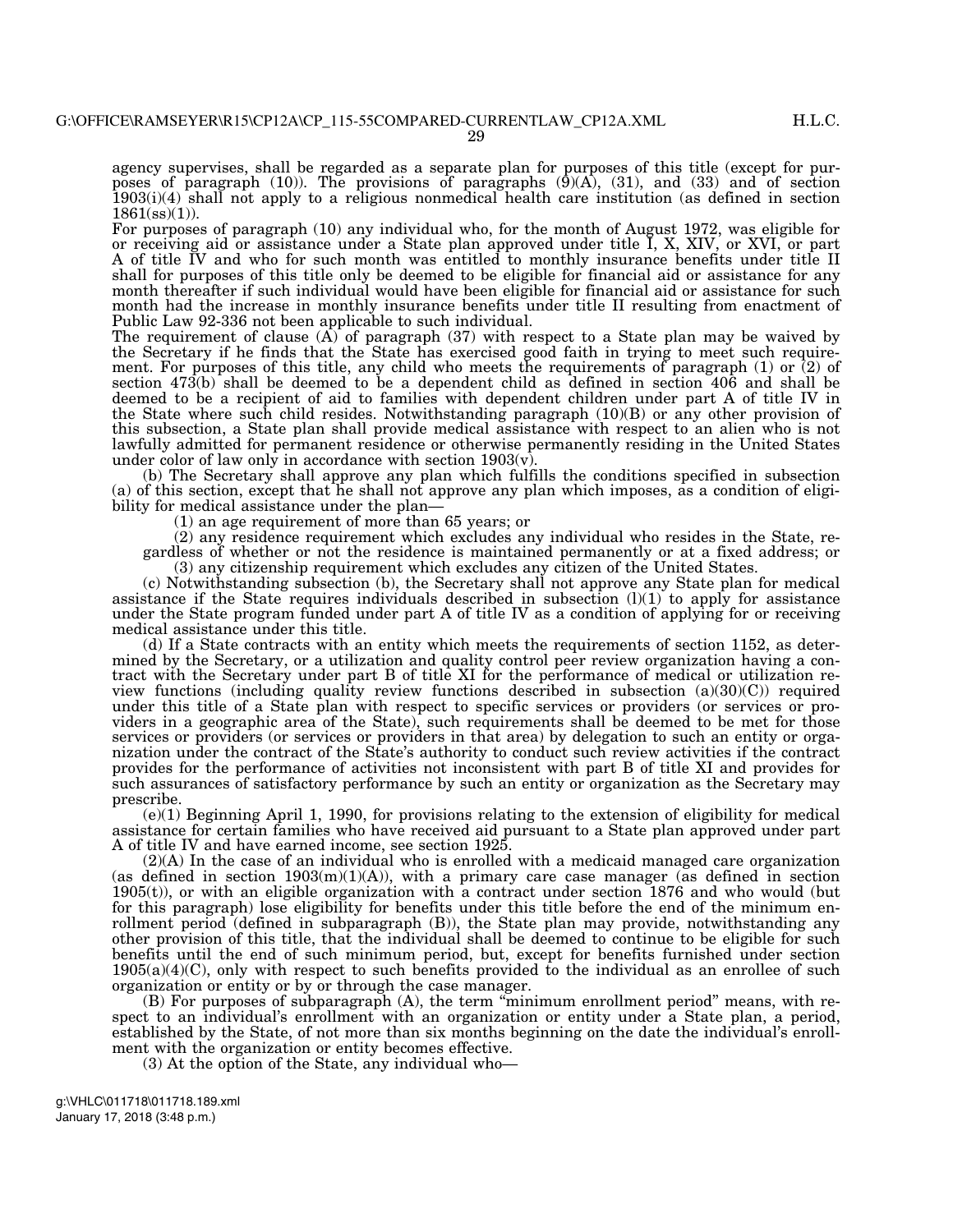agency supervises, shall be regarded as a separate plan for purposes of this title (except for purposes of paragraph (10)). The provisions of paragraphs (9)(A), (31), and (33) and of section 1903(i)(4) shall not apply to a religious nonmedical health care institution (as defined in section 1861(ss)(1)).

For purposes of paragraph (10) any individual who, for the month of August 1972, was eligible for or receiving aid or assistance under a State plan approved under title I, X, XIV, or XVI, or part A of title IV and who for such month was entitled to monthly insurance benefits under title II shall for purposes of this title only be deemed to be eligible for financial aid or assistance for any month thereafter if such individual would have been eligible for financial aid or assistance for such month had the increase in monthly insurance benefits under title II resulting from enactment of Public Law 92-336 not been applicable to such individual.

The requirement of clause (A) of paragraph (37) with respect to a State plan may be waived by the Secretary if he finds that the State has exercised good faith in trying to meet such requirement. For purposes of this title, any child who meets the requirements of paragraph (1) or (2) of section 473(b) shall be deemed to be a dependent child as defined in section 406 and shall be deemed to be a recipient of aid to families with dependent children under part A of title IV in the State where such child resides. Notwithstanding paragraph (10)(B) or any other provision of this subsection, a State plan shall provide medical assistance with respect to an alien who is not lawfully admitted for permanent residence or otherwise permanently residing in the United States under color of law only in accordance with section 1903(v).

(b) The Secretary shall approve any plan which fulfills the conditions specified in subsection (a) of this section, except that he shall not approve any plan which imposes, as a condition of eligibility for medical assistance under the plan—

(1) an age requirement of more than 65 years; or

(2) any residence requirement which excludes any individual who resides in the State, regardless of whether or not the residence is maintained permanently or at a fixed address; or

(3) any citizenship requirement which excludes any citizen of the United States.

(c) Notwithstanding subsection (b), the Secretary shall not approve any State plan for medical assistance if the State requires individuals described in subsection (l)(1) to apply for assistance under the State program funded under part A of title IV as a condition of applying for or receiving medical assistance under this title.

(d) If a State contracts with an entity which meets the requirements of section 1152, as determined by the Secretary, or a utilization and quality control peer review organization having a contract with the Secretary under part B of title XI for the performance of medical or utilization review functions (including quality review functions described in subsection (a)(30)(C)) required under this title of a State plan with respect to specific services or providers (or services or providers in a geographic area of the State), such requirements shall be deemed to be met for those services or providers (or services or providers in that area) by delegation to such an entity or organization under the contract of the State's authority to conduct such review activities if the contract provides for the performance of activities not inconsistent with part B of title XI and provides for such assurances of satisfactory performance by such an entity or organization as the Secretary may prescribe.

(e)(1) Beginning April 1, 1990, for provisions relating to the extension of eligibility for medical assistance for certain families who have received aid pursuant to a State plan approved under part A of title IV and have earned income, see section 1925.

(2)(A) In the case of an individual who is enrolled with a medicaid managed care organization (as defined in section 1903(m)(1)(A)), with a primary care case manager (as defined in section 1905(t)), or with an eligible organization with a contract under section 1876 and who would (but for this paragraph) lose eligibility for benefits under this title before the end of the minimum enrollment period (defined in subparagraph (B)), the State plan may provide, notwithstanding any other provision of this title, that the individual shall be deemed to continue to be eligible for such benefits until the end of such minimum period, but, except for benefits furnished under section 1905(a)(4)(C), only with respect to such benefits provided to the individual as an enrollee of such organization or entity or by or through the case manager.

(B) For purposes of subparagraph (A), the term "minimum enrollment period" means, with respect to an individual's enrollment with an organization or entity under a State plan, a period, established by the State, of not more than six months beginning on the date the individual's enrollment with the organization or entity becomes effective.

(3) At the option of the State, any individual who—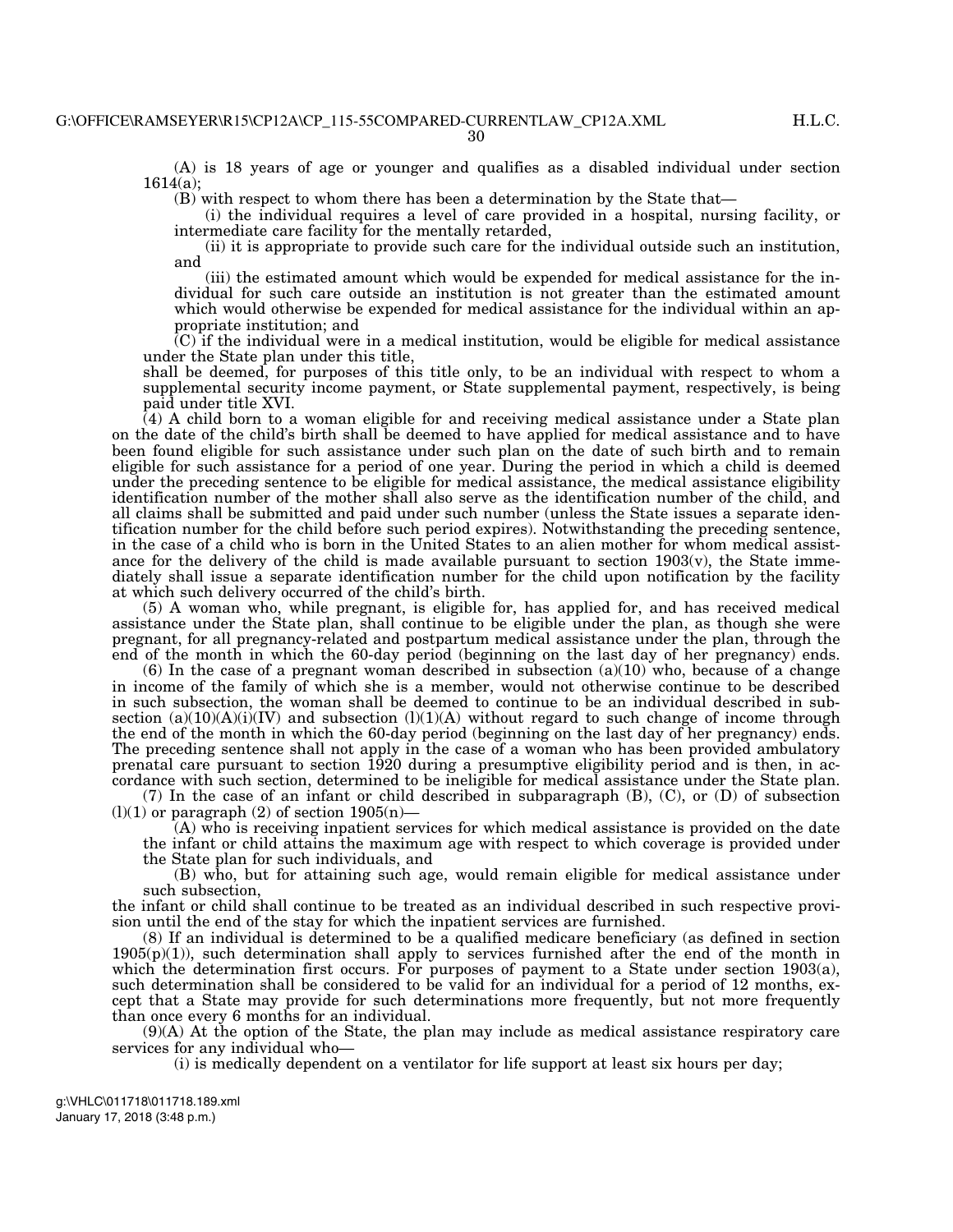(A) is 18 years of age or younger and qualifies as a disabled individual under section 1614(a);

(B) with respect to whom there has been a determination by the State that—

(i) the individual requires a level of care provided in a hospital, nursing facility, or intermediate care facility for the mentally retarded,

(ii) it is appropriate to provide such care for the individual outside such an institution, and

(iii) the estimated amount which would be expended for medical assistance for the individual for such care outside an institution is not greater than the estimated amount which would otherwise be expended for medical assistance for the individual within an appropriate institution; and

(C) if the individual were in a medical institution, would be eligible for medical assistance under the State plan under this title,

shall be deemed, for purposes of this title only, to be an individual with respect to whom a supplemental security income payment, or State supplemental payment, respectively, is being paid under title XVI.

(4) A child born to a woman eligible for and receiving medical assistance under a State plan on the date of the child's birth shall be deemed to have applied for medical assistance and to have been found eligible for such assistance under such plan on the date of such birth and to remain eligible for such assistance for a period of one year. During the period in which a child is deemed under the preceding sentence to be eligible for medical assistance, the medical assistance eligibility identification number of the mother shall also serve as the identification number of the child, and all claims shall be submitted and paid under such number (unless the State issues a separate identification number for the child before such period expires). Notwithstanding the preceding sentence, in the case of a child who is born in the United States to an alien mother for whom medical assistance for the delivery of the child is made available pursuant to section 1903(v), the State immediately shall issue a separate identification number for the child upon notification by the facility at which such delivery occurred of the child's birth.

(5) A woman who, while pregnant, is eligible for, has applied for, and has received medical assistance under the State plan, shall continue to be eligible under the plan, as though she were pregnant, for all pregnancy-related and postpartum medical assistance under the plan, through the end of the month in which the 60-day period (beginning on the last day of her pregnancy) ends.

(6) In the case of a pregnant woman described in subsection (a)(10) who, because of a change in income of the family of which she is a member, would not otherwise continue to be described in such subsection, the woman shall be deemed to continue to be an individual described in subsection (a)(10)(A)(i)(IV) and subsection (l)(1)(A) without regard to such change of income through the end of the month in which the 60-day period (beginning on the last day of her pregnancy) ends. The preceding sentence shall not apply in the case of a woman who has been provided ambulatory prenatal care pursuant to section 1920 during a presumptive eligibility period and is then, in accordance with such section, determined to be ineligible for medical assistance under the State plan.

(7) In the case of an infant or child described in subparagraph (B), (C), or (D) of subsection (l)(1) or paragraph (2) of section 1905(n)—

(A) who is receiving inpatient services for which medical assistance is provided on the date the infant or child attains the maximum age with respect to which coverage is provided under the State plan for such individuals, and

(B) who, but for attaining such age, would remain eligible for medical assistance under such subsection,

the infant or child shall continue to be treated as an individual described in such respective provision until the end of the stay for which the inpatient services are furnished.

(8) If an individual is determined to be a qualified medicare beneficiary (as defined in section 1905(p)(1)), such determination shall apply to services furnished after the end of the month in which the determination first occurs. For purposes of payment to a State under section 1903(a), such determination shall be considered to be valid for an individual for a period of 12 months, except that a State may provide for such determinations more frequently, but not more frequently than once every 6 months for an individual.

(9)(A) At the option of the State, the plan may include as medical assistance respiratory care services for any individual who—

(i) is medically dependent on a ventilator for life support at least six hours per day;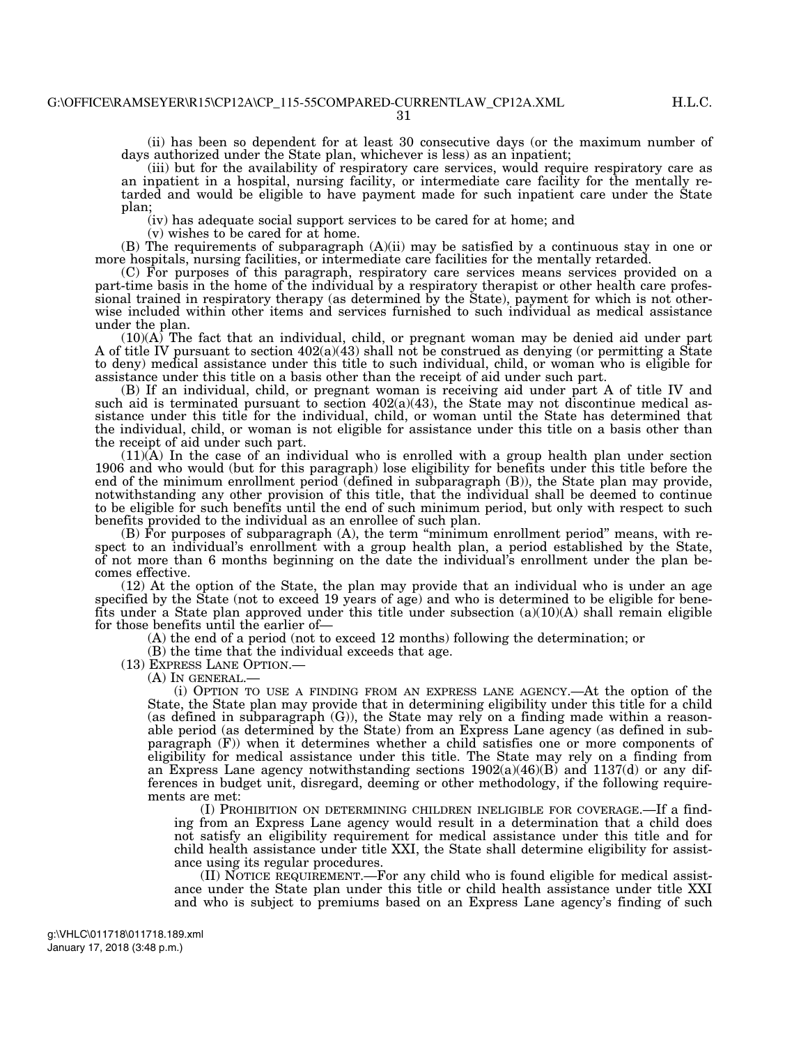(ii) has been so dependent for at least 30 consecutive days (or the maximum number of days authorized under the State plan, whichever is less) as an inpatient;

(iii) but for the availability of respiratory care services, would require respiratory care as an inpatient in a hospital, nursing facility, or intermediate care facility for the mentally retarded and would be eligible to have payment made for such inpatient care under the State plan;

(iv) has adequate social support services to be cared for at home; and

(v) wishes to be cared for at home.

(B) The requirements of subparagraph (A)(ii) may be satisfied by a continuous stay in one or more hospitals, nursing facilities, or intermediate care facilities for the mentally retarded.

(C) For purposes of this paragraph, respiratory care services means services provided on a part-time basis in the home of the individual by a respiratory therapist or other health care professional trained in respiratory therapy (as determined by the State), payment for which is not otherwise included within other items and services furnished to such individual as medical assistance under the plan.

(10)(A) The fact that an individual, child, or pregnant woman may be denied aid under part A of title IV pursuant to section 402(a)(43) shall not be construed as denying (or permitting a State to deny) medical assistance under this title to such individual, child, or woman who is eligible for assistance under this title on a basis other than the receipt of aid under such part.

(B) If an individual, child, or pregnant woman is receiving aid under part A of title IV and such aid is terminated pursuant to section 402(a)(43), the State may not discontinue medical assistance under this title for the individual, child, or woman until the State has determined that the individual, child, or woman is not eligible for assistance under this title on a basis other than the receipt of aid under such part.

(11)(A) In the case of an individual who is enrolled with a group health plan under section 1906 and who would (but for this paragraph) lose eligibility for benefits under this title before the end of the minimum enrollment period (defined in subparagraph (B)), the State plan may provide, notwithstanding any other provision of this title, that the individual shall be deemed to continue to be eligible for such benefits until the end of such minimum period, but only with respect to such benefits provided to the individual as an enrollee of such plan.

(B) For purposes of subparagraph (A), the term "minimum enrollment period" means, with respect to an individual's enrollment with a group health plan, a period established by the State, of not more than 6 months beginning on the date the individual's enrollment under the plan becomes effective.

(12) At the option of the State, the plan may provide that an individual who is under an age specified by the State (not to exceed 19 years of age) and who is determined to be eligible for benefits under a State plan approved under this title under subsection (a)(10)(A) shall remain eligible for those benefits until the earlier of—

(A) the end of a period (not to exceed 12 months) following the determination; or

(B) the time that the individual exceeds that age.

(13) EXPRESS LANE OPTION.—

(A) IN GENERAL.—

(i) OPTION TO USE A FINDING FROM AN EXPRESS LANE AGENCY.—At the option of the State, the State plan may provide that in determining eligibility under this title for a child (as defined in subparagraph (G)), the State may rely on a finding made within a reasonable period (as determined by the State) from an Express Lane agency (as defined in subparagraph (F)) when it determines whether a child satisfies one or more components of eligibility for medical assistance under this title. The State may rely on a finding from an Express Lane agency notwithstanding sections 1902(a)(46)(B) and 1137(d) or any differences in budget unit, disregard, deeming or other methodology, if the following requirements are met:

(I) PROHIBITION ON DETERMINING CHILDREN INELIGIBLE FOR COVERAGE.—If a finding from an Express Lane agency would result in a determination that a child does not satisfy an eligibility requirement for medical assistance under this title and for child health assistance under title XXI, the State shall determine eligibility for assistance using its regular procedures.

(II) NOTICE REQUIREMENT.—For any child who is found eligible for medical assistance under the State plan under this title or child health assistance under title XXI and who is subject to premiums based on an Express Lane agency's finding of such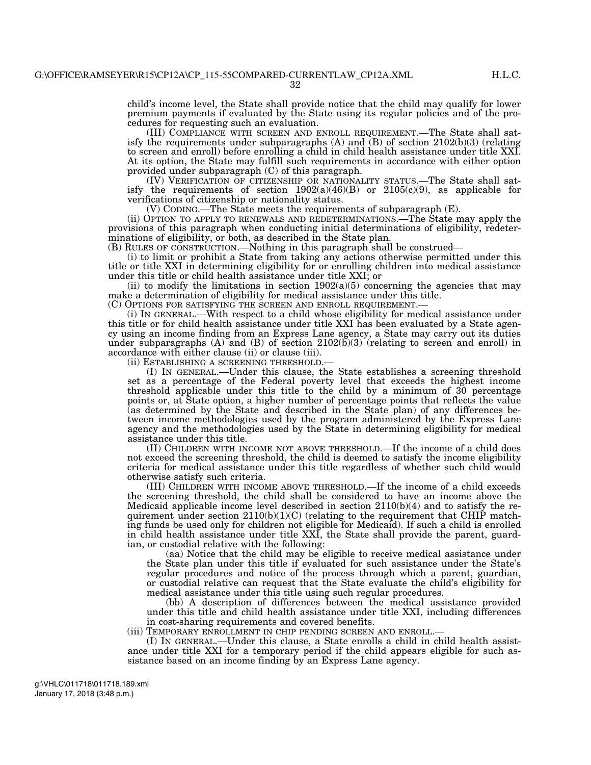child's income level, the State shall provide notice that the child may qualify for lower premium payments if evaluated by the State using its regular policies and of the procedures for requesting such an evaluation.

(III) COMPLIANCE WITH SCREEN AND ENROLL REQUIREMENT.—The State shall satisfy the requirements under subparagraphs (A) and (B) of section 2102(b)(3) (relating to screen and enroll) before enrolling a child in child health assistance under title XXI. At its option, the State may fulfill such requirements in accordance with either option provided under subparagraph (C) of this paragraph.

(IV) VERIFICATION OF CITIZENSHIP OR NATIONALITY STATUS.—The State shall satisfy the requirements of section 1902(a)(46)(B) or 2105(c)(9), as applicable for verifications of citizenship or nationality status.

(V) CODING.—The State meets the requirements of subparagraph (E).

(ii) OPTION TO APPLY TO RENEWALS AND REDETERMINATIONS.—The State may apply the provisions of this paragraph when conducting initial determinations of eligibility, redeterminations of eligibility, or both, as described in the State plan.

(B) RULES OF CONSTRUCTION.—Nothing in this paragraph shall be construed—

(i) to limit or prohibit a State from taking any actions otherwise permitted under this title or title XXI in determining eligibility for or enrolling children into medical assistance under this title or child health assistance under title XXI; or

(ii) to modify the limitations in section 1902(a)(5) concerning the agencies that may make a determination of eligibility for medical assistance under this title.

(C) OPTIONS FOR SATISFYING THE SCREEN AND ENROLL REQUIREMENT.—

(i) IN GENERAL.—With respect to a child whose eligibility for medical assistance under this title or for child health assistance under title XXI has been evaluated by a State agency using an income finding from an Express Lane agency, a State may carry out its duties under subparagraphs (A) and (B) of section 2102(b)(3) (relating to screen and enroll) in accordance with either clause (ii) or clause (iii).

(ii) ESTABLISHING A SCREENING THRESHOLD.—

(I) IN GENERAL.—Under this clause, the State establishes a screening threshold set as a percentage of the Federal poverty level that exceeds the highest income threshold applicable under this title to the child by a minimum of 30 percentage points or, at State option, a higher number of percentage points that reflects the value (as determined by the State and described in the State plan) of any differences between income methodologies used by the program administered by the Express Lane agency and the methodologies used by the State in determining eligibility for medical assistance under this title.

(II) CHILDREN WITH INCOME NOT ABOVE THRESHOLD.—If the income of a child does not exceed the screening threshold, the child is deemed to satisfy the income eligibility criteria for medical assistance under this title regardless of whether such child would otherwise satisfy such criteria.

(III) CHILDREN WITH INCOME ABOVE THRESHOLD.—If the income of a child exceeds the screening threshold, the child shall be considered to have an income above the Medicaid applicable income level described in section 2110(b)(4) and to satisfy the requirement under section 2110(b)(1)(C) (relating to the requirement that CHIP matching funds be used only for children not eligible for Medicaid). If such a child is enrolled in child health assistance under title XXI, the State shall provide the parent, guardian, or custodial relative with the following:

(aa) Notice that the child may be eligible to receive medical assistance under the State plan under this title if evaluated for such assistance under the State's regular procedures and notice of the process through which a parent, guardian, or custodial relative can request that the State evaluate the child's eligibility for medical assistance under this title using such regular procedures.

(bb) A description of differences between the medical assistance provided under this title and child health assistance under title XXI, including differences in cost-sharing requirements and covered benefits.

(iii) TEMPORARY ENROLLMENT IN CHIP PENDING SCREEN AND ENROLL.—

(I) IN GENERAL.—Under this clause, a State enrolls a child in child health assistance under title XXI for a temporary period if the child appears eligible for such assistance based on an income finding by an Express Lane agency.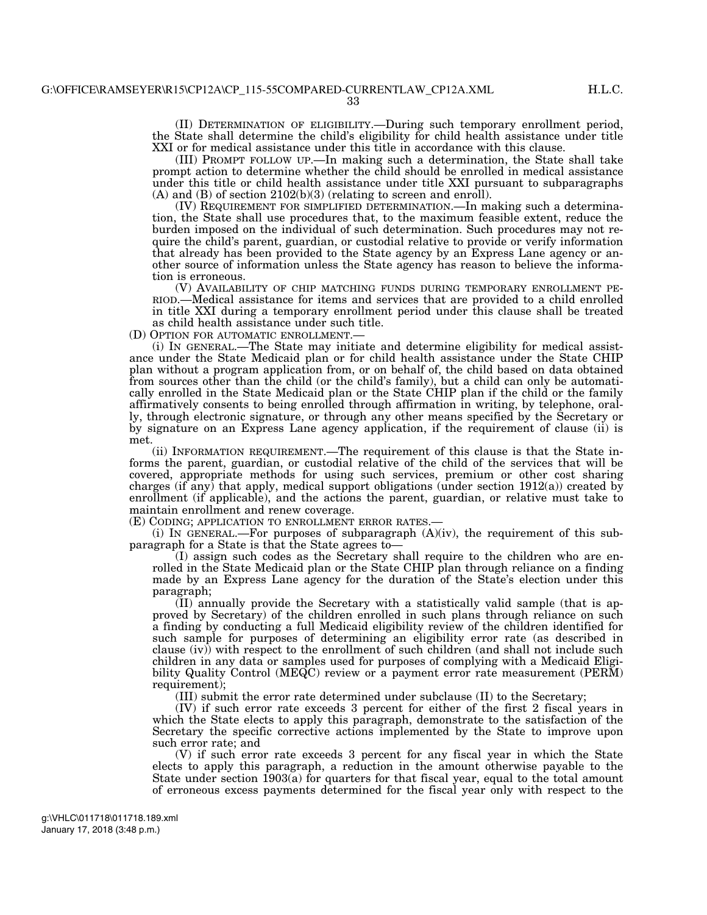(II) DETERMINATION OF ELIGIBILITY.—During such temporary enrollment period, the State shall determine the child's eligibility for child health assistance under title XXI or for medical assistance under this title in accordance with this clause.

(III) PROMPT FOLLOW UP.—In making such a determination, the State shall take prompt action to determine whether the child should be enrolled in medical assistance under this title or child health assistance under title XXI pursuant to subparagraphs (A) and (B) of section 2102(b)(3) (relating to screen and enroll).

(IV) REQUIREMENT FOR SIMPLIFIED DETERMINATION.—In making such a determination, the State shall use procedures that, to the maximum feasible extent, reduce the burden imposed on the individual of such determination. Such procedures may not require the child's parent, guardian, or custodial relative to provide or verify information that already has been provided to the State agency by an Express Lane agency or another source of information unless the State agency has reason to believe the information is erroneous.

(V) AVAILABILITY OF CHIP MATCHING FUNDS DURING TEMPORARY ENROLLMENT PERIOD.—Medical assistance for items and services that are provided to a child enrolled in title XXI during a temporary enrollment period under this clause shall be treated as child health assistance under such title.

(D) OPTION FOR AUTOMATIC ENROLLMENT.—

(i) IN GENERAL.—The State may initiate and determine eligibility for medical assistance under the State Medicaid plan or for child health assistance under the State CHIP plan without a program application from, or on behalf of, the child based on data obtained from sources other than the child (or the child's family), but a child can only be automatically enrolled in the State Medicaid plan or the State CHIP plan if the child or the family affirmatively consents to being enrolled through affirmation in writing, by telephone, orally, through electronic signature, or through any other means specified by the Secretary or by signature on an Express Lane agency application, if the requirement of clause (ii) is met.

(ii) INFORMATION REQUIREMENT.—The requirement of this clause is that the State informs the parent, guardian, or custodial relative of the child of the services that will be covered, appropriate methods for using such services, premium or other cost sharing charges (if any) that apply, medical support obligations (under section 1912(a)) created by enrollment (if applicable), and the actions the parent, guardian, or relative must take to maintain enrollment and renew coverage.

(E) CODING; APPLICATION TO ENROLLMENT ERROR RATES.—

(i) IN GENERAL.—For purposes of subparagraph (A)(iv), the requirement of this subparagraph for a State is that the State agrees to—

(I) assign such codes as the Secretary shall require to the children who are enrolled in the State Medicaid plan or the State CHIP plan through reliance on a finding made by an Express Lane agency for the duration of the State's election under this paragraph;

(II) annually provide the Secretary with a statistically valid sample (that is approved by Secretary) of the children enrolled in such plans through reliance on such a finding by conducting a full Medicaid eligibility review of the children identified for such sample for purposes of determining an eligibility error rate (as described in clause (iv)) with respect to the enrollment of such children (and shall not include such children in any data or samples used for purposes of complying with a Medicaid Eligibility Quality Control (MEQC) review or a payment error rate measurement (PERM) requirement);

(III) submit the error rate determined under subclause (II) to the Secretary;

(IV) if such error rate exceeds 3 percent for either of the first 2 fiscal years in which the State elects to apply this paragraph, demonstrate to the satisfaction of the Secretary the specific corrective actions implemented by the State to improve upon such error rate; and

(V) if such error rate exceeds 3 percent for any fiscal year in which the State elects to apply this paragraph, a reduction in the amount otherwise payable to the State under section 1903(a) for quarters for that fiscal year, equal to the total amount of erroneous excess payments determined for the fiscal year only with respect to the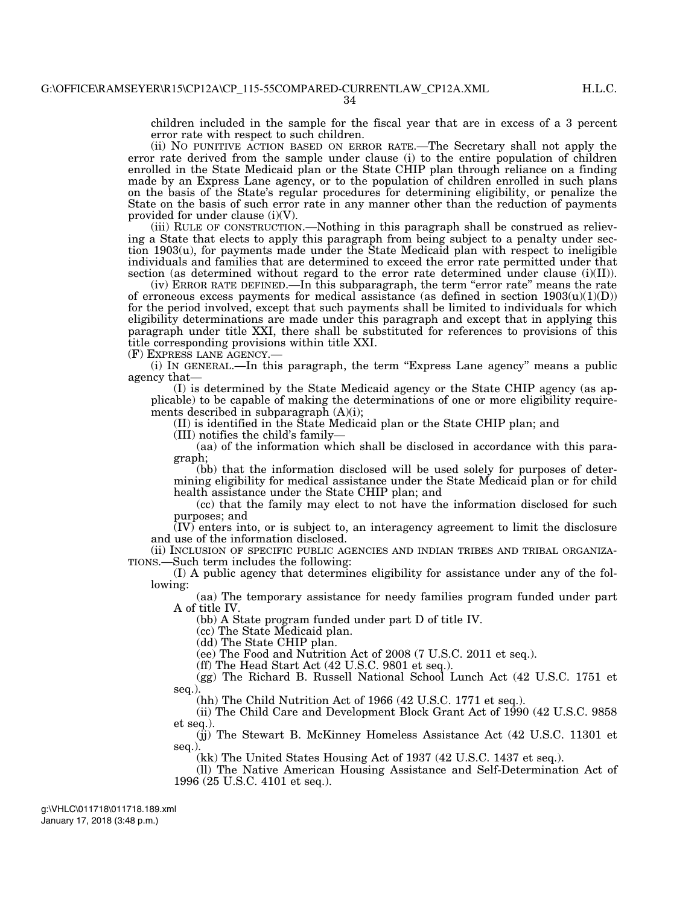children included in the sample for the fiscal year that are in excess of a 3 percent error rate with respect to such children.

(ii) NO PUNITIVE ACTION BASED ON ERROR RATE.—The Secretary shall not apply the error rate derived from the sample under clause (i) to the entire population of children enrolled in the State Medicaid plan or the State CHIP plan through reliance on a finding made by an Express Lane agency, or to the population of children enrolled in such plans on the basis of the State's regular procedures for determining eligibility, or penalize the State on the basis of such error rate in any manner other than the reduction of payments provided for under clause (i)(V).

(iii) RULE OF CONSTRUCTION.—Nothing in this paragraph shall be construed as relieving a State that elects to apply this paragraph from being subject to a penalty under section 1903(u), for payments made under the State Medicaid plan with respect to ineligible individuals and families that are determined to exceed the error rate permitted under that section (as determined without regard to the error rate determined under clause (i)(II)).

(iv) ERROR RATE DEFINED.—In this subparagraph, the term "error rate" means the rate of erroneous excess payments for medical assistance (as defined in section 1903(u)(1)(D)) for the period involved, except that such payments shall be limited to individuals for which eligibility determinations are made under this paragraph and except that in applying this paragraph under title XXI, there shall be substituted for references to provisions of this title corresponding provisions within title XXI.

(F) EXPRESS LANE AGENCY.—

(i) IN GENERAL.—In this paragraph, the term "Express Lane agency" means a public agency that—

(I) is determined by the State Medicaid agency or the State CHIP agency (as applicable) to be capable of making the determinations of one or more eligibility requirements described in subparagraph (A)(i);

(II) is identified in the State Medicaid plan or the State CHIP plan; and

(III) notifies the child's family—

(aa) of the information which shall be disclosed in accordance with this paragraph;

(bb) that the information disclosed will be used solely for purposes of determining eligibility for medical assistance under the State Medicaid plan or for child health assistance under the State CHIP plan; and

(cc) that the family may elect to not have the information disclosed for such purposes; and

(IV) enters into, or is subject to, an interagency agreement to limit the disclosure and use of the information disclosed.

(ii) INCLUSION OF SPECIFIC PUBLIC AGENCIES AND INDIAN TRIBES AND TRIBAL ORGANIZATIONS.—Such term includes the following:

(I) A public agency that determines eligibility for assistance under any of the following:

(aa) The temporary assistance for needy families program funded under part A of title IV.

(bb) A State program funded under part D of title IV.

(cc) The State Medicaid plan.

(dd) The State CHIP plan.

(ee) The Food and Nutrition Act of 2008 (7 U.S.C. 2011 et seq.).

(ff) The Head Start Act (42 U.S.C. 9801 et seq.).

(gg) The Richard B. Russell National School Lunch Act (42 U.S.C. 1751 et seq.).

(hh) The Child Nutrition Act of 1966 (42 U.S.C. 1771 et seq.).

(ii) The Child Care and Development Block Grant Act of 1990 (42 U.S.C. 9858 et seq.).

(jj) The Stewart B. McKinney Homeless Assistance Act (42 U.S.C. 11301 et seq.).

(kk) The United States Housing Act of 1937 (42 U.S.C. 1437 et seq.).

(ll) The Native American Housing Assistance and Self-Determination Act of 1996 (25 U.S.C. 4101 et seq.).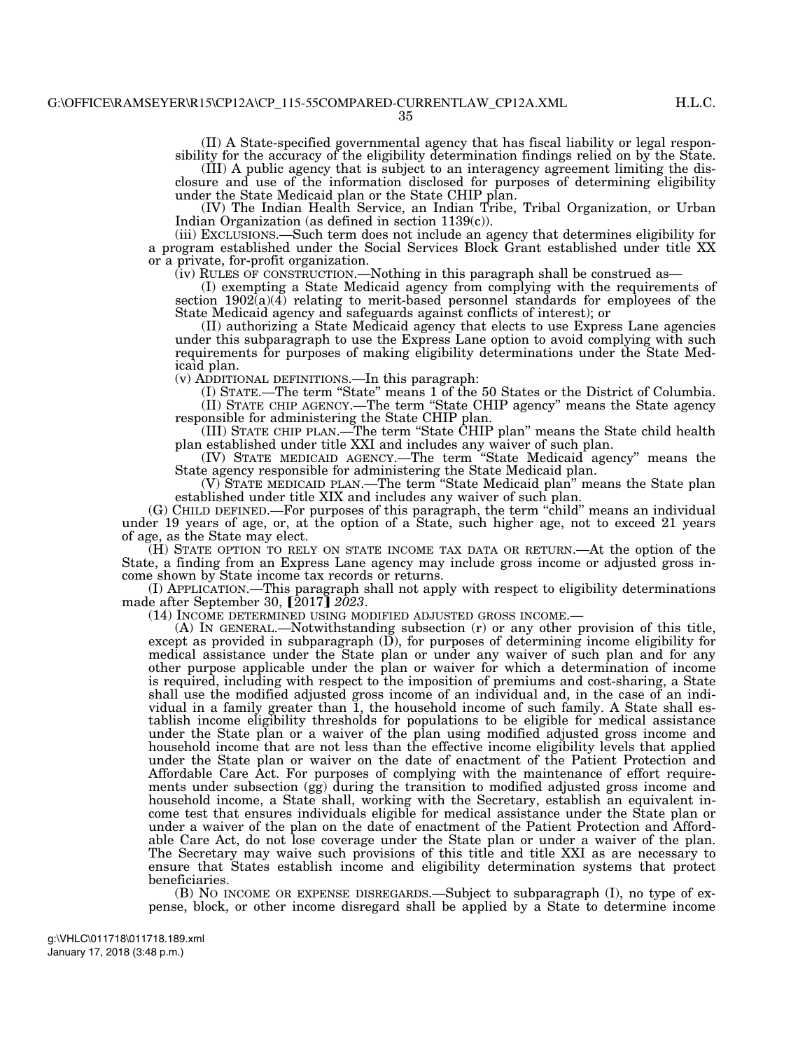(II) A State-specified governmental agency that has fiscal liability or legal responsibility for the accuracy of the eligibility determination findings relied on by the State.

(III) A public agency that is subject to an interagency agreement limiting the disclosure and use of the information disclosed for purposes of determining eligibility under the State Medicaid plan or the State CHIP plan.

(IV) The Indian Health Service, an Indian Tribe, Tribal Organization, or Urban Indian Organization (as defined in section 1139(c)).

(iii) EXCLUSIONS.—Such term does not include an agency that determines eligibility for a program established under the Social Services Block Grant established under title XX or a private, for-profit organization.

(iv) RULES OF CONSTRUCTION.—Nothing in this paragraph shall be construed as—

(I) exempting a State Medicaid agency from complying with the requirements of section 1902(a)(4) relating to merit-based personnel standards for employees of the State Medicaid agency and safeguards against conflicts of interest); or

(II) authorizing a State Medicaid agency that elects to use Express Lane agencies under this subparagraph to use the Express Lane option to avoid complying with such requirements for purposes of making eligibility determinations under the State Medicaid plan.

(v) ADDITIONAL DEFINITIONS.—In this paragraph:

(I) STATE.—The term "State" means 1 of the 50 States or the District of Columbia.

(II) STATE CHIP AGENCY.—The term "State CHIP agency" means the State agency responsible for administering the State CHIP plan.

(III) STATE CHIP PLAN.—The term "State CHIP plan" means the State child health plan established under title XXI and includes any waiver of such plan.

(IV) STATE MEDICAID AGENCY.—The term "State Medicaid agency" means the State agency responsible for administering the State Medicaid plan.

(V) STATE MEDICAID PLAN.—The term "State Medicaid plan" means the State plan established under title XIX and includes any waiver of such plan.

(G) CHILD DEFINED.—For purposes of this paragraph, the term "child" means an individual under 19 years of age, or, at the option of a State, such higher age, not to exceed 21 years of age, as the State may elect.

(H) STATE OPTION TO RELY ON STATE INCOME TAX DATA OR RETURN.—At the option of the State, a finding from an Express Lane agency may include gross income or adjusted gross income shown by State income tax records or returns.

(I) APPLICATION.—This paragraph shall not apply with respect to eligibility determinations made after September 30, [2017] *2023*.

(14) INCOME DETERMINED USING MODIFIED ADJUSTED GROSS INCOME.—

(A) IN GENERAL.—Notwithstanding subsection (r) or any other provision of this title, except as provided in subparagraph (D), for purposes of determining income eligibility for medical assistance under the State plan or under any waiver of such plan and for any other purpose applicable under the plan or waiver for which a determination of income is required, including with respect to the imposition of premiums and cost-sharing, a State shall use the modified adjusted gross income of an individual and, in the case of an individual in a family greater than 1, the household income of such family. A State shall establish income eligibility thresholds for populations to be eligible for medical assistance under the State plan or a waiver of the plan using modified adjusted gross income and household income that are not less than the effective income eligibility levels that applied under the State plan or waiver on the date of enactment of the Patient Protection and Affordable Care Act. For purposes of complying with the maintenance of effort requirements under subsection (gg) during the transition to modified adjusted gross income and household income, a State shall, working with the Secretary, establish an equivalent income test that ensures individuals eligible for medical assistance under the State plan or under a waiver of the plan on the date of enactment of the Patient Protection and Affordable Care Act, do not lose coverage under the State plan or under a waiver of the plan. The Secretary may waive such provisions of this title and title XXI as are necessary to ensure that States establish income and eligibility determination systems that protect beneficiaries.

(B) NO INCOME OR EXPENSE DISREGARDS.—Subject to subparagraph (I), no type of expense, block, or other income disregard shall be applied by a State to determine income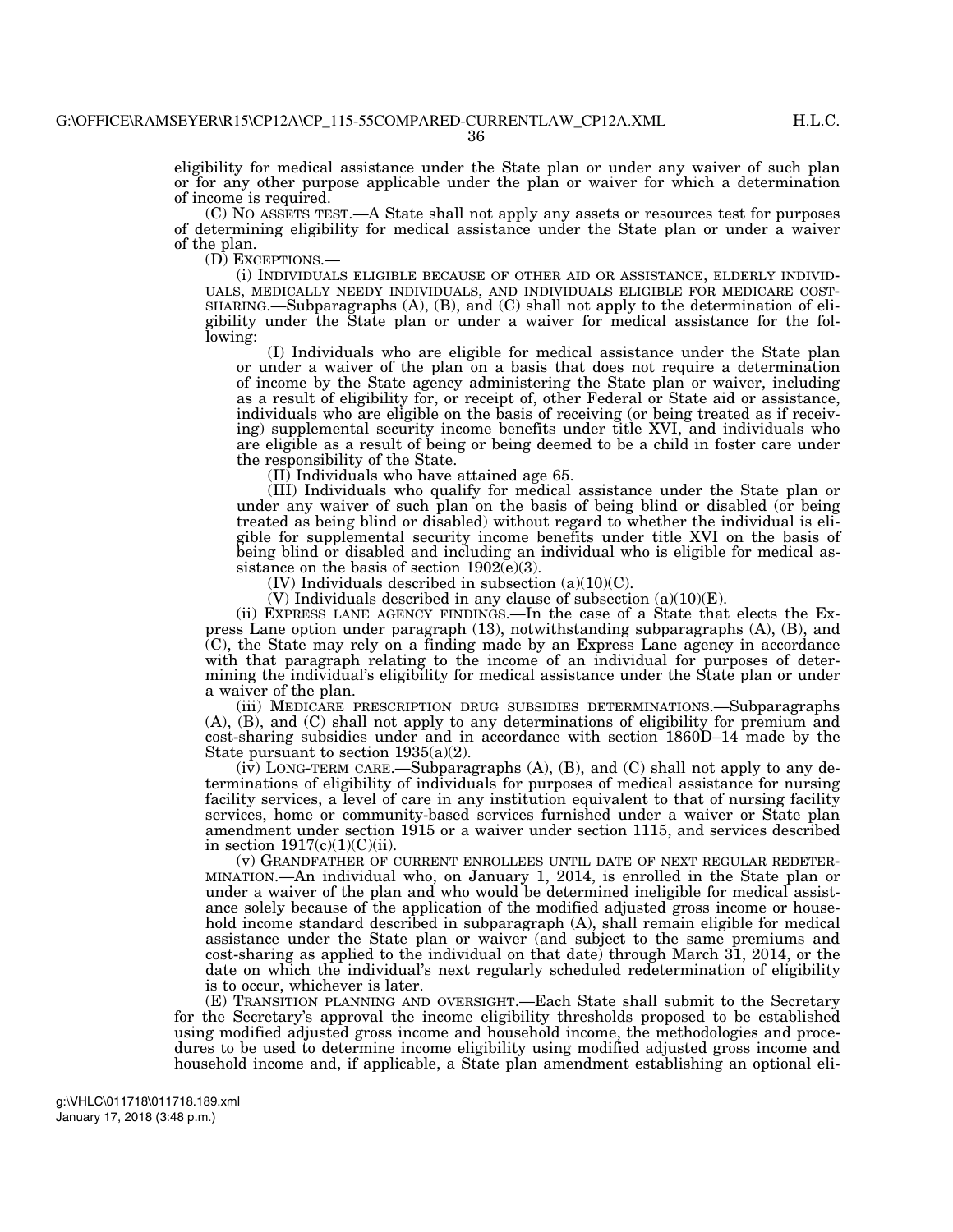eligibility for medical assistance under the State plan or under any waiver of such plan or for any other purpose applicable under the plan or waiver for which a determination of income is required.

(C) NO ASSETS TEST.—A State shall not apply any assets or resources test for purposes of determining eligibility for medical assistance under the State plan or under a waiver of the plan.

(D) EXCEPTIONS.—

(i) INDIVIDUALS ELIGIBLE BECAUSE OF OTHER AID OR ASSISTANCE, ELDERLY INDIVIDUALS, MEDICALLY NEEDY INDIVIDUALS, AND INDIVIDUALS ELIGIBLE FOR MEDICARE COST-SHARING.—Subparagraphs (A), (B), and (C) shall not apply to the determination of eligibility under the State plan or under a waiver for medical assistance for the following:

(I) Individuals who are eligible for medical assistance under the State plan or under a waiver of the plan on a basis that does not require a determination of income by the State agency administering the State plan or waiver, including as a result of eligibility for, or receipt of, other Federal or State aid or assistance, individuals who are eligible on the basis of receiving (or being treated as if receiving) supplemental security income benefits under title XVI, and individuals who are eligible as a result of being or being deemed to be a child in foster care under the responsibility of the State.

(II) Individuals who have attained age 65.

(III) Individuals who qualify for medical assistance under the State plan or under any waiver of such plan on the basis of being blind or disabled (or being treated as being blind or disabled) without regard to whether the individual is eligible for supplemental security income benefits under title XVI on the basis of being blind or disabled and including an individual who is eligible for medical assistance on the basis of section 1902(e)(3).

(IV) Individuals described in subsection (a)(10)(C).

(V) Individuals described in any clause of subsection (a)(10)(E).

(ii) EXPRESS LANE AGENCY FINDINGS.—In the case of a State that elects the Express Lane option under paragraph (13), notwithstanding subparagraphs (A), (B), and (C), the State may rely on a finding made by an Express Lane agency in accordance with that paragraph relating to the income of an individual for purposes of determining the individual's eligibility for medical assistance under the State plan or under a waiver of the plan.

(iii) MEDICARE PRESCRIPTION DRUG SUBSIDIES DETERMINATIONS.—Subparagraphs (A), (B), and (C) shall not apply to any determinations of eligibility for premium and cost-sharing subsidies under and in accordance with section 1860D–14 made by the State pursuant to section 1935(a)(2).

(iv) LONG-TERM CARE.—Subparagraphs (A), (B), and (C) shall not apply to any determinations of eligibility of individuals for purposes of medical assistance for nursing facility services, a level of care in any institution equivalent to that of nursing facility services, home or community-based services furnished under a waiver or State plan amendment under section 1915 or a waiver under section 1115, and services described in section 1917(c)(1)(C)(ii).

(v) GRANDFATHER OF CURRENT ENROLLEES UNTIL DATE OF NEXT REGULAR REDETERMINATION.—An individual who, on January 1, 2014, is enrolled in the State plan or under a waiver of the plan and who would be determined ineligible for medical assistance solely because of the application of the modified adjusted gross income or household income standard described in subparagraph (A), shall remain eligible for medical assistance under the State plan or waiver (and subject to the same premiums and cost-sharing as applied to the individual on that date) through March 31, 2014, or the date on which the individual's next regularly scheduled redetermination of eligibility is to occur, whichever is later.

(E) TRANSITION PLANNING AND OVERSIGHT.—Each State shall submit to the Secretary for the Secretary's approval the income eligibility thresholds proposed to be established using modified adjusted gross income and household income, the methodologies and procedures to be used to determine income eligibility using modified adjusted gross income and household income and, if applicable, a State plan amendment establishing an optional eli-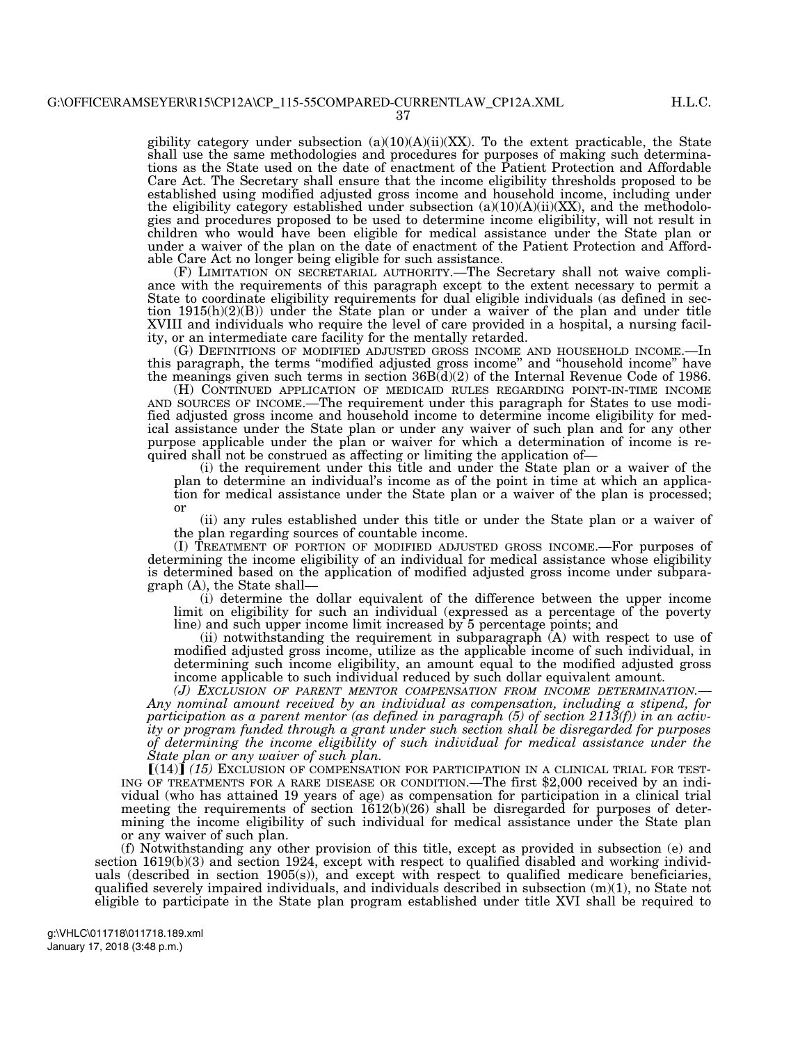gibility category under subsection (a)(10)(A)(ii)(XX). To the extent practicable, the State shall use the same methodologies and procedures for purposes of making such determinations as the State used on the date of enactment of the Patient Protection and Affordable Care Act. The Secretary shall ensure that the income eligibility thresholds proposed to be established using modified adjusted gross income and household income, including under the eligibility category established under subsection (a)(10)(A)(ii)(XX), and the methodologies and procedures proposed to be used to determine income eligibility, will not result in children who would have been eligible for medical assistance under the State plan or under a waiver of the plan on the date of enactment of the Patient Protection and Affordable Care Act no longer being eligible for such assistance.

(F) LIMITATION ON SECRETARIAL AUTHORITY.—The Secretary shall not waive compliance with the requirements of this paragraph except to the extent necessary to permit a State to coordinate eligibility requirements for dual eligible individuals (as defined in section 1915(h)(2)(B)) under the State plan or under a waiver of the plan and under title XVIII and individuals who require the level of care provided in a hospital, a nursing facility, or an intermediate care facility for the mentally retarded.

(G) DEFINITIONS OF MODIFIED ADJUSTED GROSS INCOME AND HOUSEHOLD INCOME.—In this paragraph, the terms "modified adjusted gross income" and "household income" have the meanings given such terms in section 36B(d)(2) of the Internal Revenue Code of 1986.

(H) CONTINUED APPLICATION OF MEDICAID RULES REGARDING POINT-IN-TIME INCOME AND SOURCES OF INCOME.—The requirement under this paragraph for States to use modified adjusted gross income and household income to determine income eligibility for medical assistance under the State plan or under any waiver of such plan and for any other purpose applicable under the plan or waiver for which a determination of income is required shall not be construed as affecting or limiting the application of—

(i) the requirement under this title and under the State plan or a waiver of the plan to determine an individual's income as of the point in time at which an application for medical assistance under the State plan or a waiver of the plan is processed; or

(ii) any rules established under this title or under the State plan or a waiver of the plan regarding sources of countable income.

(I) TREATMENT OF PORTION OF MODIFIED ADJUSTED GROSS INCOME.—For purposes of determining the income eligibility of an individual for medical assistance whose eligibility is determined based on the application of modified adjusted gross income under subparagraph (A), the State shall—

(i) determine the dollar equivalent of the difference between the upper income limit on eligibility for such an individual (expressed as a percentage of the poverty line) and such upper income limit increased by 5 percentage points; and

(ii) notwithstanding the requirement in subparagraph (A) with respect to use of modified adjusted gross income, utilize as the applicable income of such individual, in determining such income eligibility, an amount equal to the modified adjusted gross income applicable to such individual reduced by such dollar equivalent amount.

*(J) EXCLUSION OF PARENT MENTOR COMPENSATION FROM INCOME DETERMINATION.—Any nominal amount received by an individual as compensation, including a stipend, for participation as a parent mentor (as defined in paragraph (5) of section 2113(f)) in an activity or program funded through a grant under such section shall be disregarded for purposes of determining the income eligibility of such individual for medical assistance under the State plan or any waiver of such plan.*

⟦(14)⟧ *(15)* EXCLUSION OF COMPENSATION FOR PARTICIPATION IN A CLINICAL TRIAL FOR TESTING OF TREATMENTS FOR A RARE DISEASE OR CONDITION.—The first $2,000 received by an individual (who has attained 19 years of age) as compensation for participation in a clinical trial meeting the requirements of section 1612(b)(26) shall be disregarded for purposes of determining the income eligibility of such individual for medical assistance under the State plan or any waiver of such plan.

(f) Notwithstanding any other provision of this title, except as provided in subsection (e) and section 1619(b)(3) and section 1924, except with respect to qualified disabled and working individuals (described in section 1905(s)), and except with respect to qualified medicare beneficiaries, qualified severely impaired individuals, and individuals described in subsection (m)(1), no State not eligible to participate in the State plan program established under title XVI shall be required to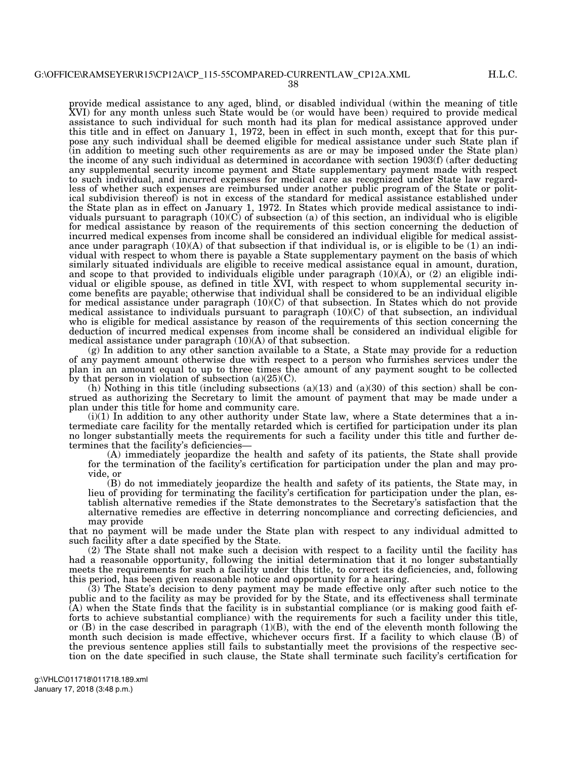provide medical assistance to any aged, blind, or disabled individual (within the meaning of title XVI) for any month unless such State would be (or would have been) required to provide medical assistance to such individual for such month had its plan for medical assistance approved under this title and in effect on January 1, 1972, been in effect in such month, except that for this purpose any such individual shall be deemed eligible for medical assistance under such State plan if (in addition to meeting such other requirements as are or may be imposed under the State plan) the income of any such individual as determined in accordance with section 1903(f) (after deducting any supplemental security income payment and State supplementary payment made with respect to such individual, and incurred expenses for medical care as recognized under State law regardless of whether such expenses are reimbursed under another public program of the State or political subdivision thereof) is not in excess of the standard for medical assistance established under the State plan as in effect on January 1, 1972. In States which provide medical assistance to individuals pursuant to paragraph (10)(C) of subsection (a) of this section, an individual who is eligible for medical assistance by reason of the requirements of this section concerning the deduction of incurred medical expenses from income shall be considered an individual eligible for medical assistance under paragraph (10)(A) of that subsection if that individual is, or is eligible to be (1) an individual with respect to whom there is payable a State supplementary payment on the basis of which similarly situated individuals are eligible to receive medical assistance equal in amount, duration, and scope to that provided to individuals eligible under paragraph (10)(A), or (2) an eligible individual or eligible spouse, as defined in title XVI, with respect to whom supplemental security income benefits are payable; otherwise that individual shall be considered to be an individual eligible for medical assistance under paragraph (10)(C) of that subsection. In States which do not provide medical assistance to individuals pursuant to paragraph (10)(C) of that subsection, an individual who is eligible for medical assistance by reason of the requirements of this section concerning the deduction of incurred medical expenses from income shall be considered an individual eligible for medical assistance under paragraph (10)(A) of that subsection.

(g) In addition to any other sanction available to a State, a State may provide for a reduction of any payment amount otherwise due with respect to a person who furnishes services under the plan in an amount equal to up to three times the amount of any payment sought to be collected by that person in violation of subsection (a)(25)(C).

(h) Nothing in this title (including subsections (a)(13) and (a)(30) of this section) shall be construed as authorizing the Secretary to limit the amount of payment that may be made under a plan under this title for home and community care.

(i)(1) In addition to any other authority under State law, where a State determines that a intermediate care facility for the mentally retarded which is certified for participation under its plan no longer substantially meets the requirements for such a facility under this title and further determines that the facility's deficiencies—

(A) immediately jeopardize the health and safety of its patients, the State shall provide for the termination of the facility's certification for participation under the plan and may provide, or

(B) do not immediately jeopardize the health and safety of its patients, the State may, in lieu of providing for terminating the facility's certification for participation under the plan, establish alternative remedies if the State demonstrates to the Secretary's satisfaction that the alternative remedies are effective in deterring noncompliance and correcting deficiencies, and may provide

that no payment will be made under the State plan with respect to any individual admitted to such facility after a date specified by the State.

(2) The State shall not make such a decision with respect to a facility until the facility has had a reasonable opportunity, following the initial determination that it no longer substantially meets the requirements for such a facility under this title, to correct its deficiencies, and, following this period, has been given reasonable notice and opportunity for a hearing.

(3) The State's decision to deny payment may be made effective only after such notice to the public and to the facility as may be provided for by the State, and its effectiveness shall terminate (A) when the State finds that the facility is in substantial compliance (or is making good faith efforts to achieve substantial compliance) with the requirements for such a facility under this title, or (B) in the case described in paragraph (1)(B), with the end of the eleventh month following the month such decision is made effective, whichever occurs first. If a facility to which clause (B) of the previous sentence applies still fails to substantially meet the provisions of the respective section on the date specified in such clause, the State shall terminate such facility's certification for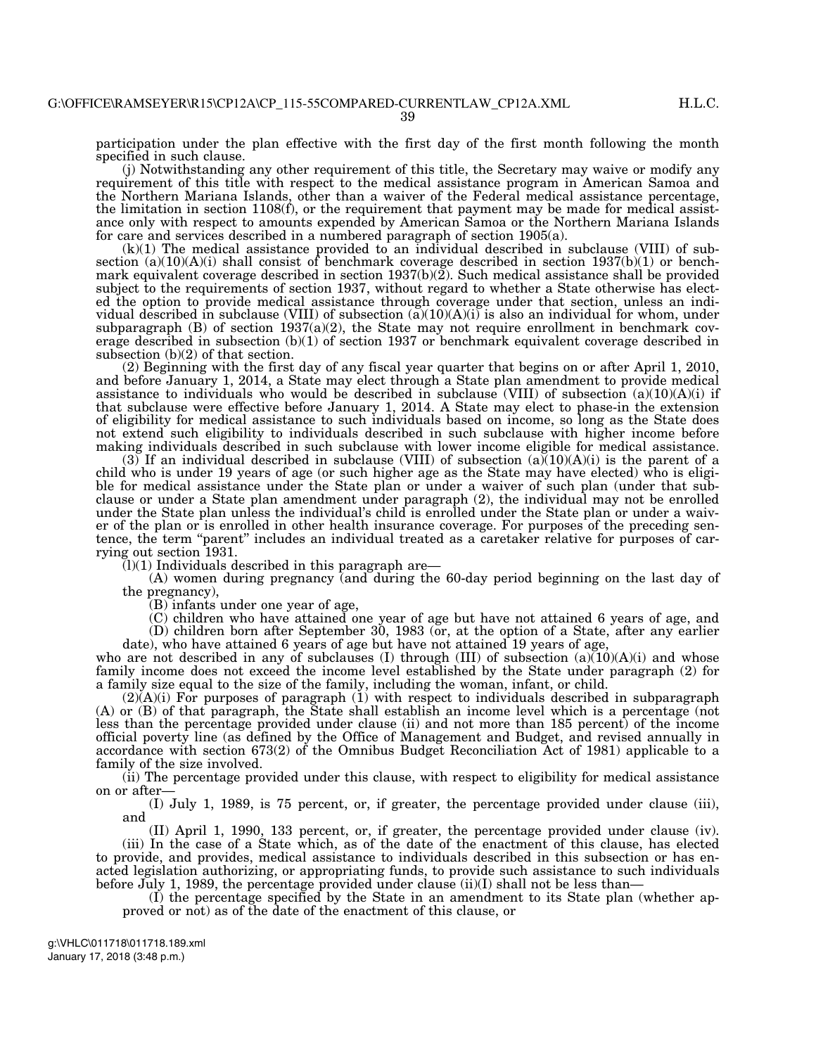participation under the plan effective with the first day of the first month following the month specified in such clause.

(j) Notwithstanding any other requirement of this title, the Secretary may waive or modify any requirement of this title with respect to the medical assistance program in American Samoa and the Northern Mariana Islands, other than a waiver of the Federal medical assistance percentage, the limitation in section 1108(f), or the requirement that payment may be made for medical assistance only with respect to amounts expended by American Samoa or the Northern Mariana Islands for care and services described in a numbered paragraph of section 1905(a).

(k)(1) The medical assistance provided to an individual described in subclause (VIII) of subsection (a)(10)(A)(i) shall consist of benchmark coverage described in section 1937(b)(1) or benchmark equivalent coverage described in section 1937(b)(2). Such medical assistance shall be provided subject to the requirements of section 1937, without regard to whether a State otherwise has elected the option to provide medical assistance through coverage under that section, unless an individual described in subclause (VIII) of subsection (a)(10)(A)(i) is also an individual for whom, under subparagraph (B) of section 1937(a)(2), the State may not require enrollment in benchmark coverage described in subsection (b)(1) of section 1937 or benchmark equivalent coverage described in subsection (b)(2) of that section.

(2) Beginning with the first day of any fiscal year quarter that begins on or after April 1, 2010, and before January 1, 2014, a State may elect through a State plan amendment to provide medical assistance to individuals who would be described in subclause (VIII) of subsection (a)(10)(A)(i) if that subclause were effective before January 1, 2014. A State may elect to phase-in the extension of eligibility for medical assistance to such individuals based on income, so long as the State does not extend such eligibility to individuals described in such subclause with higher income before making individuals described in such subclause with lower income eligible for medical assistance.

(3) If an individual described in subclause (VIII) of subsection (a)(10)(A)(i) is the parent of a child who is under 19 years of age (or such higher age as the State may have elected) who is eligible for medical assistance under the State plan or under a waiver of such plan (under that subclause or under a State plan amendment under paragraph (2), the individual may not be enrolled under the State plan unless the individual's child is enrolled under the State plan or under a waiver of the plan or is enrolled in other health insurance coverage. For purposes of the preceding sentence, the term "parent" includes an individual treated as a caretaker relative for purposes of carrying out section 1931.

(l)(1) Individuals described in this paragraph are—

(A) women during pregnancy (and during the 60-day period beginning on the last day of the pregnancy),

(B) infants under one year of age,

(C) children who have attained one year of age but have not attained 6 years of age, and

(D) children born after September 30, 1983 (or, at the option of a State, after any earlier date), who have attained 6 years of age but have not attained 19 years of age,

who are not described in any of subclauses (I) through (III) of subsection (a)(10)(A)(i) and whose family income does not exceed the income level established by the State under paragraph (2) for a family size equal to the size of the family, including the woman, infant, or child.

(2)(A)(i) For purposes of paragraph (1) with respect to individuals described in subparagraph (A) or (B) of that paragraph, the State shall establish an income level which is a percentage (not less than the percentage provided under clause (ii) and not more than 185 percent) of the income official poverty line (as defined by the Office of Management and Budget, and revised annually in accordance with section 673(2) of the Omnibus Budget Reconciliation Act of 1981) applicable to a family of the size involved.

(ii) The percentage provided under this clause, with respect to eligibility for medical assistance on or after—

(I) July 1, 1989, is 75 percent, or, if greater, the percentage provided under clause (iii), and

(II) April 1, 1990, 133 percent, or, if greater, the percentage provided under clause (iv).

(iii) In the case of a State which, as of the date of the enactment of this clause, has elected to provide, and provides, medical assistance to individuals described in this subsection or has enacted legislation authorizing, or appropriating funds, to provide such assistance to such individuals before July 1, 1989, the percentage provided under clause (ii)(I) shall not be less than—

(I) the percentage specified by the State in an amendment to its State plan (whether approved or not) as of the date of the enactment of this clause, or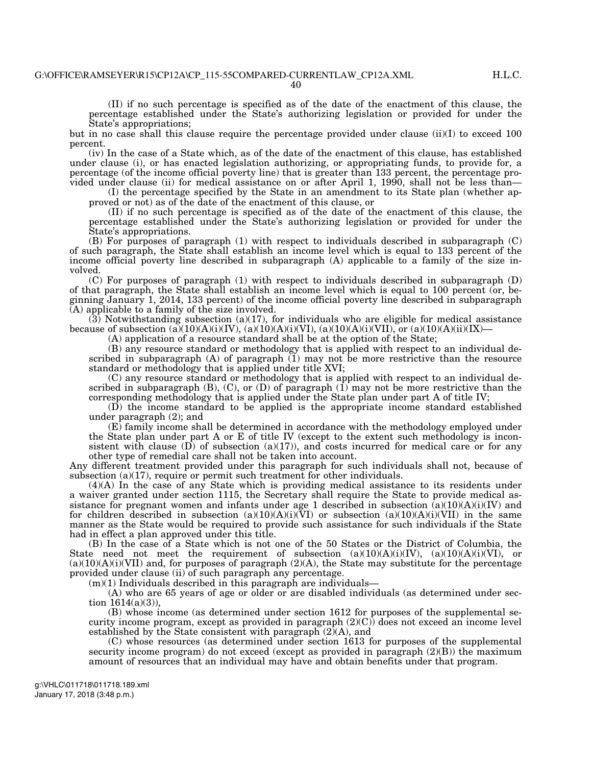(II) if no such percentage is specified as of the date of the enactment of this clause, the percentage established under the State's authorizing legislation or provided for under the State's appropriations;

but in no case shall this clause require the percentage provided under clause (ii)(I) to exceed 100 percent.

(iv) In the case of a State which, as of the date of the enactment of this clause, has established under clause (i), or has enacted legislation authorizing, or appropriating funds, to provide for, a percentage (of the income official poverty line) that is greater than 133 percent, the percentage provided under clause (ii) for medical assistance on or after April 1, 1990, shall not be less than—

(I) the percentage specified by the State in an amendment to its State plan (whether approved or not) as of the date of the enactment of this clause, or

(II) if no such percentage is specified as of the date of the enactment of this clause, the percentage established under the State's authorizing legislation or provided for under the State's appropriations.

(B) For purposes of paragraph (1) with respect to individuals described in subparagraph (C) of such paragraph, the State shall establish an income level which is equal to 133 percent of the income official poverty line described in subparagraph (A) applicable to a family of the size involved.

(C) For purposes of paragraph (1) with respect to individuals described in subparagraph (D) of that paragraph, the State shall establish an income level which is equal to 100 percent (or, beginning January 1, 2014, 133 percent) of the income official poverty line described in subparagraph (A) applicable to a family of the size involved.

(3) Notwithstanding subsection (a)(17), for individuals who are eligible for medical assistance because of subsection (a)(10)(A)(i)(IV), (a)(10)(A)(i)(VI), (a)(10)(A)(i)(VII), or (a)(10)(A)(ii)(IX)—

(A) application of a resource standard shall be at the option of the State;

(B) any resource standard or methodology that is applied with respect to an individual described in subparagraph (A) of paragraph (1) may not be more restrictive than the resource standard or methodology that is applied under title XVI;

(C) any resource standard or methodology that is applied with respect to an individual described in subparagraph (B), (C), or (D) of paragraph (1) may not be more restrictive than the corresponding methodology that is applied under the State plan under part A of title IV;

(D) the income standard to be applied is the appropriate income standard established under paragraph (2); and

(E) family income shall be determined in accordance with the methodology employed under the State plan under part A or E of title IV (except to the extent such methodology is inconsistent with clause (D) of subsection (a)(17)), and costs incurred for medical care or for any other type of remedial care shall not be taken into account.

Any different treatment provided under this paragraph for such individuals shall not, because of subsection (a)(17), require or permit such treatment for other individuals.

(4)(A) In the case of any State which is providing medical assistance to its residents under a waiver granted under section 1115, the Secretary shall require the State to provide medical assistance for pregnant women and infants under age 1 described in subsection (a)(10)(A)(i)(IV) and for children described in subsection (a)(10)(A)(i)(VI) or subsection (a)(10)(A)(i)(VII) in the same manner as the State would be required to provide such assistance for such individuals if the State had in effect a plan approved under this title.

(B) In the case of a State which is not one of the 50 States or the District of Columbia, the State need not meet the requirement of subsection (a)(10)(A)(i)(IV), (a)(10)(A)(i)(VI), or (a)(10)(A)(i)(VII) and, for purposes of paragraph (2)(A), the State may substitute for the percentage provided under clause (ii) of such paragraph any percentage.

(m)(1) Individuals described in this paragraph are individuals—

(A) who are 65 years of age or older or are disabled individuals (as determined under section 1614(a)(3)),

(B) whose income (as determined under section 1612 for purposes of the supplemental security income program, except as provided in paragraph (2)(C)) does not exceed an income level established by the State consistent with paragraph (2)(A), and

(C) whose resources (as determined under section 1613 for purposes of the supplemental security income program) do not exceed (except as provided in paragraph (2)(B)) the maximum amount of resources that an individual may have and obtain benefits under that program.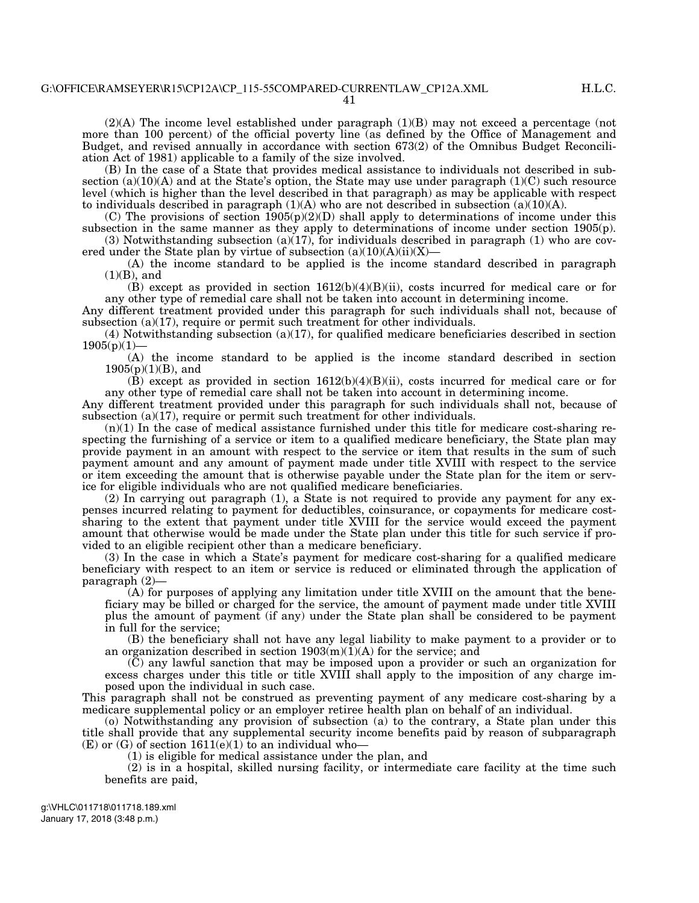(2)(A) The income level established under paragraph (1)(B) may not exceed a percentage (not more than 100 percent) of the official poverty line (as defined by the Office of Management and Budget, and revised annually in accordance with section 673(2) of the Omnibus Budget Reconciliation Act of 1981) applicable to a family of the size involved.

(B) In the case of a State that provides medical assistance to individuals not described in subsection (a)(10)(A) and at the State's option, the State may use under paragraph (1)(C) such resource level (which is higher than the level described in that paragraph) as may be applicable with respect to individuals described in paragraph (1)(A) who are not described in subsection (a)(10)(A).

(C) The provisions of section 1905(p)(2)(D) shall apply to determinations of income under this subsection in the same manner as they apply to determinations of income under section 1905(p).

(3) Notwithstanding subsection (a)(17), for individuals described in paragraph (1) who are covered under the State plan by virtue of subsection (a)(10)(A)(ii)(X)—

(A) the income standard to be applied is the income standard described in paragraph (1)(B), and

(B) except as provided in section 1612(b)(4)(B)(ii), costs incurred for medical care or for any other type of remedial care shall not be taken into account in determining income.

Any different treatment provided under this paragraph for such individuals shall not, because of subsection (a)(17), require or permit such treatment for other individuals.

(4) Notwithstanding subsection (a)(17), for qualified medicare beneficiaries described in section 1905(p)(1)—

(A) the income standard to be applied is the income standard described in section 1905(p)(1)(B), and

(B) except as provided in section 1612(b)(4)(B)(ii), costs incurred for medical care or for any other type of remedial care shall not be taken into account in determining income.

Any different treatment provided under this paragraph for such individuals shall not, because of subsection (a)(17), require or permit such treatment for other individuals.

(n)(1) In the case of medical assistance furnished under this title for medicare cost-sharing respecting the furnishing of a service or item to a qualified medicare beneficiary, the State plan may provide payment in an amount with respect to the service or item that results in the sum of such payment amount and any amount of payment made under title XVIII with respect to the service or item exceeding the amount that is otherwise payable under the State plan for the item or service for eligible individuals who are not qualified medicare beneficiaries.

(2) In carrying out paragraph (1), a State is not required to provide any payment for any expenses incurred relating to payment for deductibles, coinsurance, or copayments for medicare cost-sharing to the extent that payment under title XVIII for the service would exceed the payment amount that otherwise would be made under the State plan under this title for such service if provided to an eligible recipient other than a medicare beneficiary.

(3) In the case in which a State's payment for medicare cost-sharing for a qualified medicare beneficiary with respect to an item or service is reduced or eliminated through the application of paragraph (2)—

(A) for purposes of applying any limitation under title XVIII on the amount that the beneficiary may be billed or charged for the service, the amount of payment made under title XVIII plus the amount of payment (if any) under the State plan shall be considered to be payment in full for the service;

(B) the beneficiary shall not have any legal liability to make payment to a provider or to an organization described in section 1903(m)(1)(A) for the service; and

(C) any lawful sanction that may be imposed upon a provider or such an organization for excess charges under this title or title XVIII shall apply to the imposition of any charge imposed upon the individual in such case.

This paragraph shall not be construed as preventing payment of any medicare cost-sharing by a medicare supplemental policy or an employer retiree health plan on behalf of an individual.

(o) Notwithstanding any provision of subsection (a) to the contrary, a State plan under this title shall provide that any supplemental security income benefits paid by reason of subparagraph (E) or (G) of section 1611(e)(1) to an individual who—

(1) is eligible for medical assistance under the plan, and

(2) is in a hospital, skilled nursing facility, or intermediate care facility at the time such benefits are paid,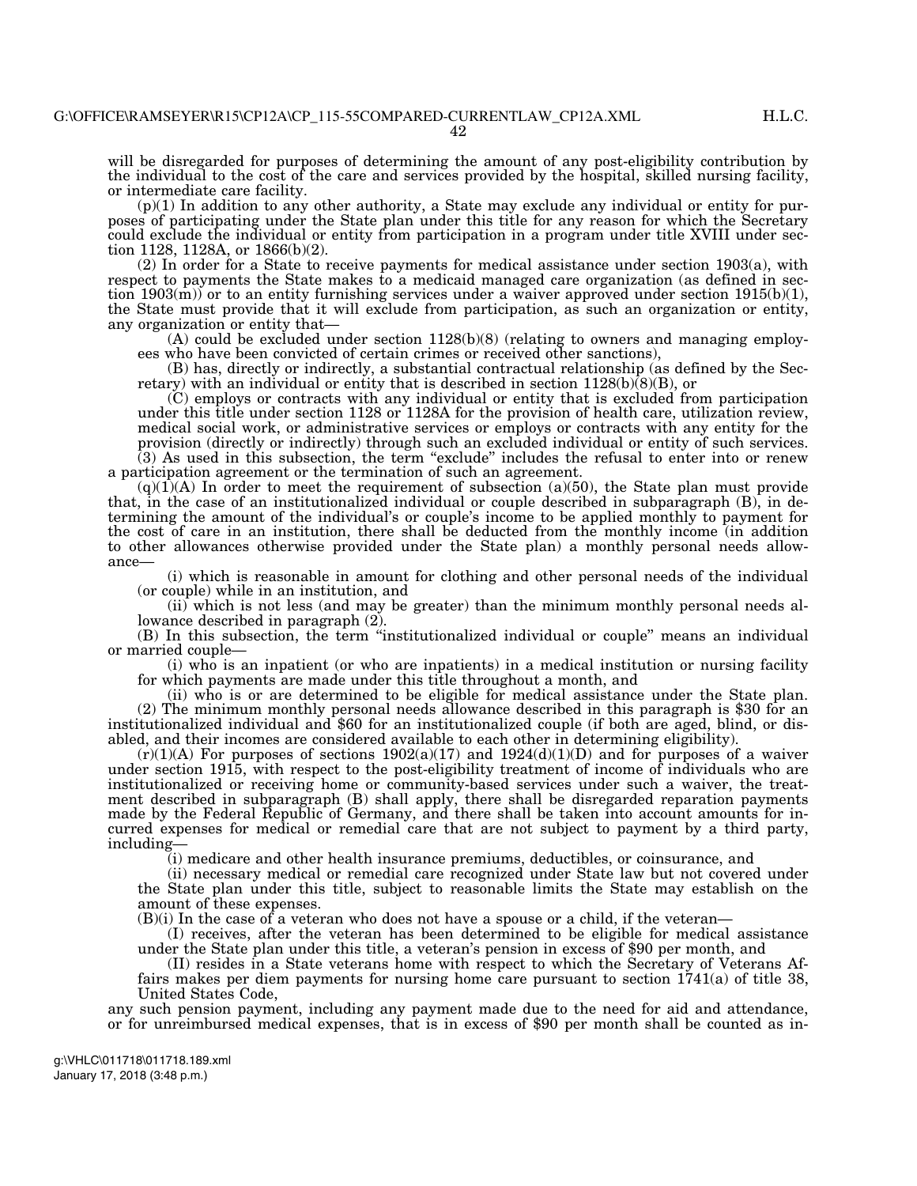will be disregarded for purposes of determining the amount of any post-eligibility contribution by the individual to the cost of the care and services provided by the hospital, skilled nursing facility, or intermediate care facility.

(p)(1) In addition to any other authority, a State may exclude any individual or entity for purposes of participating under the State plan under this title for any reason for which the Secretary could exclude the individual or entity from participation in a program under title XVIII under section 1128, 1128A, or 1866(b)(2).

(2) In order for a State to receive payments for medical assistance under section 1903(a), with respect to payments the State makes to a medicaid managed care organization (as defined in section 1903(m)) or to an entity furnishing services under a waiver approved under section 1915(b)(1), the State must provide that it will exclude from participation, as such an organization or entity, any organization or entity that—

(A) could be excluded under section 1128(b)(8) (relating to owners and managing employees who have been convicted of certain crimes or received other sanctions),

(B) has, directly or indirectly, a substantial contractual relationship (as defined by the Secretary) with an individual or entity that is described in section 1128(b)(8)(B), or

(C) employs or contracts with any individual or entity that is excluded from participation under this title under section 1128 or 1128A for the provision of health care, utilization review, medical social work, or administrative services or employs or contracts with any entity for the provision (directly or indirectly) through such an excluded individual or entity of such services.

(3) As used in this subsection, the term "exclude" includes the refusal to enter into or renew a participation agreement or the termination of such an agreement.

(q)(1)(A) In order to meet the requirement of subsection (a)(50), the State plan must provide that, in the case of an institutionalized individual or couple described in subparagraph (B), in determining the amount of the individual's or couple's income to be applied monthly to payment for the cost of care in an institution, there shall be deducted from the monthly income (in addition to other allowances otherwise provided under the State plan) a monthly personal needs allowance—

(i) which is reasonable in amount for clothing and other personal needs of the individual (or couple) while in an institution, and

(ii) which is not less (and may be greater) than the minimum monthly personal needs allowance described in paragraph (2).

(B) In this subsection, the term "institutionalized individual or couple" means an individual or married couple—

(i) who is an inpatient (or who are inpatients) in a medical institution or nursing facility for which payments are made under this title throughout a month, and

(ii) who is or are determined to be eligible for medical assistance under the State plan.

(2) The minimum monthly personal needs allowance described in this paragraph is $30 for an institutionalized individual and $60 for an institutionalized couple (if both are aged, blind, or disabled, and their incomes are considered available to each other in determining eligibility).

(r)(1)(A) For purposes of sections 1902(a)(17) and 1924(d)(1)(D) and for purposes of a waiver under section 1915, with respect to the post-eligibility treatment of income of individuals who are institutionalized or receiving home or community-based services under such a waiver, the treatment described in subparagraph (B) shall apply, there shall be disregarded reparation payments made by the Federal Republic of Germany, and there shall be taken into account amounts for incurred expenses for medical or remedial care that are not subject to payment by a third party, including—

(i) medicare and other health insurance premiums, deductibles, or coinsurance, and

(ii) necessary medical or remedial care recognized under State law but not covered under the State plan under this title, subject to reasonable limits the State may establish on the amount of these expenses.

(B)(i) In the case of a veteran who does not have a spouse or a child, if the veteran—

(I) receives, after the veteran has been determined to be eligible for medical assistance under the State plan under this title, a veteran's pension in excess of $90 per month, and

(II) resides in a State veterans home with respect to which the Secretary of Veterans Affairs makes per diem payments for nursing home care pursuant to section 1741(a) of title 38, United States Code,

any such pension payment, including any payment made due to the need for aid and attendance, or for unreimbursed medical expenses, that is in excess of $90 per month shall be counted as in-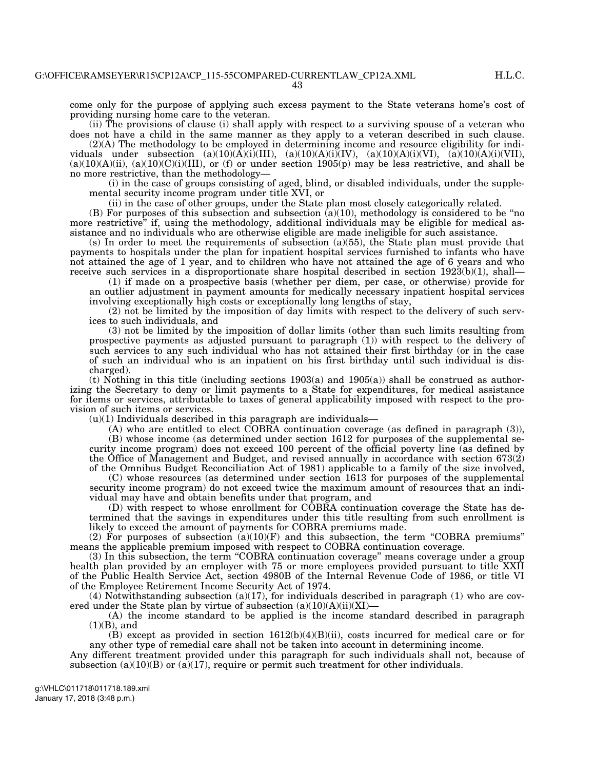come only for the purpose of applying such excess payment to the State veterans home's cost of providing nursing home care to the veteran.

(ii) The provisions of clause (i) shall apply with respect to a surviving spouse of a veteran who does not have a child in the same manner as they apply to a veteran described in such clause.

(2)(A) The methodology to be employed in determining income and resource eligibility for individuals under subsection (a)(10)(A)(i)(III), (a)(10)(A)(i)(IV), (a)(10)(A)(i)(VI), (a)(10)(A)(i)(VII), (a)(10)(A)(ii), (a)(10)(C)(i)(III), or (f) or under section 1905(p) may be less restrictive, and shall be no more restrictive, than the methodology—

(i) in the case of groups consisting of aged, blind, or disabled individuals, under the supplemental security income program under title XVI, or

(ii) in the case of other groups, under the State plan most closely categorically related.

(B) For purposes of this subsection and subsection (a)(10), methodology is considered to be "no more restrictive" if, using the methodology, additional individuals may be eligible for medical assistance and no individuals who are otherwise eligible are made ineligible for such assistance.

(s) In order to meet the requirements of subsection (a)(55), the State plan must provide that payments to hospitals under the plan for inpatient hospital services furnished to infants who have not attained the age of 1 year, and to children who have not attained the age of 6 years and who receive such services in a disproportionate share hospital described in section 1923(b)(1), shall—

(1) if made on a prospective basis (whether per diem, per case, or otherwise) provide for an outlier adjustment in payment amounts for medically necessary inpatient hospital services involving exceptionally high costs or exceptionally long lengths of stay,

(2) not be limited by the imposition of day limits with respect to the delivery of such services to such individuals, and

(3) not be limited by the imposition of dollar limits (other than such limits resulting from prospective payments as adjusted pursuant to paragraph (1)) with respect to the delivery of such services to any such individual who has not attained their first birthday (or in the case of such an individual who is an inpatient on his first birthday until such individual is discharged).

(t) Nothing in this title (including sections 1903(a) and 1905(a)) shall be construed as authorizing the Secretary to deny or limit payments to a State for expenditures, for medical assistance for items or services, attributable to taxes of general applicability imposed with respect to the provision of such items or services.

(u)(1) Individuals described in this paragraph are individuals—

(A) who are entitled to elect COBRA continuation coverage (as defined in paragraph (3)),

(B) whose income (as determined under section 1612 for purposes of the supplemental security income program) does not exceed 100 percent of the official poverty line (as defined by the Office of Management and Budget, and revised annually in accordance with section 673(2) of the Omnibus Budget Reconciliation Act of 1981) applicable to a family of the size involved,

(C) whose resources (as determined under section 1613 for purposes of the supplemental security income program) do not exceed twice the maximum amount of resources that an individual may have and obtain benefits under that program, and

(D) with respect to whose enrollment for COBRA continuation coverage the State has determined that the savings in expenditures under this title resulting from such enrollment is likely to exceed the amount of payments for COBRA premiums made.

(2) For purposes of subsection (a)(10)(F) and this subsection, the term "COBRA premiums" means the applicable premium imposed with respect to COBRA continuation coverage.

(3) In this subsection, the term "COBRA continuation coverage" means coverage under a group health plan provided by an employer with 75 or more employees provided pursuant to title XXII of the Public Health Service Act, section 4980B of the Internal Revenue Code of 1986, or title VI of the Employee Retirement Income Security Act of 1974.

(4) Notwithstanding subsection (a)(17), for individuals described in paragraph (1) who are covered under the State plan by virtue of subsection (a)(10)(A)(ii)(XI)—

(A) the income standard to be applied is the income standard described in paragraph (1)(B), and

(B) except as provided in section 1612(b)(4)(B)(ii), costs incurred for medical care or for any other type of remedial care shall not be taken into account in determining income.

Any different treatment provided under this paragraph for such individuals shall not, because of subsection (a)(10)(B) or (a)(17), require or permit such treatment for other individuals.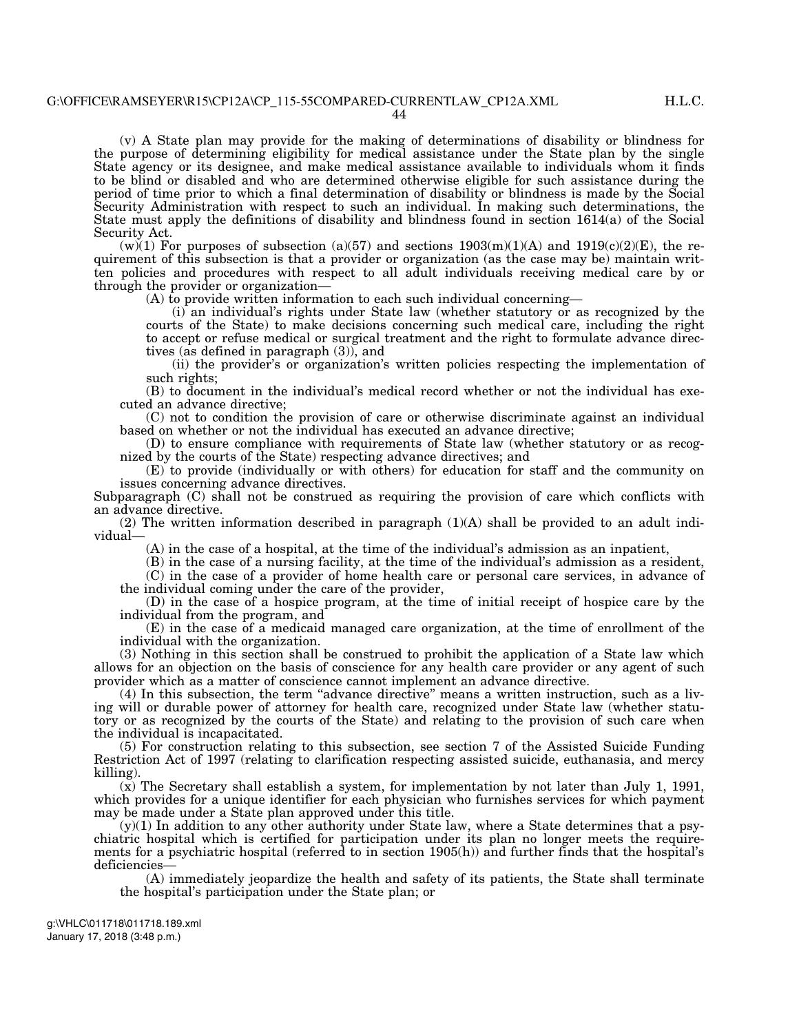(v) A State plan may provide for the making of determinations of disability or blindness for the purpose of determining eligibility for medical assistance under the State plan by the single State agency or its designee, and make medical assistance available to individuals whom it finds to be blind or disabled and who are determined otherwise eligible for such assistance during the period of time prior to which a final determination of disability or blindness is made by the Social Security Administration with respect to such an individual. In making such determinations, the State must apply the definitions of disability and blindness found in section 1614(a) of the Social Security Act.

(w)(1) For purposes of subsection (a)(57) and sections 1903(m)(1)(A) and 1919(c)(2)(E), the requirement of this subsection is that a provider or organization (as the case may be) maintain written policies and procedures with respect to all adult individuals receiving medical care by or through the provider or organization—

(A) to provide written information to each such individual concerning—

(i) an individual's rights under State law (whether statutory or as recognized by the courts of the State) to make decisions concerning such medical care, including the right to accept or refuse medical or surgical treatment and the right to formulate advance directives (as defined in paragraph (3)), and

(ii) the provider's or organization's written policies respecting the implementation of such rights;

(B) to document in the individual's medical record whether or not the individual has executed an advance directive;

(C) not to condition the provision of care or otherwise discriminate against an individual based on whether or not the individual has executed an advance directive;

(D) to ensure compliance with requirements of State law (whether statutory or as recognized by the courts of the State) respecting advance directives; and

(E) to provide (individually or with others) for education for staff and the community on issues concerning advance directives.

Subparagraph (C) shall not be construed as requiring the provision of care which conflicts with an advance directive.

(2) The written information described in paragraph (1)(A) shall be provided to an adult individual—

(A) in the case of a hospital, at the time of the individual's admission as an inpatient,

(B) in the case of a nursing facility, at the time of the individual's admission as a resident,

(C) in the case of a provider of home health care or personal care services, in advance of the individual coming under the care of the provider,

(D) in the case of a hospice program, at the time of initial receipt of hospice care by the individual from the program, and

(E) in the case of a medicaid managed care organization, at the time of enrollment of the individual with the organization.

(3) Nothing in this section shall be construed to prohibit the application of a State law which allows for an objection on the basis of conscience for any health care provider or any agent of such provider which as a matter of conscience cannot implement an advance directive.

(4) In this subsection, the term "advance directive" means a written instruction, such as a living will or durable power of attorney for health care, recognized under State law (whether statutory or as recognized by the courts of the State) and relating to the provision of such care when the individual is incapacitated.

(5) For construction relating to this subsection, see section 7 of the Assisted Suicide Funding Restriction Act of 1997 (relating to clarification respecting assisted suicide, euthanasia, and mercy killing).

(x) The Secretary shall establish a system, for implementation by not later than July 1, 1991, which provides for a unique identifier for each physician who furnishes services for which payment may be made under a State plan approved under this title.

(y)(1) In addition to any other authority under State law, where a State determines that a psychiatric hospital which is certified for participation under its plan no longer meets the requirements for a psychiatric hospital (referred to in section 1905(h)) and further finds that the hospital's deficiencies—

(A) immediately jeopardize the health and safety of its patients, the State shall terminate the hospital's participation under the State plan; or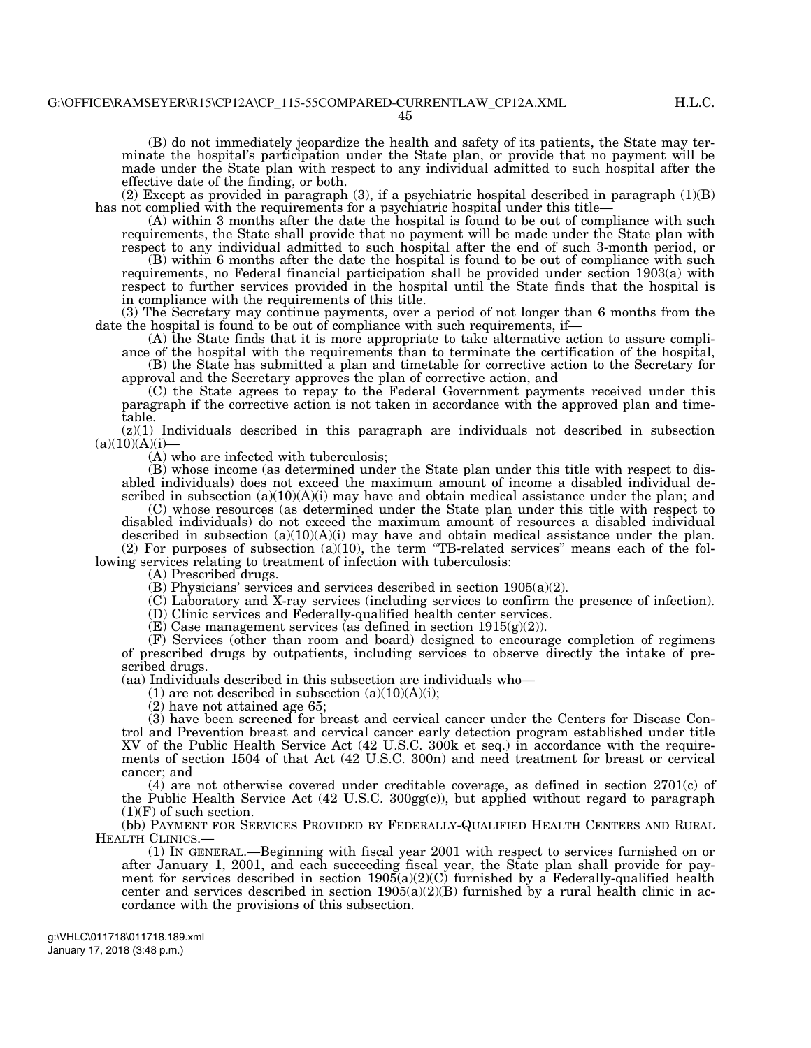(B) do not immediately jeopardize the health and safety of its patients, the State may terminate the hospital's participation under the State plan, or provide that no payment will be made under the State plan with respect to any individual admitted to such hospital after the effective date of the finding, or both.

(2) Except as provided in paragraph (3), if a psychiatric hospital described in paragraph (1)(B) has not complied with the requirements for a psychiatric hospital under this title—

(A) within 3 months after the date the hospital is found to be out of compliance with such requirements, the State shall provide that no payment will be made under the State plan with respect to any individual admitted to such hospital after the end of such 3-month period, or

(B) within 6 months after the date the hospital is found to be out of compliance with such requirements, no Federal financial participation shall be provided under section 1903(a) with respect to further services provided in the hospital until the State finds that the hospital is in compliance with the requirements of this title.

(3) The Secretary may continue payments, over a period of not longer than 6 months from the date the hospital is found to be out of compliance with such requirements, if—

(A) the State finds that it is more appropriate to take alternative action to assure compliance of the hospital with the requirements than to terminate the certification of the hospital,

(B) the State has submitted a plan and timetable for corrective action to the Secretary for approval and the Secretary approves the plan of corrective action, and

(C) the State agrees to repay to the Federal Government payments received under this paragraph if the corrective action is not taken in accordance with the approved plan and timetable.

(z)(1) Individuals described in this paragraph are individuals not described in subsection (a)(10)(A)(i)—

(A) who are infected with tuberculosis;

(B) whose income (as determined under the State plan under this title with respect to disabled individuals) does not exceed the maximum amount of income a disabled individual described in subsection (a)(10)(A)(i) may have and obtain medical assistance under the plan; and

(C) whose resources (as determined under the State plan under this title with respect to disabled individuals) do not exceed the maximum amount of resources a disabled individual described in subsection (a)(10)(A)(i) may have and obtain medical assistance under the plan.

(2) For purposes of subsection (a)(10), the term "TB-related services" means each of the following services relating to treatment of infection with tuberculosis:

(A) Prescribed drugs.

(B) Physicians' services and services described in section 1905(a)(2).

(C) Laboratory and X-ray services (including services to confirm the presence of infection).

(D) Clinic services and Federally-qualified health center services.

(E) Case management services (as defined in section 1915(g)(2)).

(F) Services (other than room and board) designed to encourage completion of regimens of prescribed drugs by outpatients, including services to observe directly the intake of prescribed drugs.

(aa) Individuals described in this subsection are individuals who—

(1) are not described in subsection (a)(10)(A)(i);

(2) have not attained age 65;

(3) have been screened for breast and cervical cancer under the Centers for Disease Control and Prevention breast and cervical cancer early detection program established under title XV of the Public Health Service Act (42 U.S.C. 300k et seq.) in accordance with the requirements of section 1504 of that Act (42 U.S.C. 300n) and need treatment for breast or cervical cancer; and

(4) are not otherwise covered under creditable coverage, as defined in section 2701(c) of the Public Health Service Act (42 U.S.C. 300gg(c)), but applied without regard to paragraph (1)(F) of such section.

(bb) PAYMENT FOR SERVICES PROVIDED BY FEDERALLY-QUALIFIED HEALTH CENTERS AND RURAL HEALTH CLINICS.—

(1) IN GENERAL.—Beginning with fiscal year 2001 with respect to services furnished on or after January 1, 2001, and each succeeding fiscal year, the State plan shall provide for payment for services described in section 1905(a)(2)(C) furnished by a Federally-qualified health center and services described in section 1905(a)(2)(B) furnished by a rural health clinic in accordance with the provisions of this subsection.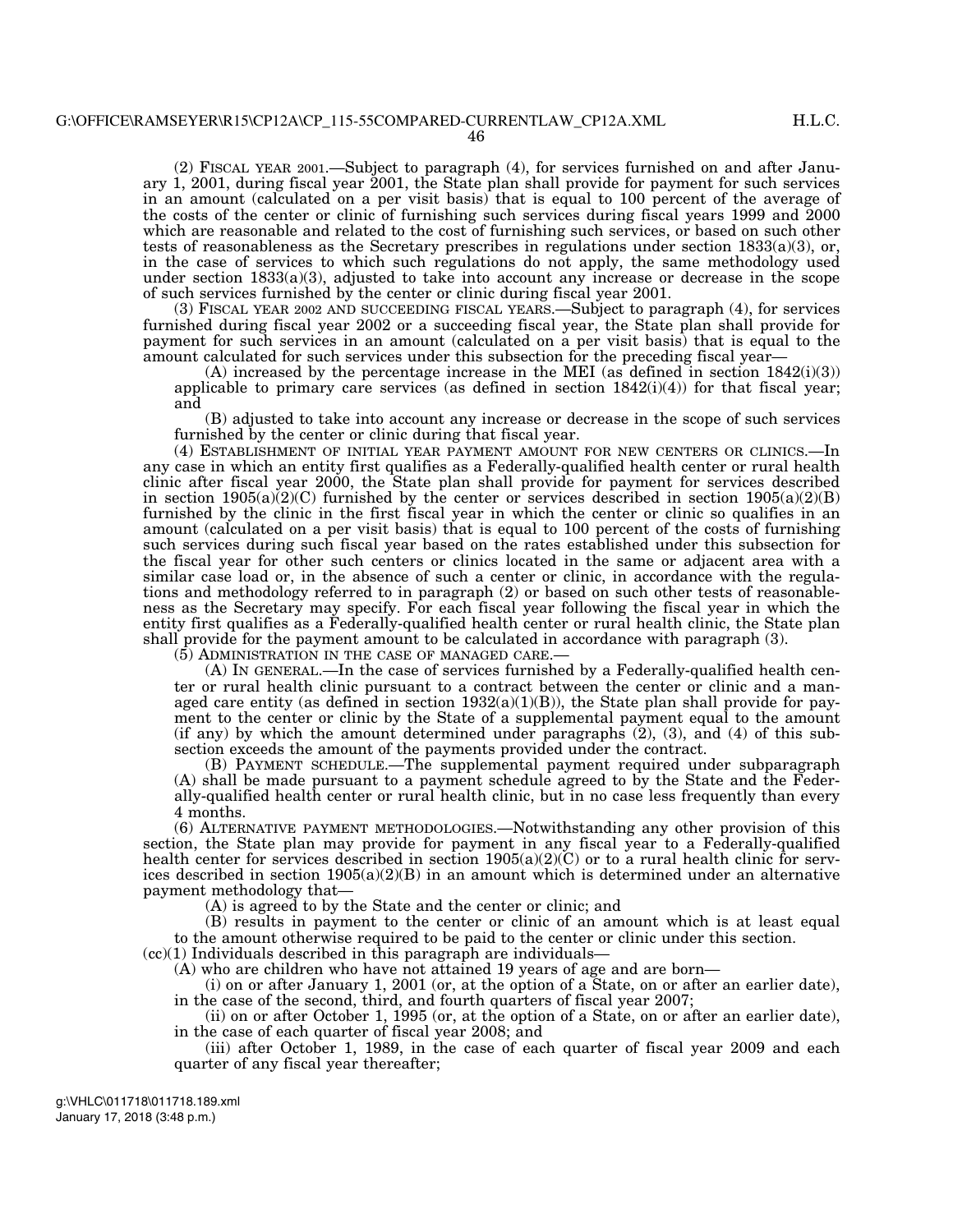(2) FISCAL YEAR 2001.—Subject to paragraph (4), for services furnished on and after January 1, 2001, during fiscal year 2001, the State plan shall provide for payment for such services in an amount (calculated on a per visit basis) that is equal to 100 percent of the average of the costs of the center or clinic of furnishing such services during fiscal years 1999 and 2000 which are reasonable and related to the cost of furnishing such services, or based on such other tests of reasonableness as the Secretary prescribes in regulations under section 1833(a)(3), or, in the case of services to which such regulations do not apply, the same methodology used under section 1833(a)(3), adjusted to take into account any increase or decrease in the scope of such services furnished by the center or clinic during fiscal year 2001.

(3) FISCAL YEAR 2002 AND SUCCEEDING FISCAL YEARS.—Subject to paragraph (4), for services furnished during fiscal year 2002 or a succeeding fiscal year, the State plan shall provide for payment for such services in an amount (calculated on a per visit basis) that is equal to the amount calculated for such services under this subsection for the preceding fiscal year—

(A) increased by the percentage increase in the MEI (as defined in section 1842(i)(3)) applicable to primary care services (as defined in section 1842(i)(4)) for that fiscal year; and

(B) adjusted to take into account any increase or decrease in the scope of such services furnished by the center or clinic during that fiscal year.

(4) ESTABLISHMENT OF INITIAL YEAR PAYMENT AMOUNT FOR NEW CENTERS OR CLINICS.—In any case in which an entity first qualifies as a Federally-qualified health center or rural health clinic after fiscal year 2000, the State plan shall provide for payment for services described in section 1905(a)(2)(C) furnished by the center or services described in section 1905(a)(2)(B) furnished by the clinic in the first fiscal year in which the center or clinic so qualifies in an amount (calculated on a per visit basis) that is equal to 100 percent of the costs of furnishing such services during such fiscal year based on the rates established under this subsection for the fiscal year for other such centers or clinics located in the same or adjacent area with a similar case load or, in the absence of such a center or clinic, in accordance with the regulations and methodology referred to in paragraph (2) or based on such other tests of reasonableness as the Secretary may specify. For each fiscal year following the fiscal year in which the entity first qualifies as a Federally-qualified health center or rural health clinic, the State plan shall provide for the payment amount to be calculated in accordance with paragraph (3).

(5) ADMINISTRATION IN THE CASE OF MANAGED CARE.—

(A) IN GENERAL.—In the case of services furnished by a Federally-qualified health center or rural health clinic pursuant to a contract between the center or clinic and a managed care entity (as defined in section 1932(a)(1)(B)), the State plan shall provide for payment to the center or clinic by the State of a supplemental payment equal to the amount (if any) by which the amount determined under paragraphs (2), (3), and (4) of this subsection exceeds the amount of the payments provided under the contract.

(B) PAYMENT SCHEDULE.—The supplemental payment required under subparagraph (A) shall be made pursuant to a payment schedule agreed to by the State and the Federally-qualified health center or rural health clinic, but in no case less frequently than every 4 months.

(6) ALTERNATIVE PAYMENT METHODOLOGIES.—Notwithstanding any other provision of this section, the State plan may provide for payment in any fiscal year to a Federally-qualified health center for services described in section 1905(a)(2)(C) or to a rural health clinic for services described in section 1905(a)(2)(B) in an amount which is determined under an alternative payment methodology that—

(A) is agreed to by the State and the center or clinic; and

(B) results in payment to the center or clinic of an amount which is at least equal to the amount otherwise required to be paid to the center or clinic under this section.

(cc)(1) Individuals described in this paragraph are individuals—

(A) who are children who have not attained 19 years of age and are born—

(i) on or after January 1, 2001 (or, at the option of a State, on or after an earlier date), in the case of the second, third, and fourth quarters of fiscal year 2007;

(ii) on or after October 1, 1995 (or, at the option of a State, on or after an earlier date), in the case of each quarter of fiscal year 2008; and

(iii) after October 1, 1989, in the case of each quarter of fiscal year 2009 and each quarter of any fiscal year thereafter;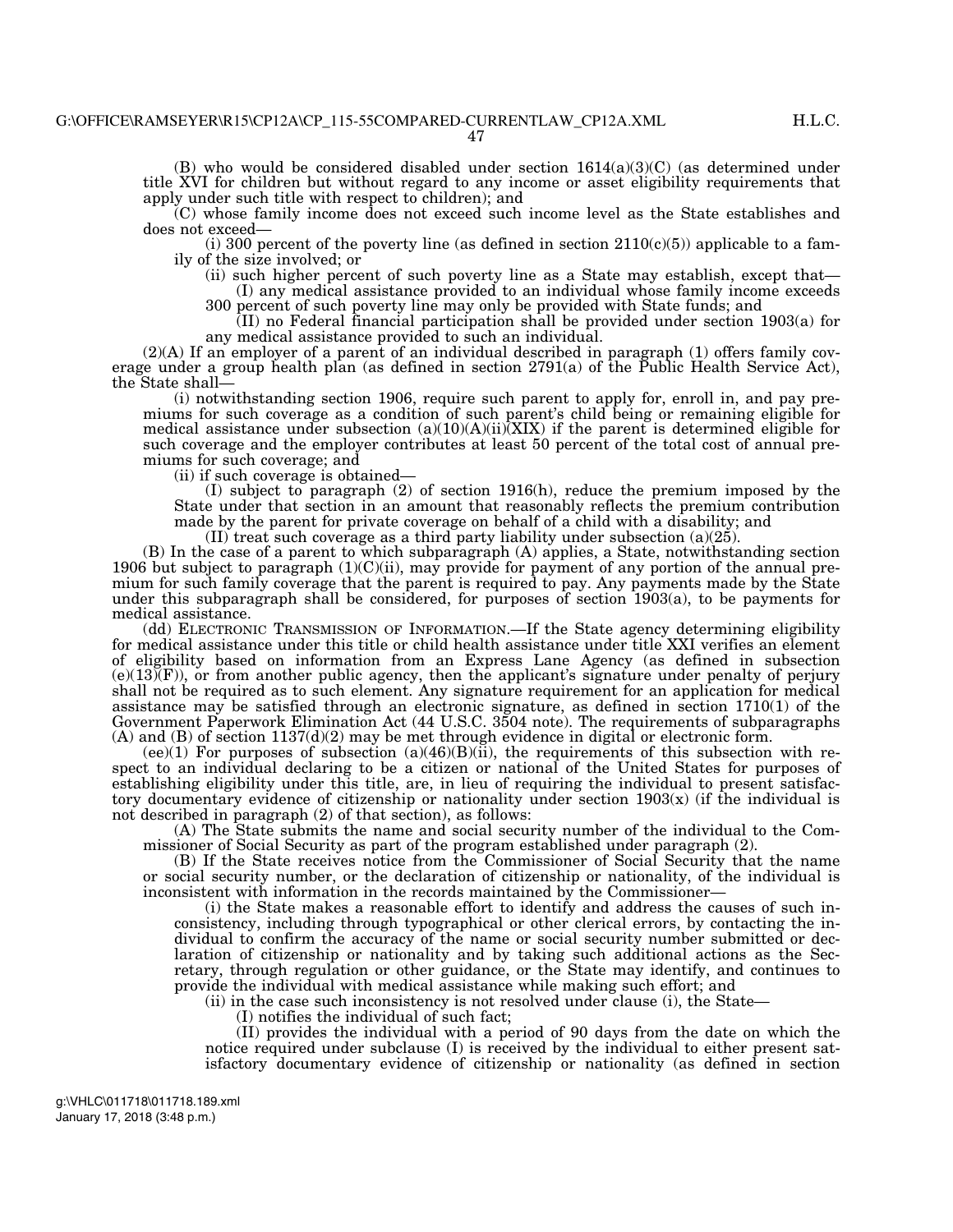(B) who would be considered disabled under section 1614(a)(3)(C) (as determined under title XVI for children but without regard to any income or asset eligibility requirements that apply under such title with respect to children); and

(C) whose family income does not exceed such income level as the State establishes and does not exceed—

(i) 300 percent of the poverty line (as defined in section 2110(c)(5)) applicable to a family of the size involved; or

(ii) such higher percent of such poverty line as a State may establish, except that—

(I) any medical assistance provided to an individual whose family income exceeds 300 percent of such poverty line may only be provided with State funds; and

(II) no Federal financial participation shall be provided under section 1903(a) for any medical assistance provided to such an individual.

(2)(A) If an employer of a parent of an individual described in paragraph (1) offers family coverage under a group health plan (as defined in section 2791(a) of the Public Health Service Act), the State shall—

(i) notwithstanding section 1906, require such parent to apply for, enroll in, and pay premiums for such coverage as a condition of such parent's child being or remaining eligible for medical assistance under subsection (a)(10)(A)(ii)(XIX) if the parent is determined eligible for such coverage and the employer contributes at least 50 percent of the total cost of annual premiums for such coverage; and

(ii) if such coverage is obtained—

(I) subject to paragraph (2) of section 1916(h), reduce the premium imposed by the State under that section in an amount that reasonably reflects the premium contribution made by the parent for private coverage on behalf of a child with a disability; and

(II) treat such coverage as a third party liability under subsection (a)(25).

(B) In the case of a parent to which subparagraph (A) applies, a State, notwithstanding section 1906 but subject to paragraph (1)(C)(ii), may provide for payment of any portion of the annual premium for such family coverage that the parent is required to pay. Any payments made by the State under this subparagraph shall be considered, for purposes of section 1903(a), to be payments for medical assistance.

(dd) ELECTRONIC TRANSMISSION OF INFORMATION.—If the State agency determining eligibility for medical assistance under this title or child health assistance under title XXI verifies an element of eligibility based on information from an Express Lane Agency (as defined in subsection (e)(13)(F)), or from another public agency, then the applicant's signature under penalty of perjury shall not be required as to such element. Any signature requirement for an application for medical assistance may be satisfied through an electronic signature, as defined in section 1710(1) of the Government Paperwork Elimination Act (44 U.S.C. 3504 note). The requirements of subparagraphs (A) and (B) of section 1137(d)(2) may be met through evidence in digital or electronic form.

(ee)(1) For purposes of subsection (a)(46)(B)(ii), the requirements of this subsection with respect to an individual declaring to be a citizen or national of the United States for purposes of establishing eligibility under this title, are, in lieu of requiring the individual to present satisfactory documentary evidence of citizenship or nationality under section 1903(x) (if the individual is not described in paragraph (2) of that section), as follows:

(A) The State submits the name and social security number of the individual to the Commissioner of Social Security as part of the program established under paragraph (2).

(B) If the State receives notice from the Commissioner of Social Security that the name or social security number, or the declaration of citizenship or nationality, of the individual is inconsistent with information in the records maintained by the Commissioner—

(i) the State makes a reasonable effort to identify and address the causes of such inconsistency, including through typographical or other clerical errors, by contacting the individual to confirm the accuracy of the name or social security number submitted or declaration of citizenship or nationality and by taking such additional actions as the Secretary, through regulation or other guidance, or the State may identify, and continues to provide the individual with medical assistance while making such effort; and

(ii) in the case such inconsistency is not resolved under clause (i), the State—

(I) notifies the individual of such fact;

(II) provides the individual with a period of 90 days from the date on which the notice required under subclause (I) is received by the individual to either present satisfactory documentary evidence of citizenship or nationality (as defined in section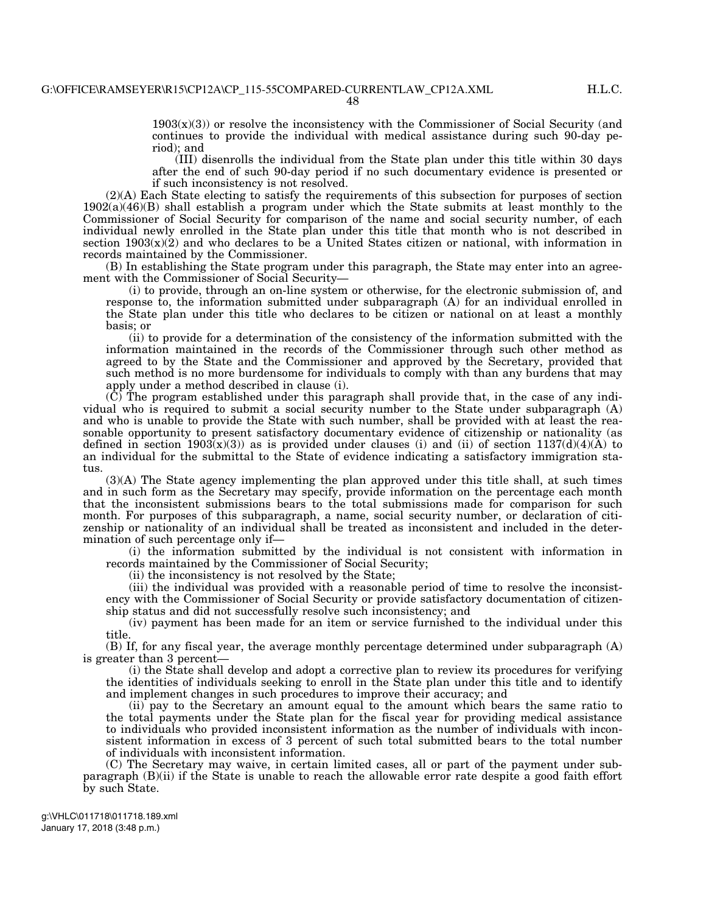1903(x)(3)) or resolve the inconsistency with the Commissioner of Social Security (and continues to provide the individual with medical assistance during such 90-day period); and

(III) disenrolls the individual from the State plan under this title within 30 days after the end of such 90-day period if no such documentary evidence is presented or if such inconsistency is not resolved.

(2)(A) Each State electing to satisfy the requirements of this subsection for purposes of section 1902(a)(46)(B) shall establish a program under which the State submits at least monthly to the Commissioner of Social Security for comparison of the name and social security number, of each individual newly enrolled in the State plan under this title that month who is not described in section 1903(x)(2) and who declares to be a United States citizen or national, with information in records maintained by the Commissioner.

(B) In establishing the State program under this paragraph, the State may enter into an agreement with the Commissioner of Social Security—

(i) to provide, through an on-line system or otherwise, for the electronic submission of, and response to, the information submitted under subparagraph (A) for an individual enrolled in the State plan under this title who declares to be citizen or national on at least a monthly basis; or

(ii) to provide for a determination of the consistency of the information submitted with the information maintained in the records of the Commissioner through such other method as agreed to by the State and the Commissioner and approved by the Secretary, provided that such method is no more burdensome for individuals to comply with than any burdens that may apply under a method described in clause (i).

(C) The program established under this paragraph shall provide that, in the case of any individual who is required to submit a social security number to the State under subparagraph (A) and who is unable to provide the State with such number, shall be provided with at least the reasonable opportunity to present satisfactory documentary evidence of citizenship or nationality (as defined in section 1903(x)(3)) as is provided under clauses (i) and (ii) of section 1137(d)(4)(A) to an individual for the submittal to the State of evidence indicating a satisfactory immigration status.

(3)(A) The State agency implementing the plan approved under this title shall, at such times and in such form as the Secretary may specify, provide information on the percentage each month that the inconsistent submissions bears to the total submissions made for comparison for such month. For purposes of this subparagraph, a name, social security number, or declaration of citizenship or nationality of an individual shall be treated as inconsistent and included in the determination of such percentage only if—

(i) the information submitted by the individual is not consistent with information in records maintained by the Commissioner of Social Security;

(ii) the inconsistency is not resolved by the State;

(iii) the individual was provided with a reasonable period of time to resolve the inconsistency with the Commissioner of Social Security or provide satisfactory documentation of citizenship status and did not successfully resolve such inconsistency; and

(iv) payment has been made for an item or service furnished to the individual under this title.

(B) If, for any fiscal year, the average monthly percentage determined under subparagraph (A) is greater than 3 percent—

(i) the State shall develop and adopt a corrective plan to review its procedures for verifying the identities of individuals seeking to enroll in the State plan under this title and to identify and implement changes in such procedures to improve their accuracy; and

(ii) pay to the Secretary an amount equal to the amount which bears the same ratio to the total payments under the State plan for the fiscal year for providing medical assistance to individuals who provided inconsistent information as the number of individuals with inconsistent information in excess of 3 percent of such total submitted bears to the total number of individuals with inconsistent information.

(C) The Secretary may waive, in certain limited cases, all or part of the payment under subparagraph (B)(ii) if the State is unable to reach the allowable error rate despite a good faith effort by such State.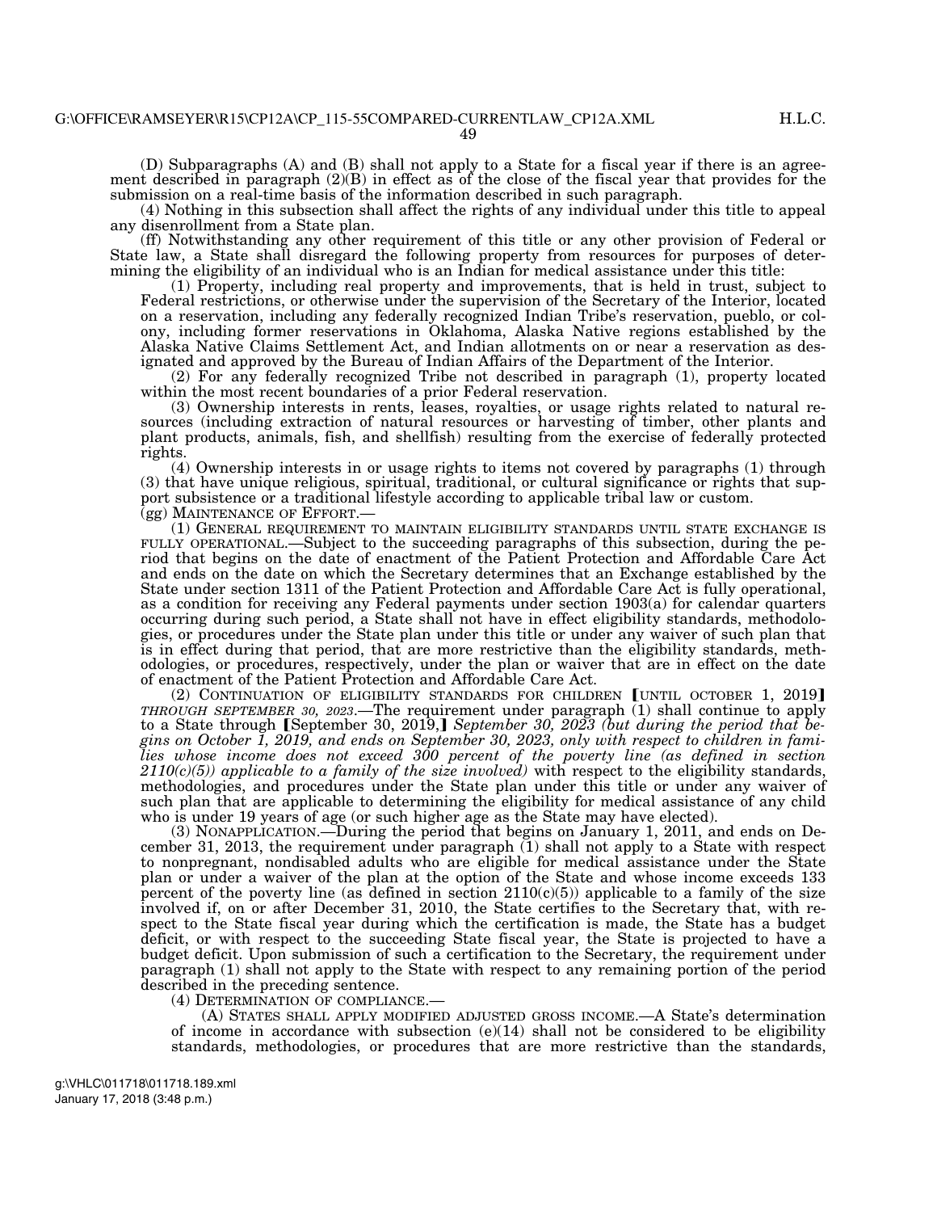(D) Subparagraphs (A) and (B) shall not apply to a State for a fiscal year if there is an agreement described in paragraph (2)(B) in effect as of the close of the fiscal year that provides for the submission on a real-time basis of the information described in such paragraph.

(4) Nothing in this subsection shall affect the rights of any individual under this title to appeal any disenrollment from a State plan.

(ff) Notwithstanding any other requirement of this title or any other provision of Federal or State law, a State shall disregard the following property from resources for purposes of determining the eligibility of an individual who is an Indian for medical assistance under this title:

(1) Property, including real property and improvements, that is held in trust, subject to Federal restrictions, or otherwise under the supervision of the Secretary of the Interior, located on a reservation, including any federally recognized Indian Tribe's reservation, pueblo, or colony, including former reservations in Oklahoma, Alaska Native regions established by the Alaska Native Claims Settlement Act, and Indian allotments on or near a reservation as designated and approved by the Bureau of Indian Affairs of the Department of the Interior.

(2) For any federally recognized Tribe not described in paragraph (1), property located within the most recent boundaries of a prior Federal reservation.

(3) Ownership interests in rents, leases, royalties, or usage rights related to natural resources (including extraction of natural resources or harvesting of timber, other plants and plant products, animals, fish, and shellfish) resulting from the exercise of federally protected rights.

(4) Ownership interests in or usage rights to items not covered by paragraphs (1) through (3) that have unique religious, spiritual, traditional, or cultural significance or rights that support subsistence or a traditional lifestyle according to applicable tribal law or custom.

(gg) MAINTENANCE OF EFFORT.—

(1) GENERAL REQUIREMENT TO MAINTAIN ELIGIBILITY STANDARDS UNTIL STATE EXCHANGE IS FULLY OPERATIONAL.—Subject to the succeeding paragraphs of this subsection, during the period that begins on the date of enactment of the Patient Protection and Affordable Care Act and ends on the date on which the Secretary determines that an Exchange established by the State under section 1311 of the Patient Protection and Affordable Care Act is fully operational, as a condition for receiving any Federal payments under section 1903(a) for calendar quarters occurring during such period, a State shall not have in effect eligibility standards, methodologies, or procedures under the State plan under this title or under any waiver of such plan that is in effect during that period, that are more restrictive than the eligibility standards, methodologies, or procedures, respectively, under the plan or waiver that are in effect on the date of enactment of the Patient Protection and Affordable Care Act.

(2) CONTINUATION OF ELIGIBILITY STANDARDS FOR CHILDREN [UNTIL OCTOBER 1, 2019] *THROUGH SEPTEMBER 30, 2023*.—The requirement under paragraph (1) shall continue to apply to a State through [September 30, 2019,] *September 30, 2023 (but during the period that begins on October 1, 2019, and ends on September 30, 2023, only with respect to children in families whose income does not exceed 300 percent of the poverty line (as defined in section 2110(c)(5)) applicable to a family of the size involved)* with respect to the eligibility standards, methodologies, and procedures under the State plan under this title or under any waiver of such plan that are applicable to determining the eligibility for medical assistance of any child who is under 19 years of age (or such higher age as the State may have elected).

(3) NONAPPLICATION.—During the period that begins on January 1, 2011, and ends on December 31, 2013, the requirement under paragraph (1) shall not apply to a State with respect to nonpregnant, nondisabled adults who are eligible for medical assistance under the State plan or under a waiver of the plan at the option of the State and whose income exceeds 133 percent of the poverty line (as defined in section 2110(c)(5)) applicable to a family of the size involved if, on or after December 31, 2010, the State certifies to the Secretary that, with respect to the State fiscal year during which the certification is made, the State has a budget deficit, or with respect to the succeeding State fiscal year, the State is projected to have a budget deficit. Upon submission of such a certification to the Secretary, the requirement under paragraph (1) shall not apply to the State with respect to any remaining portion of the period described in the preceding sentence.

(4) DETERMINATION OF COMPLIANCE.—

(A) STATES SHALL APPLY MODIFIED ADJUSTED GROSS INCOME.—A State's determination of income in accordance with subsection (e)(14) shall not be considered to be eligibility standards, methodologies, or procedures that are more restrictive than the standards,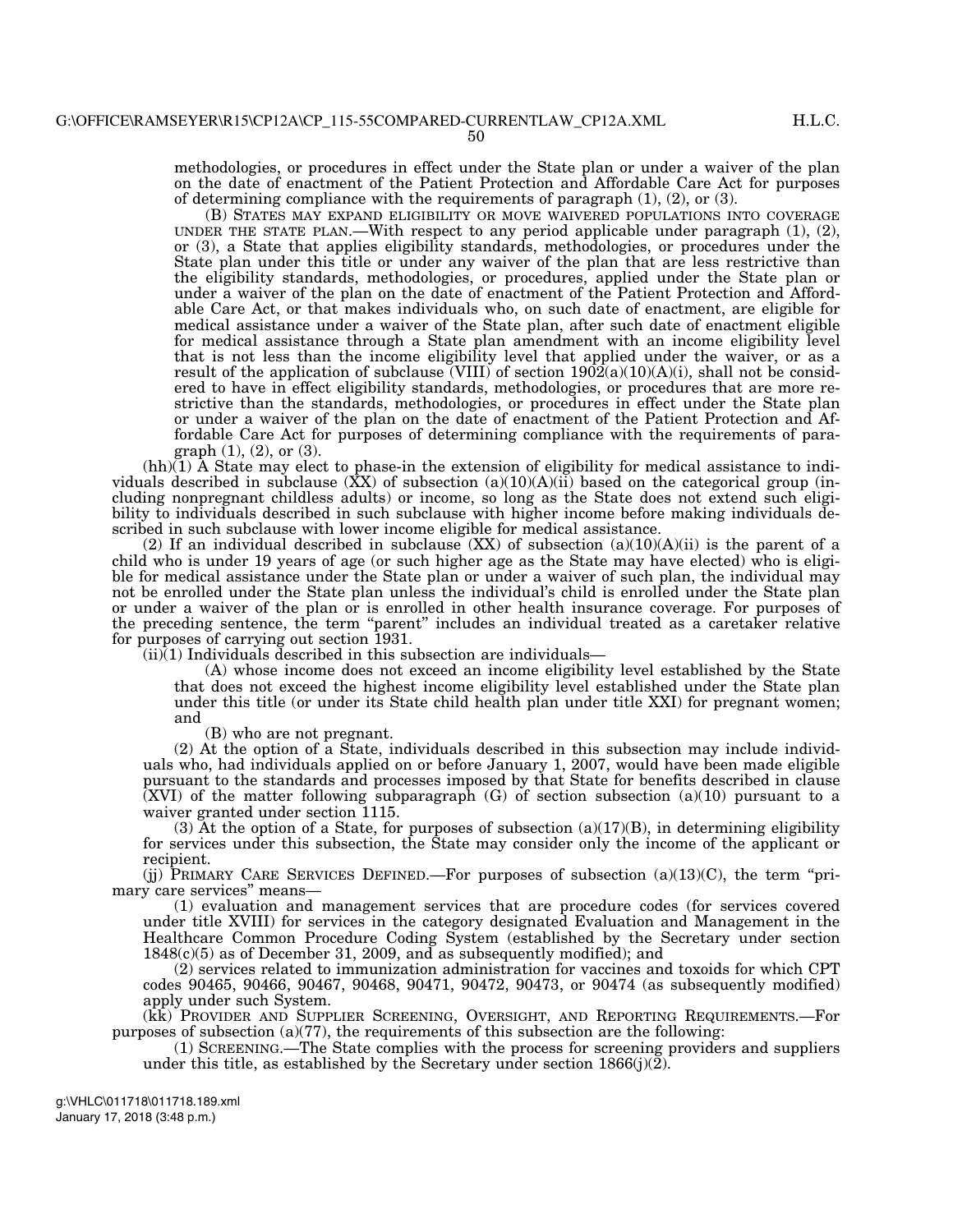methodologies, or procedures in effect under the State plan or under a waiver of the plan on the date of enactment of the Patient Protection and Affordable Care Act for purposes of determining compliance with the requirements of paragraph (1), (2), or (3).

(B) STATES MAY EXPAND ELIGIBILITY OR MOVE WAIVERED POPULATIONS INTO COVERAGE UNDER THE STATE PLAN.—With respect to any period applicable under paragraph (1), (2), or (3), a State that applies eligibility standards, methodologies, or procedures under the State plan under this title or under any waiver of the plan that are less restrictive than the eligibility standards, methodologies, or procedures, applied under the State plan or under a waiver of the plan on the date of enactment of the Patient Protection and Affordable Care Act, or that makes individuals who, on such date of enactment, are eligible for medical assistance under a waiver of the State plan, after such date of enactment eligible for medical assistance through a State plan amendment with an income eligibility level that is not less than the income eligibility level that applied under the waiver, or as a result of the application of subclause (VIII) of section 1902(a)(10)(A)(i), shall not be considered to have in effect eligibility standards, methodologies, or procedures that are more restrictive than the standards, methodologies, or procedures in effect under the State plan or under a waiver of the plan on the date of enactment of the Patient Protection and Affordable Care Act for purposes of determining compliance with the requirements of paragraph (1), (2), or (3).

(hh)(1) A State may elect to phase-in the extension of eligibility for medical assistance to individuals described in subclause (XX) of subsection (a)(10)(A)(ii) based on the categorical group (including nonpregnant childless adults) or income, so long as the State does not extend such eligibility to individuals described in such subclause with higher income before making individuals described in such subclause with lower income eligible for medical assistance.

(2) If an individual described in subclause (XX) of subsection (a)(10)(A)(ii) is the parent of a child who is under 19 years of age (or such higher age as the State may have elected) who is eligible for medical assistance under the State plan or under a waiver of such plan, the individual may not be enrolled under the State plan unless the individual's child is enrolled under the State plan or under a waiver of the plan or is enrolled in other health insurance coverage. For purposes of the preceding sentence, the term "parent" includes an individual treated as a caretaker relative for purposes of carrying out section 1931.

(ii)(1) Individuals described in this subsection are individuals—

(A) whose income does not exceed an income eligibility level established by the State that does not exceed the highest income eligibility level established under the State plan under this title (or under its State child health plan under title XXI) for pregnant women; and

(B) who are not pregnant.

(2) At the option of a State, individuals described in this subsection may include individuals who, had individuals applied on or before January 1, 2007, would have been made eligible pursuant to the standards and processes imposed by that State for benefits described in clause (XVI) of the matter following subparagraph (G) of section subsection (a)(10) pursuant to a waiver granted under section 1115.

(3) At the option of a State, for purposes of subsection (a)(17)(B), in determining eligibility for services under this subsection, the State may consider only the income of the applicant or recipient.

(jj) PRIMARY CARE SERVICES DEFINED.—For purposes of subsection (a)(13)(C), the term "primary care services" means—

(1) evaluation and management services that are procedure codes (for services covered under title XVIII) for services in the category designated Evaluation and Management in the Healthcare Common Procedure Coding System (established by the Secretary under section 1848(c)(5) as of December 31, 2009, and as subsequently modified); and

(2) services related to immunization administration for vaccines and toxoids for which CPT codes 90465, 90466, 90467, 90468, 90471, 90472, 90473, or 90474 (as subsequently modified) apply under such System.

(kk) PROVIDER AND SUPPLIER SCREENING, OVERSIGHT, AND REPORTING REQUIREMENTS.—For purposes of subsection (a)(77), the requirements of this subsection are the following:

(1) SCREENING.—The State complies with the process for screening providers and suppliers under this title, as established by the Secretary under section 1866(j)(2).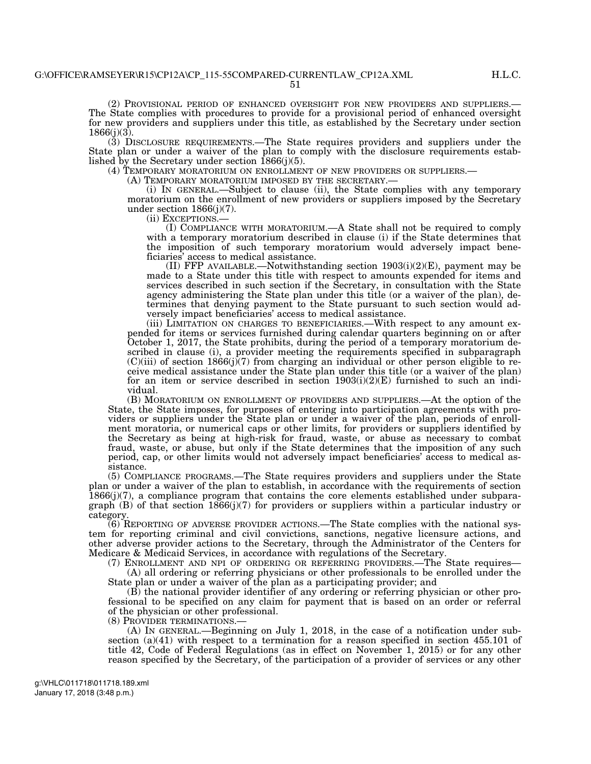(2) Provisional period of enhanced oversight for new providers and suppliers.—The State complies with procedures to provide for a provisional period of enhanced oversight for new providers and suppliers under this title, as established by the Secretary under section 1866(j)(3).

(3) Disclosure requirements.—The State requires providers and suppliers under the State plan or under a waiver of the plan to comply with the disclosure requirements established by the Secretary under section 1866(j)(5).

(4) Temporary moratorium on enrollment of new providers or suppliers.—

(A) Temporary moratorium imposed by the secretary.—

(i) In general.—Subject to clause (ii), the State complies with any temporary moratorium on the enrollment of new providers or suppliers imposed by the Secretary under section 1866(j)(7).

(ii) Exceptions.—

(I) Compliance with moratorium.—A State shall not be required to comply with a temporary moratorium described in clause (i) if the State determines that the imposition of such temporary moratorium would adversely impact beneficiaries' access to medical assistance.

(II) FFP available.—Notwithstanding section 1903(i)(2)(E), payment may be made to a State under this title with respect to amounts expended for items and services described in such section if the Secretary, in consultation with the State agency administering the State plan under this title (or a waiver of the plan), determines that denying payment to the State pursuant to such section would adversely impact beneficiaries' access to medical assistance.

(iii) Limitation on charges to beneficiaries.—With respect to any amount expended for items or services furnished during calendar quarters beginning on or after October 1, 2017, the State prohibits, during the period of a temporary moratorium described in clause (i), a provider meeting the requirements specified in subparagraph (C)(iii) of section 1866(j)(7) from charging an individual or other person eligible to receive medical assistance under the State plan under this title (or a waiver of the plan) for an item or service described in section 1903(i)(2)(E) furnished to such an individual.

(B) Moratorium on enrollment of providers and suppliers.—At the option of the State, the State imposes, for purposes of entering into participation agreements with providers or suppliers under the State plan or under a waiver of the plan, periods of enrollment moratoria, or numerical caps or other limits, for providers or suppliers identified by the Secretary as being at high-risk for fraud, waste, or abuse as necessary to combat fraud, waste, or abuse, but only if the State determines that the imposition of any such period, cap, or other limits would not adversely impact beneficiaries' access to medical assistance.

(5) Compliance programs.—The State requires providers and suppliers under the State plan or under a waiver of the plan to establish, in accordance with the requirements of section 1866(j)(7), a compliance program that contains the core elements established under subparagraph (B) of that section 1866(j)(7) for providers or suppliers within a particular industry or category.

(6) Reporting of adverse provider actions.—The State complies with the national system for reporting criminal and civil convictions, sanctions, negative licensure actions, and other adverse provider actions to the Secretary, through the Administrator of the Centers for Medicare & Medicaid Services, in accordance with regulations of the Secretary.

(7) Enrollment and NPI of ordering or referring providers.—The State requires—

(A) all ordering or referring physicians or other professionals to be enrolled under the State plan or under a waiver of the plan as a participating provider; and

(B) the national provider identifier of any ordering or referring physician or other professional to be specified on any claim for payment that is based on an order or referral of the physician or other professional.

(8) Provider terminations.—

(A) In general.—Beginning on July 1, 2018, in the case of a notification under subsection (a)(41) with respect to a termination for a reason specified in section 455.101 of title 42, Code of Federal Regulations (as in effect on November 1, 2015) or for any other reason specified by the Secretary, of the participation of a provider of services or any other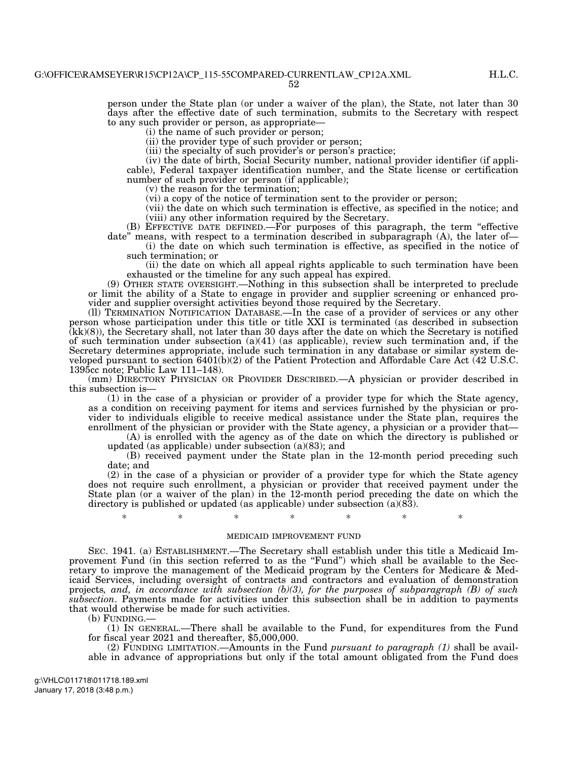person under the State plan (or under a waiver of the plan), the State, not later than 30 days after the effective date of such termination, submits to the Secretary with respect to any such provider or person, as appropriate—

(i) the name of such provider or person;

(ii) the provider type of such provider or person;

(iii) the specialty of such provider's or person's practice;

(iv) the date of birth, Social Security number, national provider identifier (if applicable), Federal taxpayer identification number, and the State license or certification number of such provider or person (if applicable);

(v) the reason for the termination;

(vi) a copy of the notice of termination sent to the provider or person;

(vii) the date on which such termination is effective, as specified in the notice; and

(viii) any other information required by the Secretary.

(B) EFFECTIVE DATE DEFINED.—For purposes of this paragraph, the term "effective date" means, with respect to a termination described in subparagraph (A), the later of—

(i) the date on which such termination is effective, as specified in the notice of such termination; or

(ii) the date on which all appeal rights applicable to such termination have been exhausted or the timeline for any such appeal has expired.

(9) OTHER STATE OVERSIGHT.—Nothing in this subsection shall be interpreted to preclude or limit the ability of a State to engage in provider and supplier screening or enhanced provider and supplier oversight activities beyond those required by the Secretary.

(ll) TERMINATION NOTIFICATION DATABASE.—In the case of a provider of services or any other person whose participation under this title or title XXI is terminated (as described in subsection (kk)(8)), the Secretary shall, not later than 30 days after the date on which the Secretary is notified of such termination under subsection (a)(41) (as applicable), review such termination and, if the Secretary determines appropriate, include such termination in any database or similar system developed pursuant to section 6401(b)(2) of the Patient Protection and Affordable Care Act (42 U.S.C. 1395cc note; Public Law 111–148).

(mm) DIRECTORY PHYSICIAN OR PROVIDER DESCRIBED.—A physician or provider described in this subsection is—

(1) in the case of a physician or provider of a provider type for which the State agency, as a condition on receiving payment for items and services furnished by the physician or provider to individuals eligible to receive medical assistance under the State plan, requires the enrollment of the physician or provider with the State agency, a physician or a provider that—

(A) is enrolled with the agency as of the date on which the directory is published or updated (as applicable) under subsection (a)(83); and

(B) received payment under the State plan in the 12-month period preceding such date; and

(2) in the case of a physician or provider of a provider type for which the State agency does not require such enrollment, a physician or provider that received payment under the State plan (or a waiver of the plan) in the 12-month period preceding the date on which the directory is published or updated (as applicable) under subsection (a)(83).

\* \* \* \* \* \* \*

MEDICAID IMPROVEMENT FUND

SEC. 1941. (a) ESTABLISHMENT.—The Secretary shall establish under this title a Medicaid Improvement Fund (in this section referred to as the "Fund") which shall be available to the Secretary to improve the management of the Medicaid program by the Centers for Medicare & Medicaid Services, including oversight of contracts and contractors and evaluation of demonstration projects*, and, in accordance with subsection (b)(3), for the purposes of subparagraph (B) of such subsection*. Payments made for activities under this subsection shall be in addition to payments that would otherwise be made for such activities.

(b) FUNDING.—

(1) IN GENERAL.—There shall be available to the Fund, for expenditures from the Fund for fiscal year 2021 and thereafter, $5,000,000.

(2) FUNDING LIMITATION.—Amounts in the Fund *pursuant to paragraph (1)* shall be available in advance of appropriations but only if the total amount obligated from the Fund does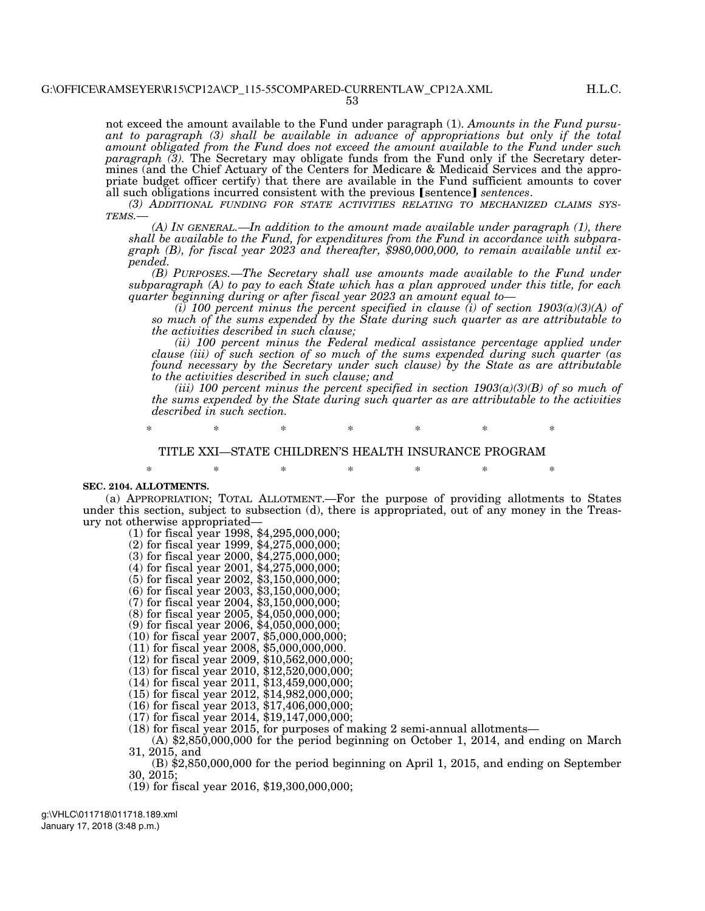not exceed the amount available to the Fund under paragraph (1). *Amounts in the Fund pursuant to paragraph (3) shall be available in advance of appropriations but only if the total amount obligated from the Fund does not exceed the amount available to the Fund under such paragraph (3).* The Secretary may obligate funds from the Fund only if the Secretary determines (and the Chief Actuary of the Centers for Medicare & Medicaid Services and the appropriate budget officer certify) that there are available in the Fund sufficient amounts to cover all such obligations incurred consistent with the previous ⟦sentence⟧ *sentences*.

*(3) ADDITIONAL FUNDING FOR STATE ACTIVITIES RELATING TO MECHANIZED CLAIMS SYSTEMS.—*

*(A) IN GENERAL.—In addition to the amount made available under paragraph (1), there shall be available to the Fund, for expenditures from the Fund in accordance with subparagraph (B), for fiscal year 2023 and thereafter, $980,000,000, to remain available until expended.*

*(B) PURPOSES.—The Secretary shall use amounts made available to the Fund under subparagraph (A) to pay to each State which has a plan approved under this title, for each quarter beginning during or after fiscal year 2023 an amount equal to—*

*(i) 100 percent minus the percent specified in clause (i) of section 1903(a)(3)(A) of so much of the sums expended by the State during such quarter as are attributable to the activities described in such clause;*

*(ii) 100 percent minus the Federal medical assistance percentage applied under clause (iii) of such section of so much of the sums expended during such quarter (as found necessary by the Secretary under such clause) by the State as are attributable to the activities described in such clause; and*

*(iii) 100 percent minus the percent specified in section 1903(a)(3)(B) of so much of the sums expended by the State during such quarter as are attributable to the activities described in such section.*

\* \* \* \* \* \* \*

## TITLE XXI—STATE CHILDREN'S HEALTH INSURANCE PROGRAM

\* \* \* \* \* \* \*

**SEC. 2104. ALLOTMENTS.**

(a) APPROPRIATION; TOTAL ALLOTMENT.—For the purpose of providing allotments to States under this section, subject to subsection (d), there is appropriated, out of any money in the Treasury not otherwise appropriated—

(1) for fiscal year 1998, $4,295,000,000;
(2) for fiscal year 1999, $4,275,000,000;
(3) for fiscal year 2000, $4,275,000,000;
(4) for fiscal year 2001, $4,275,000,000;
(5) for fiscal year 2002, $3,150,000,000;
(6) for fiscal year 2003, $3,150,000,000;
(7) for fiscal year 2004, $3,150,000,000;
(8) for fiscal year 2005, $4,050,000,000;
(9) for fiscal year 2006, $4,050,000,000;
(10) for fiscal year 2007, $5,000,000,000;
(11) for fiscal year 2008, $5,000,000,000.
(12) for fiscal year 2009, $10,562,000,000;
(13) for fiscal year 2010, $12,520,000,000;
(14) for fiscal year 2011, $13,459,000,000;
(15) for fiscal year 2012, $14,982,000,000;
(16) for fiscal year 2013, $17,406,000,000;
(17) for fiscal year 2014, $19,147,000,000;
(18) for fiscal year 2015, for purposes of making 2 semi-annual allotments—

(A) $2,850,000,000 for the period beginning on October 1, 2014, and ending on March 31, 2015, and

(B) $2,850,000,000 for the period beginning on April 1, 2015, and ending on September 30, 2015;

(19) for fiscal year 2016, $19,300,000,000;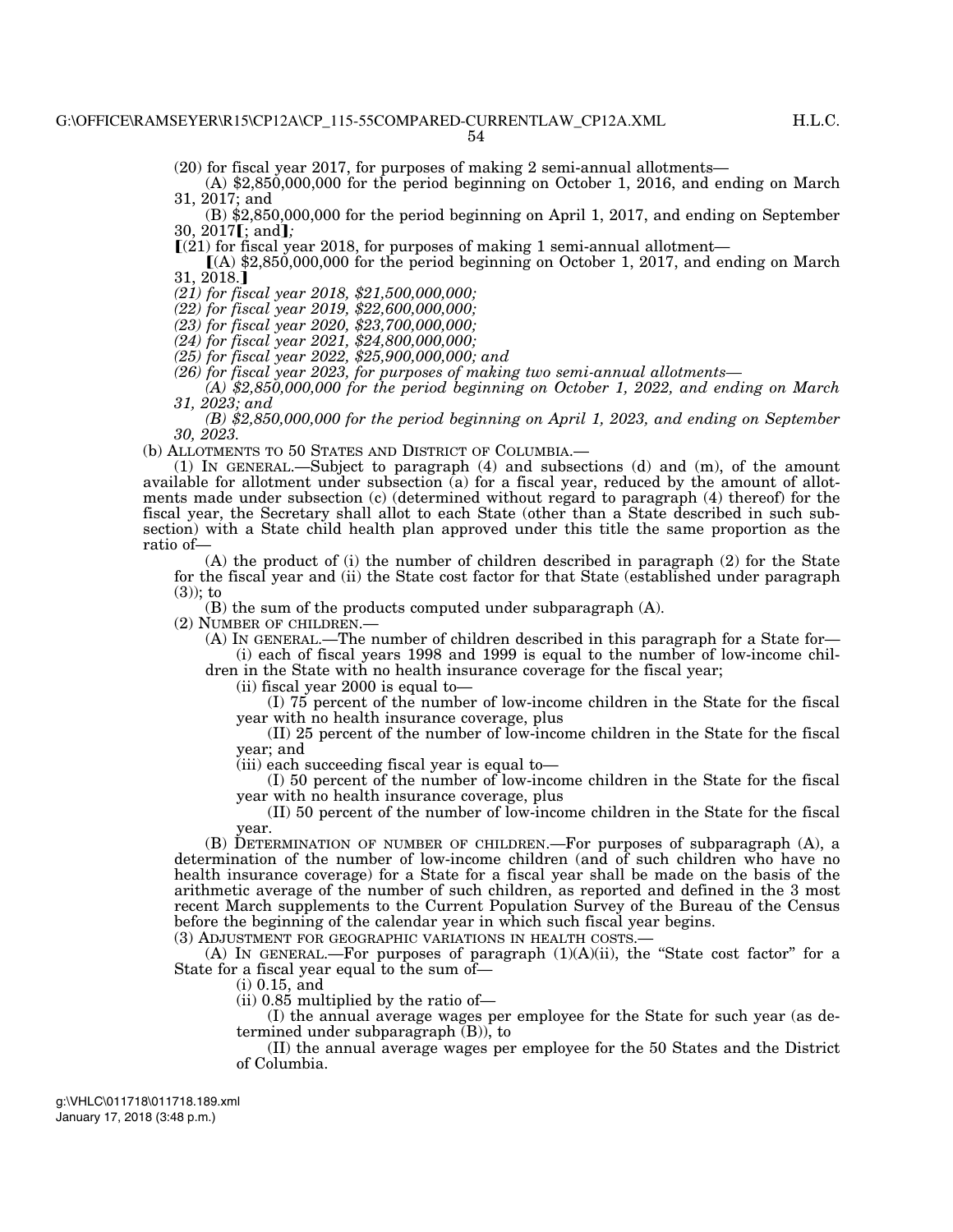(20) for fiscal year 2017, for purposes of making 2 semi-annual allotments—

(A) $2,850,000,000 for the period beginning on October 1, 2016, and ending on March 31, 2017; and

(B) $2,850,000,000 for the period beginning on April 1, 2017, and ending on September 30, 2017【; and】*;*

【(21) for fiscal year 2018, for purposes of making 1 semi-annual allotment—

【(A) $2,850,000,000 for the period beginning on October 1, 2017, and ending on March 31, 2018.】

*(21) for fiscal year 2018, $21,500,000,000;*

*(22) for fiscal year 2019, $22,600,000,000;*

*(23) for fiscal year 2020, $23,700,000,000;*

*(24) for fiscal year 2021, $24,800,000,000;*

*(25) for fiscal year 2022, $25,900,000,000; and*

*(26) for fiscal year 2023, for purposes of making two semi-annual allotments—*

*(A) $2,850,000,000 for the period beginning on October 1, 2022, and ending on March 31, 2023; and*

*(B) $2,850,000,000 for the period beginning on April 1, 2023, and ending on September 30, 2023.*

(b) ALLOTMENTS TO 50 STATES AND DISTRICT OF COLUMBIA.—

(1) IN GENERAL.—Subject to paragraph (4) and subsections (d) and (m), of the amount available for allotment under subsection (a) for a fiscal year, reduced by the amount of allotments made under subsection (c) (determined without regard to paragraph (4) thereof) for the fiscal year, the Secretary shall allot to each State (other than a State described in such subsection) with a State child health plan approved under this title the same proportion as the ratio of—

(A) the product of (i) the number of children described in paragraph (2) for the State for the fiscal year and (ii) the State cost factor for that State (established under paragraph (3)); to

(B) the sum of the products computed under subparagraph (A).

(2) NUMBER OF CHILDREN.—

(A) IN GENERAL.—The number of children described in this paragraph for a State for—

(i) each of fiscal years 1998 and 1999 is equal to the number of low-income children in the State with no health insurance coverage for the fiscal year;

(ii) fiscal year 2000 is equal to—

(I) 75 percent of the number of low-income children in the State for the fiscal year with no health insurance coverage, plus

(II) 25 percent of the number of low-income children in the State for the fiscal year; and

(iii) each succeeding fiscal year is equal to—

(I) 50 percent of the number of low-income children in the State for the fiscal year with no health insurance coverage, plus

(II) 50 percent of the number of low-income children in the State for the fiscal year.

(B) DETERMINATION OF NUMBER OF CHILDREN.—For purposes of subparagraph (A), a determination of the number of low-income children (and of such children who have no health insurance coverage) for a State for a fiscal year shall be made on the basis of the arithmetic average of the number of such children, as reported and defined in the 3 most recent March supplements to the Current Population Survey of the Bureau of the Census before the beginning of the calendar year in which such fiscal year begins.

(3) ADJUSTMENT FOR GEOGRAPHIC VARIATIONS IN HEALTH COSTS.—

(A) IN GENERAL.—For purposes of paragraph (1)(A)(ii), the "State cost factor" for a State for a fiscal year equal to the sum of—

(i) 0.15, and

(ii) 0.85 multiplied by the ratio of—

(I) the annual average wages per employee for the State for such year (as determined under subparagraph (B)), to

(II) the annual average wages per employee for the 50 States and the District of Columbia.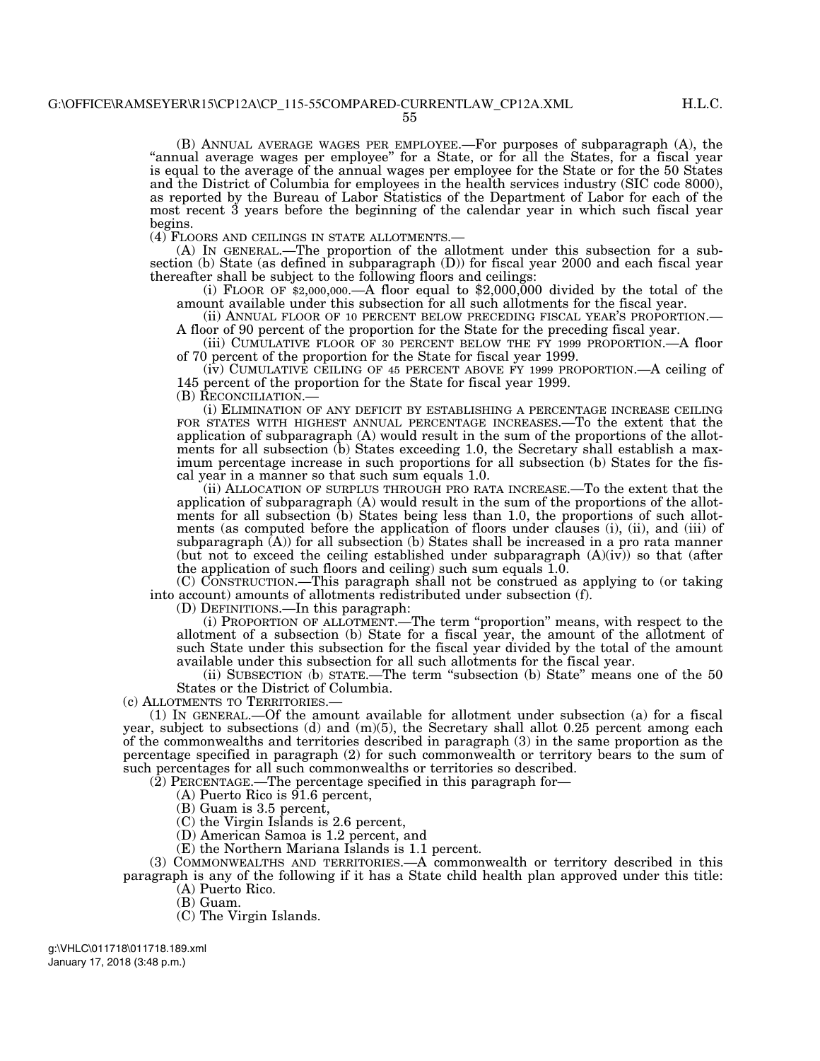(B) ANNUAL AVERAGE WAGES PER EMPLOYEE.—For purposes of subparagraph (A), the "annual average wages per employee" for a State, or for all the States, for a fiscal year is equal to the average of the annual wages per employee for the State or for the 50 States and the District of Columbia for employees in the health services industry (SIC code 8000), as reported by the Bureau of Labor Statistics of the Department of Labor for each of the most recent 3 years before the beginning of the calendar year in which such fiscal year begins.

(4) FLOORS AND CEILINGS IN STATE ALLOTMENTS.—

(A) IN GENERAL.—The proportion of the allotment under this subsection for a subsection (b) State (as defined in subparagraph (D)) for fiscal year 2000 and each fiscal year thereafter shall be subject to the following floors and ceilings:

(i) FLOOR OF $2,000,000.—A floor equal to $2,000,000 divided by the total of the amount available under this subsection for all such allotments for the fiscal year.

(ii) ANNUAL FLOOR OF 10 PERCENT BELOW PRECEDING FISCAL YEAR'S PROPORTION.—A floor of 90 percent of the proportion for the State for the preceding fiscal year.

(iii) CUMULATIVE FLOOR OF 30 PERCENT BELOW THE FY 1999 PROPORTION.—A floor of 70 percent of the proportion for the State for fiscal year 1999.

(iv) CUMULATIVE CEILING OF 45 PERCENT ABOVE FY 1999 PROPORTION.—A ceiling of 145 percent of the proportion for the State for fiscal year 1999.

(B) RECONCILIATION.—

(i) ELIMINATION OF ANY DEFICIT BY ESTABLISHING A PERCENTAGE INCREASE CEILING FOR STATES WITH HIGHEST ANNUAL PERCENTAGE INCREASES.—To the extent that the application of subparagraph (A) would result in the sum of the proportions of the allotments for all subsection (b) States exceeding 1.0, the Secretary shall establish a maximum percentage increase in such proportions for all subsection (b) States for the fiscal year in a manner so that such sum equals 1.0.

(ii) ALLOCATION OF SURPLUS THROUGH PRO RATA INCREASE.—To the extent that the application of subparagraph (A) would result in the sum of the proportions of the allotments for all subsection (b) States being less than 1.0, the proportions of such allotments (as computed before the application of floors under clauses (i), (ii), and (iii) of subparagraph (A)) for all subsection (b) States shall be increased in a pro rata manner (but not to exceed the ceiling established under subparagraph (A)(iv)) so that (after the application of such floors and ceiling) such sum equals 1.0.

(C) CONSTRUCTION.—This paragraph shall not be construed as applying to (or taking into account) amounts of allotments redistributed under subsection (f).

(D) DEFINITIONS.—In this paragraph:

(i) PROPORTION OF ALLOTMENT.—The term "proportion" means, with respect to the allotment of a subsection (b) State for a fiscal year, the amount of the allotment of such State under this subsection for the fiscal year divided by the total of the amount available under this subsection for all such allotments for the fiscal year.

(ii) SUBSECTION (b) STATE.—The term "subsection (b) State" means one of the 50 States or the District of Columbia.

(c) ALLOTMENTS TO TERRITORIES.—

(1) IN GENERAL.—Of the amount available for allotment under subsection (a) for a fiscal year, subject to subsections (d) and (m)(5), the Secretary shall allot 0.25 percent among each of the commonwealths and territories described in paragraph (3) in the same proportion as the percentage specified in paragraph (2) for such commonwealth or territory bears to the sum of such percentages for all such commonwealths or territories so described.

(2) PERCENTAGE.—The percentage specified in this paragraph for—

(A) Puerto Rico is 91.6 percent,

(B) Guam is 3.5 percent,

(C) the Virgin Islands is 2.6 percent,

(D) American Samoa is 1.2 percent, and

(E) the Northern Mariana Islands is 1.1 percent.

(3) COMMONWEALTHS AND TERRITORIES.—A commonwealth or territory described in this paragraph is any of the following if it has a State child health plan approved under this title:

(A) Puerto Rico.

(B) Guam.

(C) The Virgin Islands.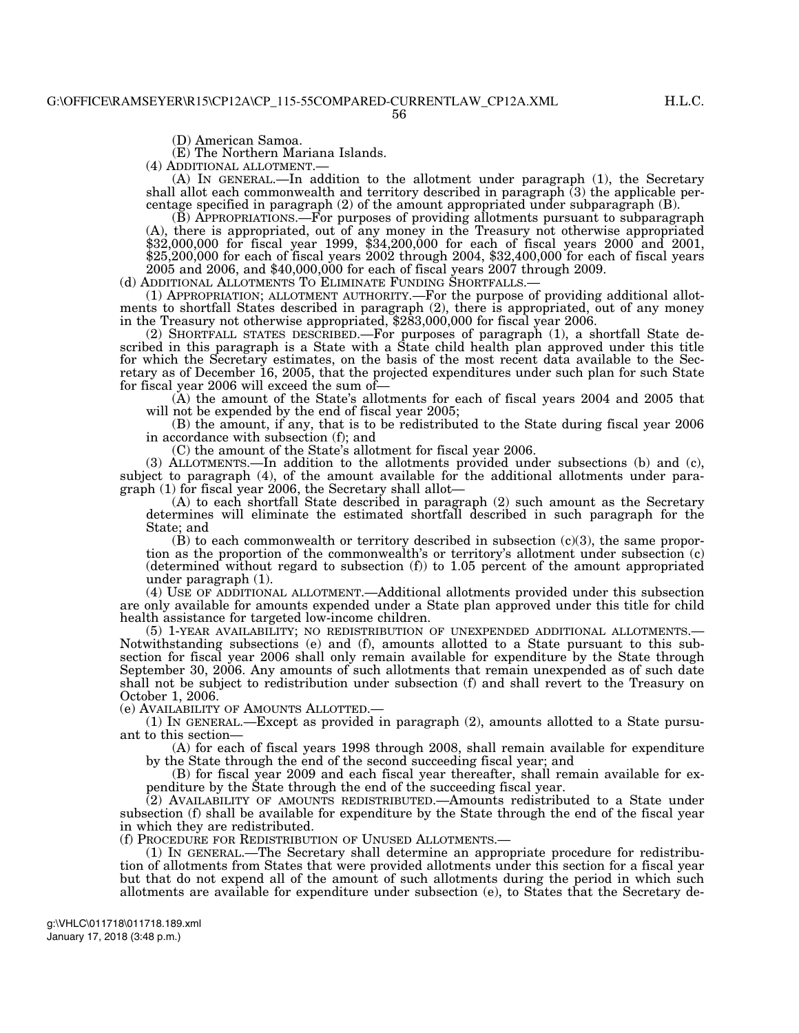(D) American Samoa.

(E) The Northern Mariana Islands.

(4) ADDITIONAL ALLOTMENT.—

(A) IN GENERAL.—In addition to the allotment under paragraph (1), the Secretary shall allot each commonwealth and territory described in paragraph (3) the applicable percentage specified in paragraph (2) of the amount appropriated under subparagraph (B).

(B) APPROPRIATIONS.—For purposes of providing allotments pursuant to subparagraph (A), there is appropriated, out of any money in the Treasury not otherwise appropriated $32,000,000 for fiscal year 1999, $34,200,000 for each of fiscal years 2000 and 2001, $25,200,000 for each of fiscal years 2002 through 2004, $32,400,000 for each of fiscal years 2005 and 2006, and $40,000,000 for each of fiscal years 2007 through 2009.

(d) ADDITIONAL ALLOTMENTS TO ELIMINATE FUNDING SHORTFALLS.—

(1) APPROPRIATION; ALLOTMENT AUTHORITY.—For the purpose of providing additional allotments to shortfall States described in paragraph (2), there is appropriated, out of any money in the Treasury not otherwise appropriated, $283,000,000 for fiscal year 2006.

(2) SHORTFALL STATES DESCRIBED.—For purposes of paragraph (1), a shortfall State described in this paragraph is a State with a State child health plan approved under this title for which the Secretary estimates, on the basis of the most recent data available to the Secretary as of December 16, 2005, that the projected expenditures under such plan for such State for fiscal year 2006 will exceed the sum of—

(A) the amount of the State's allotments for each of fiscal years 2004 and 2005 that will not be expended by the end of fiscal year 2005;

(B) the amount, if any, that is to be redistributed to the State during fiscal year 2006 in accordance with subsection (f); and

(C) the amount of the State's allotment for fiscal year 2006.

(3) ALLOTMENTS.—In addition to the allotments provided under subsections (b) and (c), subject to paragraph (4), of the amount available for the additional allotments under paragraph (1) for fiscal year 2006, the Secretary shall allot—

(A) to each shortfall State described in paragraph (2) such amount as the Secretary determines will eliminate the estimated shortfall described in such paragraph for the State; and

(B) to each commonwealth or territory described in subsection (c)(3), the same proportion as the proportion of the commonwealth's or territory's allotment under subsection (c) (determined without regard to subsection (f)) to 1.05 percent of the amount appropriated under paragraph (1).

(4) USE OF ADDITIONAL ALLOTMENT.—Additional allotments provided under this subsection are only available for amounts expended under a State plan approved under this title for child health assistance for targeted low-income children.

(5) 1-YEAR AVAILABILITY; NO REDISTRIBUTION OF UNEXPENDED ADDITIONAL ALLOTMENTS.—Notwithstanding subsections (e) and (f), amounts allotted to a State pursuant to this subsection for fiscal year 2006 shall only remain available for expenditure by the State through September 30, 2006. Any amounts of such allotments that remain unexpended as of such date shall not be subject to redistribution under subsection (f) and shall revert to the Treasury on October 1, 2006.

(e) AVAILABILITY OF AMOUNTS ALLOTTED.—

(1) IN GENERAL.—Except as provided in paragraph (2), amounts allotted to a State pursuant to this section—

(A) for each of fiscal years 1998 through 2008, shall remain available for expenditure by the State through the end of the second succeeding fiscal year; and

(B) for fiscal year 2009 and each fiscal year thereafter, shall remain available for expenditure by the State through the end of the succeeding fiscal year.

(2) AVAILABILITY OF AMOUNTS REDISTRIBUTED.—Amounts redistributed to a State under subsection (f) shall be available for expenditure by the State through the end of the fiscal year in which they are redistributed.

(f) PROCEDURE FOR REDISTRIBUTION OF UNUSED ALLOTMENTS.—

(1) IN GENERAL.—The Secretary shall determine an appropriate procedure for redistribution of allotments from States that were provided allotments under this section for a fiscal year but that do not expend all of the amount of such allotments during the period in which such allotments are available for expenditure under subsection (e), to States that the Secretary de-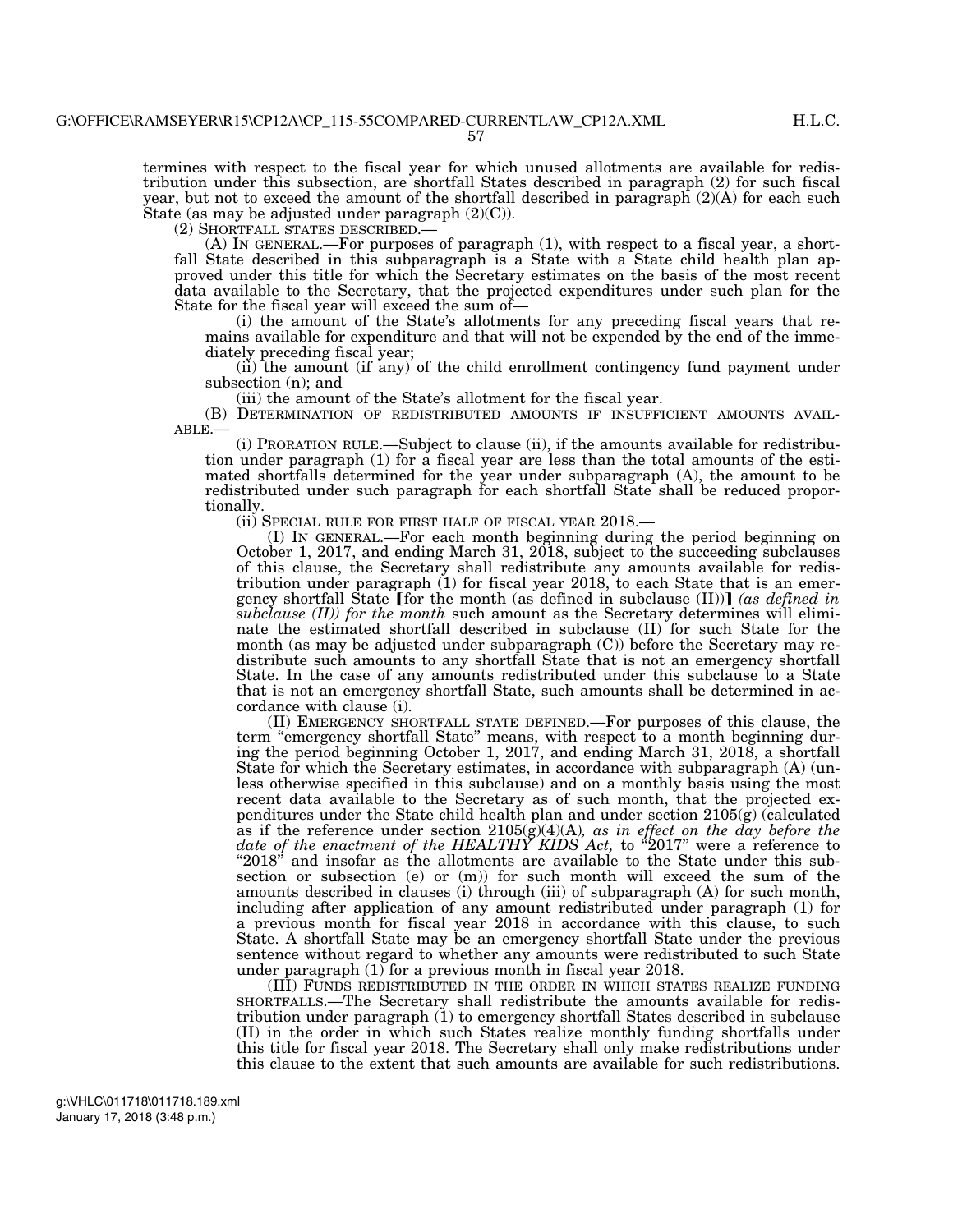termines with respect to the fiscal year for which unused allotments are available for redistribution under this subsection, are shortfall States described in paragraph (2) for such fiscal year, but not to exceed the amount of the shortfall described in paragraph (2)(A) for each such State (as may be adjusted under paragraph (2)(C)).

(2) SHORTFALL STATES DESCRIBED.—

(A) IN GENERAL.—For purposes of paragraph (1), with respect to a fiscal year, a shortfall State described in this subparagraph is a State with a State child health plan approved under this title for which the Secretary estimates on the basis of the most recent data available to the Secretary, that the projected expenditures under such plan for the State for the fiscal year will exceed the sum of—

(i) the amount of the State's allotments for any preceding fiscal years that remains available for expenditure and that will not be expended by the end of the immediately preceding fiscal year;

(ii) the amount (if any) of the child enrollment contingency fund payment under subsection (n); and

(iii) the amount of the State's allotment for the fiscal year.

(B) DETERMINATION OF REDISTRIBUTED AMOUNTS IF INSUFFICIENT AMOUNTS AVAILABLE.—

(i) PRORATION RULE.—Subject to clause (ii), if the amounts available for redistribution under paragraph (1) for a fiscal year are less than the total amounts of the estimated shortfalls determined for the year under subparagraph (A), the amount to be redistributed under such paragraph for each shortfall State shall be reduced proportionally.

(ii) SPECIAL RULE FOR FIRST HALF OF FISCAL YEAR 2018.—

(I) IN GENERAL.—For each month beginning during the period beginning on October 1, 2017, and ending March 31, 2018, subject to the succeeding subclauses of this clause, the Secretary shall redistribute any amounts available for redistribution under paragraph (1) for fiscal year 2018, to each State that is an emergency shortfall State ⟦for the month (as defined in subclause (II))⟧ *(as defined in subclause (II)) for the month* such amount as the Secretary determines will eliminate the estimated shortfall described in subclause (II) for such State for the month (as may be adjusted under subparagraph (C)) before the Secretary may redistribute such amounts to any shortfall State that is not an emergency shortfall State. In the case of any amounts redistributed under this subclause to a State that is not an emergency shortfall State, such amounts shall be determined in accordance with clause (i).

(II) EMERGENCY SHORTFALL STATE DEFINED.—For purposes of this clause, the term "emergency shortfall State" means, with respect to a month beginning during the period beginning October 1, 2017, and ending March 31, 2018, a shortfall State for which the Secretary estimates, in accordance with subparagraph (A) (unless otherwise specified in this subclause) and on a monthly basis using the most recent data available to the Secretary as of such month, that the projected expenditures under the State child health plan and under section 2105(g) (calculated as if the reference under section 2105(g)(4)(A)*, as in effect on the day before the date of the enactment of the HEALTHY KIDS Act,* to "2017" were a reference to "2018" and insofar as the allotments are available to the State under this subsection or subsection (e) or (m)) for such month will exceed the sum of the amounts described in clauses (i) through (iii) of subparagraph (A) for such month, including after application of any amount redistributed under paragraph (1) for a previous month for fiscal year 2018 in accordance with this clause, to such State. A shortfall State may be an emergency shortfall State under the previous sentence without regard to whether any amounts were redistributed to such State under paragraph (1) for a previous month in fiscal year 2018.

(III) FUNDS REDISTRIBUTED IN THE ORDER IN WHICH STATES REALIZE FUNDING SHORTFALLS.—The Secretary shall redistribute the amounts available for redistribution under paragraph (1) to emergency shortfall States described in subclause (II) in the order in which such States realize monthly funding shortfalls under this title for fiscal year 2018. The Secretary shall only make redistributions under this clause to the extent that such amounts are available for such redistributions.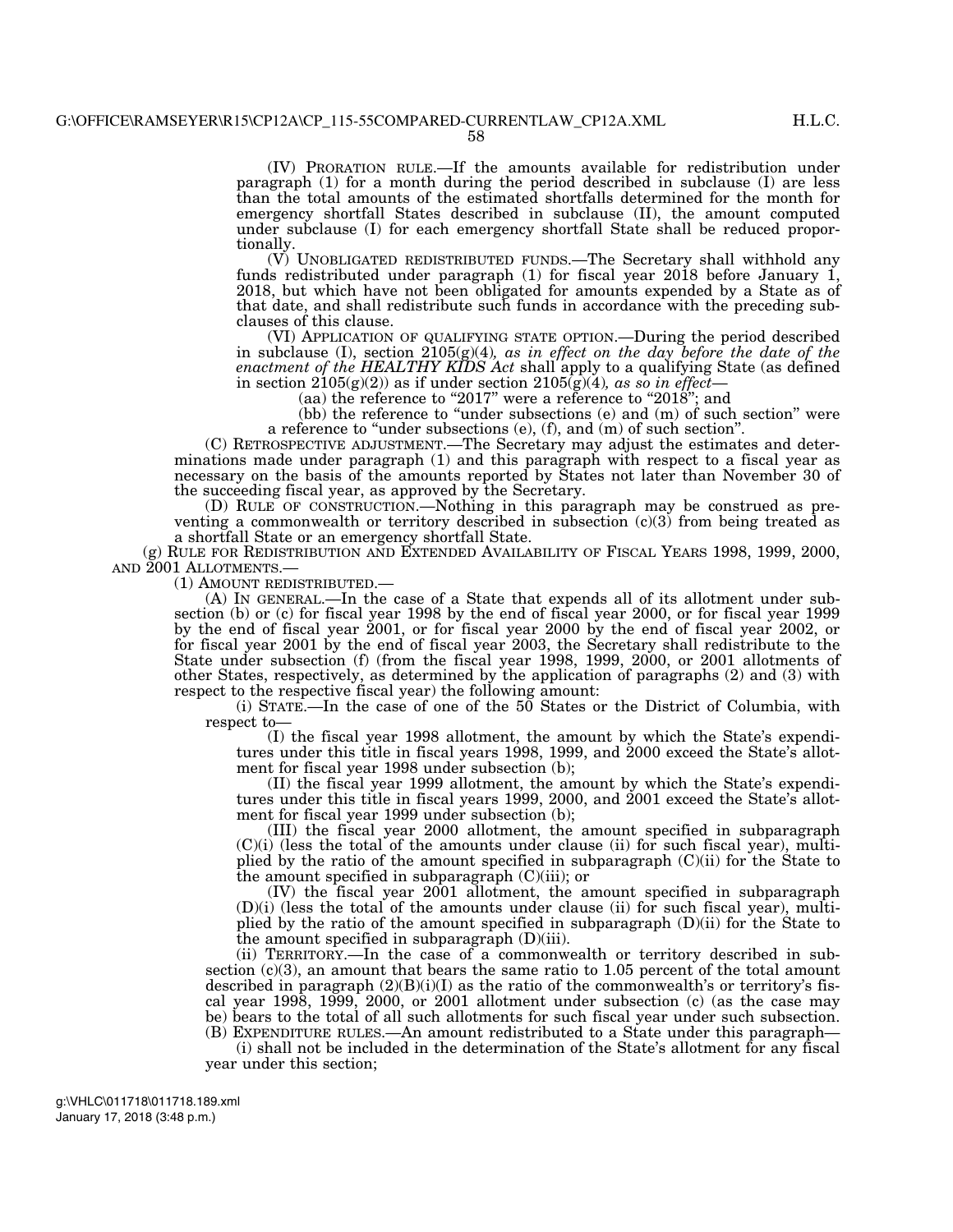(IV) PRORATION RULE.—If the amounts available for redistribution under paragraph (1) for a month during the period described in subclause (I) are less than the total amounts of the estimated shortfalls determined for the month for emergency shortfall States described in subclause (II), the amount computed under subclause (I) for each emergency shortfall State shall be reduced proportionally.

(V) UNOBLIGATED REDISTRIBUTED FUNDS.—The Secretary shall withhold any funds redistributed under paragraph (1) for fiscal year 2018 before January 1, 2018, but which have not been obligated for amounts expended by a State as of that date, and shall redistribute such funds in accordance with the preceding subclauses of this clause.

(VI) APPLICATION OF QUALIFYING STATE OPTION.—During the period described in subclause (I), section 2105(g)(4)*, as in effect on the day before the date of the enactment of the HEALTHY KIDS Act* shall apply to a qualifying State (as defined in section 2105(g)(2)) as if under section 2105(g)(4)*, as so in effect*—

(aa) the reference to "2017" were a reference to "2018"; and

(bb) the reference to "under subsections (e) and (m) of such section" were a reference to "under subsections (e), (f), and (m) of such section".

(C) RETROSPECTIVE ADJUSTMENT.—The Secretary may adjust the estimates and determinations made under paragraph (1) and this paragraph with respect to a fiscal year as necessary on the basis of the amounts reported by States not later than November 30 of the succeeding fiscal year, as approved by the Secretary.

(D) RULE OF CONSTRUCTION.—Nothing in this paragraph may be construed as preventing a commonwealth or territory described in subsection (c)(3) from being treated as a shortfall State or an emergency shortfall State.

(g) RULE FOR REDISTRIBUTION AND EXTENDED AVAILABILITY OF FISCAL YEARS 1998, 1999, 2000, AND 2001 ALLOTMENTS.—

(1) AMOUNT REDISTRIBUTED.—

(A) IN GENERAL.—In the case of a State that expends all of its allotment under subsection (b) or (c) for fiscal year 1998 by the end of fiscal year 2000, or for fiscal year 1999 by the end of fiscal year 2001, or for fiscal year 2000 by the end of fiscal year 2002, or for fiscal year 2001 by the end of fiscal year 2003, the Secretary shall redistribute to the State under subsection (f) (from the fiscal year 1998, 1999, 2000, or 2001 allotments of other States, respectively, as determined by the application of paragraphs (2) and (3) with respect to the respective fiscal year) the following amount:

(i) STATE.—In the case of one of the 50 States or the District of Columbia, with respect to—

(I) the fiscal year 1998 allotment, the amount by which the State's expenditures under this title in fiscal years 1998, 1999, and 2000 exceed the State's allotment for fiscal year 1998 under subsection (b);

(II) the fiscal year 1999 allotment, the amount by which the State's expenditures under this title in fiscal years 1999, 2000, and 2001 exceed the State's allotment for fiscal year 1999 under subsection (b);

(III) the fiscal year 2000 allotment, the amount specified in subparagraph (C)(i) (less the total of the amounts under clause (ii) for such fiscal year), multiplied by the ratio of the amount specified in subparagraph (C)(ii) for the State to the amount specified in subparagraph (C)(iii); or

(IV) the fiscal year 2001 allotment, the amount specified in subparagraph (D)(i) (less the total of the amounts under clause (ii) for such fiscal year), multiplied by the ratio of the amount specified in subparagraph (D)(ii) for the State to the amount specified in subparagraph (D)(iii).

(ii) TERRITORY.—In the case of a commonwealth or territory described in subsection (c)(3), an amount that bears the same ratio to 1.05 percent of the total amount described in paragraph (2)(B)(i)(I) as the ratio of the commonwealth's or territory's fiscal year 1998, 1999, 2000, or 2001 allotment under subsection (c) (as the case may be) bears to the total of all such allotments for such fiscal year under such subsection.

(B) EXPENDITURE RULES.—An amount redistributed to a State under this paragraph—

(i) shall not be included in the determination of the State's allotment for any fiscal year under this section;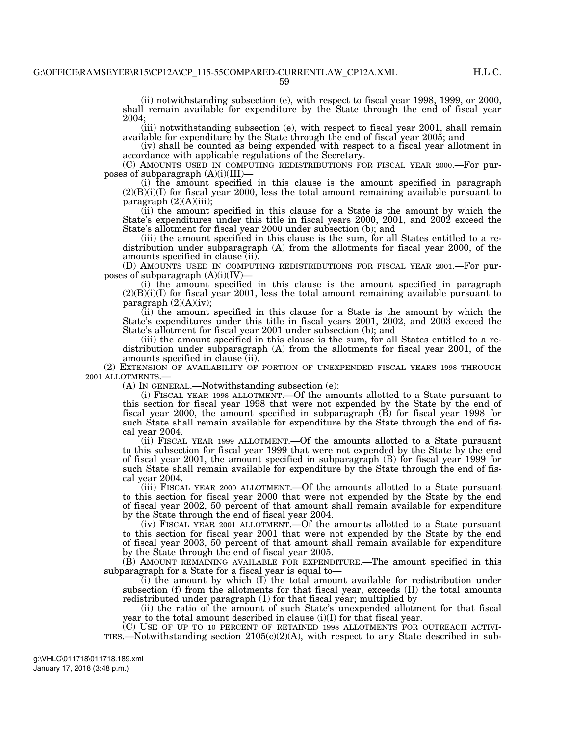(ii) notwithstanding subsection (e), with respect to fiscal year 1998, 1999, or 2000, shall remain available for expenditure by the State through the end of fiscal year 2004;

(iii) notwithstanding subsection (e), with respect to fiscal year 2001, shall remain available for expenditure by the State through the end of fiscal year 2005; and

(iv) shall be counted as being expended with respect to a fiscal year allotment in accordance with applicable regulations of the Secretary.

(C) AMOUNTS USED IN COMPUTING REDISTRIBUTIONS FOR FISCAL YEAR 2000.—For purposes of subparagraph (A)(i)(III)—

(i) the amount specified in this clause is the amount specified in paragraph (2)(B)(i)(I) for fiscal year 2000, less the total amount remaining available pursuant to paragraph (2)(A)(iii);

(ii) the amount specified in this clause for a State is the amount by which the State's expenditures under this title in fiscal years 2000, 2001, and 2002 exceed the State's allotment for fiscal year 2000 under subsection (b); and

(iii) the amount specified in this clause is the sum, for all States entitled to a redistribution under subparagraph (A) from the allotments for fiscal year 2000, of the amounts specified in clause (ii).

(D) AMOUNTS USED IN COMPUTING REDISTRIBUTIONS FOR FISCAL YEAR 2001.—For purposes of subparagraph (A)(i)(IV)—

(i) the amount specified in this clause is the amount specified in paragraph (2)(B)(i)(I) for fiscal year 2001, less the total amount remaining available pursuant to paragraph (2)(A)(iv);

(ii) the amount specified in this clause for a State is the amount by which the State's expenditures under this title in fiscal years 2001, 2002, and 2003 exceed the State's allotment for fiscal year 2001 under subsection (b); and

(iii) the amount specified in this clause is the sum, for all States entitled to a redistribution under subparagraph (A) from the allotments for fiscal year 2001, of the amounts specified in clause (ii).

(2) EXTENSION OF AVAILABILITY OF PORTION OF UNEXPENDED FISCAL YEARS 1998 THROUGH 2001 ALLOTMENTS.—

(A) IN GENERAL.—Notwithstanding subsection (e):

(i) FISCAL YEAR 1998 ALLOTMENT.—Of the amounts allotted to a State pursuant to this section for fiscal year 1998 that were not expended by the State by the end of fiscal year 2000, the amount specified in subparagraph (B) for fiscal year 1998 for such State shall remain available for expenditure by the State through the end of fiscal year 2004.

(ii) FISCAL YEAR 1999 ALLOTMENT.—Of the amounts allotted to a State pursuant to this subsection for fiscal year 1999 that were not expended by the State by the end of fiscal year 2001, the amount specified in subparagraph (B) for fiscal year 1999 for such State shall remain available for expenditure by the State through the end of fiscal year 2004.

(iii) FISCAL YEAR 2000 ALLOTMENT.—Of the amounts allotted to a State pursuant to this section for fiscal year 2000 that were not expended by the State by the end of fiscal year 2002, 50 percent of that amount shall remain available for expenditure by the State through the end of fiscal year 2004.

(iv) FISCAL YEAR 2001 ALLOTMENT.—Of the amounts allotted to a State pursuant to this section for fiscal year 2001 that were not expended by the State by the end of fiscal year 2003, 50 percent of that amount shall remain available for expenditure by the State through the end of fiscal year 2005.

(B) AMOUNT REMAINING AVAILABLE FOR EXPENDITURE.—The amount specified in this subparagraph for a State for a fiscal year is equal to—

(i) the amount by which (I) the total amount available for redistribution under subsection (f) from the allotments for that fiscal year, exceeds (II) the total amounts redistributed under paragraph (1) for that fiscal year; multiplied by

(ii) the ratio of the amount of such State's unexpended allotment for that fiscal year to the total amount described in clause (i)(I) for that fiscal year.

(C) USE OF UP TO 10 PERCENT OF RETAINED 1998 ALLOTMENTS FOR OUTREACH ACTIVITIES.—Notwithstanding section 2105(c)(2)(A), with respect to any State described in sub-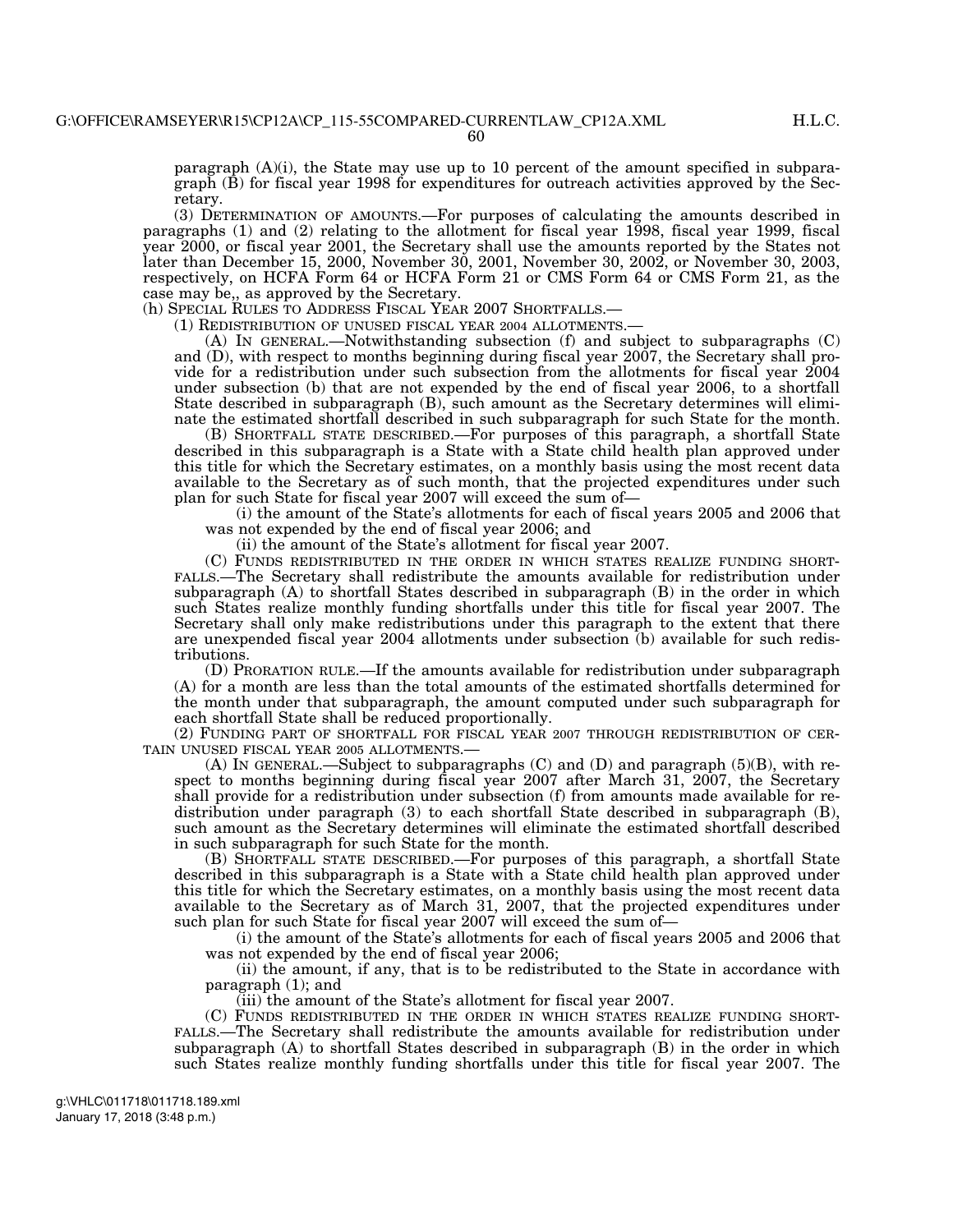paragraph (A)(i), the State may use up to 10 percent of the amount specified in subparagraph (B) for fiscal year 1998 for expenditures for outreach activities approved by the Secretary.

(3) DETERMINATION OF AMOUNTS.—For purposes of calculating the amounts described in paragraphs (1) and (2) relating to the allotment for fiscal year 1998, fiscal year 1999, fiscal year 2000, or fiscal year 2001, the Secretary shall use the amounts reported by the States not later than December 15, 2000, November 30, 2001, November 30, 2002, or November 30, 2003, respectively, on HCFA Form 64 or HCFA Form 21 or CMS Form 64 or CMS Form 21, as the case may be,, as approved by the Secretary.

(h) SPECIAL RULES TO ADDRESS FISCAL YEAR 2007 SHORTFALLS.—

(1) REDISTRIBUTION OF UNUSED FISCAL YEAR 2004 ALLOTMENTS.—

(A) IN GENERAL.—Notwithstanding subsection (f) and subject to subparagraphs (C) and (D), with respect to months beginning during fiscal year 2007, the Secretary shall provide for a redistribution under such subsection from the allotments for fiscal year 2004 under subsection (b) that are not expended by the end of fiscal year 2006, to a shortfall State described in subparagraph (B), such amount as the Secretary determines will eliminate the estimated shortfall described in such subparagraph for such State for the month.

(B) SHORTFALL STATE DESCRIBED.—For purposes of this paragraph, a shortfall State described in this subparagraph is a State with a State child health plan approved under this title for which the Secretary estimates, on a monthly basis using the most recent data available to the Secretary as of such month, that the projected expenditures under such plan for such State for fiscal year 2007 will exceed the sum of—

(i) the amount of the State's allotments for each of fiscal years 2005 and 2006 that was not expended by the end of fiscal year 2006; and

(ii) the amount of the State's allotment for fiscal year 2007.

(C) FUNDS REDISTRIBUTED IN THE ORDER IN WHICH STATES REALIZE FUNDING SHORTFALLS.—The Secretary shall redistribute the amounts available for redistribution under subparagraph (A) to shortfall States described in subparagraph (B) in the order in which such States realize monthly funding shortfalls under this title for fiscal year 2007. The Secretary shall only make redistributions under this paragraph to the extent that there are unexpended fiscal year 2004 allotments under subsection (b) available for such redistributions.

(D) PRORATION RULE.—If the amounts available for redistribution under subparagraph (A) for a month are less than the total amounts of the estimated shortfalls determined for the month under that subparagraph, the amount computed under such subparagraph for each shortfall State shall be reduced proportionally.

(2) FUNDING PART OF SHORTFALL FOR FISCAL YEAR 2007 THROUGH REDISTRIBUTION OF CERTAIN UNUSED FISCAL YEAR 2005 ALLOTMENTS.—

(A) IN GENERAL.—Subject to subparagraphs (C) and (D) and paragraph (5)(B), with respect to months beginning during fiscal year 2007 after March 31, 2007, the Secretary shall provide for a redistribution under subsection (f) from amounts made available for redistribution under paragraph (3) to each shortfall State described in subparagraph (B), such amount as the Secretary determines will eliminate the estimated shortfall described in such subparagraph for such State for the month.

(B) SHORTFALL STATE DESCRIBED.—For purposes of this paragraph, a shortfall State described in this subparagraph is a State with a State child health plan approved under this title for which the Secretary estimates, on a monthly basis using the most recent data available to the Secretary as of March 31, 2007, that the projected expenditures under such plan for such State for fiscal year 2007 will exceed the sum of—

(i) the amount of the State's allotments for each of fiscal years 2005 and 2006 that was not expended by the end of fiscal year 2006;

(ii) the amount, if any, that is to be redistributed to the State in accordance with paragraph (1); and

(iii) the amount of the State's allotment for fiscal year 2007.

(C) FUNDS REDISTRIBUTED IN THE ORDER IN WHICH STATES REALIZE FUNDING SHORTFALLS.—The Secretary shall redistribute the amounts available for redistribution under subparagraph (A) to shortfall States described in subparagraph (B) in the order in which such States realize monthly funding shortfalls under this title for fiscal year 2007. The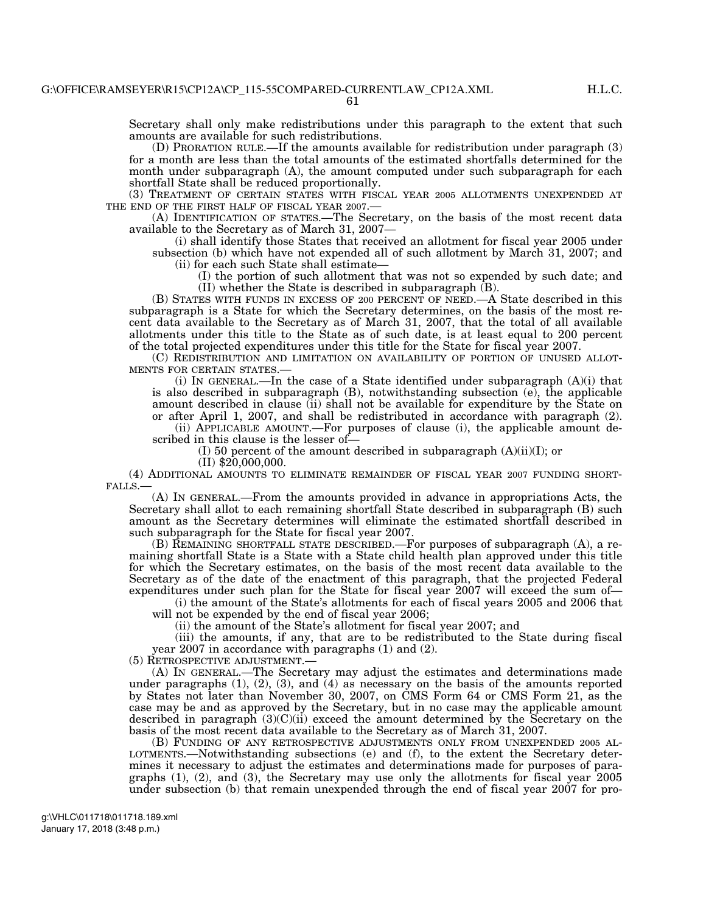Secretary shall only make redistributions under this paragraph to the extent that such amounts are available for such redistributions.

(D) PRORATION RULE.—If the amounts available for redistribution under paragraph (3) for a month are less than the total amounts of the estimated shortfalls determined for the month under subparagraph (A), the amount computed under such subparagraph for each shortfall State shall be reduced proportionally.

(3) TREATMENT OF CERTAIN STATES WITH FISCAL YEAR 2005 ALLOTMENTS UNEXPENDED AT THE END OF THE FIRST HALF OF FISCAL YEAR 2007.—

(A) IDENTIFICATION OF STATES.—The Secretary, on the basis of the most recent data available to the Secretary as of March 31, 2007—

(i) shall identify those States that received an allotment for fiscal year 2005 under subsection (b) which have not expended all of such allotment by March 31, 2007; and

(ii) for each such State shall estimate—

(I) the portion of such allotment that was not so expended by such date; and

(II) whether the State is described in subparagraph (B).

(B) STATES WITH FUNDS IN EXCESS OF 200 PERCENT OF NEED.—A State described in this subparagraph is a State for which the Secretary determines, on the basis of the most recent data available to the Secretary as of March 31, 2007, that the total of all available allotments under this title to the State as of such date, is at least equal to 200 percent of the total projected expenditures under this title for the State for fiscal year 2007.

(C) REDISTRIBUTION AND LIMITATION ON AVAILABILITY OF PORTION OF UNUSED ALLOTMENTS FOR CERTAIN STATES.—

(i) IN GENERAL.—In the case of a State identified under subparagraph (A)(i) that is also described in subparagraph (B), notwithstanding subsection (e), the applicable amount described in clause (ii) shall not be available for expenditure by the State on or after April 1, 2007, and shall be redistributed in accordance with paragraph (2).

(ii) APPLICABLE AMOUNT.—For purposes of clause (i), the applicable amount described in this clause is the lesser of—

(I) 50 percent of the amount described in subparagraph (A)(ii)(I); or

(II) $20,000,000.

(4) ADDITIONAL AMOUNTS TO ELIMINATE REMAINDER OF FISCAL YEAR 2007 FUNDING SHORTFALLS.—

(A) IN GENERAL.—From the amounts provided in advance in appropriations Acts, the Secretary shall allot to each remaining shortfall State described in subparagraph (B) such amount as the Secretary determines will eliminate the estimated shortfall described in such subparagraph for the State for fiscal year 2007.

(B) REMAINING SHORTFALL STATE DESCRIBED.—For purposes of subparagraph (A), a remaining shortfall State is a State with a State child health plan approved under this title for which the Secretary estimates, on the basis of the most recent data available to the Secretary as of the date of the enactment of this paragraph, that the projected Federal expenditures under such plan for the State for fiscal year 2007 will exceed the sum of—

(i) the amount of the State's allotments for each of fiscal years 2005 and 2006 that will not be expended by the end of fiscal year 2006;

(ii) the amount of the State's allotment for fiscal year 2007; and

(iii) the amounts, if any, that are to be redistributed to the State during fiscal year 2007 in accordance with paragraphs (1) and (2).

(5) RETROSPECTIVE ADJUSTMENT.—

(A) IN GENERAL.—The Secretary may adjust the estimates and determinations made under paragraphs (1), (2), (3), and (4) as necessary on the basis of the amounts reported by States not later than November 30, 2007, on CMS Form 64 or CMS Form 21, as the case may be and as approved by the Secretary, but in no case may the applicable amount described in paragraph (3)(C)(ii) exceed the amount determined by the Secretary on the basis of the most recent data available to the Secretary as of March 31, 2007.

(B) FUNDING OF ANY RETROSPECTIVE ADJUSTMENTS ONLY FROM UNEXPENDED 2005 ALLOTMENTS.—Notwithstanding subsections (e) and (f), to the extent the Secretary determines it necessary to adjust the estimates and determinations made for purposes of paragraphs (1), (2), and (3), the Secretary may use only the allotments for fiscal year 2005 under subsection (b) that remain unexpended through the end of fiscal year 2007 for pro-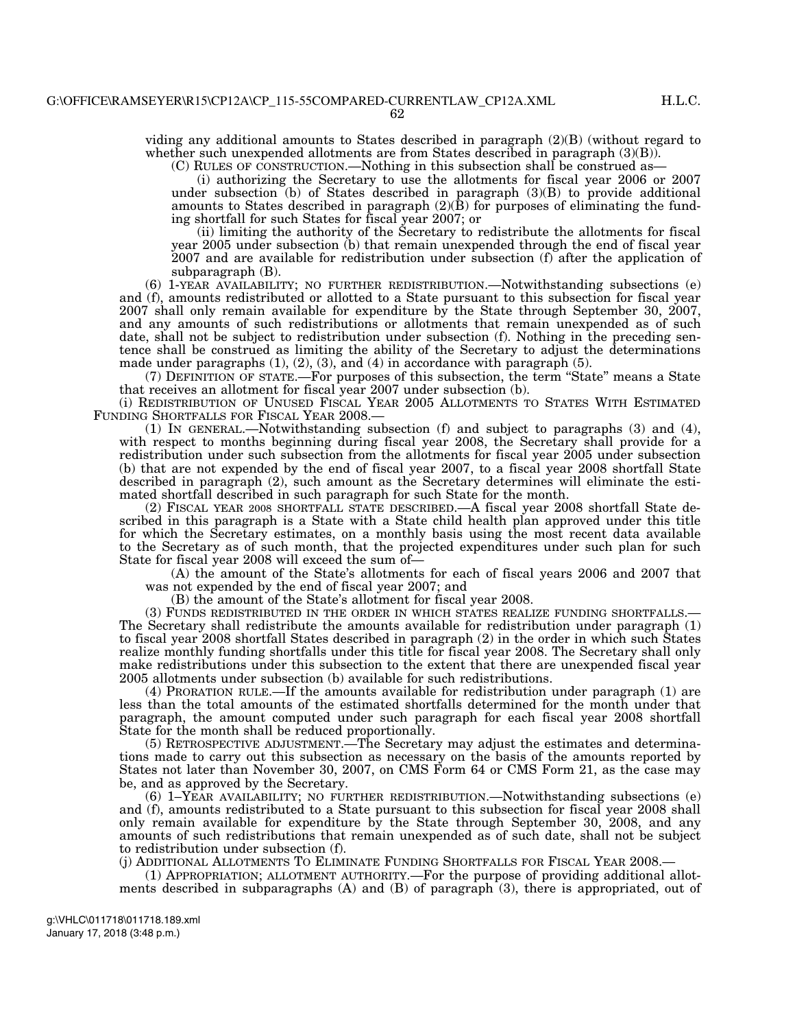viding any additional amounts to States described in paragraph (2)(B) (without regard to whether such unexpended allotments are from States described in paragraph (3)(B)).

(C) RULES OF CONSTRUCTION.—Nothing in this subsection shall be construed as—

(i) authorizing the Secretary to use the allotments for fiscal year 2006 or 2007 under subsection (b) of States described in paragraph (3)(B) to provide additional amounts to States described in paragraph (2)(B) for purposes of eliminating the funding shortfall for such States for fiscal year 2007; or

(ii) limiting the authority of the Secretary to redistribute the allotments for fiscal year 2005 under subsection (b) that remain unexpended through the end of fiscal year 2007 and are available for redistribution under subsection (f) after the application of subparagraph (B).

(6) 1-YEAR AVAILABILITY; NO FURTHER REDISTRIBUTION.—Notwithstanding subsections (e) and (f), amounts redistributed or allotted to a State pursuant to this subsection for fiscal year 2007 shall only remain available for expenditure by the State through September 30, 2007, and any amounts of such redistributions or allotments that remain unexpended as of such date, shall not be subject to redistribution under subsection (f). Nothing in the preceding sentence shall be construed as limiting the ability of the Secretary to adjust the determinations made under paragraphs (1), (2), (3), and (4) in accordance with paragraph (5).

(7) DEFINITION OF STATE.—For purposes of this subsection, the term "State" means a State that receives an allotment for fiscal year 2007 under subsection (b).

(i) REDISTRIBUTION OF UNUSED FISCAL YEAR 2005 ALLOTMENTS TO STATES WITH ESTIMATED FUNDING SHORTFALLS FOR FISCAL YEAR 2008.—

(1) IN GENERAL.—Notwithstanding subsection (f) and subject to paragraphs (3) and (4), with respect to months beginning during fiscal year 2008, the Secretary shall provide for a redistribution under such subsection from the allotments for fiscal year 2005 under subsection (b) that are not expended by the end of fiscal year 2007, to a fiscal year 2008 shortfall State described in paragraph (2), such amount as the Secretary determines will eliminate the estimated shortfall described in such paragraph for such State for the month.

(2) FISCAL YEAR 2008 SHORTFALL STATE DESCRIBED.—A fiscal year 2008 shortfall State described in this paragraph is a State with a State child health plan approved under this title for which the Secretary estimates, on a monthly basis using the most recent data available to the Secretary as of such month, that the projected expenditures under such plan for such State for fiscal year 2008 will exceed the sum of—

(A) the amount of the State's allotments for each of fiscal years 2006 and 2007 that was not expended by the end of fiscal year 2007; and

(B) the amount of the State's allotment for fiscal year 2008.

(3) FUNDS REDISTRIBUTED IN THE ORDER IN WHICH STATES REALIZE FUNDING SHORTFALLS.—The Secretary shall redistribute the amounts available for redistribution under paragraph (1) to fiscal year 2008 shortfall States described in paragraph (2) in the order in which such States realize monthly funding shortfalls under this title for fiscal year 2008. The Secretary shall only make redistributions under this subsection to the extent that there are unexpended fiscal year 2005 allotments under subsection (b) available for such redistributions.

(4) PRORATION RULE.—If the amounts available for redistribution under paragraph (1) are less than the total amounts of the estimated shortfalls determined for the month under that paragraph, the amount computed under such paragraph for each fiscal year 2008 shortfall State for the month shall be reduced proportionally.

(5) RETROSPECTIVE ADJUSTMENT.—The Secretary may adjust the estimates and determinations made to carry out this subsection as necessary on the basis of the amounts reported by States not later than November 30, 2007, on CMS Form 64 or CMS Form 21, as the case may be, and as approved by the Secretary.

(6) 1–YEAR AVAILABILITY; NO FURTHER REDISTRIBUTION.—Notwithstanding subsections (e) and (f), amounts redistributed to a State pursuant to this subsection for fiscal year 2008 shall only remain available for expenditure by the State through September 30, 2008, and any amounts of such redistributions that remain unexpended as of such date, shall not be subject to redistribution under subsection (f).

(j) ADDITIONAL ALLOTMENTS TO ELIMINATE FUNDING SHORTFALLS FOR FISCAL YEAR 2008.—

(1) APPROPRIATION; ALLOTMENT AUTHORITY.—For the purpose of providing additional allotments described in subparagraphs (A) and (B) of paragraph (3), there is appropriated, out of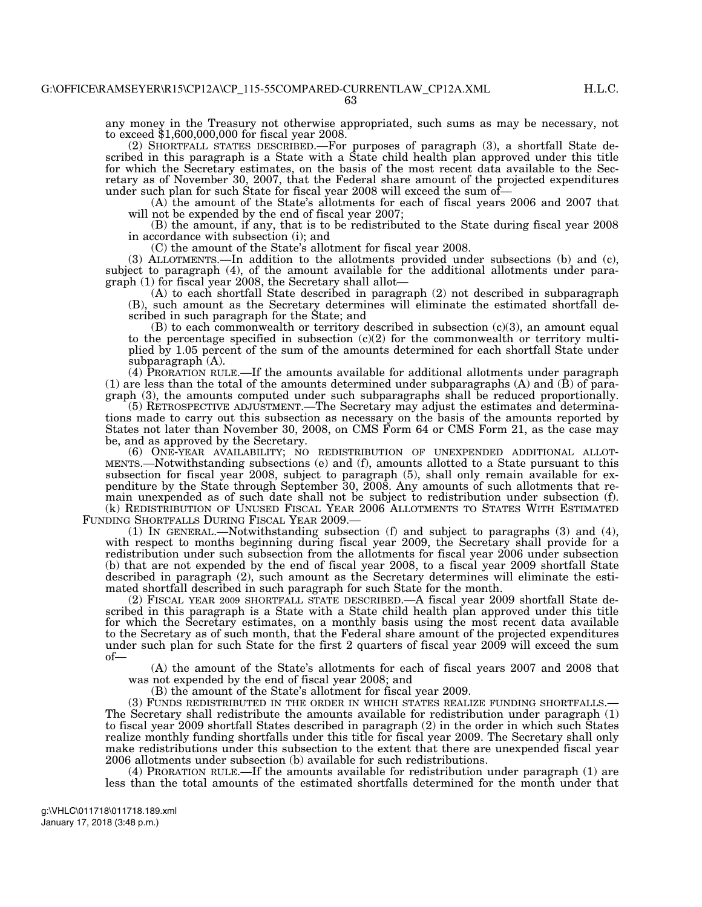any money in the Treasury not otherwise appropriated, such sums as may be necessary, not to exceed $1,600,000,000 for fiscal year 2008.

(2) SHORTFALL STATES DESCRIBED.—For purposes of paragraph (3), a shortfall State described in this paragraph is a State with a State child health plan approved under this title for which the Secretary estimates, on the basis of the most recent data available to the Secretary as of November 30, 2007, that the Federal share amount of the projected expenditures under such plan for such State for fiscal year 2008 will exceed the sum of—

(A) the amount of the State's allotments for each of fiscal years 2006 and 2007 that will not be expended by the end of fiscal year 2007;

(B) the amount, if any, that is to be redistributed to the State during fiscal year 2008 in accordance with subsection (i); and

(C) the amount of the State's allotment for fiscal year 2008.

(3) ALLOTMENTS.—In addition to the allotments provided under subsections (b) and (c), subject to paragraph (4), of the amount available for the additional allotments under paragraph (1) for fiscal year 2008, the Secretary shall allot—

(A) to each shortfall State described in paragraph (2) not described in subparagraph (B), such amount as the Secretary determines will eliminate the estimated shortfall described in such paragraph for the State; and

(B) to each commonwealth or territory described in subsection (c)(3), an amount equal to the percentage specified in subsection (c)(2) for the commonwealth or territory multiplied by 1.05 percent of the sum of the amounts determined for each shortfall State under subparagraph (A).

(4) PRORATION RULE.—If the amounts available for additional allotments under paragraph (1) are less than the total of the amounts determined under subparagraphs (A) and (B) of paragraph (3), the amounts computed under such subparagraphs shall be reduced proportionally.

(5) RETROSPECTIVE ADJUSTMENT.—The Secretary may adjust the estimates and determinations made to carry out this subsection as necessary on the basis of the amounts reported by States not later than November 30, 2008, on CMS Form 64 or CMS Form 21, as the case may be, and as approved by the Secretary.

(6) ONE-YEAR AVAILABILITY; NO REDISTRIBUTION OF UNEXPENDED ADDITIONAL ALLOTMENTS.—Notwithstanding subsections (e) and (f), amounts allotted to a State pursuant to this subsection for fiscal year 2008, subject to paragraph (5), shall only remain available for expenditure by the State through September 30, 2008. Any amounts of such allotments that remain unexpended as of such date shall not be subject to redistribution under subsection (f).

(k) REDISTRIBUTION OF UNUSED FISCAL YEAR 2006 ALLOTMENTS TO STATES WITH ESTIMATED FUNDING SHORTFALLS DURING FISCAL YEAR 2009.—

(1) IN GENERAL.—Notwithstanding subsection (f) and subject to paragraphs (3) and (4), with respect to months beginning during fiscal year 2009, the Secretary shall provide for a redistribution under such subsection from the allotments for fiscal year 2006 under subsection (b) that are not expended by the end of fiscal year 2008, to a fiscal year 2009 shortfall State described in paragraph (2), such amount as the Secretary determines will eliminate the estimated shortfall described in such paragraph for such State for the month.

(2) FISCAL YEAR 2009 SHORTFALL STATE DESCRIBED.—A fiscal year 2009 shortfall State described in this paragraph is a State with a State child health plan approved under this title for which the Secretary estimates, on a monthly basis using the most recent data available to the Secretary as of such month, that the Federal share amount of the projected expenditures under such plan for such State for the first 2 quarters of fiscal year 2009 will exceed the sum of—

(A) the amount of the State's allotments for each of fiscal years 2007 and 2008 that was not expended by the end of fiscal year 2008; and

(B) the amount of the State's allotment for fiscal year 2009.

(3) FUNDS REDISTRIBUTED IN THE ORDER IN WHICH STATES REALIZE FUNDING SHORTFALLS.—The Secretary shall redistribute the amounts available for redistribution under paragraph (1) to fiscal year 2009 shortfall States described in paragraph (2) in the order in which such States realize monthly funding shortfalls under this title for fiscal year 2009. The Secretary shall only make redistributions under this subsection to the extent that there are unexpended fiscal year 2006 allotments under subsection (b) available for such redistributions.

(4) PRORATION RULE.—If the amounts available for redistribution under paragraph (1) are less than the total amounts of the estimated shortfalls determined for the month under that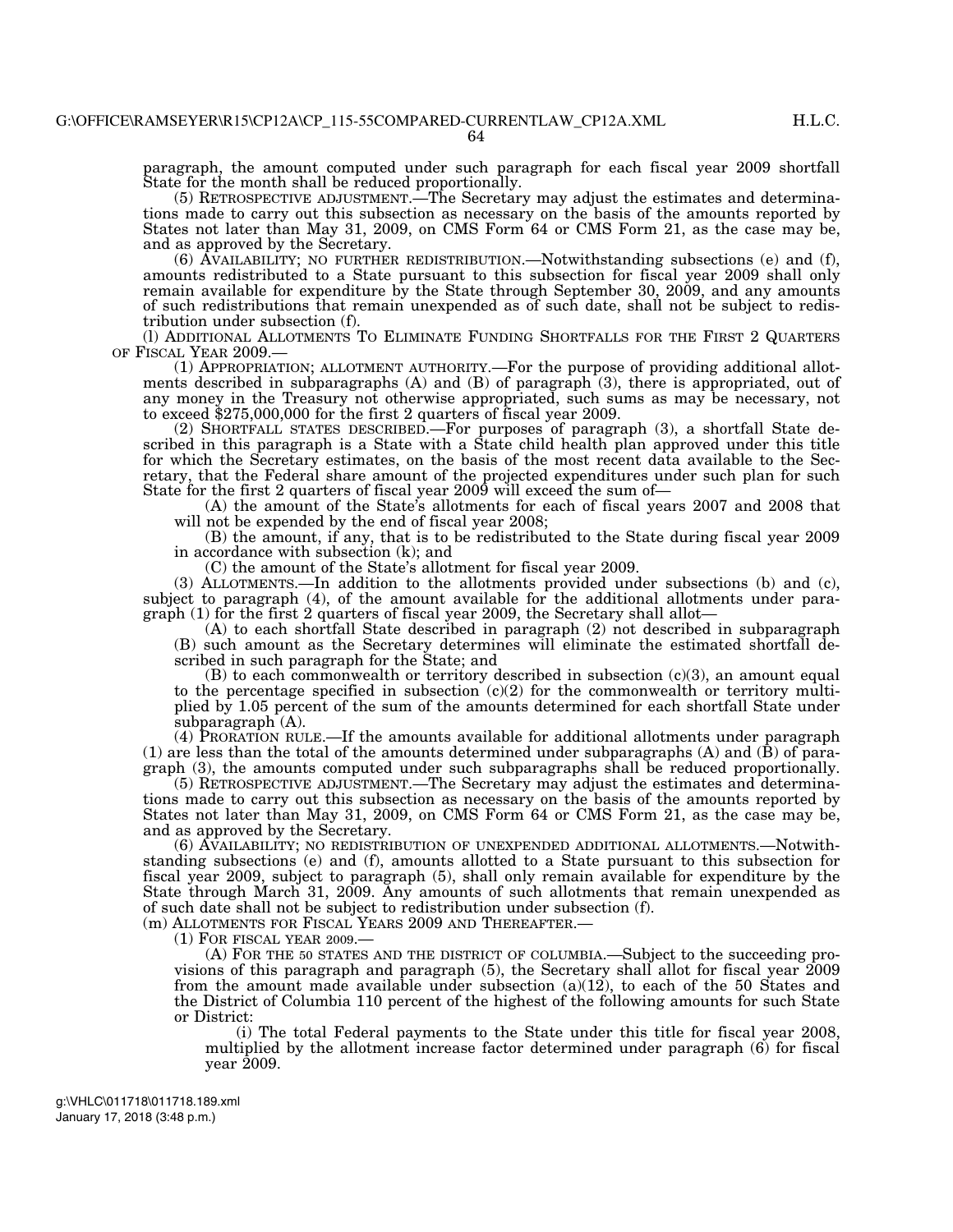paragraph, the amount computed under such paragraph for each fiscal year 2009 shortfall State for the month shall be reduced proportionally.

(5) RETROSPECTIVE ADJUSTMENT.—The Secretary may adjust the estimates and determinations made to carry out this subsection as necessary on the basis of the amounts reported by States not later than May 31, 2009, on CMS Form 64 or CMS Form 21, as the case may be, and as approved by the Secretary.

(6) AVAILABILITY; NO FURTHER REDISTRIBUTION.—Notwithstanding subsections (e) and (f), amounts redistributed to a State pursuant to this subsection for fiscal year 2009 shall only remain available for expenditure by the State through September 30, 2009, and any amounts of such redistributions that remain unexpended as of such date, shall not be subject to redistribution under subsection (f).

(l) ADDITIONAL ALLOTMENTS TO ELIMINATE FUNDING SHORTFALLS FOR THE FIRST 2 QUARTERS OF FISCAL YEAR 2009.—

(1) APPROPRIATION; ALLOTMENT AUTHORITY.—For the purpose of providing additional allotments described in subparagraphs (A) and (B) of paragraph (3), there is appropriated, out of any money in the Treasury not otherwise appropriated, such sums as may be necessary, not to exceed $275,000,000 for the first 2 quarters of fiscal year 2009.

(2) SHORTFALL STATES DESCRIBED.—For purposes of paragraph (3), a shortfall State described in this paragraph is a State with a State child health plan approved under this title for which the Secretary estimates, on the basis of the most recent data available to the Secretary, that the Federal share amount of the projected expenditures under such plan for such State for the first 2 quarters of fiscal year 2009 will exceed the sum of—

(A) the amount of the State's allotments for each of fiscal years 2007 and 2008 that will not be expended by the end of fiscal year 2008;

(B) the amount, if any, that is to be redistributed to the State during fiscal year 2009 in accordance with subsection (k); and

(C) the amount of the State's allotment for fiscal year 2009.

(3) ALLOTMENTS.—In addition to the allotments provided under subsections (b) and (c), subject to paragraph (4), of the amount available for the additional allotments under paragraph (1) for the first 2 quarters of fiscal year 2009, the Secretary shall allot—

(A) to each shortfall State described in paragraph (2) not described in subparagraph (B) such amount as the Secretary determines will eliminate the estimated shortfall described in such paragraph for the State; and

(B) to each commonwealth or territory described in subsection (c)(3), an amount equal to the percentage specified in subsection (c)(2) for the commonwealth or territory multiplied by 1.05 percent of the sum of the amounts determined for each shortfall State under subparagraph (A).

(4) PRORATION RULE.—If the amounts available for additional allotments under paragraph (1) are less than the total of the amounts determined under subparagraphs (A) and (B) of paragraph (3), the amounts computed under such subparagraphs shall be reduced proportionally.

(5) RETROSPECTIVE ADJUSTMENT.—The Secretary may adjust the estimates and determinations made to carry out this subsection as necessary on the basis of the amounts reported by States not later than May 31, 2009, on CMS Form 64 or CMS Form 21, as the case may be, and as approved by the Secretary.

(6) AVAILABILITY; NO REDISTRIBUTION OF UNEXPENDED ADDITIONAL ALLOTMENTS.—Notwithstanding subsections (e) and (f), amounts allotted to a State pursuant to this subsection for fiscal year 2009, subject to paragraph (5), shall only remain available for expenditure by the State through March 31, 2009. Any amounts of such allotments that remain unexpended as of such date shall not be subject to redistribution under subsection (f).

(m) ALLOTMENTS FOR FISCAL YEARS 2009 AND THEREAFTER.—

(1) FOR FISCAL YEAR 2009.—

(A) FOR THE 50 STATES AND THE DISTRICT OF COLUMBIA.—Subject to the succeeding provisions of this paragraph and paragraph (5), the Secretary shall allot for fiscal year 2009 from the amount made available under subsection (a)(12), to each of the 50 States and the District of Columbia 110 percent of the highest of the following amounts for such State or District:

(i) The total Federal payments to the State under this title for fiscal year 2008, multiplied by the allotment increase factor determined under paragraph (6) for fiscal year 2009.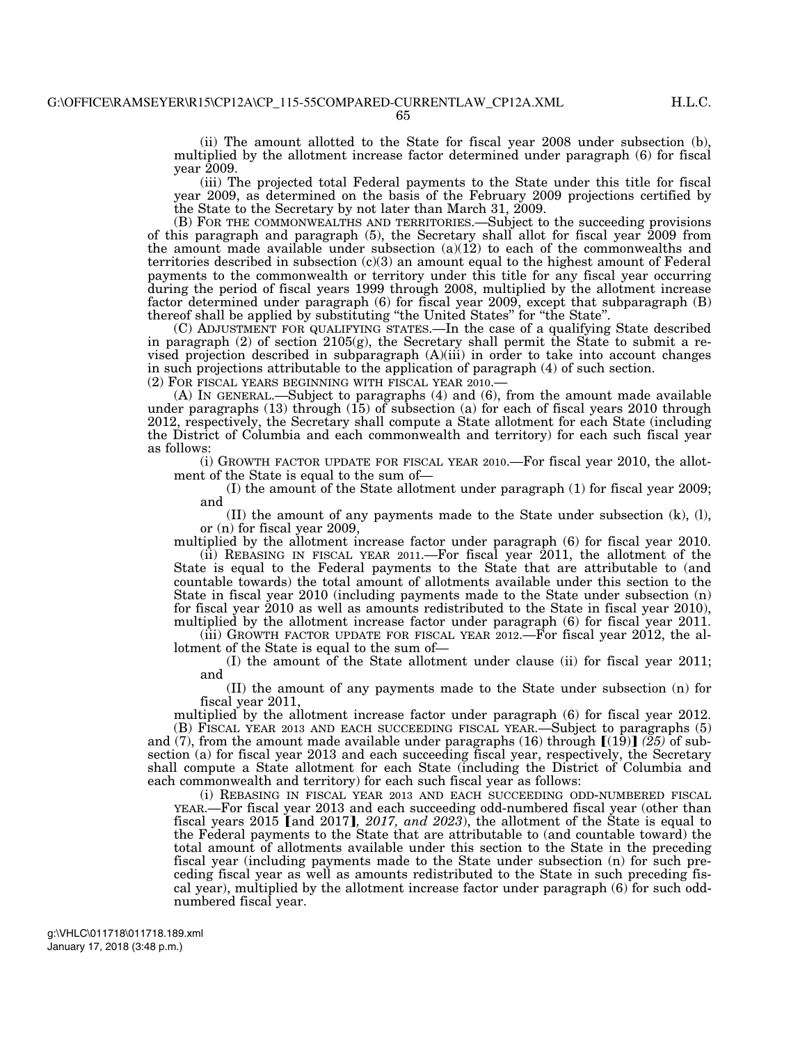(ii) The amount allotted to the State for fiscal year 2008 under subsection (b), multiplied by the allotment increase factor determined under paragraph (6) for fiscal year 2009.

(iii) The projected total Federal payments to the State under this title for fiscal year 2009, as determined on the basis of the February 2009 projections certified by the State to the Secretary by not later than March 31, 2009.

(B) FOR THE COMMONWEALTHS AND TERRITORIES.—Subject to the succeeding provisions of this paragraph and paragraph (5), the Secretary shall allot for fiscal year 2009 from the amount made available under subsection (a)(12) to each of the commonwealths and territories described in subsection (c)(3) an amount equal to the highest amount of Federal payments to the commonwealth or territory under this title for any fiscal year occurring during the period of fiscal years 1999 through 2008, multiplied by the allotment increase factor determined under paragraph (6) for fiscal year 2009, except that subparagraph (B) thereof shall be applied by substituting "the United States" for "the State".

(C) ADJUSTMENT FOR QUALIFYING STATES.—In the case of a qualifying State described in paragraph (2) of section 2105(g), the Secretary shall permit the State to submit a revised projection described in subparagraph (A)(iii) in order to take into account changes in such projections attributable to the application of paragraph (4) of such section.

(2) FOR FISCAL YEARS BEGINNING WITH FISCAL YEAR 2010.—

(A) IN GENERAL.—Subject to paragraphs (4) and (6), from the amount made available under paragraphs (13) through (15) of subsection (a) for each of fiscal years 2010 through 2012, respectively, the Secretary shall compute a State allotment for each State (including the District of Columbia and each commonwealth and territory) for each such fiscal year as follows:

(i) GROWTH FACTOR UPDATE FOR FISCAL YEAR 2010.—For fiscal year 2010, the allotment of the State is equal to the sum of—

(I) the amount of the State allotment under paragraph (1) for fiscal year 2009; and

(II) the amount of any payments made to the State under subsection (k), (l), or (n) for fiscal year 2009,

multiplied by the allotment increase factor under paragraph (6) for fiscal year 2010.

(ii) REBASING IN FISCAL YEAR 2011.—For fiscal year 2011, the allotment of the State is equal to the Federal payments to the State that are attributable to (and countable towards) the total amount of allotments available under this section to the State in fiscal year 2010 (including payments made to the State under subsection (n) for fiscal year 2010 as well as amounts redistributed to the State in fiscal year 2010), multiplied by the allotment increase factor under paragraph (6) for fiscal year 2011.

(iii) GROWTH FACTOR UPDATE FOR FISCAL YEAR 2012.—For fiscal year 2012, the allotment of the State is equal to the sum of—

(I) the amount of the State allotment under clause (ii) for fiscal year 2011; and

(II) the amount of any payments made to the State under subsection (n) for fiscal year 2011,

multiplied by the allotment increase factor under paragraph (6) for fiscal year 2012.

(B) FISCAL YEAR 2013 AND EACH SUCCEEDING FISCAL YEAR.—Subject to paragraphs (5) and (7), from the amount made available under paragraphs (16) through [(19)] *(25)* of subsection (a) for fiscal year 2013 and each succeeding fiscal year, respectively, the Secretary shall compute a State allotment for each State (including the District of Columbia and each commonwealth and territory) for each such fiscal year as follows:

(i) REBASING IN FISCAL YEAR 2013 AND EACH SUCCEEDING ODD-NUMBERED FISCAL YEAR.—For fiscal year 2013 and each succeeding odd-numbered fiscal year (other than fiscal years 2015 [and 2017], *2017, and 2023*), the allotment of the State is equal to the Federal payments to the State that are attributable to (and countable toward) the total amount of allotments available under this section to the State in the preceding fiscal year (including payments made to the State under subsection (n) for such preceding fiscal year as well as amounts redistributed to the State in such preceding fiscal year), multiplied by the allotment increase factor under paragraph (6) for such odd-numbered fiscal year.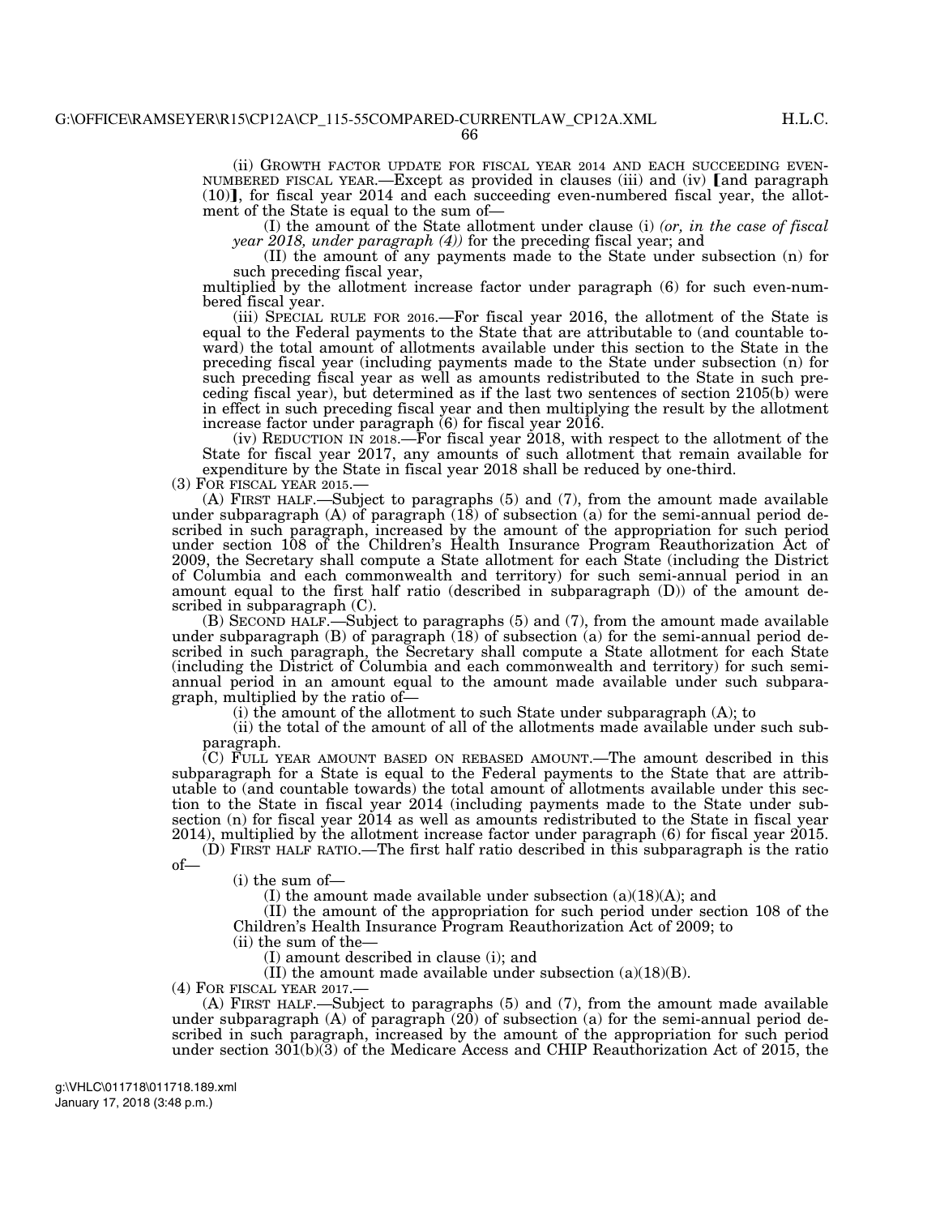(ii) GROWTH FACTOR UPDATE FOR FISCAL YEAR 2014 AND EACH SUCCEEDING EVEN-NUMBERED FISCAL YEAR.—Except as provided in clauses (iii) and (iv) [and paragraph (10)], for fiscal year 2014 and each succeeding even-numbered fiscal year, the allotment of the State is equal to the sum of—

(I) the amount of the State allotment under clause (i) *(or, in the case of fiscal year 2018, under paragraph (4))* for the preceding fiscal year; and

(II) the amount of any payments made to the State under subsection (n) for such preceding fiscal year,

multiplied by the allotment increase factor under paragraph (6) for such even-numbered fiscal year.

(iii) SPECIAL RULE FOR 2016.—For fiscal year 2016, the allotment of the State is equal to the Federal payments to the State that are attributable to (and countable toward) the total amount of allotments available under this section to the State in the preceding fiscal year (including payments made to the State under subsection (n) for such preceding fiscal year as well as amounts redistributed to the State in such preceding fiscal year), but determined as if the last two sentences of section 2105(b) were in effect in such preceding fiscal year and then multiplying the result by the allotment increase factor under paragraph (6) for fiscal year 2016.

(iv) REDUCTION IN 2018.—For fiscal year 2018, with respect to the allotment of the State for fiscal year 2017, any amounts of such allotment that remain available for expenditure by the State in fiscal year 2018 shall be reduced by one-third.

(3) FOR FISCAL YEAR 2015.—

(A) FIRST HALF.—Subject to paragraphs (5) and (7), from the amount made available under subparagraph (A) of paragraph (18) of subsection (a) for the semi-annual period described in such paragraph, increased by the amount of the appropriation for such period under section 108 of the Children's Health Insurance Program Reauthorization Act of 2009, the Secretary shall compute a State allotment for each State (including the District of Columbia and each commonwealth and territory) for such semi-annual period in an amount equal to the first half ratio (described in subparagraph (D)) of the amount described in subparagraph (C).

(B) SECOND HALF.—Subject to paragraphs (5) and (7), from the amount made available under subparagraph (B) of paragraph (18) of subsection (a) for the semi-annual period described in such paragraph, the Secretary shall compute a State allotment for each State (including the District of Columbia and each commonwealth and territory) for such semi-annual period in an amount equal to the amount made available under such subparagraph, multiplied by the ratio of—

(i) the amount of the allotment to such State under subparagraph (A); to

(ii) the total of the amount of all of the allotments made available under such subparagraph.

(C) FULL YEAR AMOUNT BASED ON REBASED AMOUNT.—The amount described in this subparagraph for a State is equal to the Federal payments to the State that are attributable to (and countable towards) the total amount of allotments available under this section to the State in fiscal year 2014 (including payments made to the State under subsection (n) for fiscal year 2014 as well as amounts redistributed to the State in fiscal year 2014), multiplied by the allotment increase factor under paragraph (6) for fiscal year 2015.

(D) FIRST HALF RATIO.—The first half ratio described in this subparagraph is the ratio of—

(i) the sum of—

(I) the amount made available under subsection (a)(18)(A); and

(II) the amount of the appropriation for such period under section 108 of the Children's Health Insurance Program Reauthorization Act of 2009; to

(ii) the sum of the—

(I) amount described in clause (i); and

(II) the amount made available under subsection (a)(18)(B).

(4) FOR FISCAL YEAR 2017.—

(A) FIRST HALF.—Subject to paragraphs (5) and (7), from the amount made available under subparagraph (A) of paragraph (20) of subsection (a) for the semi-annual period described in such paragraph, increased by the amount of the appropriation for such period under section 301(b)(3) of the Medicare Access and CHIP Reauthorization Act of 2015, the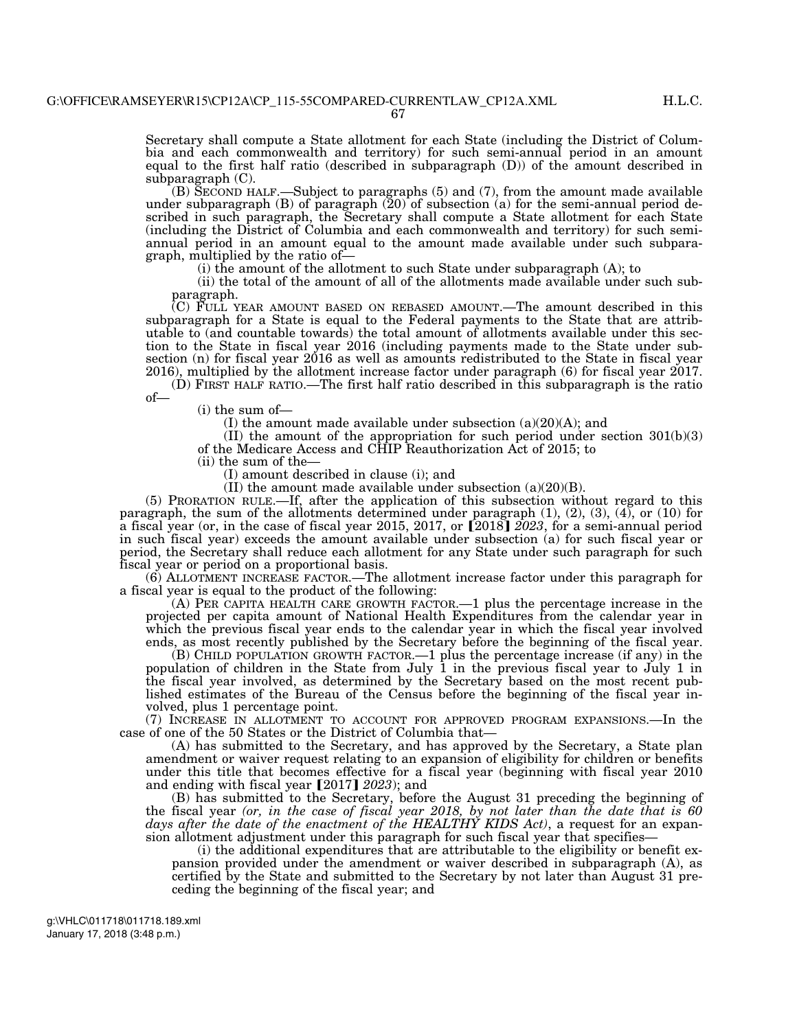Secretary shall compute a State allotment for each State (including the District of Columbia and each commonwealth and territory) for such semi-annual period in an amount equal to the first half ratio (described in subparagraph (D)) of the amount described in subparagraph (C).

(B) SECOND HALF.—Subject to paragraphs (5) and (7), from the amount made available under subparagraph (B) of paragraph (20) of subsection (a) for the semi-annual period described in such paragraph, the Secretary shall compute a State allotment for each State (including the District of Columbia and each commonwealth and territory) for such semi-annual period in an amount equal to the amount made available under such subparagraph, multiplied by the ratio of—

(i) the amount of the allotment to such State under subparagraph (A); to

(ii) the total of the amount of all of the allotments made available under such subparagraph.

(C) FULL YEAR AMOUNT BASED ON REBASED AMOUNT.—The amount described in this subparagraph for a State is equal to the Federal payments to the State that are attributable to (and countable towards) the total amount of allotments available under this section to the State in fiscal year 2016 (including payments made to the State under subsection (n) for fiscal year 2016 as well as amounts redistributed to the State in fiscal year 2016), multiplied by the allotment increase factor under paragraph (6) for fiscal year 2017.

(D) FIRST HALF RATIO.—The first half ratio described in this subparagraph is the ratio of—

(i) the sum of—

(I) the amount made available under subsection (a)(20)(A); and

(II) the amount of the appropriation for such period under section 301(b)(3) of the Medicare Access and CHIP Reauthorization Act of 2015; to

(ii) the sum of the—

(I) amount described in clause (i); and

(II) the amount made available under subsection (a)(20)(B).

(5) PRORATION RULE.—If, after the application of this subsection without regard to this paragraph, the sum of the allotments determined under paragraph (1), (2), (3), (4), or (10) for a fiscal year (or, in the case of fiscal year 2015, 2017, or 【2018】 *2023*, for a semi-annual period in such fiscal year) exceeds the amount available under subsection (a) for such fiscal year or period, the Secretary shall reduce each allotment for any State under such paragraph for such fiscal year or period on a proportional basis.

(6) ALLOTMENT INCREASE FACTOR.—The allotment increase factor under this paragraph for a fiscal year is equal to the product of the following:

(A) PER CAPITA HEALTH CARE GROWTH FACTOR.—1 plus the percentage increase in the projected per capita amount of National Health Expenditures from the calendar year in which the previous fiscal year ends to the calendar year in which the fiscal year involved ends, as most recently published by the Secretary before the beginning of the fiscal year.

(B) CHILD POPULATION GROWTH FACTOR.—1 plus the percentage increase (if any) in the population of children in the State from July 1 in the previous fiscal year to July 1 in the fiscal year involved, as determined by the Secretary based on the most recent published estimates of the Bureau of the Census before the beginning of the fiscal year involved, plus 1 percentage point.

(7) INCREASE IN ALLOTMENT TO ACCOUNT FOR APPROVED PROGRAM EXPANSIONS.—In the case of one of the 50 States or the District of Columbia that—

(A) has submitted to the Secretary, and has approved by the Secretary, a State plan amendment or waiver request relating to an expansion of eligibility for children or benefits under this title that becomes effective for a fiscal year (beginning with fiscal year 2010 and ending with fiscal year 【2017】 *2023*); and

(B) has submitted to the Secretary, before the August 31 preceding the beginning of the fiscal year *(or, in the case of fiscal year 2018, by not later than the date that is 60 days after the date of the enactment of the HEALTHY KIDS Act)*, a request for an expansion allotment adjustment under this paragraph for such fiscal year that specifies—

(i) the additional expenditures that are attributable to the eligibility or benefit expansion provided under the amendment or waiver described in subparagraph (A), as certified by the State and submitted to the Secretary by not later than August 31 preceding the beginning of the fiscal year; and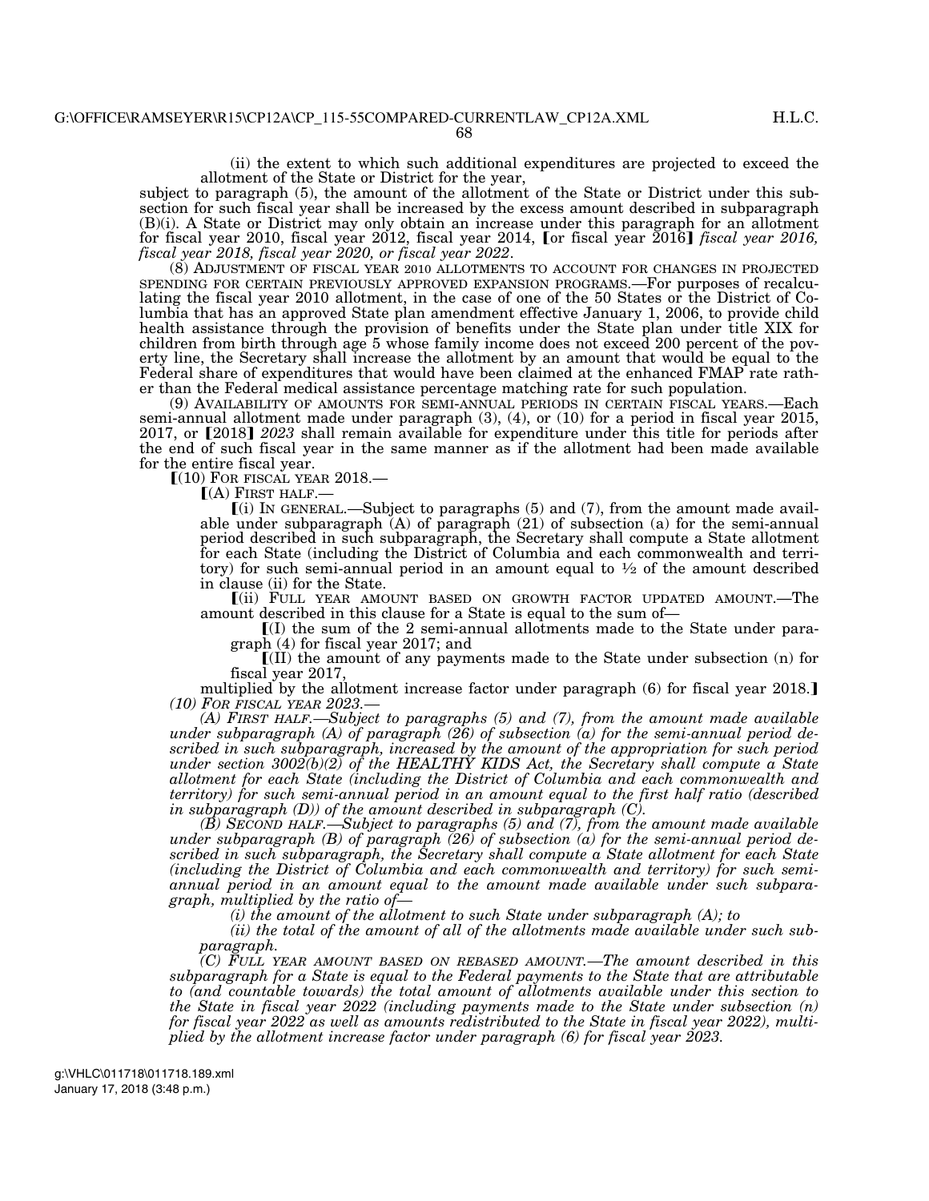(ii) the extent to which such additional expenditures are projected to exceed the allotment of the State or District for the year,

subject to paragraph (5), the amount of the allotment of the State or District under this subsection for such fiscal year shall be increased by the excess amount described in subparagraph (B)(i). A State or District may only obtain an increase under this paragraph for an allotment for fiscal year 2010, fiscal year 2012, fiscal year 2014, [or fiscal year 2016] *fiscal year 2016, fiscal year 2018, fiscal year 2020, or fiscal year 2022*.

(8) ADJUSTMENT OF FISCAL YEAR 2010 ALLOTMENTS TO ACCOUNT FOR CHANGES IN PROJECTED SPENDING FOR CERTAIN PREVIOUSLY APPROVED EXPANSION PROGRAMS.—For purposes of recalculating the fiscal year 2010 allotment, in the case of one of the 50 States or the District of Columbia that has an approved State plan amendment effective January 1, 2006, to provide child health assistance through the provision of benefits under the State plan under title XIX for children from birth through age 5 whose family income does not exceed 200 percent of the poverty line, the Secretary shall increase the allotment by an amount that would be equal to the Federal share of expenditures that would have been claimed at the enhanced FMAP rate rather than the Federal medical assistance percentage matching rate for such population.

(9) AVAILABILITY OF AMOUNTS FOR SEMI-ANNUAL PERIODS IN CERTAIN FISCAL YEARS.—Each semi-annual allotment made under paragraph (3), (4), or (10) for a period in fiscal year 2015, 2017, or [2018] *2023* shall remain available for expenditure under this title for periods after the end of such fiscal year in the same manner as if the allotment had been made available for the entire fiscal year.

[(10) FOR FISCAL YEAR 2018.—

[(A) FIRST HALF.—

[(i) IN GENERAL.—Subject to paragraphs (5) and (7), from the amount made available under subparagraph (A) of paragraph (21) of subsection (a) for the semi-annual period described in such subparagraph, the Secretary shall compute a State allotment for each State (including the District of Columbia and each commonwealth and territory) for such semi-annual period in an amount equal to ½ of the amount described in clause (ii) for the State.

[(ii) FULL YEAR AMOUNT BASED ON GROWTH FACTOR UPDATED AMOUNT.—The amount described in this clause for a State is equal to the sum of—

[(I) the sum of the 2 semi-annual allotments made to the State under paragraph (4) for fiscal year 2017; and

[(II) the amount of any payments made to the State under subsection (n) for fiscal year 2017,

multiplied by the allotment increase factor under paragraph (6) for fiscal year 2018.]

*(10) FOR FISCAL YEAR 2023.—*

*(A) FIRST HALF.—Subject to paragraphs (5) and (7), from the amount made available under subparagraph (A) of paragraph (26) of subsection (a) for the semi-annual period described in such subparagraph, increased by the amount of the appropriation for such period under section 3002(b)(2) of the HEALTHY KIDS Act, the Secretary shall compute a State allotment for each State (including the District of Columbia and each commonwealth and territory) for such semi-annual period in an amount equal to the first half ratio (described in subparagraph (D)) of the amount described in subparagraph (C).*

*(B) SECOND HALF.—Subject to paragraphs (5) and (7), from the amount made available under subparagraph (B) of paragraph (26) of subsection (a) for the semi-annual period described in such subparagraph, the Secretary shall compute a State allotment for each State (including the District of Columbia and each commonwealth and territory) for such semi-annual period in an amount equal to the amount made available under such subparagraph, multiplied by the ratio of—*

*(i) the amount of the allotment to such State under subparagraph (A); to*

*(ii) the total of the amount of all of the allotments made available under such subparagraph.*

*(C) FULL YEAR AMOUNT BASED ON REBASED AMOUNT.—The amount described in this subparagraph for a State is equal to the Federal payments to the State that are attributable to (and countable towards) the total amount of allotments available under this section to the State in fiscal year 2022 (including payments made to the State under subsection (n) for fiscal year 2022 as well as amounts redistributed to the State in fiscal year 2022), multiplied by the allotment increase factor under paragraph (6) for fiscal year 2023.*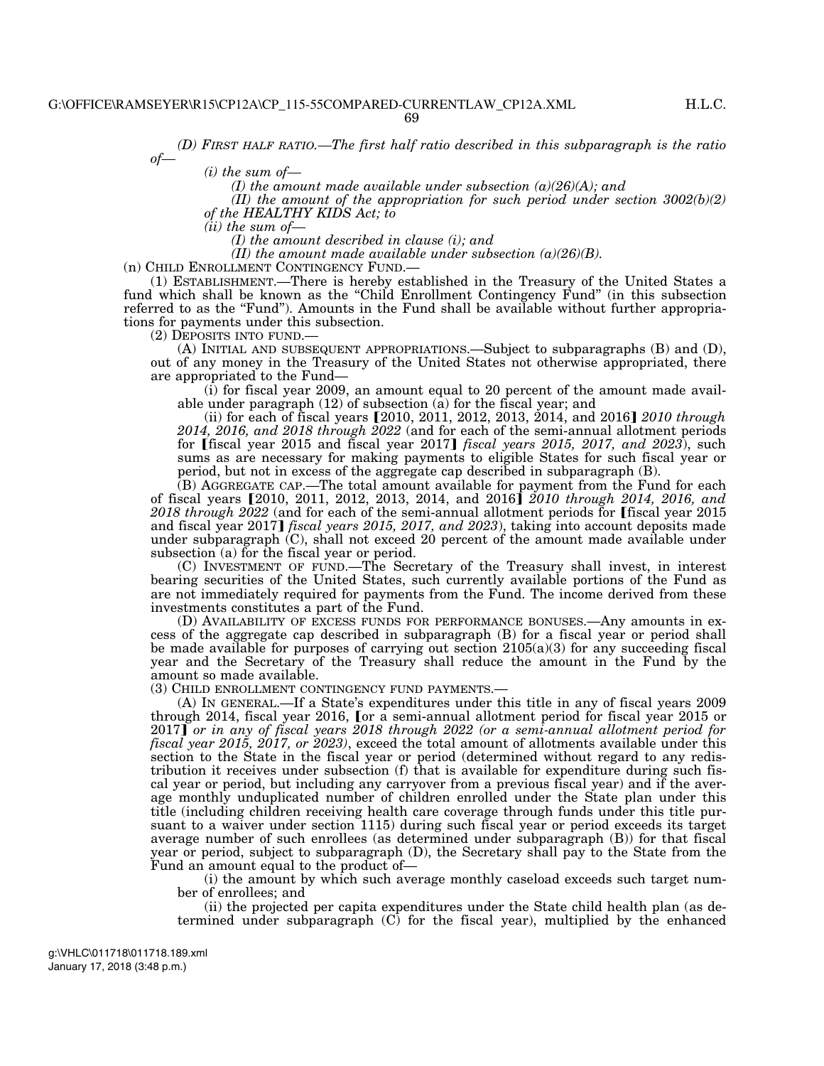*(D) FIRST HALF RATIO.—The first half ratio described in this subparagraph is the ratio of—*

*(i) the sum of—*

*(I) the amount made available under subsection (a)(26)(A); and*

*(II) the amount of the appropriation for such period under section 3002(b)(2) of the HEALTHY KIDS Act; to*

*(ii) the sum of—*

*(I) the amount described in clause (i); and*

*(II) the amount made available under subsection (a)(26)(B).*

(n) CHILD ENROLLMENT CONTINGENCY FUND.—

(1) ESTABLISHMENT.—There is hereby established in the Treasury of the United States a fund which shall be known as the "Child Enrollment Contingency Fund" (in this subsection referred to as the "Fund"). Amounts in the Fund shall be available without further appropriations for payments under this subsection.

(2) DEPOSITS INTO FUND.—

(A) INITIAL AND SUBSEQUENT APPROPRIATIONS.—Subject to subparagraphs (B) and (D), out of any money in the Treasury of the United States not otherwise appropriated, there are appropriated to the Fund—

(i) for fiscal year 2009, an amount equal to 20 percent of the amount made available under paragraph (12) of subsection (a) for the fiscal year; and

(ii) for each of fiscal years ⟦2010, 2011, 2012, 2013, 2014, and 2016⟧ *2010 through 2014, 2016, and 2018 through 2022* (and for each of the semi-annual allotment periods for ⟦fiscal year 2015 and fiscal year 2017⟧ *fiscal years 2015, 2017, and 2023*), such sums as are necessary for making payments to eligible States for such fiscal year or period, but not in excess of the aggregate cap described in subparagraph (B).

(B) AGGREGATE CAP.—The total amount available for payment from the Fund for each of fiscal years ⟦2010, 2011, 2012, 2013, 2014, and 2016⟧ *2010 through 2014, 2016, and 2018 through 2022* (and for each of the semi-annual allotment periods for ⟦fiscal year 2015 and fiscal year 2017⟧ *fiscal years 2015, 2017, and 2023*), taking into account deposits made under subparagraph (C), shall not exceed 20 percent of the amount made available under subsection (a) for the fiscal year or period.

(C) INVESTMENT OF FUND.—The Secretary of the Treasury shall invest, in interest bearing securities of the United States, such currently available portions of the Fund as are not immediately required for payments from the Fund. The income derived from these investments constitutes a part of the Fund.

(D) AVAILABILITY OF EXCESS FUNDS FOR PERFORMANCE BONUSES.—Any amounts in excess of the aggregate cap described in subparagraph (B) for a fiscal year or period shall be made available for purposes of carrying out section 2105(a)(3) for any succeeding fiscal year and the Secretary of the Treasury shall reduce the amount in the Fund by the amount so made available.

(3) CHILD ENROLLMENT CONTINGENCY FUND PAYMENTS.—

(A) IN GENERAL.—If a State's expenditures under this title in any of fiscal years 2009 through 2014, fiscal year 2016, ⟦or a semi-annual allotment period for fiscal year 2015 or 2017⟧ *or in any of fiscal years 2018 through 2022 (or a semi-annual allotment period for fiscal year 2015, 2017, or 2023)*, exceed the total amount of allotments available under this section to the State in the fiscal year or period (determined without regard to any redistribution it receives under subsection (f) that is available for expenditure during such fiscal year or period, but including any carryover from a previous fiscal year) and if the average monthly unduplicated number of children enrolled under the State plan under this title (including children receiving health care coverage through funds under this title pursuant to a waiver under section 1115) during such fiscal year or period exceeds its target average number of such enrollees (as determined under subparagraph (B)) for that fiscal year or period, subject to subparagraph (D), the Secretary shall pay to the State from the Fund an amount equal to the product of—

(i) the amount by which such average monthly caseload exceeds such target number of enrollees; and

(ii) the projected per capita expenditures under the State child health plan (as determined under subparagraph (C) for the fiscal year), multiplied by the enhanced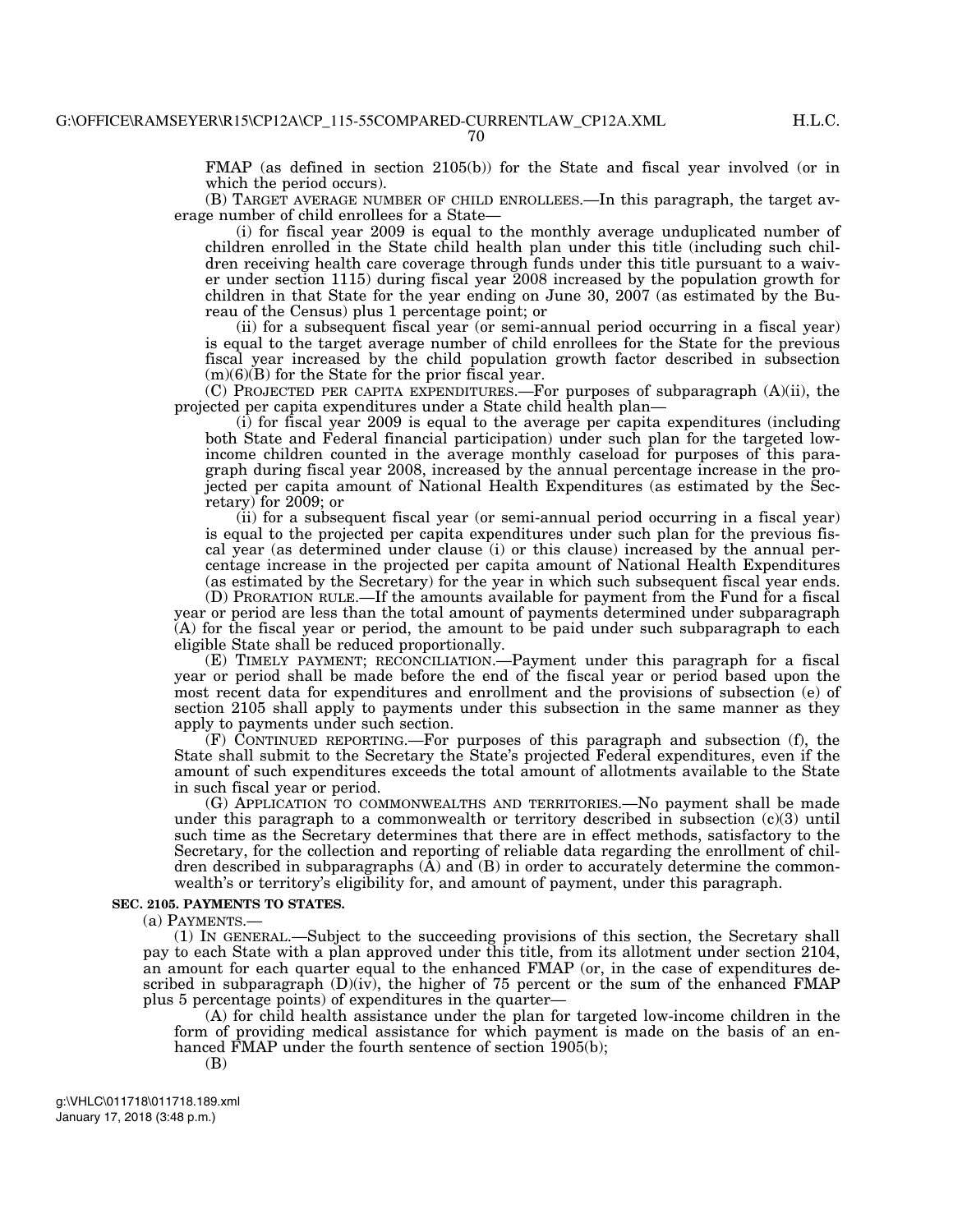FMAP (as defined in section 2105(b)) for the State and fiscal year involved (or in which the period occurs).

(B) TARGET AVERAGE NUMBER OF CHILD ENROLLEES.—In this paragraph, the target average number of child enrollees for a State—

(i) for fiscal year 2009 is equal to the monthly average unduplicated number of children enrolled in the State child health plan under this title (including such children receiving health care coverage through funds under this title pursuant to a waiver under section 1115) during fiscal year 2008 increased by the population growth for children in that State for the year ending on June 30, 2007 (as estimated by the Bureau of the Census) plus 1 percentage point; or

(ii) for a subsequent fiscal year (or semi-annual period occurring in a fiscal year) is equal to the target average number of child enrollees for the State for the previous fiscal year increased by the child population growth factor described in subsection (m)(6)(B) for the State for the prior fiscal year.

(C) PROJECTED PER CAPITA EXPENDITURES.—For purposes of subparagraph (A)(ii), the projected per capita expenditures under a State child health plan—

(i) for fiscal year 2009 is equal to the average per capita expenditures (including both State and Federal financial participation) under such plan for the targeted low-income children counted in the average monthly caseload for purposes of this paragraph during fiscal year 2008, increased by the annual percentage increase in the projected per capita amount of National Health Expenditures (as estimated by the Secretary) for 2009; or

(ii) for a subsequent fiscal year (or semi-annual period occurring in a fiscal year) is equal to the projected per capita expenditures under such plan for the previous fiscal year (as determined under clause (i) or this clause) increased by the annual percentage increase in the projected per capita amount of National Health Expenditures (as estimated by the Secretary) for the year in which such subsequent fiscal year ends.

(D) PRORATION RULE.—If the amounts available for payment from the Fund for a fiscal year or period are less than the total amount of payments determined under subparagraph (A) for the fiscal year or period, the amount to be paid under such subparagraph to each eligible State shall be reduced proportionally.

(E) TIMELY PAYMENT; RECONCILIATION.—Payment under this paragraph for a fiscal year or period shall be made before the end of the fiscal year or period based upon the most recent data for expenditures and enrollment and the provisions of subsection (e) of section 2105 shall apply to payments under this subsection in the same manner as they apply to payments under such section.

(F) CONTINUED REPORTING.—For purposes of this paragraph and subsection (f), the State shall submit to the Secretary the State's projected Federal expenditures, even if the amount of such expenditures exceeds the total amount of allotments available to the State in such fiscal year or period.

(G) APPLICATION TO COMMONWEALTHS AND TERRITORIES.—No payment shall be made under this paragraph to a commonwealth or territory described in subsection (c)(3) until such time as the Secretary determines that there are in effect methods, satisfactory to the Secretary, for the collection and reporting of reliable data regarding the enrollment of children described in subparagraphs (A) and (B) in order to accurately determine the commonwealth's or territory's eligibility for, and amount of payment, under this paragraph.

**SEC. 2105. PAYMENTS TO STATES.**

(a) PAYMENTS.—

(1) IN GENERAL.—Subject to the succeeding provisions of this section, the Secretary shall pay to each State with a plan approved under this title, from its allotment under section 2104, an amount for each quarter equal to the enhanced FMAP (or, in the case of expenditures described in subparagraph (D)(iv), the higher of 75 percent or the sum of the enhanced FMAP plus 5 percentage points) of expenditures in the quarter—

(A) for child health assistance under the plan for targeted low-income children in the form of providing medical assistance for which payment is made on the basis of an enhanced FMAP under the fourth sentence of section 1905(b);

(B)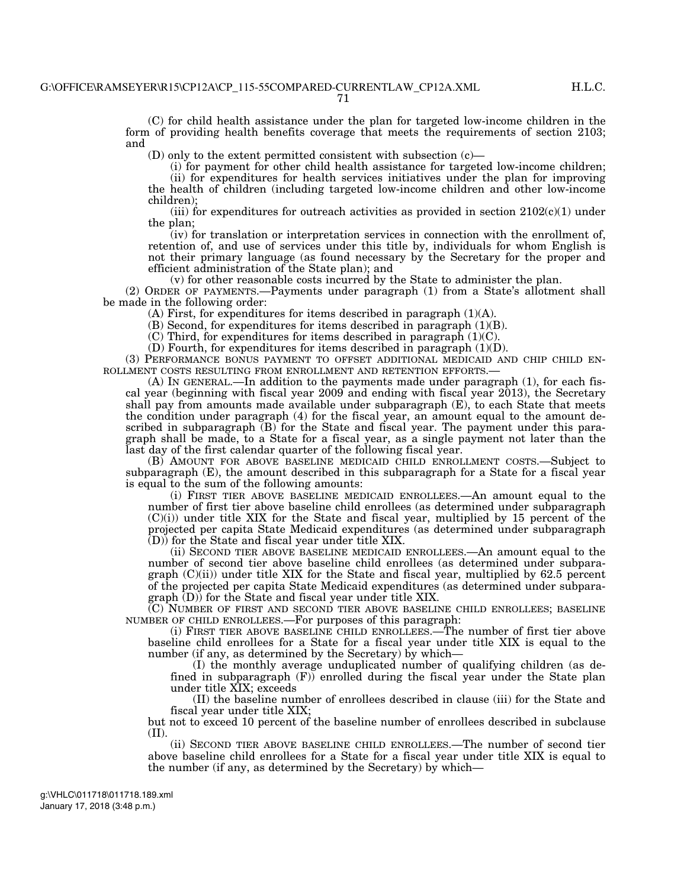(C) for child health assistance under the plan for targeted low-income children in the form of providing health benefits coverage that meets the requirements of section 2103; and

(D) only to the extent permitted consistent with subsection (c)—

(i) for payment for other child health assistance for targeted low-income children;

(ii) for expenditures for health services initiatives under the plan for improving the health of children (including targeted low-income children and other low-income children);

(iii) for expenditures for outreach activities as provided in section 2102(c)(1) under the plan;

(iv) for translation or interpretation services in connection with the enrollment of, retention of, and use of services under this title by, individuals for whom English is not their primary language (as found necessary by the Secretary for the proper and efficient administration of the State plan); and

(v) for other reasonable costs incurred by the State to administer the plan.

(2) ORDER OF PAYMENTS.—Payments under paragraph (1) from a State's allotment shall be made in the following order:

(A) First, for expenditures for items described in paragraph (1)(A).

(B) Second, for expenditures for items described in paragraph (1)(B).

(C) Third, for expenditures for items described in paragraph (1)(C).

(D) Fourth, for expenditures for items described in paragraph (1)(D).

(3) PERFORMANCE BONUS PAYMENT TO OFFSET ADDITIONAL MEDICAID AND CHIP CHILD ENROLLMENT COSTS RESULTING FROM ENROLLMENT AND RETENTION EFFORTS.—

(A) IN GENERAL.—In addition to the payments made under paragraph (1), for each fiscal year (beginning with fiscal year 2009 and ending with fiscal year 2013), the Secretary shall pay from amounts made available under subparagraph (E), to each State that meets the condition under paragraph (4) for the fiscal year, an amount equal to the amount described in subparagraph (B) for the State and fiscal year. The payment under this paragraph shall be made, to a State for a fiscal year, as a single payment not later than the last day of the first calendar quarter of the following fiscal year.

(B) AMOUNT FOR ABOVE BASELINE MEDICAID CHILD ENROLLMENT COSTS.—Subject to subparagraph (E), the amount described in this subparagraph for a State for a fiscal year is equal to the sum of the following amounts:

(i) FIRST TIER ABOVE BASELINE MEDICAID ENROLLEES.—An amount equal to the number of first tier above baseline child enrollees (as determined under subparagraph (C)(i)) under title XIX for the State and fiscal year, multiplied by 15 percent of the projected per capita State Medicaid expenditures (as determined under subparagraph (D)) for the State and fiscal year under title XIX.

(ii) SECOND TIER ABOVE BASELINE MEDICAID ENROLLEES.—An amount equal to the number of second tier above baseline child enrollees (as determined under subparagraph (C)(ii)) under title XIX for the State and fiscal year, multiplied by 62.5 percent of the projected per capita State Medicaid expenditures (as determined under subparagraph (D)) for the State and fiscal year under title XIX.

(C) NUMBER OF FIRST AND SECOND TIER ABOVE BASELINE CHILD ENROLLEES; BASELINE NUMBER OF CHILD ENROLLEES.—For purposes of this paragraph:

(i) FIRST TIER ABOVE BASELINE CHILD ENROLLEES.—The number of first tier above baseline child enrollees for a State for a fiscal year under title XIX is equal to the number (if any, as determined by the Secretary) by which—

(I) the monthly average unduplicated number of qualifying children (as defined in subparagraph (F)) enrolled during the fiscal year under the State plan under title XIX; exceeds

(II) the baseline number of enrollees described in clause (iii) for the State and fiscal year under title XIX;

but not to exceed 10 percent of the baseline number of enrollees described in subclause (II).

(ii) SECOND TIER ABOVE BASELINE CHILD ENROLLEES.—The number of second tier above baseline child enrollees for a State for a fiscal year under title XIX is equal to the number (if any, as determined by the Secretary) by which—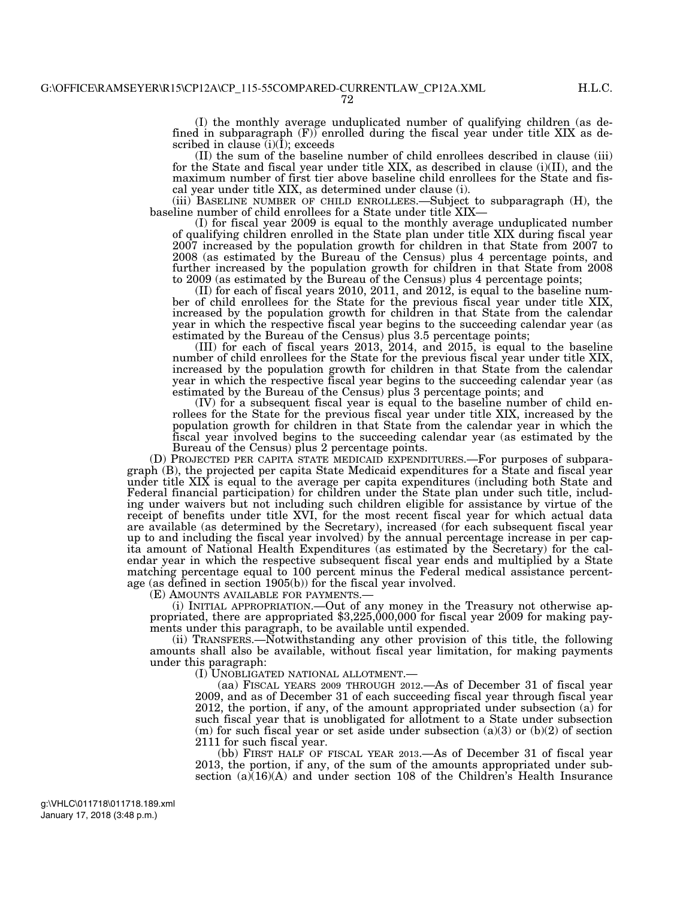(I) the monthly average unduplicated number of qualifying children (as defined in subparagraph (F)) enrolled during the fiscal year under title XIX as described in clause (i)(I); exceeds

(II) the sum of the baseline number of child enrollees described in clause (iii) for the State and fiscal year under title XIX, as described in clause (i)(II), and the maximum number of first tier above baseline child enrollees for the State and fiscal year under title XIX, as determined under clause (i).

(iii) BASELINE NUMBER OF CHILD ENROLLEES.—Subject to subparagraph (H), the baseline number of child enrollees for a State under title XIX—

(I) for fiscal year 2009 is equal to the monthly average unduplicated number of qualifying children enrolled in the State plan under title XIX during fiscal year 2007 increased by the population growth for children in that State from 2007 to 2008 (as estimated by the Bureau of the Census) plus 4 percentage points, and further increased by the population growth for children in that State from 2008 to 2009 (as estimated by the Bureau of the Census) plus 4 percentage points;

(II) for each of fiscal years 2010, 2011, and 2012, is equal to the baseline number of child enrollees for the State for the previous fiscal year under title XIX, increased by the population growth for children in that State from the calendar year in which the respective fiscal year begins to the succeeding calendar year (as estimated by the Bureau of the Census) plus 3.5 percentage points;

(III) for each of fiscal years 2013, 2014, and 2015, is equal to the baseline number of child enrollees for the State for the previous fiscal year under title XIX, increased by the population growth for children in that State from the calendar year in which the respective fiscal year begins to the succeeding calendar year (as estimated by the Bureau of the Census) plus 3 percentage points; and

(IV) for a subsequent fiscal year is equal to the baseline number of child enrollees for the State for the previous fiscal year under title XIX, increased by the population growth for children in that State from the calendar year in which the fiscal year involved begins to the succeeding calendar year (as estimated by the Bureau of the Census) plus 2 percentage points.

(D) PROJECTED PER CAPITA STATE MEDICAID EXPENDITURES.—For purposes of subparagraph (B), the projected per capita State Medicaid expenditures for a State and fiscal year under title XIX is equal to the average per capita expenditures (including both State and Federal financial participation) for children under the State plan under such title, including under waivers but not including such children eligible for assistance by virtue of the receipt of benefits under title XVI, for the most recent fiscal year for which actual data are available (as determined by the Secretary), increased (for each subsequent fiscal year up to and including the fiscal year involved) by the annual percentage increase in per capita amount of National Health Expenditures (as estimated by the Secretary) for the calendar year in which the respective subsequent fiscal year ends and multiplied by a State matching percentage equal to 100 percent minus the Federal medical assistance percentage (as defined in section 1905(b)) for the fiscal year involved.

(E) AMOUNTS AVAILABLE FOR PAYMENTS.—

(i) INITIAL APPROPRIATION.—Out of any money in the Treasury not otherwise appropriated, there are appropriated $3,225,000,000 for fiscal year 2009 for making payments under this paragraph, to be available until expended.

(ii) TRANSFERS.—Notwithstanding any other provision of this title, the following amounts shall also be available, without fiscal year limitation, for making payments under this paragraph:

(I) UNOBLIGATED NATIONAL ALLOTMENT.—

(aa) FISCAL YEARS 2009 THROUGH 2012.—As of December 31 of fiscal year 2009, and as of December 31 of each succeeding fiscal year through fiscal year 2012, the portion, if any, of the amount appropriated under subsection (a) for such fiscal year that is unobligated for allotment to a State under subsection (m) for such fiscal year or set aside under subsection (a)(3) or (b)(2) of section 2111 for such fiscal year.

(bb) FIRST HALF OF FISCAL YEAR 2013.—As of December 31 of fiscal year 2013, the portion, if any, of the sum of the amounts appropriated under subsection (a)(16)(A) and under section 108 of the Children's Health Insurance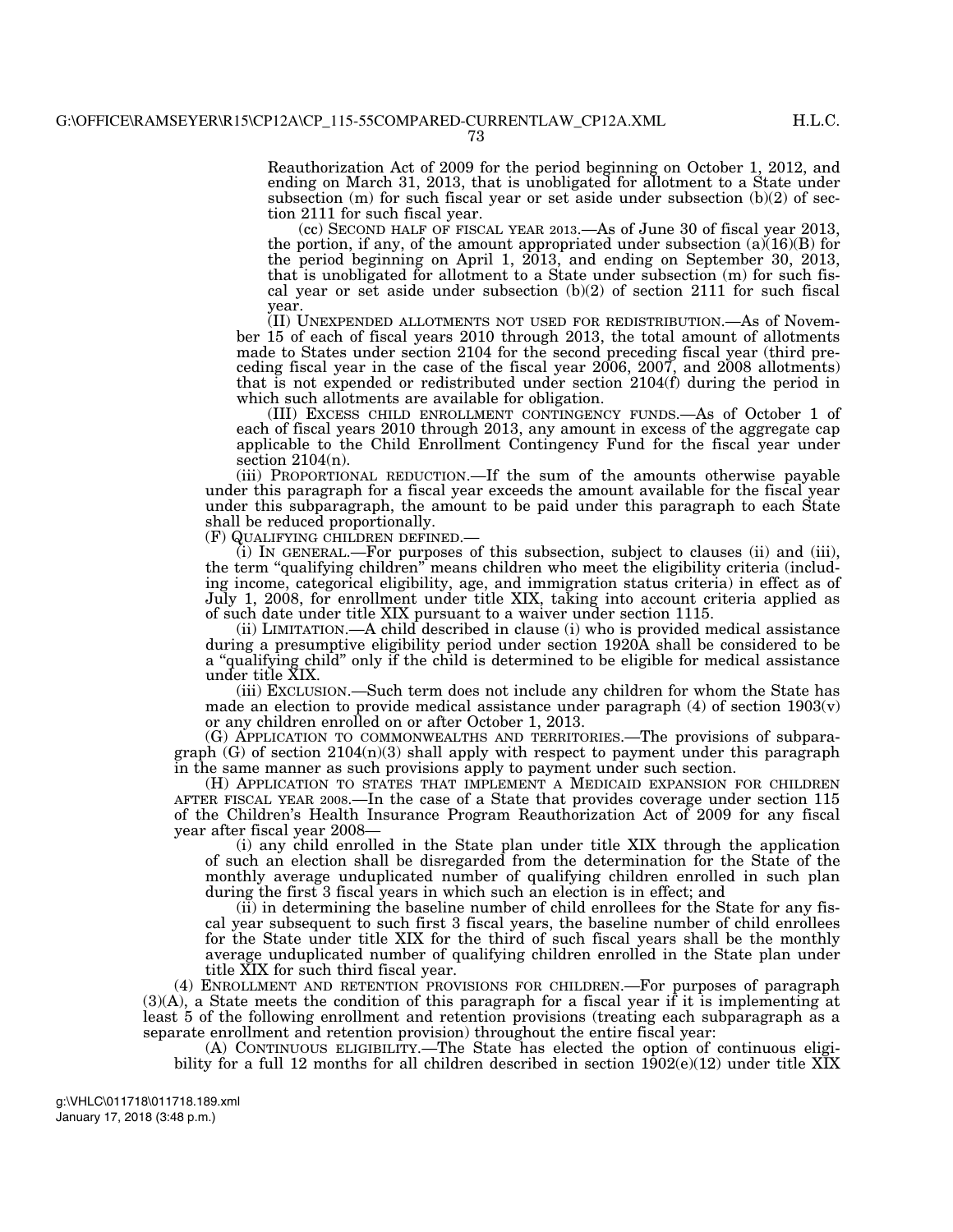Reauthorization Act of 2009 for the period beginning on October 1, 2012, and ending on March 31, 2013, that is unobligated for allotment to a State under subsection (m) for such fiscal year or set aside under subsection (b)(2) of section 2111 for such fiscal year.

(cc) SECOND HALF OF FISCAL YEAR 2013.—As of June 30 of fiscal year 2013, the portion, if any, of the amount appropriated under subsection (a)(16)(B) for the period beginning on April 1, 2013, and ending on September 30, 2013, that is unobligated for allotment to a State under subsection (m) for such fiscal year or set aside under subsection (b)(2) of section 2111 for such fiscal year.

(II) UNEXPENDED ALLOTMENTS NOT USED FOR REDISTRIBUTION.—As of November 15 of each of fiscal years 2010 through 2013, the total amount of allotments made to States under section 2104 for the second preceding fiscal year (third preceding fiscal year in the case of the fiscal year 2006, 2007, and 2008 allotments) that is not expended or redistributed under section 2104(f) during the period in which such allotments are available for obligation.

(III) EXCESS CHILD ENROLLMENT CONTINGENCY FUNDS.—As of October 1 of each of fiscal years 2010 through 2013, any amount in excess of the aggregate cap applicable to the Child Enrollment Contingency Fund for the fiscal year under section 2104(n).

(iii) PROPORTIONAL REDUCTION.—If the sum of the amounts otherwise payable under this paragraph for a fiscal year exceeds the amount available for the fiscal year under this subparagraph, the amount to be paid under this paragraph to each State shall be reduced proportionally.

(F) QUALIFYING CHILDREN DEFINED.—

(i) IN GENERAL.—For purposes of this subsection, subject to clauses (ii) and (iii), the term "qualifying children" means children who meet the eligibility criteria (including income, categorical eligibility, age, and immigration status criteria) in effect as of July 1, 2008, for enrollment under title XIX, taking into account criteria applied as of such date under title XIX pursuant to a waiver under section 1115.

(ii) LIMITATION.—A child described in clause (i) who is provided medical assistance during a presumptive eligibility period under section 1920A shall be considered to be a "qualifying child" only if the child is determined to be eligible for medical assistance under title XIX.

(iii) EXCLUSION.—Such term does not include any children for whom the State has made an election to provide medical assistance under paragraph (4) of section 1903(v) or any children enrolled on or after October 1, 2013.

(G) APPLICATION TO COMMONWEALTHS AND TERRITORIES.—The provisions of subparagraph (G) of section 2104(n)(3) shall apply with respect to payment under this paragraph in the same manner as such provisions apply to payment under such section.

(H) APPLICATION TO STATES THAT IMPLEMENT A MEDICAID EXPANSION FOR CHILDREN AFTER FISCAL YEAR 2008.—In the case of a State that provides coverage under section 115 of the Children's Health Insurance Program Reauthorization Act of 2009 for any fiscal year after fiscal year 2008—

(i) any child enrolled in the State plan under title XIX through the application of such an election shall be disregarded from the determination for the State of the monthly average unduplicated number of qualifying children enrolled in such plan during the first 3 fiscal years in which such an election is in effect; and

(ii) in determining the baseline number of child enrollees for the State for any fiscal year subsequent to such first 3 fiscal years, the baseline number of child enrollees for the State under title XIX for the third of such fiscal years shall be the monthly average unduplicated number of qualifying children enrolled in the State plan under title XIX for such third fiscal year.

(4) ENROLLMENT AND RETENTION PROVISIONS FOR CHILDREN.—For purposes of paragraph (3)(A), a State meets the condition of this paragraph for a fiscal year if it is implementing at least 5 of the following enrollment and retention provisions (treating each subparagraph as a separate enrollment and retention provision) throughout the entire fiscal year:

(A) CONTINUOUS ELIGIBILITY.—The State has elected the option of continuous eligibility for a full 12 months for all children described in section 1902(e)(12) under title XIX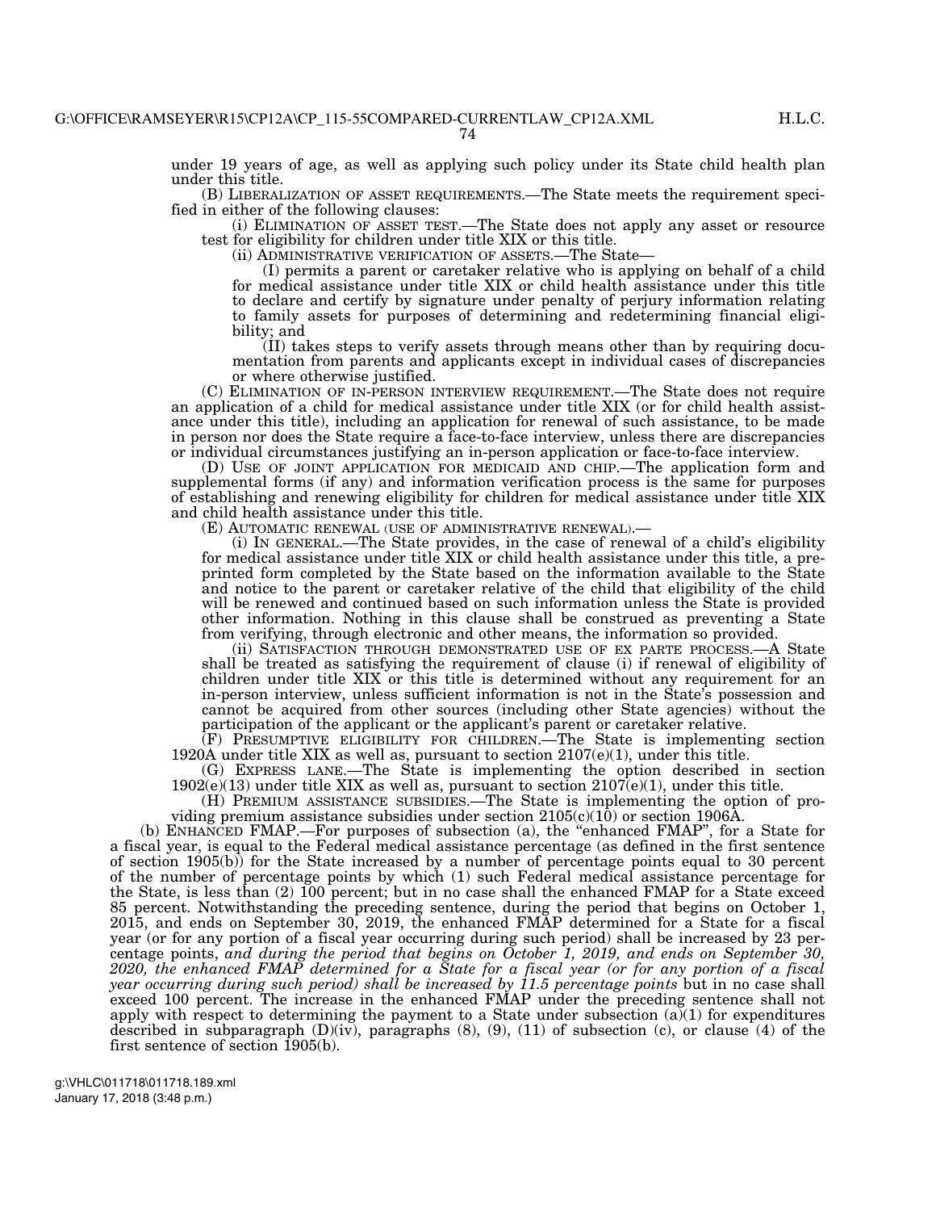under 19 years of age, as well as applying such policy under its State child health plan under this title.

(B) LIBERALIZATION OF ASSET REQUIREMENTS.—The State meets the requirement specified in either of the following clauses:

(i) ELIMINATION OF ASSET TEST.—The State does not apply any asset or resource test for eligibility for children under title XIX or this title.

(ii) ADMINISTRATIVE VERIFICATION OF ASSETS.—The State—

(I) permits a parent or caretaker relative who is applying on behalf of a child for medical assistance under title XIX or child health assistance under this title to declare and certify by signature under penalty of perjury information relating to family assets for purposes of determining and redetermining financial eligibility; and

(II) takes steps to verify assets through means other than by requiring documentation from parents and applicants except in individual cases of discrepancies or where otherwise justified.

(C) ELIMINATION OF IN-PERSON INTERVIEW REQUIREMENT.—The State does not require an application of a child for medical assistance under title XIX (or for child health assistance under this title), including an application for renewal of such assistance, to be made in person nor does the State require a face-to-face interview, unless there are discrepancies or individual circumstances justifying an in-person application or face-to-face interview.

(D) USE OF JOINT APPLICATION FOR MEDICAID AND CHIP.—The application form and supplemental forms (if any) and information verification process is the same for purposes of establishing and renewing eligibility for children for medical assistance under title XIX and child health assistance under this title.

(E) AUTOMATIC RENEWAL (USE OF ADMINISTRATIVE RENEWAL).—

(i) IN GENERAL.—The State provides, in the case of renewal of a child's eligibility for medical assistance under title XIX or child health assistance under this title, a pre-printed form completed by the State based on the information available to the State and notice to the parent or caretaker relative of the child that eligibility of the child will be renewed and continued based on such information unless the State is provided other information. Nothing in this clause shall be construed as preventing a State from verifying, through electronic and other means, the information so provided.

(ii) SATISFACTION THROUGH DEMONSTRATED USE OF EX PARTE PROCESS.—A State shall be treated as satisfying the requirement of clause (i) if renewal of eligibility of children under title XIX or this title is determined without any requirement for an in-person interview, unless sufficient information is not in the State's possession and cannot be acquired from other sources (including other State agencies) without the participation of the applicant or the applicant's parent or caretaker relative.

(F) PRESUMPTIVE ELIGIBILITY FOR CHILDREN.—The State is implementing section 1920A under title XIX as well as, pursuant to section 2107(e)(1), under this title.

(G) EXPRESS LANE.—The State is implementing the option described in section 1902(e)(13) under title XIX as well as, pursuant to section 2107(e)(1), under this title.

(H) PREMIUM ASSISTANCE SUBSIDIES.—The State is implementing the option of providing premium assistance subsidies under section 2105(c)(10) or section 1906A.

(b) ENHANCED FMAP.—For purposes of subsection (a), the "enhanced FMAP", for a State for a fiscal year, is equal to the Federal medical assistance percentage (as defined in the first sentence of section 1905(b)) for the State increased by a number of percentage points equal to 30 percent of the number of percentage points by which (1) such Federal medical assistance percentage for the State, is less than (2) 100 percent; but in no case shall the enhanced FMAP for a State exceed 85 percent. Notwithstanding the preceding sentence, during the period that begins on October 1, 2015, and ends on September 30, 2019, the enhanced FMAP determined for a State for a fiscal year (or for any portion of a fiscal year occurring during such period) shall be increased by 23 percentage points, *and during the period that begins on October 1, 2019, and ends on September 30, 2020, the enhanced FMAP determined for a State for a fiscal year (or for any portion of a fiscal year occurring during such period) shall be increased by 11.5 percentage points* but in no case shall exceed 100 percent. The increase in the enhanced FMAP under the preceding sentence shall not apply with respect to determining the payment to a State under subsection (a)(1) for expenditures described in subparagraph (D)(iv), paragraphs (8), (9), (11) of subsection (c), or clause (4) of the first sentence of section 1905(b).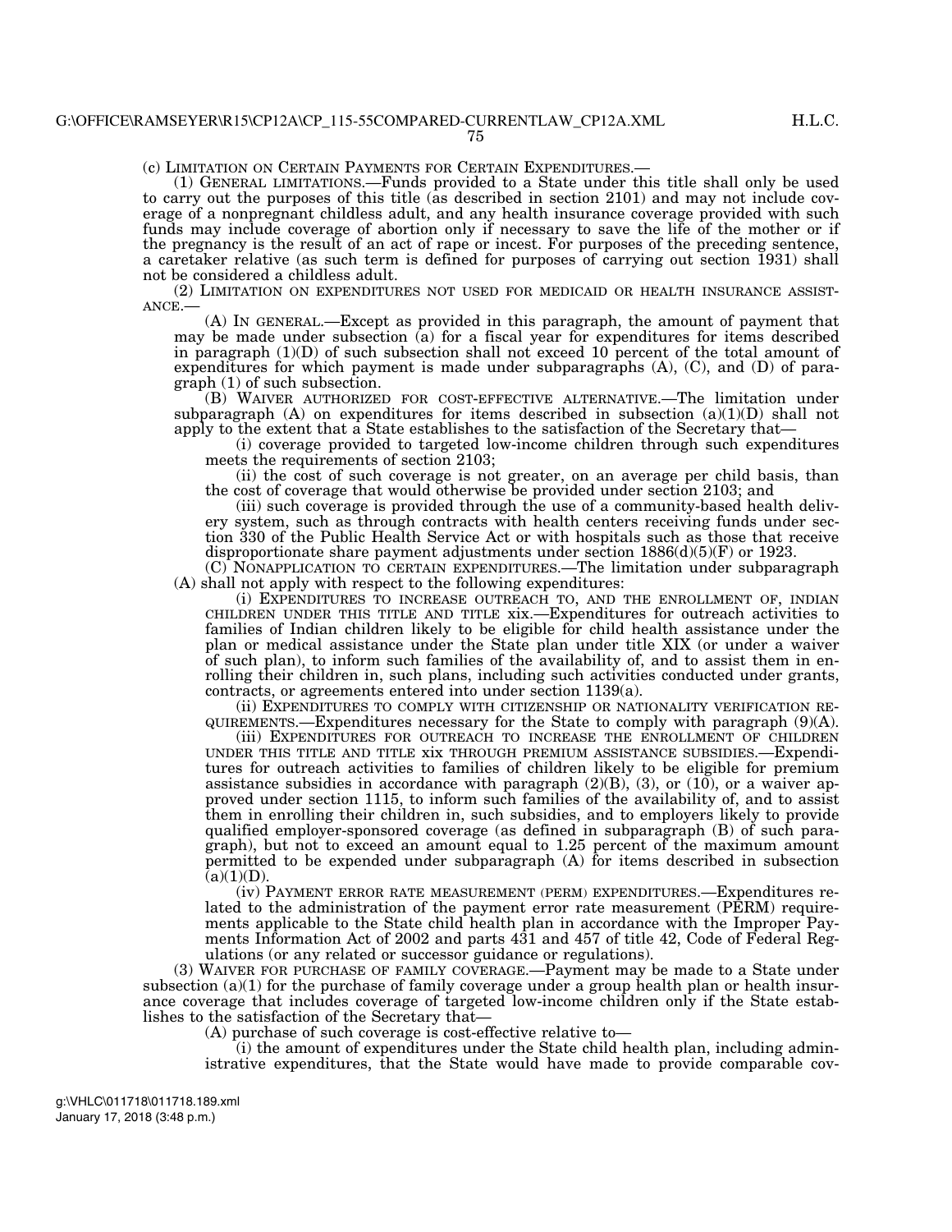(c) LIMITATION ON CERTAIN PAYMENTS FOR CERTAIN EXPENDITURES.—

(1) GENERAL LIMITATIONS.—Funds provided to a State under this title shall only be used to carry out the purposes of this title (as described in section 2101) and may not include coverage of a nonpregnant childless adult, and any health insurance coverage provided with such funds may include coverage of abortion only if necessary to save the life of the mother or if the pregnancy is the result of an act of rape or incest. For purposes of the preceding sentence, a caretaker relative (as such term is defined for purposes of carrying out section 1931) shall not be considered a childless adult.

(2) LIMITATION ON EXPENDITURES NOT USED FOR MEDICAID OR HEALTH INSURANCE ASSISTANCE.—

(A) IN GENERAL.—Except as provided in this paragraph, the amount of payment that may be made under subsection (a) for a fiscal year for expenditures for items described in paragraph (1)(D) of such subsection shall not exceed 10 percent of the total amount of expenditures for which payment is made under subparagraphs (A), (C), and (D) of paragraph (1) of such subsection.

(B) WAIVER AUTHORIZED FOR COST-EFFECTIVE ALTERNATIVE.—The limitation under subparagraph (A) on expenditures for items described in subsection (a)(1)(D) shall not apply to the extent that a State establishes to the satisfaction of the Secretary that—

(i) coverage provided to targeted low-income children through such expenditures meets the requirements of section 2103;

(ii) the cost of such coverage is not greater, on an average per child basis, than the cost of coverage that would otherwise be provided under section 2103; and

(iii) such coverage is provided through the use of a community-based health delivery system, such as through contracts with health centers receiving funds under section 330 of the Public Health Service Act or with hospitals such as those that receive disproportionate share payment adjustments under section 1886(d)(5)(F) or 1923.

(C) NONAPPLICATION TO CERTAIN EXPENDITURES.—The limitation under subparagraph (A) shall not apply with respect to the following expenditures:

(i) EXPENDITURES TO INCREASE OUTREACH TO, AND THE ENROLLMENT OF, INDIAN CHILDREN UNDER THIS TITLE AND TITLE XIX.—Expenditures for outreach activities to families of Indian children likely to be eligible for child health assistance under the plan or medical assistance under the State plan under title XIX (or under a waiver of such plan), to inform such families of the availability of, and to assist them in enrolling their children in, such plans, including such activities conducted under grants, contracts, or agreements entered into under section 1139(a).

(ii) EXPENDITURES TO COMPLY WITH CITIZENSHIP OR NATIONALITY VERIFICATION REQUIREMENTS.—Expenditures necessary for the State to comply with paragraph (9)(A).

(iii) EXPENDITURES FOR OUTREACH TO INCREASE THE ENROLLMENT OF CHILDREN UNDER THIS TITLE AND TITLE XIX THROUGH PREMIUM ASSISTANCE SUBSIDIES.—Expenditures for outreach activities to families of children likely to be eligible for premium assistance subsidies in accordance with paragraph (2)(B), (3), or (10), or a waiver approved under section 1115, to inform such families of the availability of, and to assist them in enrolling their children in, such subsidies, and to employers likely to provide qualified employer-sponsored coverage (as defined in subparagraph (B) of such paragraph), but not to exceed an amount equal to 1.25 percent of the maximum amount permitted to be expended under subparagraph (A) for items described in subsection (a)(1)(D).

(iv) PAYMENT ERROR RATE MEASUREMENT (PERM) EXPENDITURES.—Expenditures related to the administration of the payment error rate measurement (PERM) requirements applicable to the State child health plan in accordance with the Improper Payments Information Act of 2002 and parts 431 and 457 of title 42, Code of Federal Regulations (or any related or successor guidance or regulations).

(3) WAIVER FOR PURCHASE OF FAMILY COVERAGE.—Payment may be made to a State under subsection (a)(1) for the purchase of family coverage under a group health plan or health insurance coverage that includes coverage of targeted low-income children only if the State establishes to the satisfaction of the Secretary that—

(A) purchase of such coverage is cost-effective relative to—

(i) the amount of expenditures under the State child health plan, including administrative expenditures, that the State would have made to provide comparable cov-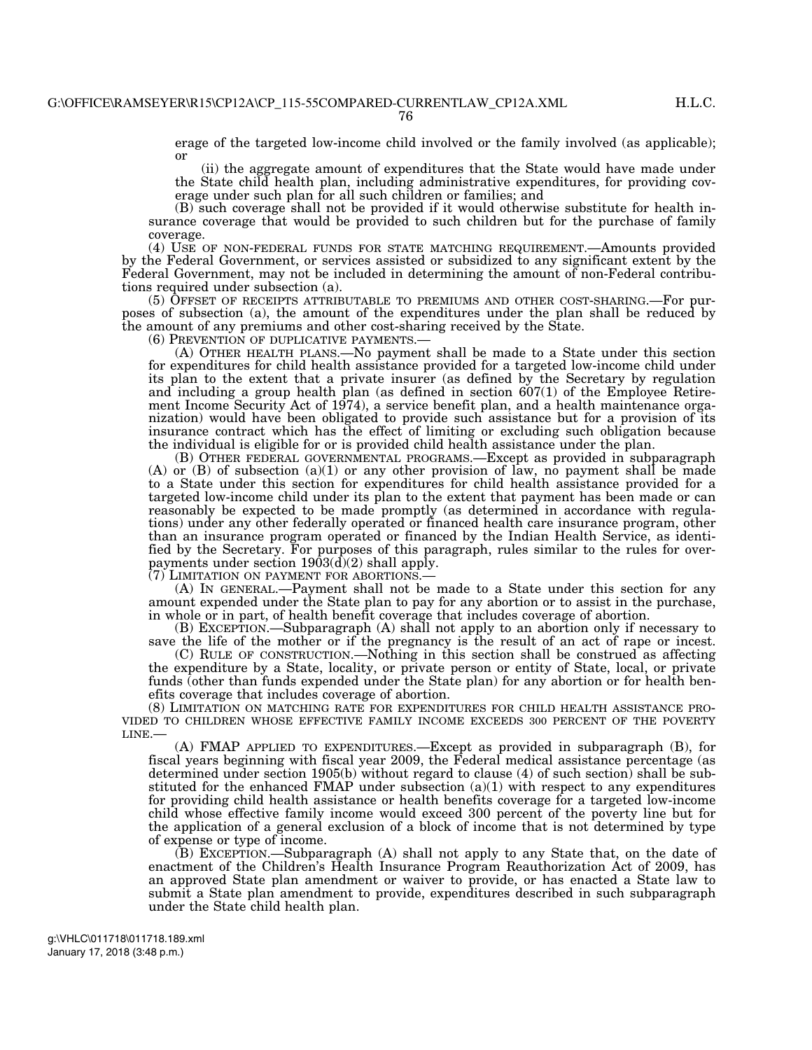erage of the targeted low-income child involved or the family involved (as applicable); or

(ii) the aggregate amount of expenditures that the State would have made under the State child health plan, including administrative expenditures, for providing coverage under such plan for all such children or families; and

(B) such coverage shall not be provided if it would otherwise substitute for health insurance coverage that would be provided to such children but for the purchase of family coverage.

(4) USE OF NON-FEDERAL FUNDS FOR STATE MATCHING REQUIREMENT.—Amounts provided by the Federal Government, or services assisted or subsidized to any significant extent by the Federal Government, may not be included in determining the amount of non-Federal contributions required under subsection (a).

(5) OFFSET OF RECEIPTS ATTRIBUTABLE TO PREMIUMS AND OTHER COST-SHARING.—For purposes of subsection (a), the amount of the expenditures under the plan shall be reduced by the amount of any premiums and other cost-sharing received by the State.

(6) PREVENTION OF DUPLICATIVE PAYMENTS.—

(A) OTHER HEALTH PLANS.—No payment shall be made to a State under this section for expenditures for child health assistance provided for a targeted low-income child under its plan to the extent that a private insurer (as defined by the Secretary by regulation and including a group health plan (as defined in section 607(1) of the Employee Retirement Income Security Act of 1974), a service benefit plan, and a health maintenance organization) would have been obligated to provide such assistance but for a provision of its insurance contract which has the effect of limiting or excluding such obligation because the individual is eligible for or is provided child health assistance under the plan.

(B) OTHER FEDERAL GOVERNMENTAL PROGRAMS.—Except as provided in subparagraph (A) or (B) of subsection (a)(1) or any other provision of law, no payment shall be made to a State under this section for expenditures for child health assistance provided for a targeted low-income child under its plan to the extent that payment has been made or can reasonably be expected to be made promptly (as determined in accordance with regulations) under any other federally operated or financed health care insurance program, other than an insurance program operated or financed by the Indian Health Service, as identified by the Secretary. For purposes of this paragraph, rules similar to the rules for overpayments under section 1903(d)(2) shall apply.

(7) LIMITATION ON PAYMENT FOR ABORTIONS.—

(A) IN GENERAL.—Payment shall not be made to a State under this section for any amount expended under the State plan to pay for any abortion or to assist in the purchase, in whole or in part, of health benefit coverage that includes coverage of abortion.

(B) EXCEPTION.—Subparagraph (A) shall not apply to an abortion only if necessary to save the life of the mother or if the pregnancy is the result of an act of rape or incest.

(C) RULE OF CONSTRUCTION.—Nothing in this section shall be construed as affecting the expenditure by a State, locality, or private person or entity of State, local, or private funds (other than funds expended under the State plan) for any abortion or for health benefits coverage that includes coverage of abortion.

(8) LIMITATION ON MATCHING RATE FOR EXPENDITURES FOR CHILD HEALTH ASSISTANCE PROVIDED TO CHILDREN WHOSE EFFECTIVE FAMILY INCOME EXCEEDS 300 PERCENT OF THE POVERTY LINE.—

(A) FMAP APPLIED TO EXPENDITURES.—Except as provided in subparagraph (B), for fiscal years beginning with fiscal year 2009, the Federal medical assistance percentage (as determined under section 1905(b) without regard to clause (4) of such section) shall be substituted for the enhanced FMAP under subsection (a)(1) with respect to any expenditures for providing child health assistance or health benefits coverage for a targeted low-income child whose effective family income would exceed 300 percent of the poverty line but for the application of a general exclusion of a block of income that is not determined by type of expense or type of income.

(B) EXCEPTION.—Subparagraph (A) shall not apply to any State that, on the date of enactment of the Children's Health Insurance Program Reauthorization Act of 2009, has an approved State plan amendment or waiver to provide, or has enacted a State law to submit a State plan amendment to provide, expenditures described in such subparagraph under the State child health plan.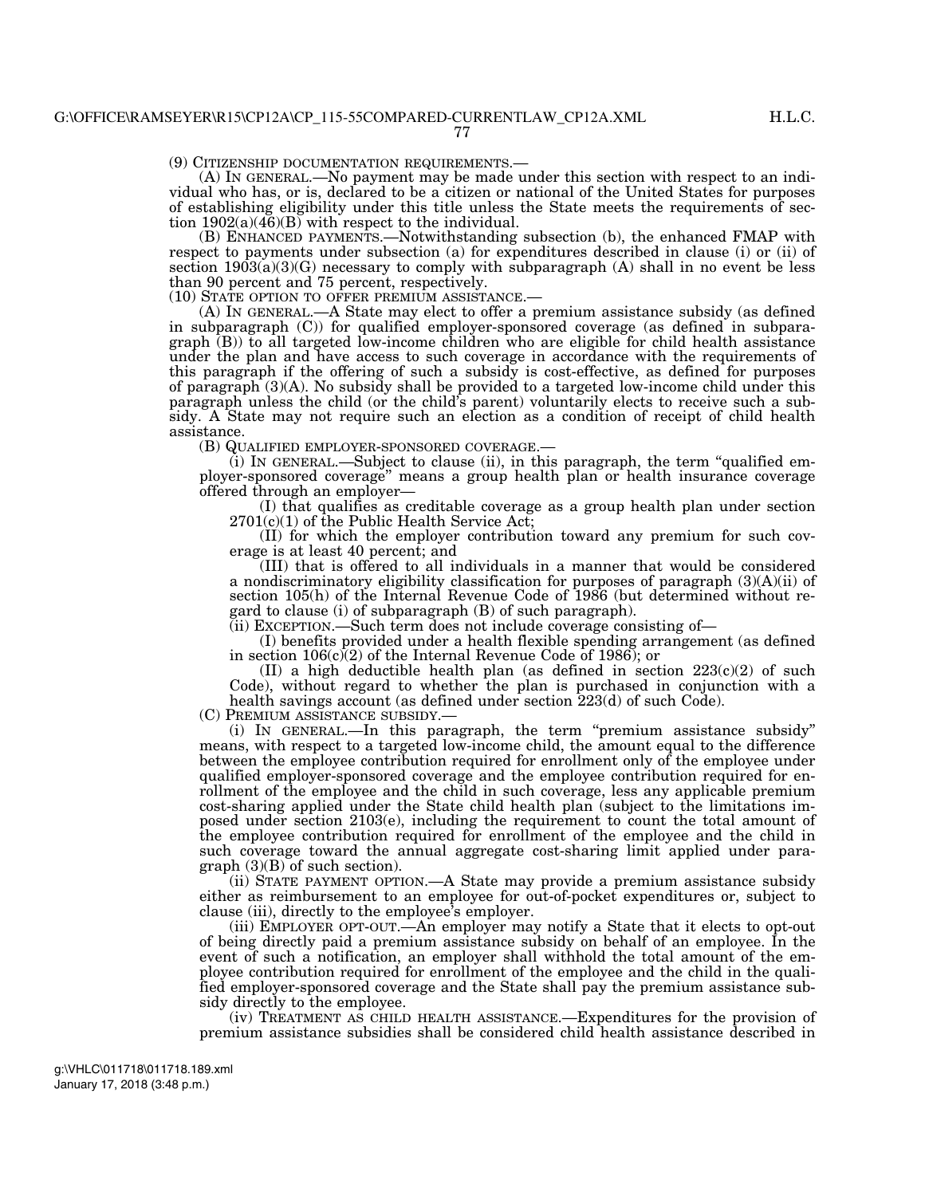(9) CITIZENSHIP DOCUMENTATION REQUIREMENTS.—

(A) IN GENERAL.—No payment may be made under this section with respect to an individual who has, or is, declared to be a citizen or national of the United States for purposes of establishing eligibility under this title unless the State meets the requirements of section 1902(a)(46)(B) with respect to the individual.

(B) ENHANCED PAYMENTS.—Notwithstanding subsection (b), the enhanced FMAP with respect to payments under subsection (a) for expenditures described in clause (i) or (ii) of section 1903(a)(3)(G) necessary to comply with subparagraph (A) shall in no event be less than 90 percent and 75 percent, respectively.

(10) STATE OPTION TO OFFER PREMIUM ASSISTANCE.—

(A) IN GENERAL.—A State may elect to offer a premium assistance subsidy (as defined in subparagraph (C)) for qualified employer-sponsored coverage (as defined in subparagraph (B)) to all targeted low-income children who are eligible for child health assistance under the plan and have access to such coverage in accordance with the requirements of this paragraph if the offering of such a subsidy is cost-effective, as defined for purposes of paragraph (3)(A). No subsidy shall be provided to a targeted low-income child under this paragraph unless the child (or the child's parent) voluntarily elects to receive such a subsidy. A State may not require such an election as a condition of receipt of child health assistance.

(B) QUALIFIED EMPLOYER-SPONSORED COVERAGE.—

(i) IN GENERAL.—Subject to clause (ii), in this paragraph, the term "qualified employer-sponsored coverage" means a group health plan or health insurance coverage offered through an employer—

(I) that qualifies as creditable coverage as a group health plan under section 2701(c)(1) of the Public Health Service Act;

(II) for which the employer contribution toward any premium for such coverage is at least 40 percent; and

(III) that is offered to all individuals in a manner that would be considered a nondiscriminatory eligibility classification for purposes of paragraph (3)(A)(ii) of section 105(h) of the Internal Revenue Code of 1986 (but determined without regard to clause (i) of subparagraph (B) of such paragraph).

(ii) EXCEPTION.—Such term does not include coverage consisting of—

(I) benefits provided under a health flexible spending arrangement (as defined in section 106(c)(2) of the Internal Revenue Code of 1986); or

(II) a high deductible health plan (as defined in section 223(c)(2) of such Code), without regard to whether the plan is purchased in conjunction with a health savings account (as defined under section 223(d) of such Code).

(C) PREMIUM ASSISTANCE SUBSIDY.—

(i) IN GENERAL.—In this paragraph, the term "premium assistance subsidy" means, with respect to a targeted low-income child, the amount equal to the difference between the employee contribution required for enrollment only of the employee under qualified employer-sponsored coverage and the employee contribution required for enrollment of the employee and the child in such coverage, less any applicable premium cost-sharing applied under the State child health plan (subject to the limitations imposed under section 2103(e), including the requirement to count the total amount of the employee contribution required for enrollment of the employee and the child in such coverage toward the annual aggregate cost-sharing limit applied under paragraph (3)(B) of such section).

(ii) STATE PAYMENT OPTION.—A State may provide a premium assistance subsidy either as reimbursement to an employee for out-of-pocket expenditures or, subject to clause (iii), directly to the employee's employer.

(iii) EMPLOYER OPT-OUT.—An employer may notify a State that it elects to opt-out of being directly paid a premium assistance subsidy on behalf of an employee. In the event of such a notification, an employer shall withhold the total amount of the employee contribution required for enrollment of the employee and the child in the qualified employer-sponsored coverage and the State shall pay the premium assistance subsidy directly to the employee.

(iv) TREATMENT AS CHILD HEALTH ASSISTANCE.—Expenditures for the provision of premium assistance subsidies shall be considered child health assistance described in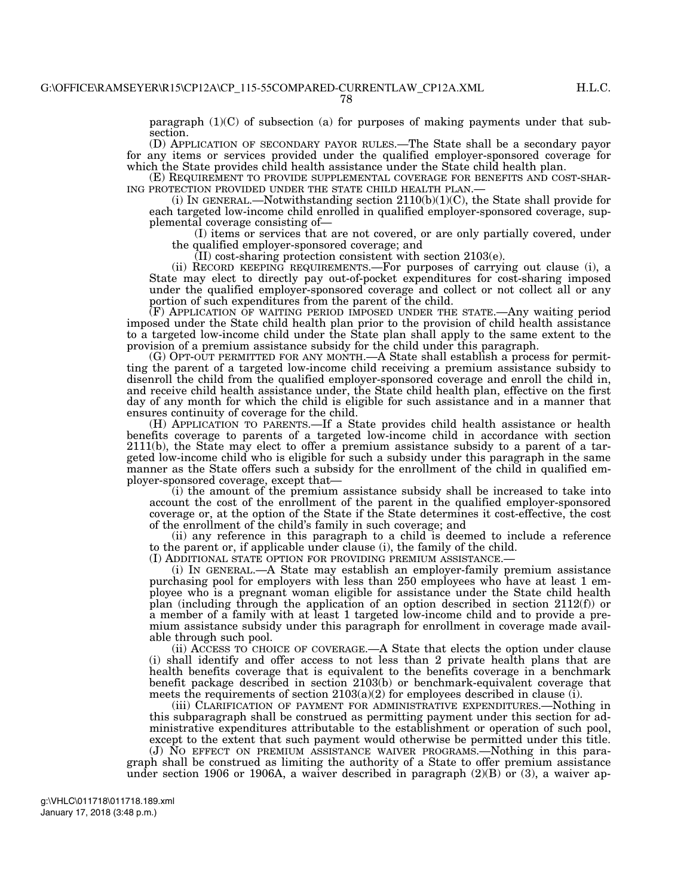paragraph (1)(C) of subsection (a) for purposes of making payments under that subsection.

(D) APPLICATION OF SECONDARY PAYOR RULES.—The State shall be a secondary payor for any items or services provided under the qualified employer-sponsored coverage for which the State provides child health assistance under the State child health plan.

(E) REQUIREMENT TO PROVIDE SUPPLEMENTAL COVERAGE FOR BENEFITS AND COST-SHARING PROTECTION PROVIDED UNDER THE STATE CHILD HEALTH PLAN.—

(i) IN GENERAL.—Notwithstanding section 2110(b)(1)(C), the State shall provide for each targeted low-income child enrolled in qualified employer-sponsored coverage, supplemental coverage consisting of—

(I) items or services that are not covered, or are only partially covered, under the qualified employer-sponsored coverage; and

(II) cost-sharing protection consistent with section 2103(e).

(ii) RECORD KEEPING REQUIREMENTS.—For purposes of carrying out clause (i), a State may elect to directly pay out-of-pocket expenditures for cost-sharing imposed under the qualified employer-sponsored coverage and collect or not collect all or any portion of such expenditures from the parent of the child.

(F) APPLICATION OF WAITING PERIOD IMPOSED UNDER THE STATE.—Any waiting period imposed under the State child health plan prior to the provision of child health assistance to a targeted low-income child under the State plan shall apply to the same extent to the provision of a premium assistance subsidy for the child under this paragraph.

(G) OPT-OUT PERMITTED FOR ANY MONTH.—A State shall establish a process for permitting the parent of a targeted low-income child receiving a premium assistance subsidy to disenroll the child from the qualified employer-sponsored coverage and enroll the child in, and receive child health assistance under, the State child health plan, effective on the first day of any month for which the child is eligible for such assistance and in a manner that ensures continuity of coverage for the child.

(H) APPLICATION TO PARENTS.—If a State provides child health assistance or health benefits coverage to parents of a targeted low-income child in accordance with section 2111(b), the State may elect to offer a premium assistance subsidy to a parent of a targeted low-income child who is eligible for such a subsidy under this paragraph in the same manner as the State offers such a subsidy for the enrollment of the child in qualified employer-sponsored coverage, except that—

(i) the amount of the premium assistance subsidy shall be increased to take into account the cost of the enrollment of the parent in the qualified employer-sponsored coverage or, at the option of the State if the State determines it cost-effective, the cost of the enrollment of the child's family in such coverage; and

(ii) any reference in this paragraph to a child is deemed to include a reference to the parent or, if applicable under clause (i), the family of the child.

(I) ADDITIONAL STATE OPTION FOR PROVIDING PREMIUM ASSISTANCE.—

(i) IN GENERAL.—A State may establish an employer-family premium assistance purchasing pool for employers with less than 250 employees who have at least 1 employee who is a pregnant woman eligible for assistance under the State child health plan (including through the application of an option described in section 2112(f)) or a member of a family with at least 1 targeted low-income child and to provide a premium assistance subsidy under this paragraph for enrollment in coverage made available through such pool.

(ii) ACCESS TO CHOICE OF COVERAGE.—A State that elects the option under clause (i) shall identify and offer access to not less than 2 private health plans that are health benefits coverage that is equivalent to the benefits coverage in a benchmark benefit package described in section 2103(b) or benchmark-equivalent coverage that meets the requirements of section 2103(a)(2) for employees described in clause (i).

(iii) CLARIFICATION OF PAYMENT FOR ADMINISTRATIVE EXPENDITURES.—Nothing in this subparagraph shall be construed as permitting payment under this section for administrative expenditures attributable to the establishment or operation of such pool, except to the extent that such payment would otherwise be permitted under this title.

(J) NO EFFECT ON PREMIUM ASSISTANCE WAIVER PROGRAMS.—Nothing in this paragraph shall be construed as limiting the authority of a State to offer premium assistance under section 1906 or 1906A, a waiver described in paragraph (2)(B) or (3), a waiver ap-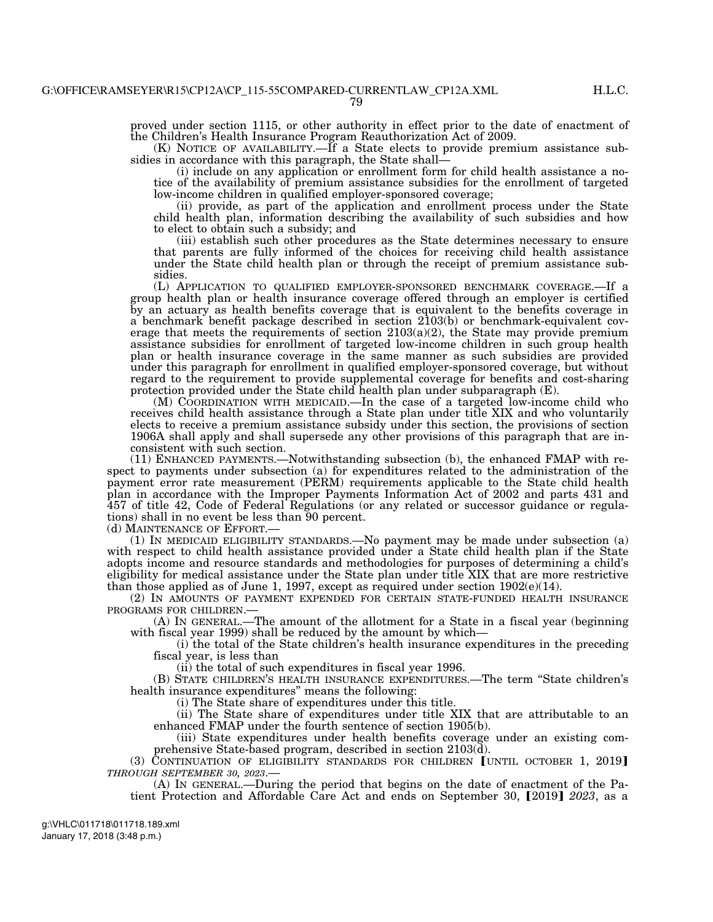proved under section 1115, or other authority in effect prior to the date of enactment of the Children's Health Insurance Program Reauthorization Act of 2009.

(K) NOTICE OF AVAILABILITY.—If a State elects to provide premium assistance subsidies in accordance with this paragraph, the State shall—

(i) include on any application or enrollment form for child health assistance a notice of the availability of premium assistance subsidies for the enrollment of targeted low-income children in qualified employer-sponsored coverage;

(ii) provide, as part of the application and enrollment process under the State child health plan, information describing the availability of such subsidies and how to elect to obtain such a subsidy; and

(iii) establish such other procedures as the State determines necessary to ensure that parents are fully informed of the choices for receiving child health assistance under the State child health plan or through the receipt of premium assistance subsidies.

(L) APPLICATION TO QUALIFIED EMPLOYER-SPONSORED BENCHMARK COVERAGE.—If a group health plan or health insurance coverage offered through an employer is certified by an actuary as health benefits coverage that is equivalent to the benefits coverage in a benchmark benefit package described in section 2103(b) or benchmark-equivalent coverage that meets the requirements of section 2103(a)(2), the State may provide premium assistance subsidies for enrollment of targeted low-income children in such group health plan or health insurance coverage in the same manner as such subsidies are provided under this paragraph for enrollment in qualified employer-sponsored coverage, but without regard to the requirement to provide supplemental coverage for benefits and cost-sharing protection provided under the State child health plan under subparagraph (E).

(M) COORDINATION WITH MEDICAID.—In the case of a targeted low-income child who receives child health assistance through a State plan under title XIX and who voluntarily elects to receive a premium assistance subsidy under this section, the provisions of section 1906A shall apply and shall supersede any other provisions of this paragraph that are inconsistent with such section.

(11) ENHANCED PAYMENTS.—Notwithstanding subsection (b), the enhanced FMAP with respect to payments under subsection (a) for expenditures related to the administration of the payment error rate measurement (PERM) requirements applicable to the State child health plan in accordance with the Improper Payments Information Act of 2002 and parts 431 and 457 of title 42, Code of Federal Regulations (or any related or successor guidance or regulations) shall in no event be less than 90 percent.

(d) MAINTENANCE OF EFFORT.—

(1) IN MEDICAID ELIGIBILITY STANDARDS.—No payment may be made under subsection (a) with respect to child health assistance provided under a State child health plan if the State adopts income and resource standards and methodologies for purposes of determining a child's eligibility for medical assistance under the State plan under title XIX that are more restrictive than those applied as of June 1, 1997, except as required under section 1902(e)(14).

(2) IN AMOUNTS OF PAYMENT EXPENDED FOR CERTAIN STATE-FUNDED HEALTH INSURANCE PROGRAMS FOR CHILDREN.—

(A) IN GENERAL.—The amount of the allotment for a State in a fiscal year (beginning with fiscal year 1999) shall be reduced by the amount by which—

(i) the total of the State children's health insurance expenditures in the preceding fiscal year, is less than

(ii) the total of such expenditures in fiscal year 1996.

(B) STATE CHILDREN'S HEALTH INSURANCE EXPENDITURES.—The term "State children's health insurance expenditures" means the following:

(i) The State share of expenditures under this title.

(ii) The State share of expenditures under title XIX that are attributable to an enhanced FMAP under the fourth sentence of section 1905(b).

(iii) State expenditures under health benefits coverage under an existing comprehensive State-based program, described in section 2103(d).

(3) CONTINUATION OF ELIGIBILITY STANDARDS FOR CHILDREN [UNTIL OCTOBER 1, 2019] *THROUGH SEPTEMBER 30, 2023*.—

(A) IN GENERAL.—During the period that begins on the date of enactment of the Patient Protection and Affordable Care Act and ends on September 30, [2019] *2023*, as a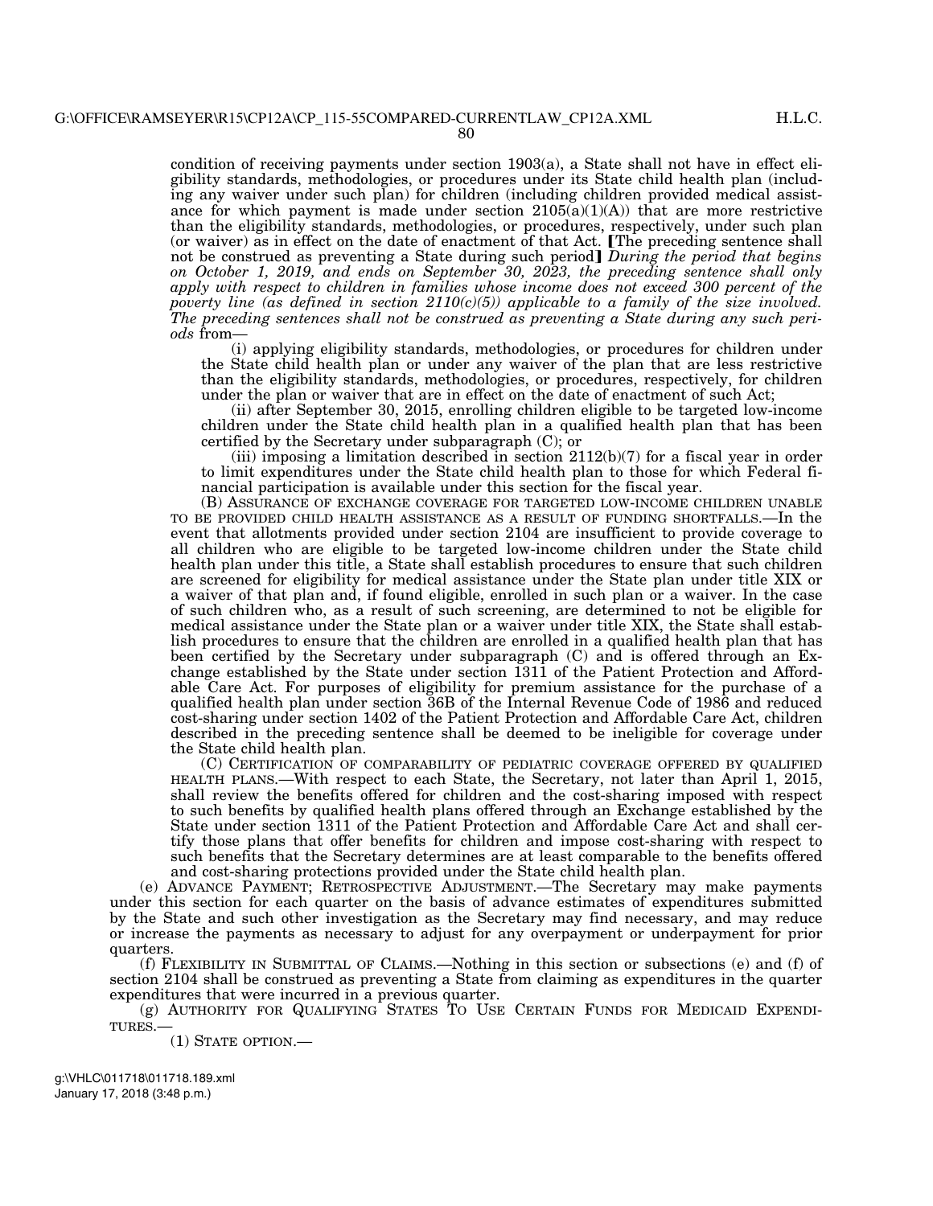condition of receiving payments under section 1903(a), a State shall not have in effect eligibility standards, methodologies, or procedures under its State child health plan (including any waiver under such plan) for children (including children provided medical assistance for which payment is made under section 2105(a)(1)(A)) that are more restrictive than the eligibility standards, methodologies, or procedures, respectively, under such plan (or waiver) as in effect on the date of enactment of that Act. ⟦The preceding sentence shall not be construed as preventing a State during such period⟧ *During the period that begins on October 1, 2019, and ends on September 30, 2023, the preceding sentence shall only apply with respect to children in families whose income does not exceed 300 percent of the poverty line (as defined in section 2110(c)(5)) applicable to a family of the size involved. The preceding sentences shall not be construed as preventing a State during any such periods* from—

(i) applying eligibility standards, methodologies, or procedures for children under the State child health plan or under any waiver of the plan that are less restrictive than the eligibility standards, methodologies, or procedures, respectively, for children under the plan or waiver that are in effect on the date of enactment of such Act;

(ii) after September 30, 2015, enrolling children eligible to be targeted low-income children under the State child health plan in a qualified health plan that has been certified by the Secretary under subparagraph (C); or

(iii) imposing a limitation described in section 2112(b)(7) for a fiscal year in order to limit expenditures under the State child health plan to those for which Federal financial participation is available under this section for the fiscal year.

(B) ASSURANCE OF EXCHANGE COVERAGE FOR TARGETED LOW-INCOME CHILDREN UNABLE TO BE PROVIDED CHILD HEALTH ASSISTANCE AS A RESULT OF FUNDING SHORTFALLS.—In the event that allotments provided under section 2104 are insufficient to provide coverage to all children who are eligible to be targeted low-income children under the State child health plan under this title, a State shall establish procedures to ensure that such children are screened for eligibility for medical assistance under the State plan under title XIX or a waiver of that plan and, if found eligible, enrolled in such plan or a waiver. In the case of such children who, as a result of such screening, are determined to not be eligible for medical assistance under the State plan or a waiver under title XIX, the State shall establish procedures to ensure that the children are enrolled in a qualified health plan that has been certified by the Secretary under subparagraph (C) and is offered through an Exchange established by the State under section 1311 of the Patient Protection and Affordable Care Act. For purposes of eligibility for premium assistance for the purchase of a qualified health plan under section 36B of the Internal Revenue Code of 1986 and reduced cost-sharing under section 1402 of the Patient Protection and Affordable Care Act, children described in the preceding sentence shall be deemed to be ineligible for coverage under the State child health plan.

(C) CERTIFICATION OF COMPARABILITY OF PEDIATRIC COVERAGE OFFERED BY QUALIFIED HEALTH PLANS.—With respect to each State, the Secretary, not later than April 1, 2015, shall review the benefits offered for children and the cost-sharing imposed with respect to such benefits by qualified health plans offered through an Exchange established by the State under section 1311 of the Patient Protection and Affordable Care Act and shall certify those plans that offer benefits for children and impose cost-sharing with respect to such benefits that the Secretary determines are at least comparable to the benefits offered and cost-sharing protections provided under the State child health plan.

(e) ADVANCE PAYMENT; RETROSPECTIVE ADJUSTMENT.—The Secretary may make payments under this section for each quarter on the basis of advance estimates of expenditures submitted by the State and such other investigation as the Secretary may find necessary, and may reduce or increase the payments as necessary to adjust for any overpayment or underpayment for prior quarters.

(f) FLEXIBILITY IN SUBMITTAL OF CLAIMS.—Nothing in this section or subsections (e) and (f) of section 2104 shall be construed as preventing a State from claiming as expenditures in the quarter expenditures that were incurred in a previous quarter.

(g) AUTHORITY FOR QUALIFYING STATES TO USE CERTAIN FUNDS FOR MEDICAID EXPENDITURES.—

(1) STATE OPTION.—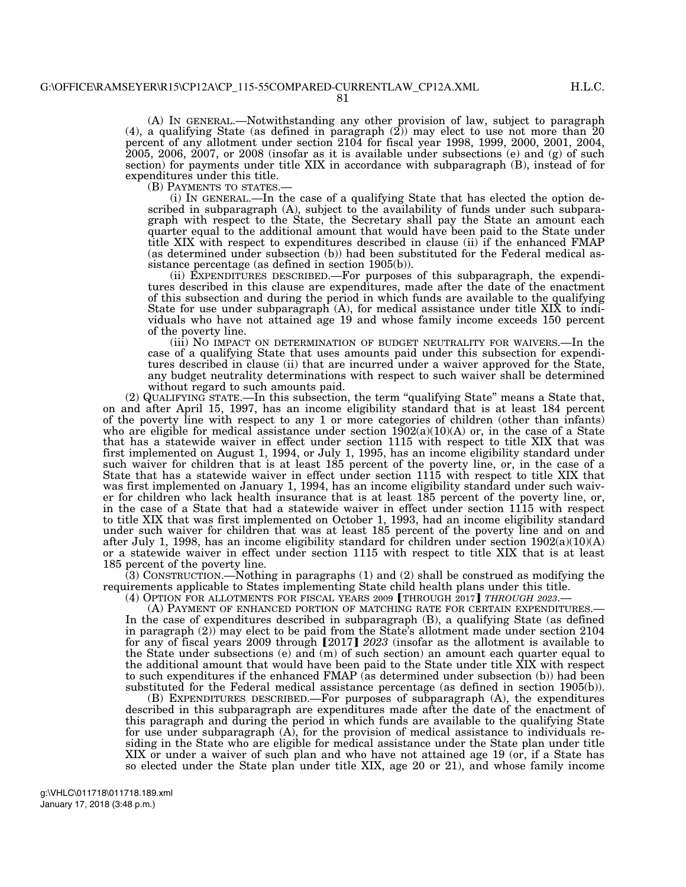(A) IN GENERAL.—Notwithstanding any other provision of law, subject to paragraph (4), a qualifying State (as defined in paragraph (2)) may elect to use not more than 20 percent of any allotment under section 2104 for fiscal year 1998, 1999, 2000, 2001, 2004, 2005, 2006, 2007, or 2008 (insofar as it is available under subsections (e) and (g) of such section) for payments under title XIX in accordance with subparagraph (B), instead of for expenditures under this title.

(B) PAYMENTS TO STATES.—

(i) IN GENERAL.—In the case of a qualifying State that has elected the option described in subparagraph (A), subject to the availability of funds under such subparagraph with respect to the State, the Secretary shall pay the State an amount each quarter equal to the additional amount that would have been paid to the State under title XIX with respect to expenditures described in clause (ii) if the enhanced FMAP (as determined under subsection (b)) had been substituted for the Federal medical assistance percentage (as defined in section 1905(b)).

(ii) EXPENDITURES DESCRIBED.—For purposes of this subparagraph, the expenditures described in this clause are expenditures, made after the date of the enactment of this subsection and during the period in which funds are available to the qualifying State for use under subparagraph (A), for medical assistance under title XIX to individuals who have not attained age 19 and whose family income exceeds 150 percent of the poverty line.

(iii) NO IMPACT ON DETERMINATION OF BUDGET NEUTRALITY FOR WAIVERS.—In the case of a qualifying State that uses amounts paid under this subsection for expenditures described in clause (ii) that are incurred under a waiver approved for the State, any budget neutrality determinations with respect to such waiver shall be determined without regard to such amounts paid.

(2) QUALIFYING STATE.—In this subsection, the term "qualifying State" means a State that, on and after April 15, 1997, has an income eligibility standard that is at least 184 percent of the poverty line with respect to any 1 or more categories of children (other than infants) who are eligible for medical assistance under section 1902(a)(10)(A) or, in the case of a State that has a statewide waiver in effect under section 1115 with respect to title XIX that was first implemented on August 1, 1994, or July 1, 1995, has an income eligibility standard under such waiver for children that is at least 185 percent of the poverty line, or, in the case of a State that has a statewide waiver in effect under section 1115 with respect to title XIX that was first implemented on January 1, 1994, has an income eligibility standard under such waiver for children who lack health insurance that is at least 185 percent of the poverty line, or, in the case of a State that had a statewide waiver in effect under section 1115 with respect to title XIX that was first implemented on October 1, 1993, had an income eligibility standard under such waiver for children that was at least 185 percent of the poverty line and on and after July 1, 1998, has an income eligibility standard for children under section 1902(a)(10)(A) or a statewide waiver in effect under section 1115 with respect to title XIX that is at least 185 percent of the poverty line.

(3) CONSTRUCTION.—Nothing in paragraphs (1) and (2) shall be construed as modifying the requirements applicable to States implementing State child health plans under this title.

(4) OPTION FOR ALLOTMENTS FOR FISCAL YEARS 2009 [THROUGH 2017] *THROUGH 2023*.—

(A) PAYMENT OF ENHANCED PORTION OF MATCHING RATE FOR CERTAIN EXPENDITURES.—In the case of expenditures described in subparagraph (B), a qualifying State (as defined in paragraph (2)) may elect to be paid from the State's allotment made under section 2104 for any of fiscal years 2009 through [2017] *2023* (insofar as the allotment is available to the State under subsections (e) and (m) of such section) an amount each quarter equal to the additional amount that would have been paid to the State under title XIX with respect to such expenditures if the enhanced FMAP (as determined under subsection (b)) had been substituted for the Federal medical assistance percentage (as defined in section 1905(b)).

(B) EXPENDITURES DESCRIBED.—For purposes of subparagraph (A), the expenditures described in this subparagraph are expenditures made after the date of the enactment of this paragraph and during the period in which funds are available to the qualifying State for use under subparagraph (A), for the provision of medical assistance to individuals residing in the State who are eligible for medical assistance under the State plan under title XIX or under a waiver of such plan and who have not attained age 19 (or, if a State has so elected under the State plan under title XIX, age 20 or 21), and whose family income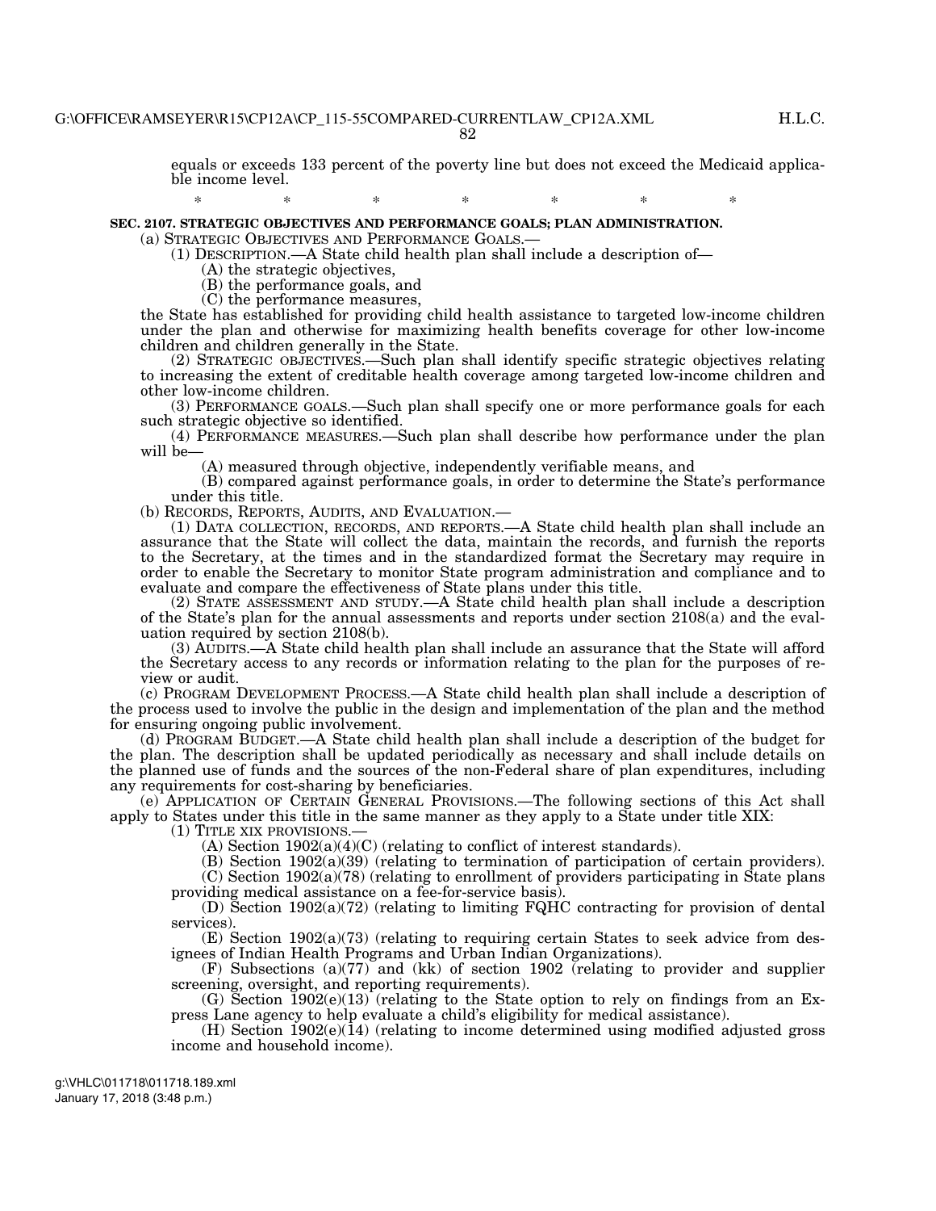equals or exceeds 133 percent of the poverty line but does not exceed the Medicaid applicable income level.

\* \* \* \* \* \* \*

**SEC. 2107. STRATEGIC OBJECTIVES AND PERFORMANCE GOALS; PLAN ADMINISTRATION.**

(a) STRATEGIC OBJECTIVES AND PERFORMANCE GOALS.—

(1) DESCRIPTION.—A State child health plan shall include a description of—

(A) the strategic objectives,

(B) the performance goals, and

(C) the performance measures,

the State has established for providing child health assistance to targeted low-income children under the plan and otherwise for maximizing health benefits coverage for other low-income children and children generally in the State.

(2) STRATEGIC OBJECTIVES.—Such plan shall identify specific strategic objectives relating to increasing the extent of creditable health coverage among targeted low-income children and other low-income children.

(3) PERFORMANCE GOALS.—Such plan shall specify one or more performance goals for each such strategic objective so identified.

(4) PERFORMANCE MEASURES.—Such plan shall describe how performance under the plan will be—

(A) measured through objective, independently verifiable means, and

(B) compared against performance goals, in order to determine the State's performance under this title.

(b) RECORDS, REPORTS, AUDITS, AND EVALUATION.—

(1) DATA COLLECTION, RECORDS, AND REPORTS.—A State child health plan shall include an assurance that the State will collect the data, maintain the records, and furnish the reports to the Secretary, at the times and in the standardized format the Secretary may require in order to enable the Secretary to monitor State program administration and compliance and to evaluate and compare the effectiveness of State plans under this title.

(2) STATE ASSESSMENT AND STUDY.—A State child health plan shall include a description of the State's plan for the annual assessments and reports under section 2108(a) and the evaluation required by section 2108(b).

(3) AUDITS.—A State child health plan shall include an assurance that the State will afford the Secretary access to any records or information relating to the plan for the purposes of review or audit.

(c) PROGRAM DEVELOPMENT PROCESS.—A State child health plan shall include a description of the process used to involve the public in the design and implementation of the plan and the method for ensuring ongoing public involvement.

(d) PROGRAM BUDGET.—A State child health plan shall include a description of the budget for the plan. The description shall be updated periodically as necessary and shall include details on the planned use of funds and the sources of the non-Federal share of plan expenditures, including any requirements for cost-sharing by beneficiaries.

(e) APPLICATION OF CERTAIN GENERAL PROVISIONS.—The following sections of this Act shall apply to States under this title in the same manner as they apply to a State under title XIX:

(1) TITLE XIX PROVISIONS.—

(A) Section 1902(a)(4)(C) (relating to conflict of interest standards).

(B) Section 1902(a)(39) (relating to termination of participation of certain providers).

(C) Section 1902(a)(78) (relating to enrollment of providers participating in State plans providing medical assistance on a fee-for-service basis).

(D) Section 1902(a)(72) (relating to limiting FQHC contracting for provision of dental services).

(E) Section 1902(a)(73) (relating to requiring certain States to seek advice from designees of Indian Health Programs and Urban Indian Organizations).

(F) Subsections (a)(77) and (kk) of section 1902 (relating to provider and supplier screening, oversight, and reporting requirements).

(G) Section 1902(e)(13) (relating to the State option to rely on findings from an Express Lane agency to help evaluate a child's eligibility for medical assistance).

(H) Section 1902(e)(14) (relating to income determined using modified adjusted gross income and household income).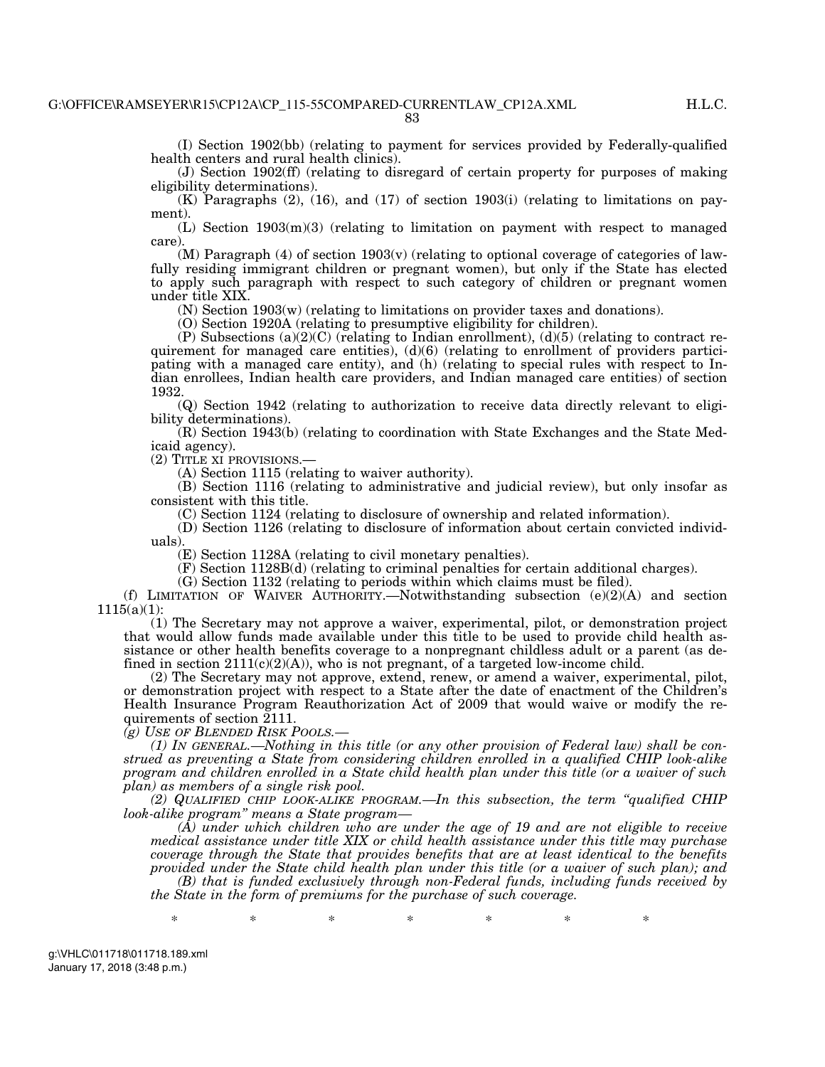(I) Section 1902(bb) (relating to payment for services provided by Federally-qualified health centers and rural health clinics).

(J) Section 1902(ff) (relating to disregard of certain property for purposes of making eligibility determinations).

(K) Paragraphs (2), (16), and (17) of section 1903(i) (relating to limitations on payment).

(L) Section 1903(m)(3) (relating to limitation on payment with respect to managed care).

(M) Paragraph (4) of section 1903(v) (relating to optional coverage of categories of lawfully residing immigrant children or pregnant women), but only if the State has elected to apply such paragraph with respect to such category of children or pregnant women under title XIX.

(N) Section 1903(w) (relating to limitations on provider taxes and donations).

(O) Section 1920A (relating to presumptive eligibility for children).

(P) Subsections (a)(2)(C) (relating to Indian enrollment), (d)(5) (relating to contract requirement for managed care entities), (d)(6) (relating to enrollment of providers participating with a managed care entity), and (h) (relating to special rules with respect to Indian enrollees, Indian health care providers, and Indian managed care entities) of section 1932.

(Q) Section 1942 (relating to authorization to receive data directly relevant to eligibility determinations).

(R) Section 1943(b) (relating to coordination with State Exchanges and the State Medicaid agency).

(2) TITLE XI PROVISIONS.—

(A) Section 1115 (relating to waiver authority).

(B) Section 1116 (relating to administrative and judicial review), but only insofar as consistent with this title.

(C) Section 1124 (relating to disclosure of ownership and related information).

(D) Section 1126 (relating to disclosure of information about certain convicted individuals).

(E) Section 1128A (relating to civil monetary penalties).

(F) Section 1128B(d) (relating to criminal penalties for certain additional charges).

(G) Section 1132 (relating to periods within which claims must be filed).

(f) LIMITATION OF WAIVER AUTHORITY.—Notwithstanding subsection (e)(2)(A) and section 1115(a)(1):

(1) The Secretary may not approve a waiver, experimental, pilot, or demonstration project that would allow funds made available under this title to be used to provide child health assistance or other health benefits coverage to a nonpregnant childless adult or a parent (as defined in section 2111(c)(2)(A)), who is not pregnant, of a targeted low-income child.

(2) The Secretary may not approve, extend, renew, or amend a waiver, experimental, pilot, or demonstration project with respect to a State after the date of enactment of the Children's Health Insurance Program Reauthorization Act of 2009 that would waive or modify the requirements of section 2111.

*(g) USE OF BLENDED RISK POOLS.—*

*(1) IN GENERAL.—Nothing in this title (or any other provision of Federal law) shall be construed as preventing a State from considering children enrolled in a qualified CHIP look-alike program and children enrolled in a State child health plan under this title (or a waiver of such plan) as members of a single risk pool.*

*(2) QUALIFIED CHIP LOOK-ALIKE PROGRAM.—In this subsection, the term "qualified CHIP look-alike program" means a State program—*

*(A) under which children who are under the age of 19 and are not eligible to receive medical assistance under title XIX or child health assistance under this title may purchase coverage through the State that provides benefits that are at least identical to the benefits provided under the State child health plan under this title (or a waiver of such plan); and*

*(B) that is funded exclusively through non-Federal funds, including funds received by the State in the form of premiums for the purchase of such coverage.*

\* \* \* \* \* \* \*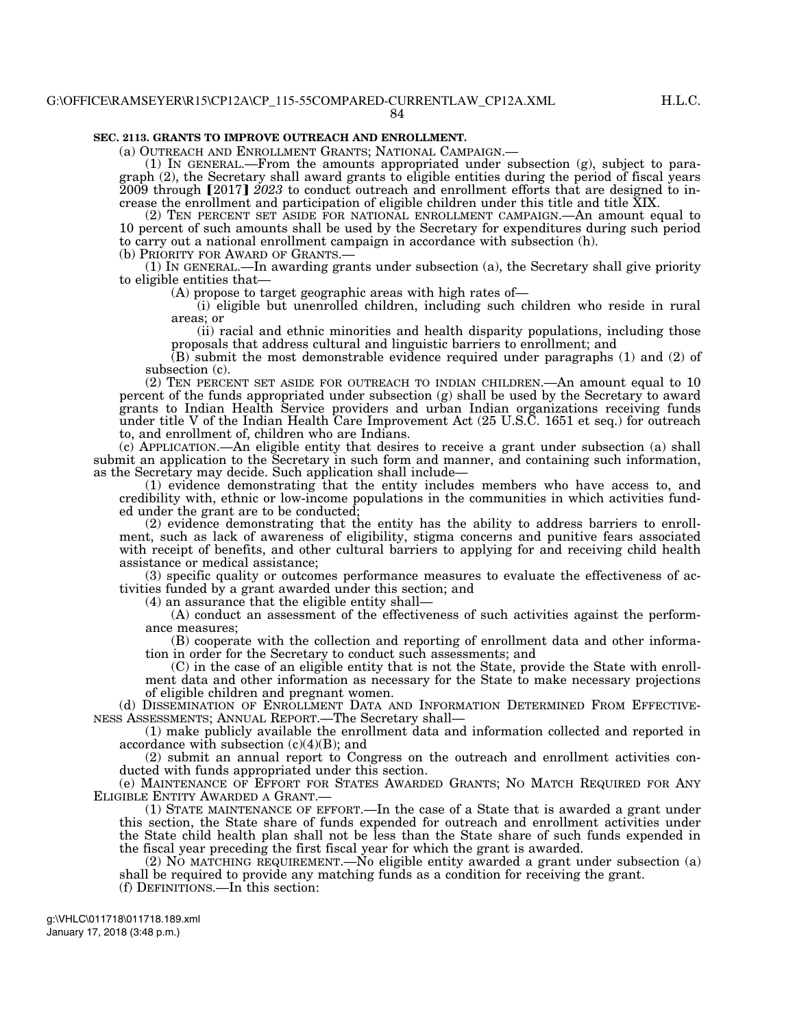**SEC. 2113. GRANTS TO IMPROVE OUTREACH AND ENROLLMENT.**

(a) OUTREACH AND ENROLLMENT GRANTS; NATIONAL CAMPAIGN.—

(1) IN GENERAL.—From the amounts appropriated under subsection (g), subject to paragraph (2), the Secretary shall award grants to eligible entities during the period of fiscal years 2009 through ⟦2017⟧ *2023* to conduct outreach and enrollment efforts that are designed to increase the enrollment and participation of eligible children under this title and title XIX.

(2) TEN PERCENT SET ASIDE FOR NATIONAL ENROLLMENT CAMPAIGN.—An amount equal to 10 percent of such amounts shall be used by the Secretary for expenditures during such period to carry out a national enrollment campaign in accordance with subsection (h).

(b) PRIORITY FOR AWARD OF GRANTS.—

(1) IN GENERAL.—In awarding grants under subsection (a), the Secretary shall give priority to eligible entities that—

(A) propose to target geographic areas with high rates of—

(i) eligible but unenrolled children, including such children who reside in rural areas; or

(ii) racial and ethnic minorities and health disparity populations, including those proposals that address cultural and linguistic barriers to enrollment; and

(B) submit the most demonstrable evidence required under paragraphs (1) and (2) of subsection (c).

(2) TEN PERCENT SET ASIDE FOR OUTREACH TO INDIAN CHILDREN.—An amount equal to 10 percent of the funds appropriated under subsection (g) shall be used by the Secretary to award grants to Indian Health Service providers and urban Indian organizations receiving funds under title V of the Indian Health Care Improvement Act (25 U.S.C. 1651 et seq.) for outreach to, and enrollment of, children who are Indians.

(c) APPLICATION.—An eligible entity that desires to receive a grant under subsection (a) shall submit an application to the Secretary in such form and manner, and containing such information, as the Secretary may decide. Such application shall include—

(1) evidence demonstrating that the entity includes members who have access to, and credibility with, ethnic or low-income populations in the communities in which activities funded under the grant are to be conducted;

(2) evidence demonstrating that the entity has the ability to address barriers to enrollment, such as lack of awareness of eligibility, stigma concerns and punitive fears associated with receipt of benefits, and other cultural barriers to applying for and receiving child health assistance or medical assistance;

(3) specific quality or outcomes performance measures to evaluate the effectiveness of activities funded by a grant awarded under this section; and

(4) an assurance that the eligible entity shall—

(A) conduct an assessment of the effectiveness of such activities against the performance measures;

(B) cooperate with the collection and reporting of enrollment data and other information in order for the Secretary to conduct such assessments; and

(C) in the case of an eligible entity that is not the State, provide the State with enrollment data and other information as necessary for the State to make necessary projections of eligible children and pregnant women.

(d) DISSEMINATION OF ENROLLMENT DATA AND INFORMATION DETERMINED FROM EFFECTIVENESS ASSESSMENTS; ANNUAL REPORT.—The Secretary shall—

(1) make publicly available the enrollment data and information collected and reported in accordance with subsection (c)(4)(B); and

(2) submit an annual report to Congress on the outreach and enrollment activities conducted with funds appropriated under this section.

(e) MAINTENANCE OF EFFORT FOR STATES AWARDED GRANTS; NO MATCH REQUIRED FOR ANY ELIGIBLE ENTITY AWARDED A GRANT.—

(1) STATE MAINTENANCE OF EFFORT.—In the case of a State that is awarded a grant under this section, the State share of funds expended for outreach and enrollment activities under the State child health plan shall not be less than the State share of such funds expended in the fiscal year preceding the first fiscal year for which the grant is awarded.

(2) NO MATCHING REQUIREMENT.—No eligible entity awarded a grant under subsection (a) shall be required to provide any matching funds as a condition for receiving the grant.

(f) DEFINITIONS.—In this section: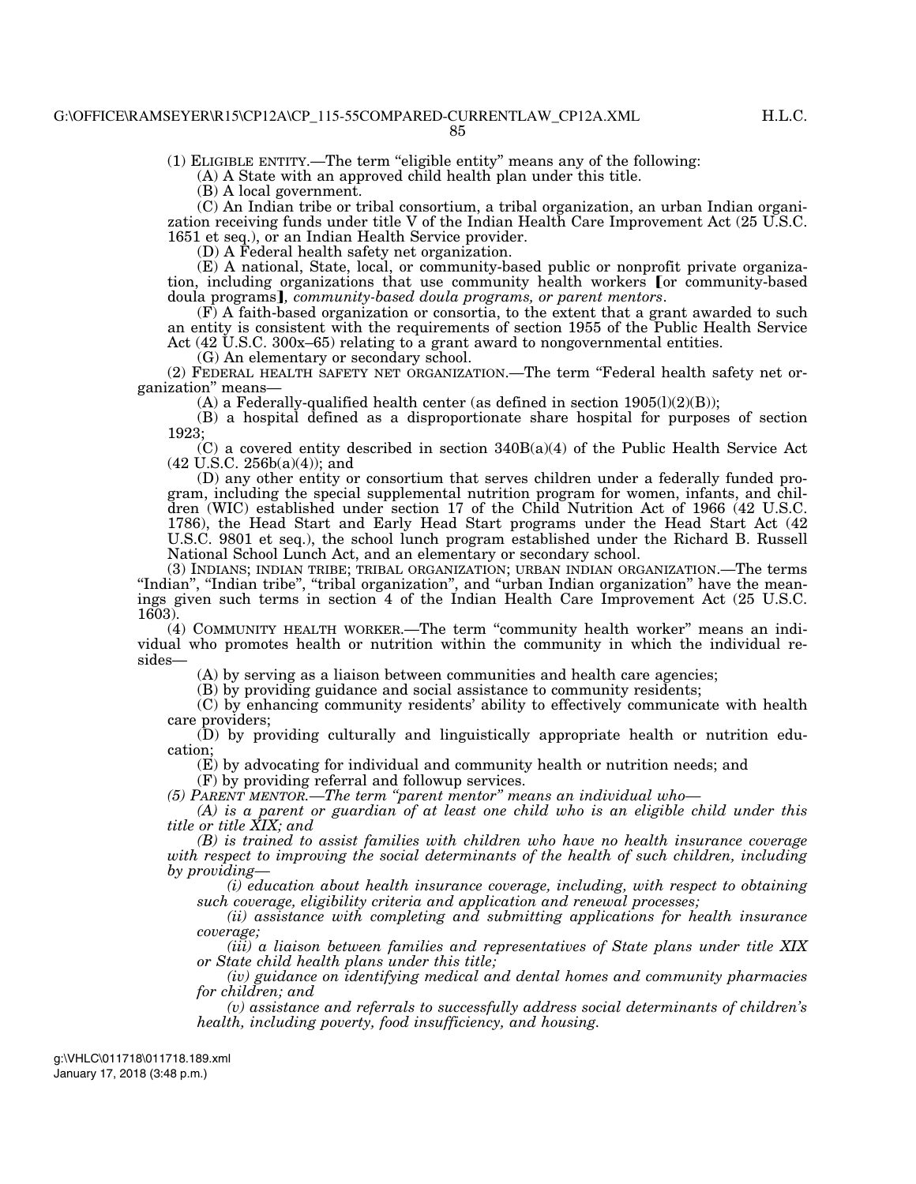(1) ELIGIBLE ENTITY.—The term "eligible entity" means any of the following:

(A) A State with an approved child health plan under this title.

(B) A local government.

(C) An Indian tribe or tribal consortium, a tribal organization, an urban Indian organization receiving funds under title V of the Indian Health Care Improvement Act (25 U.S.C. 1651 et seq.), or an Indian Health Service provider.

(D) A Federal health safety net organization.

(E) A national, State, local, or community-based public or nonprofit private organization, including organizations that use community health workers [or community-based doula programs], *community-based doula programs, or parent mentors*.

(F) A faith-based organization or consortia, to the extent that a grant awarded to such an entity is consistent with the requirements of section 1955 of the Public Health Service Act (42 U.S.C. 300x–65) relating to a grant award to nongovernmental entities.

(G) An elementary or secondary school.

(2) FEDERAL HEALTH SAFETY NET ORGANIZATION.—The term "Federal health safety net organization" means—

(A) a Federally-qualified health center (as defined in section 1905(l)(2)(B));

(B) a hospital defined as a disproportionate share hospital for purposes of section 1923;

(C) a covered entity described in section 340B(a)(4) of the Public Health Service Act (42 U.S.C. 256b(a)(4)); and

(D) any other entity or consortium that serves children under a federally funded program, including the special supplemental nutrition program for women, infants, and children (WIC) established under section 17 of the Child Nutrition Act of 1966 (42 U.S.C. 1786), the Head Start and Early Head Start programs under the Head Start Act (42 U.S.C. 9801 et seq.), the school lunch program established under the Richard B. Russell National School Lunch Act, and an elementary or secondary school.

(3) INDIANS; INDIAN TRIBE; TRIBAL ORGANIZATION; URBAN INDIAN ORGANIZATION.—The terms "Indian", "Indian tribe", "tribal organization", and "urban Indian organization" have the meanings given such terms in section 4 of the Indian Health Care Improvement Act (25 U.S.C. 1603).

(4) COMMUNITY HEALTH WORKER.—The term "community health worker" means an individual who promotes health or nutrition within the community in which the individual resides—

(A) by serving as a liaison between communities and health care agencies;

(B) by providing guidance and social assistance to community residents;

(C) by enhancing community residents' ability to effectively communicate with health care providers;

(D) by providing culturally and linguistically appropriate health or nutrition education;

(E) by advocating for individual and community health or nutrition needs; and

(F) by providing referral and followup services.

*(5) PARENT MENTOR.—The term "parent mentor" means an individual who—*

*(A) is a parent or guardian of at least one child who is an eligible child under this title or title XIX; and*

*(B) is trained to assist families with children who have no health insurance coverage with respect to improving the social determinants of the health of such children, including by providing—*

*(i) education about health insurance coverage, including, with respect to obtaining such coverage, eligibility criteria and application and renewal processes;*

*(ii) assistance with completing and submitting applications for health insurance coverage;*

*(iii) a liaison between families and representatives of State plans under title XIX or State child health plans under this title;*

*(iv) guidance on identifying medical and dental homes and community pharmacies for children; and*

*(v) assistance and referrals to successfully address social determinants of children's health, including poverty, food insufficiency, and housing.*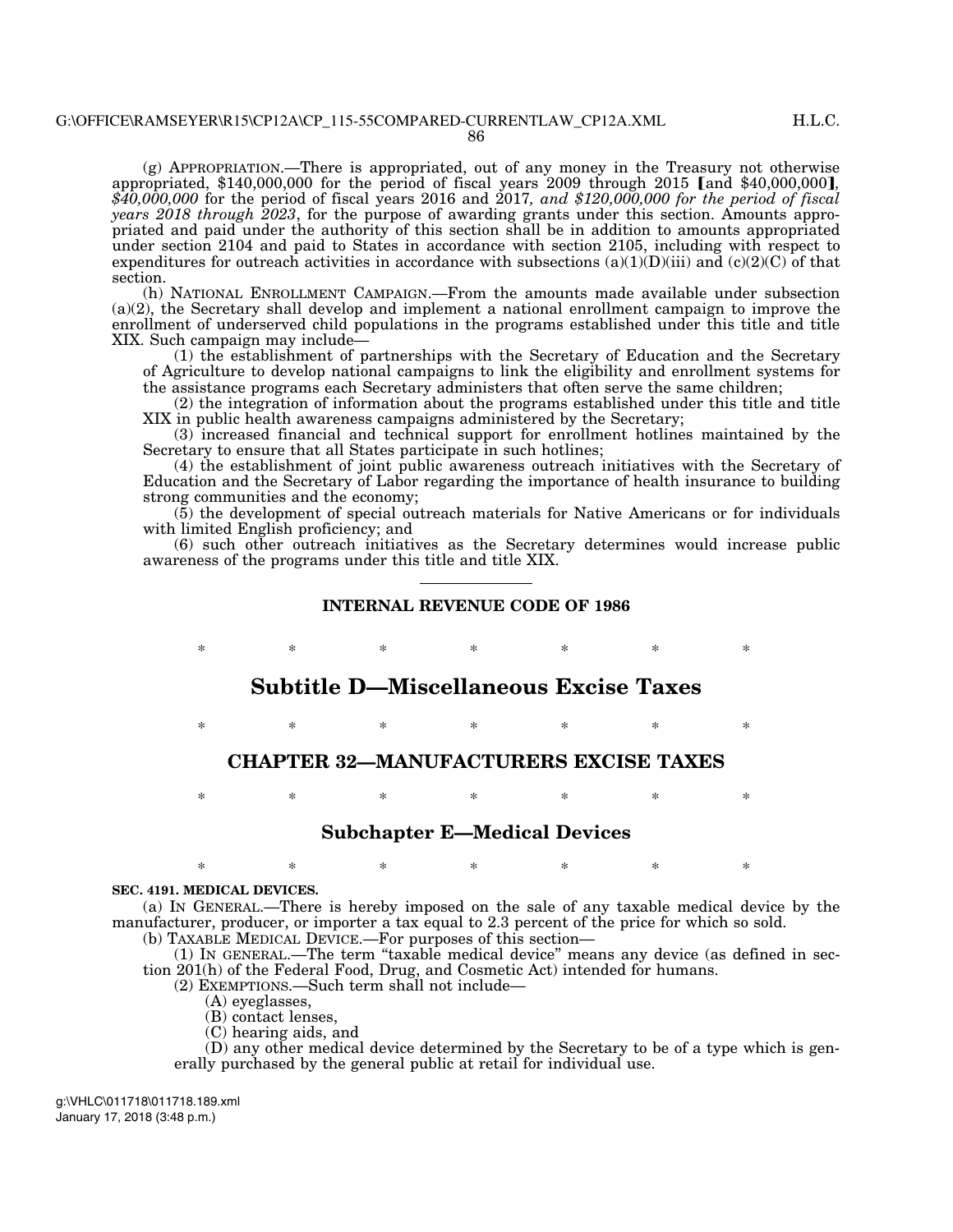(g) APPROPRIATION.—There is appropriated, out of any money in the Treasury not otherwise appropriated, $140,000,000 for the period of fiscal years 2009 through 2015 【and $40,000,000】*, $40,000,000* for the period of fiscal years 2016 and 2017*, and $120,000,000 for the period of fiscal years 2018 through 2023*, for the purpose of awarding grants under this section. Amounts appropriated and paid under the authority of this section shall be in addition to amounts appropriated under section 2104 and paid to States in accordance with section 2105, including with respect to expenditures for outreach activities in accordance with subsections (a)(1)(D)(iii) and (c)(2)(C) of that section.

(h) NATIONAL ENROLLMENT CAMPAIGN.—From the amounts made available under subsection (a)(2), the Secretary shall develop and implement a national enrollment campaign to improve the enrollment of underserved child populations in the programs established under this title and title XIX. Such campaign may include—

(1) the establishment of partnerships with the Secretary of Education and the Secretary of Agriculture to develop national campaigns to link the eligibility and enrollment systems for the assistance programs each Secretary administers that often serve the same children;

(2) the integration of information about the programs established under this title and title XIX in public health awareness campaigns administered by the Secretary;

(3) increased financial and technical support for enrollment hotlines maintained by the Secretary to ensure that all States participate in such hotlines;

(4) the establishment of joint public awareness outreach initiatives with the Secretary of Education and the Secretary of Labor regarding the importance of health insurance to building strong communities and the economy;

(5) the development of special outreach materials for Native Americans or for individuals with limited English proficiency; and

(6) such other outreach initiatives as the Secretary determines would increase public awareness of the programs under this title and title XIX.

---

**INTERNAL REVENUE CODE OF 1986**

\* \* \* \* \* \* \*

## Subtitle D—Miscellaneous Excise Taxes

\* \* \* \* \* \* \*

## CHAPTER 32—MANUFACTURERS EXCISE TAXES

\* \* \* \* \* \* \*

### Subchapter E—Medical Devices

\* \* \* \* \* \* \*

**SEC. 4191. MEDICAL DEVICES.**

(a) IN GENERAL.—There is hereby imposed on the sale of any taxable medical device by the manufacturer, producer, or importer a tax equal to 2.3 percent of the price for which so sold.

(b) TAXABLE MEDICAL DEVICE.—For purposes of this section—

(1) IN GENERAL.—The term "taxable medical device" means any device (as defined in section 201(h) of the Federal Food, Drug, and Cosmetic Act) intended for humans.

(2) EXEMPTIONS.—Such term shall not include—

(A) eyeglasses,

(B) contact lenses,

(C) hearing aids, and

(D) any other medical device determined by the Secretary to be of a type which is generally purchased by the general public at retail for individual use.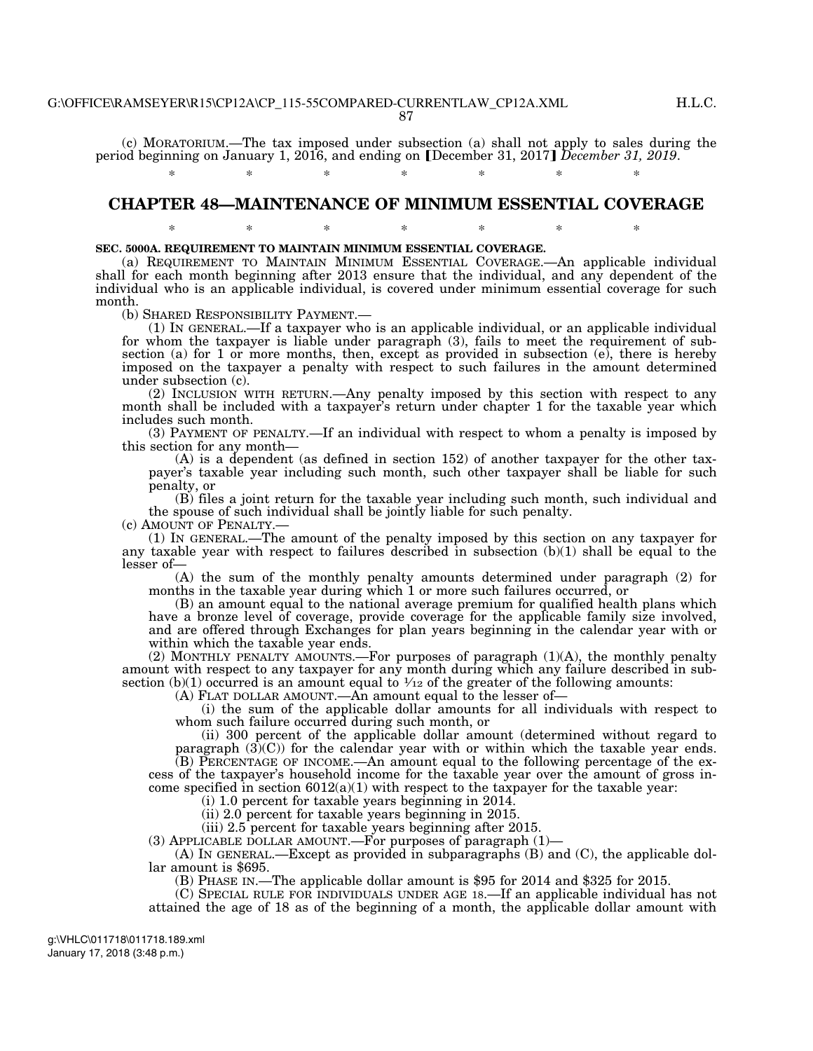(c) MORATORIUM.—The tax imposed under subsection (a) shall not apply to sales during the period beginning on January 1, 2016, and ending on ⟦December 31, 2017⟧ *December 31, 2019*.

\* \* \* \* \* \* \*

## CHAPTER 48—MAINTENANCE OF MINIMUM ESSENTIAL COVERAGE

\* \* \* \* \* \* \*

**SEC. 5000A. REQUIREMENT TO MAINTAIN MINIMUM ESSENTIAL COVERAGE.**

(a) REQUIREMENT TO MAINTAIN MINIMUM ESSENTIAL COVERAGE.—An applicable individual shall for each month beginning after 2013 ensure that the individual, and any dependent of the individual who is an applicable individual, is covered under minimum essential coverage for such month.

(b) SHARED RESPONSIBILITY PAYMENT.—

(1) IN GENERAL.—If a taxpayer who is an applicable individual, or an applicable individual for whom the taxpayer is liable under paragraph (3), fails to meet the requirement of subsection (a) for 1 or more months, then, except as provided in subsection (e), there is hereby imposed on the taxpayer a penalty with respect to such failures in the amount determined under subsection (c).

(2) INCLUSION WITH RETURN.—Any penalty imposed by this section with respect to any month shall be included with a taxpayer's return under chapter 1 for the taxable year which includes such month.

(3) PAYMENT OF PENALTY.—If an individual with respect to whom a penalty is imposed by this section for any month—

(A) is a dependent (as defined in section 152) of another taxpayer for the other taxpayer's taxable year including such month, such other taxpayer shall be liable for such penalty, or

(B) files a joint return for the taxable year including such month, such individual and the spouse of such individual shall be jointly liable for such penalty.

(c) AMOUNT OF PENALTY.—

(1) IN GENERAL.—The amount of the penalty imposed by this section on any taxpayer for any taxable year with respect to failures described in subsection (b)(1) shall be equal to the lesser of—

(A) the sum of the monthly penalty amounts determined under paragraph (2) for months in the taxable year during which 1 or more such failures occurred, or

(B) an amount equal to the national average premium for qualified health plans which have a bronze level of coverage, provide coverage for the applicable family size involved, and are offered through Exchanges for plan years beginning in the calendar year with or within which the taxable year ends.

(2) MONTHLY PENALTY AMOUNTS.—For purposes of paragraph (1)(A), the monthly penalty amount with respect to any taxpayer for any month during which any failure described in subsection (b)(1) occurred is an amount equal to $1/12$ of the greater of the following amounts:

(A) FLAT DOLLAR AMOUNT.—An amount equal to the lesser of—

(i) the sum of the applicable dollar amounts for all individuals with respect to whom such failure occurred during such month, or

(ii) 300 percent of the applicable dollar amount (determined without regard to paragraph (3)(C)) for the calendar year with or within which the taxable year ends.

(B) PERCENTAGE OF INCOME.—An amount equal to the following percentage of the excess of the taxpayer's household income for the taxable year over the amount of gross income specified in section 6012(a)(1) with respect to the taxpayer for the taxable year:

(i) 1.0 percent for taxable years beginning in 2014.

(ii) 2.0 percent for taxable years beginning in 2015.

(iii) 2.5 percent for taxable years beginning after 2015.

(3) APPLICABLE DOLLAR AMOUNT.—For purposes of paragraph (1)—

(A) IN GENERAL.—Except as provided in subparagraphs (B) and (C), the applicable dollar amount is $695.

(B) PHASE IN.—The applicable dollar amount is $95 for 2014 and $325 for 2015.

(C) SPECIAL RULE FOR INDIVIDUALS UNDER AGE 18.—If an applicable individual has not attained the age of 18 as of the beginning of a month, the applicable dollar amount with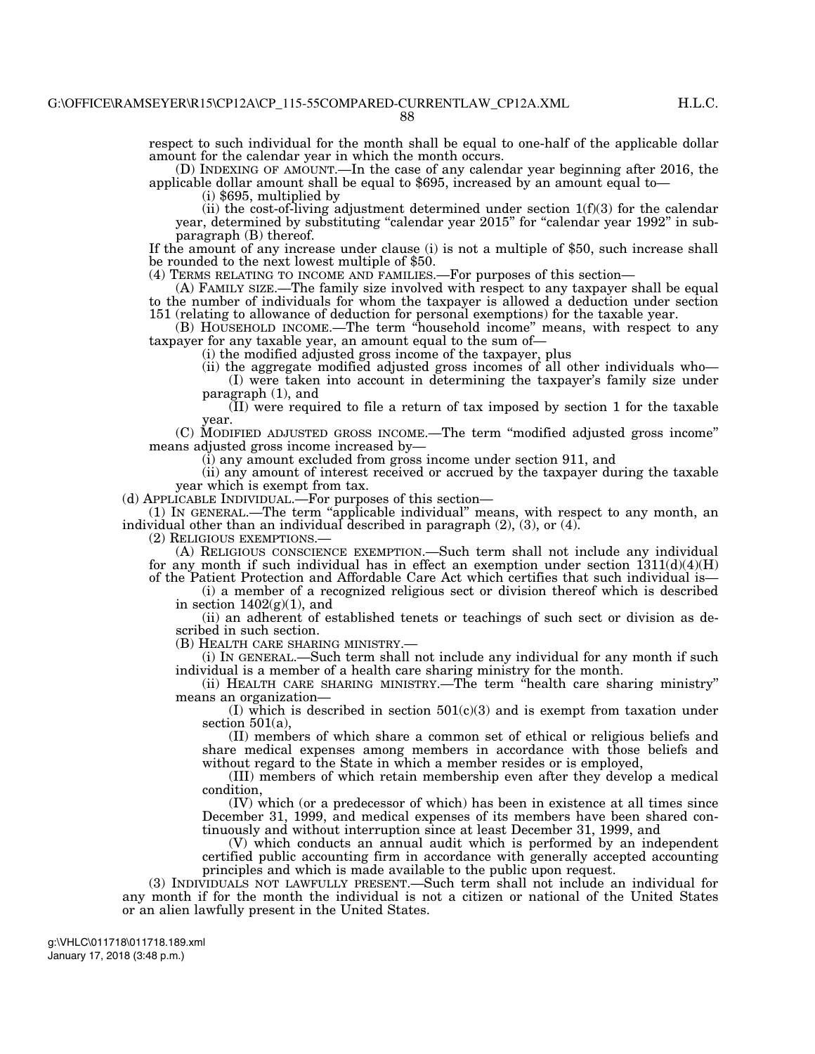respect to such individual for the month shall be equal to one-half of the applicable dollar amount for the calendar year in which the month occurs.

(D) INDEXING OF AMOUNT.—In the case of any calendar year beginning after 2016, the applicable dollar amount shall be equal to $695, increased by an amount equal to—

(i) $695, multiplied by

(ii) the cost-of-living adjustment determined under section 1(f)(3) for the calendar year, determined by substituting "calendar year 2015" for "calendar year 1992" in subparagraph (B) thereof.

If the amount of any increase under clause (i) is not a multiple of $50, such increase shall be rounded to the next lowest multiple of $50.

(4) TERMS RELATING TO INCOME AND FAMILIES.—For purposes of this section—

(A) FAMILY SIZE.—The family size involved with respect to any taxpayer shall be equal to the number of individuals for whom the taxpayer is allowed a deduction under section 151 (relating to allowance of deduction for personal exemptions) for the taxable year.

(B) HOUSEHOLD INCOME.—The term "household income" means, with respect to any taxpayer for any taxable year, an amount equal to the sum of—

(i) the modified adjusted gross income of the taxpayer, plus

(ii) the aggregate modified adjusted gross incomes of all other individuals who—

(I) were taken into account in determining the taxpayer's family size under paragraph (1), and

(II) were required to file a return of tax imposed by section 1 for the taxable year.

(C) MODIFIED ADJUSTED GROSS INCOME.—The term "modified adjusted gross income" means adjusted gross income increased by—

(i) any amount excluded from gross income under section 911, and

(ii) any amount of interest received or accrued by the taxpayer during the taxable year which is exempt from tax.

(d) APPLICABLE INDIVIDUAL.—For purposes of this section—

(1) IN GENERAL.—The term "applicable individual" means, with respect to any month, an individual other than an individual described in paragraph (2), (3), or (4).

(2) RELIGIOUS EXEMPTIONS.—

(A) RELIGIOUS CONSCIENCE EXEMPTION.—Such term shall not include any individual for any month if such individual has in effect an exemption under section 1311(d)(4)(H) of the Patient Protection and Affordable Care Act which certifies that such individual is—

(i) a member of a recognized religious sect or division thereof which is described in section 1402(g)(1), and

(ii) an adherent of established tenets or teachings of such sect or division as described in such section.

(B) HEALTH CARE SHARING MINISTRY.—

(i) IN GENERAL.—Such term shall not include any individual for any month if such individual is a member of a health care sharing ministry for the month.

(ii) HEALTH CARE SHARING MINISTRY.—The term "health care sharing ministry" means an organization—

(I) which is described in section 501(c)(3) and is exempt from taxation under section 501(a),

(II) members of which share a common set of ethical or religious beliefs and share medical expenses among members in accordance with those beliefs and without regard to the State in which a member resides or is employed,

(III) members of which retain membership even after they develop a medical condition,

(IV) which (or a predecessor of which) has been in existence at all times since December 31, 1999, and medical expenses of its members have been shared continuously and without interruption since at least December 31, 1999, and

(V) which conducts an annual audit which is performed by an independent certified public accounting firm in accordance with generally accepted accounting principles and which is made available to the public upon request.

(3) INDIVIDUALS NOT LAWFULLY PRESENT.—Such term shall not include an individual for any month if for the month the individual is not a citizen or national of the United States or an alien lawfully present in the United States.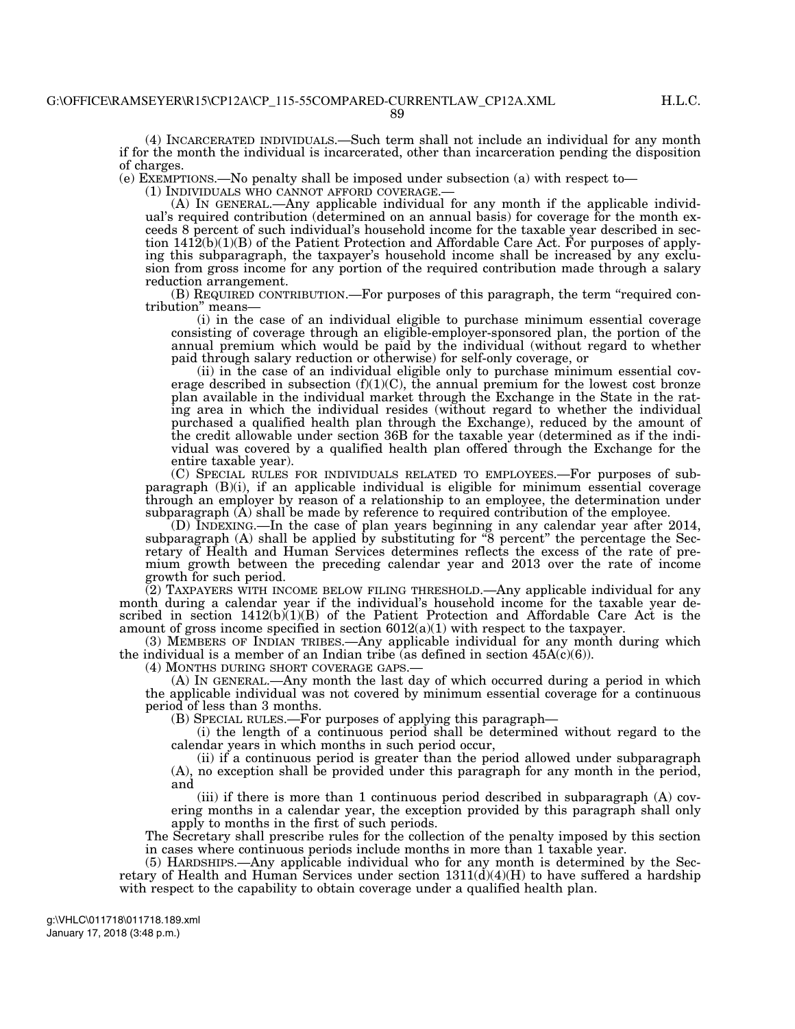(4) INCARCERATED INDIVIDUALS.—Such term shall not include an individual for any month if for the month the individual is incarcerated, other than incarceration pending the disposition of charges.

(e) EXEMPTIONS.—No penalty shall be imposed under subsection (a) with respect to—

(1) INDIVIDUALS WHO CANNOT AFFORD COVERAGE.—

(A) IN GENERAL.—Any applicable individual for any month if the applicable individual's required contribution (determined on an annual basis) for coverage for the month exceeds 8 percent of such individual's household income for the taxable year described in section 1412(b)(1)(B) of the Patient Protection and Affordable Care Act. For purposes of applying this subparagraph, the taxpayer's household income shall be increased by any exclusion from gross income for any portion of the required contribution made through a salary reduction arrangement.

(B) REQUIRED CONTRIBUTION.—For purposes of this paragraph, the term "required contribution" means—

(i) in the case of an individual eligible to purchase minimum essential coverage consisting of coverage through an eligible-employer-sponsored plan, the portion of the annual premium which would be paid by the individual (without regard to whether paid through salary reduction or otherwise) for self-only coverage, or

(ii) in the case of an individual eligible only to purchase minimum essential coverage described in subsection (f)(1)(C), the annual premium for the lowest cost bronze plan available in the individual market through the Exchange in the State in the rating area in which the individual resides (without regard to whether the individual purchased a qualified health plan through the Exchange), reduced by the amount of the credit allowable under section 36B for the taxable year (determined as if the individual was covered by a qualified health plan offered through the Exchange for the entire taxable year).

(C) SPECIAL RULES FOR INDIVIDUALS RELATED TO EMPLOYEES.—For purposes of subparagraph (B)(i), if an applicable individual is eligible for minimum essential coverage through an employer by reason of a relationship to an employee, the determination under subparagraph (A) shall be made by reference to required contribution of the employee.

(D) INDEXING.—In the case of plan years beginning in any calendar year after 2014, subparagraph (A) shall be applied by substituting for "8 percent" the percentage the Secretary of Health and Human Services determines reflects the excess of the rate of premium growth between the preceding calendar year and 2013 over the rate of income growth for such period.

(2) TAXPAYERS WITH INCOME BELOW FILING THRESHOLD.—Any applicable individual for any month during a calendar year if the individual's household income for the taxable year described in section 1412(b)(1)(B) of the Patient Protection and Affordable Care Act is the amount of gross income specified in section 6012(a)(1) with respect to the taxpayer.

(3) MEMBERS OF INDIAN TRIBES.—Any applicable individual for any month during which the individual is a member of an Indian tribe (as defined in section 45A(c)(6)).

(4) MONTHS DURING SHORT COVERAGE GAPS.—

(A) IN GENERAL.—Any month the last day of which occurred during a period in which the applicable individual was not covered by minimum essential coverage for a continuous period of less than 3 months.

(B) SPECIAL RULES.—For purposes of applying this paragraph—

(i) the length of a continuous period shall be determined without regard to the calendar years in which months in such period occur,

(ii) if a continuous period is greater than the period allowed under subparagraph (A), no exception shall be provided under this paragraph for any month in the period, and

(iii) if there is more than 1 continuous period described in subparagraph (A) covering months in a calendar year, the exception provided by this paragraph shall only apply to months in the first of such periods.

The Secretary shall prescribe rules for the collection of the penalty imposed by this section in cases where continuous periods include months in more than 1 taxable year.

(5) HARDSHIPS.—Any applicable individual who for any month is determined by the Secretary of Health and Human Services under section 1311(d)(4)(H) to have suffered a hardship with respect to the capability to obtain coverage under a qualified health plan.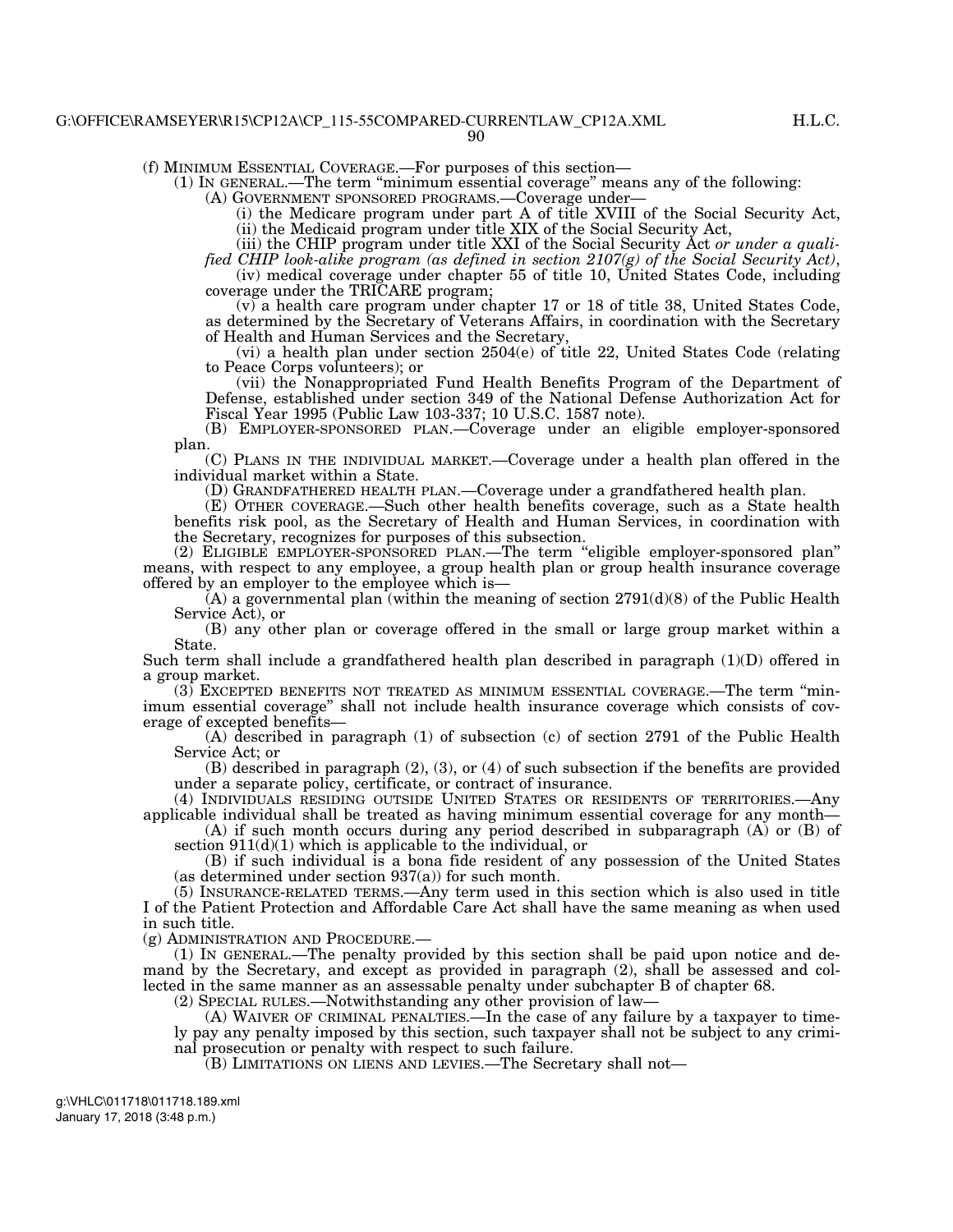(f) MINIMUM ESSENTIAL COVERAGE.—For purposes of this section—

(1) IN GENERAL.—The term "minimum essential coverage" means any of the following:

(A) GOVERNMENT SPONSORED PROGRAMS.—Coverage under—

(i) the Medicare program under part A of title XVIII of the Social Security Act,

(ii) the Medicaid program under title XIX of the Social Security Act,

(iii) the CHIP program under title XXI of the Social Security Act *or under a qualified CHIP look-alike program (as defined in section 2107(g) of the Social Security Act)*,

(iv) medical coverage under chapter 55 of title 10, United States Code, including coverage under the TRICARE program;

(v) a health care program under chapter 17 or 18 of title 38, United States Code, as determined by the Secretary of Veterans Affairs, in coordination with the Secretary of Health and Human Services and the Secretary,

(vi) a health plan under section 2504(e) of title 22, United States Code (relating to Peace Corps volunteers); or

(vii) the Nonappropriated Fund Health Benefits Program of the Department of Defense, established under section 349 of the National Defense Authorization Act for Fiscal Year 1995 (Public Law 103-337; 10 U.S.C. 1587 note).

(B) EMPLOYER-SPONSORED PLAN.—Coverage under an eligible employer-sponsored plan.

(C) PLANS IN THE INDIVIDUAL MARKET.—Coverage under a health plan offered in the individual market within a State.

(D) GRANDFATHERED HEALTH PLAN.—Coverage under a grandfathered health plan.

(E) OTHER COVERAGE.—Such other health benefits coverage, such as a State health benefits risk pool, as the Secretary of Health and Human Services, in coordination with the Secretary, recognizes for purposes of this subsection.

(2) ELIGIBLE EMPLOYER-SPONSORED PLAN.—The term "eligible employer-sponsored plan" means, with respect to any employee, a group health plan or group health insurance coverage offered by an employer to the employee which is—

(A) a governmental plan (within the meaning of section 2791(d)(8) of the Public Health Service Act), or

(B) any other plan or coverage offered in the small or large group market within a State.

Such term shall include a grandfathered health plan described in paragraph (1)(D) offered in a group market.

(3) EXCEPTED BENEFITS NOT TREATED AS MINIMUM ESSENTIAL COVERAGE.—The term "minimum essential coverage" shall not include health insurance coverage which consists of coverage of excepted benefits—

(A) described in paragraph (1) of subsection (c) of section 2791 of the Public Health Service Act; or

(B) described in paragraph (2), (3), or (4) of such subsection if the benefits are provided under a separate policy, certificate, or contract of insurance.

(4) INDIVIDUALS RESIDING OUTSIDE UNITED STATES OR RESIDENTS OF TERRITORIES.—Any applicable individual shall be treated as having minimum essential coverage for any month—

(A) if such month occurs during any period described in subparagraph (A) or (B) of section 911(d)(1) which is applicable to the individual, or

(B) if such individual is a bona fide resident of any possession of the United States (as determined under section 937(a)) for such month.

(5) INSURANCE-RELATED TERMS.—Any term used in this section which is also used in title I of the Patient Protection and Affordable Care Act shall have the same meaning as when used in such title.

(g) ADMINISTRATION AND PROCEDURE.—

(1) IN GENERAL.—The penalty provided by this section shall be paid upon notice and demand by the Secretary, and except as provided in paragraph (2), shall be assessed and collected in the same manner as an assessable penalty under subchapter B of chapter 68.

(2) SPECIAL RULES.—Notwithstanding any other provision of law—

(A) WAIVER OF CRIMINAL PENALTIES.—In the case of any failure by a taxpayer to timely pay any penalty imposed by this section, such taxpayer shall not be subject to any criminal prosecution or penalty with respect to such failure.

(B) LIMITATIONS ON LIENS AND LEVIES.—The Secretary shall not—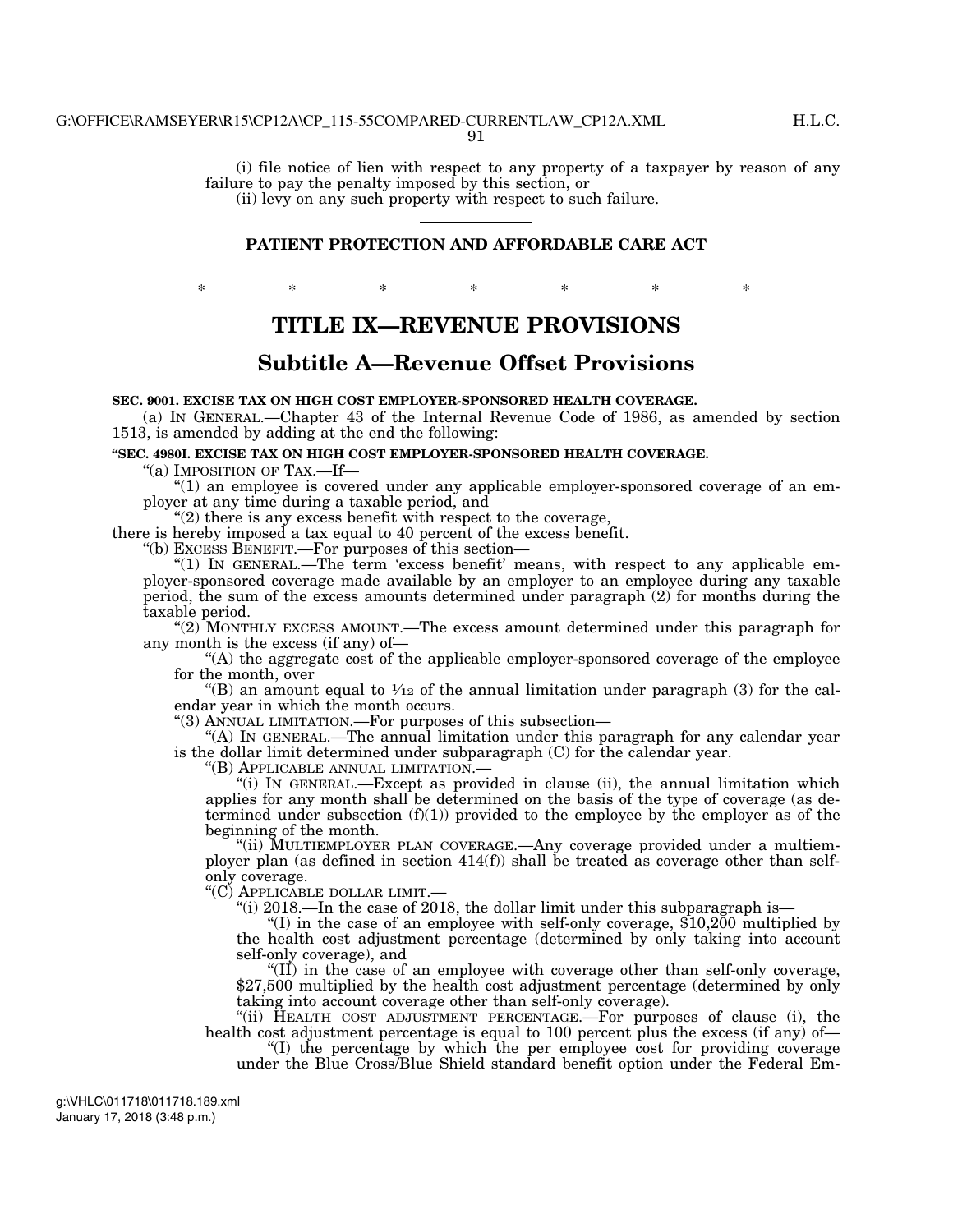(i) file notice of lien with respect to any property of a taxpayer by reason of any failure to pay the penalty imposed by this section, or

(ii) levy on any such property with respect to such failure.

---

**PATIENT PROTECTION AND AFFORDABLE CARE ACT**

\*  \*  \*  \*  \*  \*  \*

# TITLE IX—REVENUE PROVISIONS

## Subtitle A—Revenue Offset Provisions

**SEC. 9001. EXCISE TAX ON HIGH COST EMPLOYER-SPONSORED HEALTH COVERAGE.**

(a) IN GENERAL.—Chapter 43 of the Internal Revenue Code of 1986, as amended by section 1513, is amended by adding at the end the following:

**"SEC. 4980I. EXCISE TAX ON HIGH COST EMPLOYER-SPONSORED HEALTH COVERAGE.**

"(a) IMPOSITION OF TAX.—If—

"(1) an employee is covered under any applicable employer-sponsored coverage of an employer at any time during a taxable period, and

"(2) there is any excess benefit with respect to the coverage,

there is hereby imposed a tax equal to 40 percent of the excess benefit.

"(b) EXCESS BENEFIT.—For purposes of this section—

"(1) IN GENERAL.—The term 'excess benefit' means, with respect to any applicable employer-sponsored coverage made available by an employer to an employee during any taxable period, the sum of the excess amounts determined under paragraph (2) for months during the taxable period.

"(2) MONTHLY EXCESS AMOUNT.—The excess amount determined under this paragraph for any month is the excess (if any) of—

"(A) the aggregate cost of the applicable employer-sponsored coverage of the employee for the month, over

"(B) an amount equal to $\frac{1}{12}$ of the annual limitation under paragraph (3) for the calendar year in which the month occurs.

"(3) ANNUAL LIMITATION.—For purposes of this subsection—

"(A) IN GENERAL.—The annual limitation under this paragraph for any calendar year is the dollar limit determined under subparagraph (C) for the calendar year.

"(B) APPLICABLE ANNUAL LIMITATION.—

"(i) IN GENERAL.—Except as provided in clause (ii), the annual limitation which applies for any month shall be determined on the basis of the type of coverage (as determined under subsection (f)(1)) provided to the employee by the employer as of the beginning of the month.

"(ii) MULTIEMPLOYER PLAN COVERAGE.—Any coverage provided under a multiemployer plan (as defined in section 414(f)) shall be treated as coverage other than self-only coverage.

"(C) APPLICABLE DOLLAR LIMIT.—

"(i) 2018.—In the case of 2018, the dollar limit under this subparagraph is—

"(I) in the case of an employee with self-only coverage, $10,200 multiplied by the health cost adjustment percentage (determined by only taking into account self-only coverage), and

"(II) in the case of an employee with coverage other than self-only coverage, $27,500 multiplied by the health cost adjustment percentage (determined by only taking into account coverage other than self-only coverage).

"(ii) HEALTH COST ADJUSTMENT PERCENTAGE.—For purposes of clause (i), the health cost adjustment percentage is equal to 100 percent plus the excess (if any) of—

"(I) the percentage by which the per employee cost for providing coverage under the Blue Cross/Blue Shield standard benefit option under the Federal Em-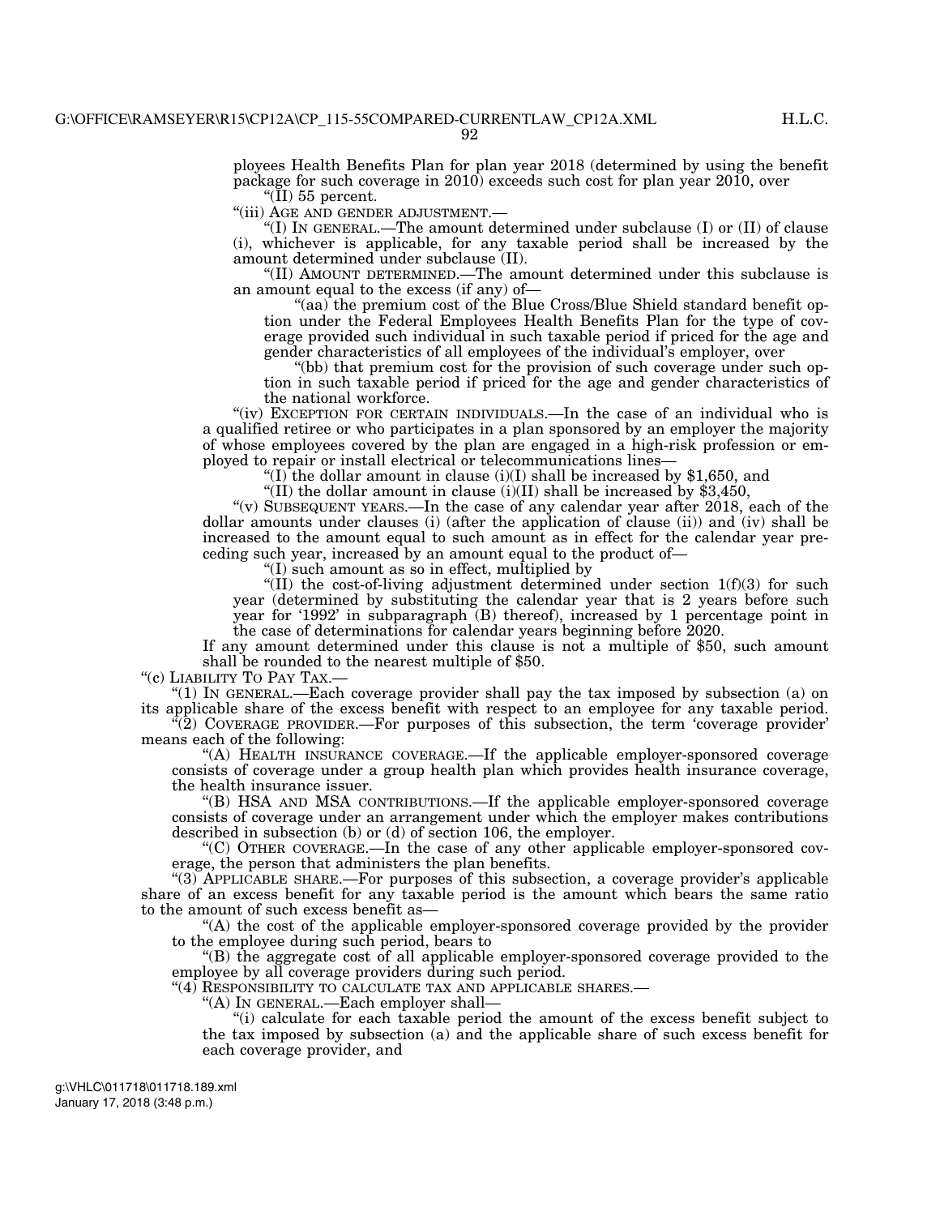ployees Health Benefits Plan for plan year 2018 (determined by using the benefit package for such coverage in 2010) exceeds such cost for plan year 2010, over

"(II) 55 percent.

"(iii) AGE AND GENDER ADJUSTMENT.—

"(I) IN GENERAL.—The amount determined under subclause (I) or (II) of clause (i), whichever is applicable, for any taxable period shall be increased by the amount determined under subclause (II).

"(II) AMOUNT DETERMINED.—The amount determined under this subclause is an amount equal to the excess (if any) of—

"(aa) the premium cost of the Blue Cross/Blue Shield standard benefit option under the Federal Employees Health Benefits Plan for the type of coverage provided such individual in such taxable period if priced for the age and gender characteristics of all employees of the individual's employer, over

"(bb) that premium cost for the provision of such coverage under such option in such taxable period if priced for the age and gender characteristics of the national workforce.

"(iv) EXCEPTION FOR CERTAIN INDIVIDUALS.—In the case of an individual who is a qualified retiree or who participates in a plan sponsored by an employer the majority of whose employees covered by the plan are engaged in a high-risk profession or employed to repair or install electrical or telecommunications lines—

"(I) the dollar amount in clause (i)(I) shall be increased by $1,650, and

"(II) the dollar amount in clause (i)(II) shall be increased by $3,450,

"(v) SUBSEQUENT YEARS.—In the case of any calendar year after 2018, each of the dollar amounts under clauses (i) (after the application of clause (ii)) and (iv) shall be increased to the amount equal to such amount as in effect for the calendar year preceding such year, increased by an amount equal to the product of—

"(I) such amount as so in effect, multiplied by

"(II) the cost-of-living adjustment determined under section 1(f)(3) for such year (determined by substituting the calendar year that is 2 years before such year for '1992' in subparagraph (B) thereof), increased by 1 percentage point in the case of determinations for calendar years beginning before 2020.

If any amount determined under this clause is not a multiple of $50, such amount shall be rounded to the nearest multiple of $50.

"(c) LIABILITY TO PAY TAX.—

"(1) IN GENERAL.—Each coverage provider shall pay the tax imposed by subsection (a) on its applicable share of the excess benefit with respect to an employee for any taxable period.

"(2) COVERAGE PROVIDER.—For purposes of this subsection, the term 'coverage provider' means each of the following:

"(A) HEALTH INSURANCE COVERAGE.—If the applicable employer-sponsored coverage consists of coverage under a group health plan which provides health insurance coverage, the health insurance issuer.

"(B) HSA AND MSA CONTRIBUTIONS.—If the applicable employer-sponsored coverage consists of coverage under an arrangement under which the employer makes contributions described in subsection (b) or (d) of section 106, the employer.

"(C) OTHER COVERAGE.—In the case of any other applicable employer-sponsored coverage, the person that administers the plan benefits.

"(3) APPLICABLE SHARE.—For purposes of this subsection, a coverage provider's applicable share of an excess benefit for any taxable period is the amount which bears the same ratio to the amount of such excess benefit as—

"(A) the cost of the applicable employer-sponsored coverage provided by the provider to the employee during such period, bears to

"(B) the aggregate cost of all applicable employer-sponsored coverage provided to the employee by all coverage providers during such period.

"(4) RESPONSIBILITY TO CALCULATE TAX AND APPLICABLE SHARES.—

"(A) IN GENERAL.—Each employer shall—

"(i) calculate for each taxable period the amount of the excess benefit subject to the tax imposed by subsection (a) and the applicable share of such excess benefit for each coverage provider, and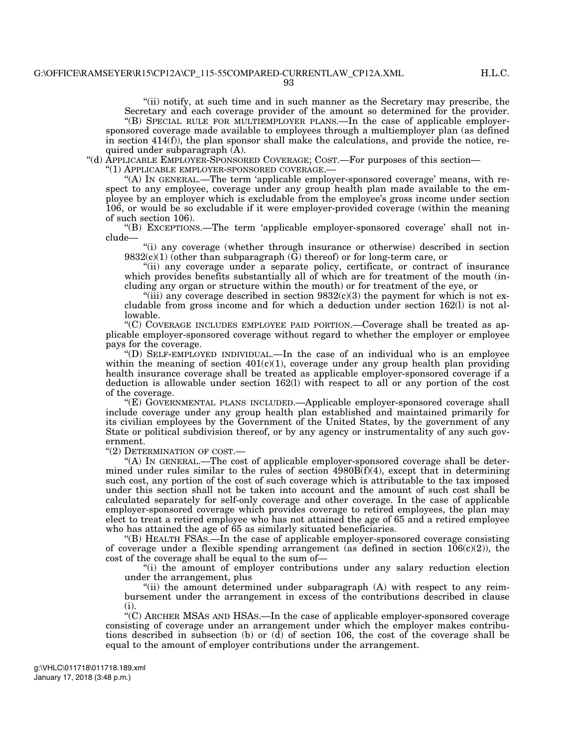"(ii) notify, at such time and in such manner as the Secretary may prescribe, the Secretary and each coverage provider of the amount so determined for the provider.

"(B) SPECIAL RULE FOR MULTIEMPLOYER PLANS.—In the case of applicable employer-sponsored coverage made available to employees through a multiemployer plan (as defined in section 414(f)), the plan sponsor shall make the calculations, and provide the notice, required under subparagraph (A).

"(d) APPLICABLE EMPLOYER-SPONSORED COVERAGE; COST.—For purposes of this section—

"(1) APPLICABLE EMPLOYER-SPONSORED COVERAGE.—

"(A) IN GENERAL.—The term 'applicable employer-sponsored coverage' means, with respect to any employee, coverage under any group health plan made available to the employee by an employer which is excludable from the employee's gross income under section 106, or would be so excludable if it were employer-provided coverage (within the meaning of such section 106).

"(B) EXCEPTIONS.—The term 'applicable employer-sponsored coverage' shall not include—

"(i) any coverage (whether through insurance or otherwise) described in section 9832(c)(1) (other than subparagraph (G) thereof) or for long-term care, or

"(ii) any coverage under a separate policy, certificate, or contract of insurance which provides benefits substantially all of which are for treatment of the mouth (including any organ or structure within the mouth) or for treatment of the eye, or

"(iii) any coverage described in section 9832(c)(3) the payment for which is not excludable from gross income and for which a deduction under section 162(l) is not allowable.

"(C) COVERAGE INCLUDES EMPLOYEE PAID PORTION.—Coverage shall be treated as applicable employer-sponsored coverage without regard to whether the employer or employee pays for the coverage.

"(D) SELF-EMPLOYED INDIVIDUAL.—In the case of an individual who is an employee within the meaning of section 401(c)(1), coverage under any group health plan providing health insurance coverage shall be treated as applicable employer-sponsored coverage if a deduction is allowable under section 162(l) with respect to all or any portion of the cost of the coverage.

"(E) GOVERNMENTAL PLANS INCLUDED.—Applicable employer-sponsored coverage shall include coverage under any group health plan established and maintained primarily for its civilian employees by the Government of the United States, by the government of any State or political subdivision thereof, or by any agency or instrumentality of any such government.

"(2) DETERMINATION OF COST.—

"(A) IN GENERAL.—The cost of applicable employer-sponsored coverage shall be determined under rules similar to the rules of section 4980B(f)(4), except that in determining such cost, any portion of the cost of such coverage which is attributable to the tax imposed under this section shall not be taken into account and the amount of such cost shall be calculated separately for self-only coverage and other coverage. In the case of applicable employer-sponsored coverage which provides coverage to retired employees, the plan may elect to treat a retired employee who has not attained the age of 65 and a retired employee who has attained the age of 65 as similarly situated beneficiaries.

"(B) HEALTH FSAS.—In the case of applicable employer-sponsored coverage consisting of coverage under a flexible spending arrangement (as defined in section 106(c)(2)), the cost of the coverage shall be equal to the sum of—

"(i) the amount of employer contributions under any salary reduction election under the arrangement, plus

"(ii) the amount determined under subparagraph (A) with respect to any reimbursement under the arrangement in excess of the contributions described in clause (i).

"(C) ARCHER MSAS AND HSAS.—In the case of applicable employer-sponsored coverage consisting of coverage under an arrangement under which the employer makes contributions described in subsection (b) or (d) of section 106, the cost of the coverage shall be equal to the amount of employer contributions under the arrangement.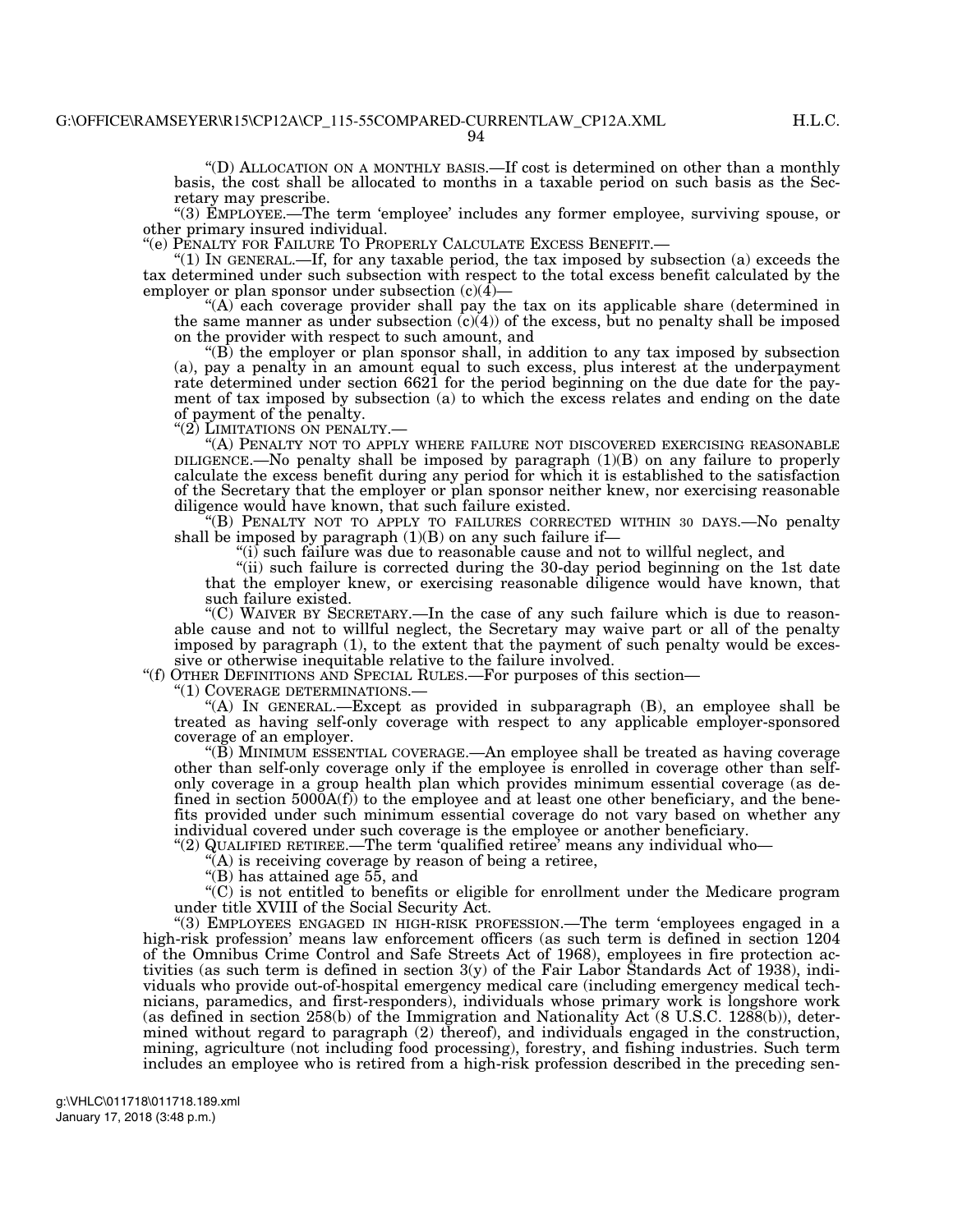"(D) ALLOCATION ON A MONTHLY BASIS.—If cost is determined on other than a monthly basis, the cost shall be allocated to months in a taxable period on such basis as the Secretary may prescribe.

"(3) EMPLOYEE.—The term 'employee' includes any former employee, surviving spouse, or other primary insured individual.

"(e) PENALTY FOR FAILURE TO PROPERLY CALCULATE EXCESS BENEFIT.—

"(1) IN GENERAL.—If, for any taxable period, the tax imposed by subsection (a) exceeds the tax determined under such subsection with respect to the total excess benefit calculated by the employer or plan sponsor under subsection (c)(4)—

"(A) each coverage provider shall pay the tax on its applicable share (determined in the same manner as under subsection (c)(4)) of the excess, but no penalty shall be imposed on the provider with respect to such amount, and

"(B) the employer or plan sponsor shall, in addition to any tax imposed by subsection (a), pay a penalty in an amount equal to such excess, plus interest at the underpayment rate determined under section 6621 for the period beginning on the due date for the payment of tax imposed by subsection (a) to which the excess relates and ending on the date of payment of the penalty.

"(2) LIMITATIONS ON PENALTY.—

"(A) PENALTY NOT TO APPLY WHERE FAILURE NOT DISCOVERED EXERCISING REASONABLE DILIGENCE.—No penalty shall be imposed by paragraph (1)(B) on any failure to properly calculate the excess benefit during any period for which it is established to the satisfaction of the Secretary that the employer or plan sponsor neither knew, nor exercising reasonable diligence would have known, that such failure existed.

"(B) PENALTY NOT TO APPLY TO FAILURES CORRECTED WITHIN 30 DAYS.—No penalty shall be imposed by paragraph (1)(B) on any such failure if—

"(i) such failure was due to reasonable cause and not to willful neglect, and

"(ii) such failure is corrected during the 30-day period beginning on the 1st date that the employer knew, or exercising reasonable diligence would have known, that such failure existed.

"(C) WAIVER BY SECRETARY.—In the case of any such failure which is due to reasonable cause and not to willful neglect, the Secretary may waive part or all of the penalty imposed by paragraph (1), to the extent that the payment of such penalty would be excessive or otherwise inequitable relative to the failure involved.

"(f) OTHER DEFINITIONS AND SPECIAL RULES.—For purposes of this section—

"(1) COVERAGE DETERMINATIONS.—

"(A) IN GENERAL.—Except as provided in subparagraph (B), an employee shall be treated as having self-only coverage with respect to any applicable employer-sponsored coverage of an employer.

"(B) MINIMUM ESSENTIAL COVERAGE.—An employee shall be treated as having coverage other than self-only coverage only if the employee is enrolled in coverage other than self-only coverage in a group health plan which provides minimum essential coverage (as defined in section 5000A(f)) to the employee and at least one other beneficiary, and the benefits provided under such minimum essential coverage do not vary based on whether any individual covered under such coverage is the employee or another beneficiary.

"(2) QUALIFIED RETIREE.—The term 'qualified retiree' means any individual who—

"(A) is receiving coverage by reason of being a retiree,

"(B) has attained age 55, and

"(C) is not entitled to benefits or eligible for enrollment under the Medicare program under title XVIII of the Social Security Act.

"(3) EMPLOYEES ENGAGED IN HIGH-RISK PROFESSION.—The term 'employees engaged in a high-risk profession' means law enforcement officers (as such term is defined in section 1204 of the Omnibus Crime Control and Safe Streets Act of 1968), employees in fire protection activities (as such term is defined in section 3(y) of the Fair Labor Standards Act of 1938), individuals who provide out-of-hospital emergency medical care (including emergency medical technicians, paramedics, and first-responders), individuals whose primary work is longshore work (as defined in section 258(b) of the Immigration and Nationality Act (8 U.S.C. 1288(b)), determined without regard to paragraph (2) thereof), and individuals engaged in the construction, mining, agriculture (not including food processing), forestry, and fishing industries. Such term includes an employee who is retired from a high-risk profession described in the preceding sen-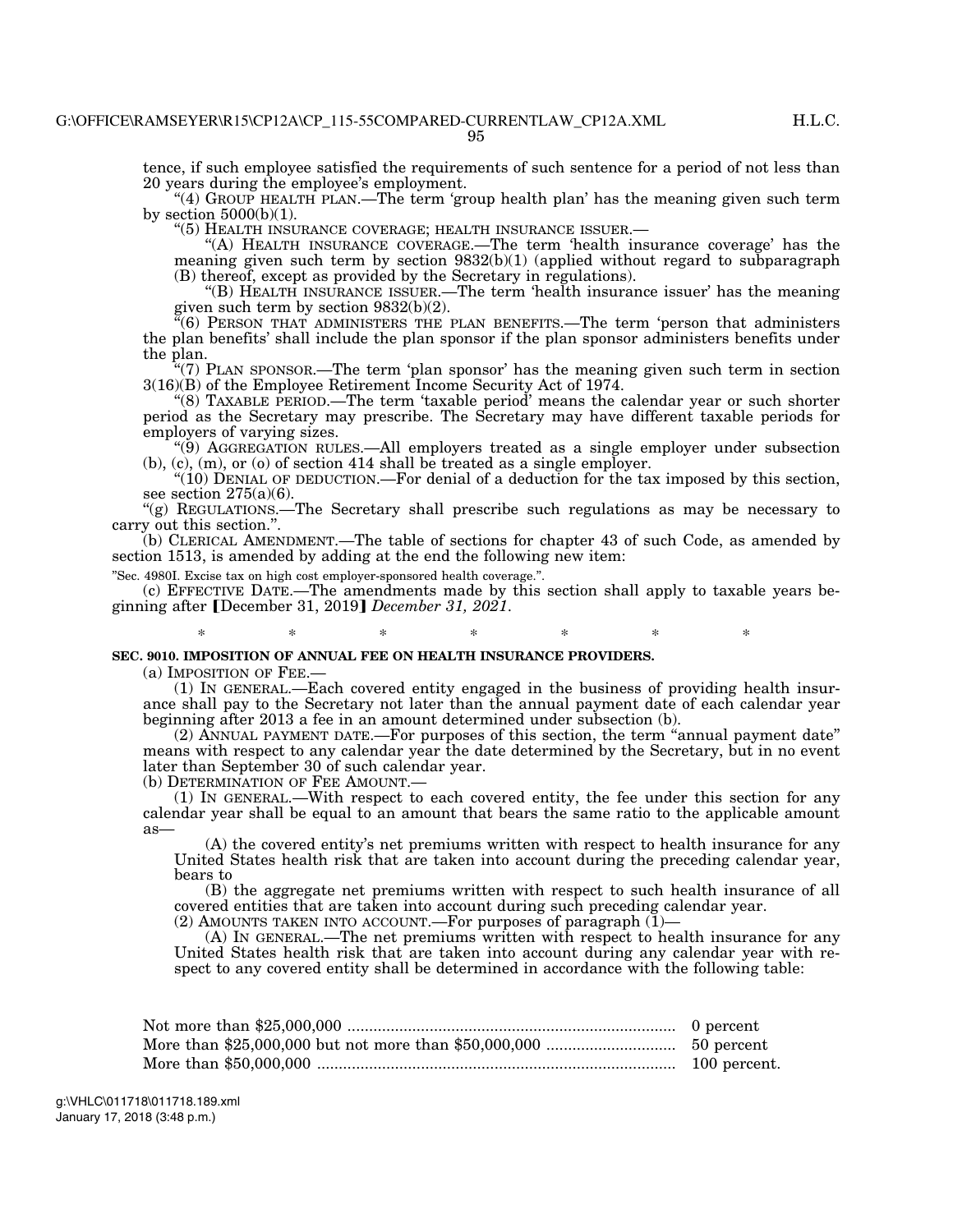tence, if such employee satisfied the requirements of such sentence for a period of not less than 20 years during the employee's employment.

"(4) GROUP HEALTH PLAN.—The term 'group health plan' has the meaning given such term by section 5000(b)(1).

"(5) HEALTH INSURANCE COVERAGE; HEALTH INSURANCE ISSUER.—

"(A) HEALTH INSURANCE COVERAGE.—The term 'health insurance coverage' has the meaning given such term by section 9832(b)(1) (applied without regard to subparagraph (B) thereof, except as provided by the Secretary in regulations).

"(B) HEALTH INSURANCE ISSUER.—The term 'health insurance issuer' has the meaning given such term by section 9832(b)(2).

"(6) PERSON THAT ADMINISTERS THE PLAN BENEFITS.—The term 'person that administers the plan benefits' shall include the plan sponsor if the plan sponsor administers benefits under the plan.

"(7) PLAN SPONSOR.—The term 'plan sponsor' has the meaning given such term in section 3(16)(B) of the Employee Retirement Income Security Act of 1974.

"(8) TAXABLE PERIOD.—The term 'taxable period' means the calendar year or such shorter period as the Secretary may prescribe. The Secretary may have different taxable periods for employers of varying sizes.

"(9) AGGREGATION RULES.—All employers treated as a single employer under subsection (b), (c), (m), or (o) of section 414 shall be treated as a single employer.

"(10) DENIAL OF DEDUCTION.—For denial of a deduction for the tax imposed by this section, see section 275(a)(6).

"(g) REGULATIONS.—The Secretary shall prescribe such regulations as may be necessary to carry out this section.".

(b) CLERICAL AMENDMENT.—The table of sections for chapter 43 of such Code, as amended by section 1513, is amended by adding at the end the following new item:

"Sec. 4980I. Excise tax on high cost employer-sponsored health coverage.".

(c) EFFECTIVE DATE.—The amendments made by this section shall apply to taxable years beginning after [December 31, 2019] *December 31, 2021*.

\* \* \* \* \* \* \*

**SEC. 9010. IMPOSITION OF ANNUAL FEE ON HEALTH INSURANCE PROVIDERS.**

(a) IMPOSITION OF FEE.—

(1) IN GENERAL.—Each covered entity engaged in the business of providing health insurance shall pay to the Secretary not later than the annual payment date of each calendar year beginning after 2013 a fee in an amount determined under subsection (b).

(2) ANNUAL PAYMENT DATE.—For purposes of this section, the term "annual payment date" means with respect to any calendar year the date determined by the Secretary, but in no event later than September 30 of such calendar year.

(b) DETERMINATION OF FEE AMOUNT.—

(1) IN GENERAL.—With respect to each covered entity, the fee under this section for any calendar year shall be equal to an amount that bears the same ratio to the applicable amount as—

(A) the covered entity's net premiums written with respect to health insurance for any United States health risk that are taken into account during the preceding calendar year, bears to

(B) the aggregate net premiums written with respect to such health insurance of all covered entities that are taken into account during such preceding calendar year.

(2) AMOUNTS TAKEN INTO ACCOUNT.—For purposes of paragraph (1)—

(A) IN GENERAL.—The net premiums written with respect to health insurance for any United States health risk that are taken into account during any calendar year with respect to any covered entity shall be determined in accordance with the following table:

| | |
|---|---|
| Not more than $25,000,000 | 0 percent |
| More than $25,000,000 but not more than $50,000,000 | 50 percent |
| More than $50,000,000 | 100 percent. |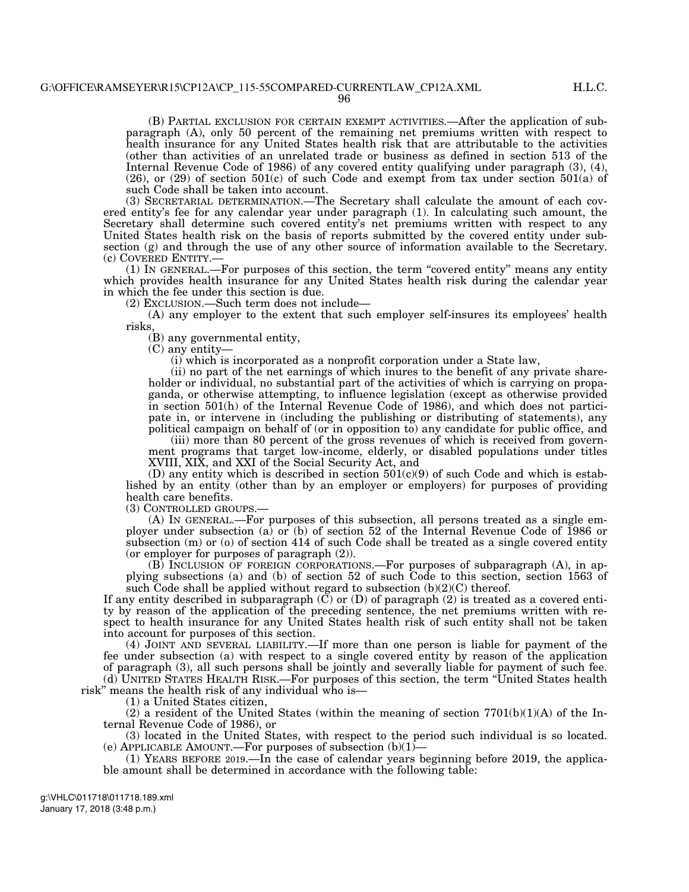(B) PARTIAL EXCLUSION FOR CERTAIN EXEMPT ACTIVITIES.—After the application of subparagraph (A), only 50 percent of the remaining net premiums written with respect to health insurance for any United States health risk that are attributable to the activities (other than activities of an unrelated trade or business as defined in section 513 of the Internal Revenue Code of 1986) of any covered entity qualifying under paragraph (3), (4), (26), or (29) of section 501(c) of such Code and exempt from tax under section 501(a) of such Code shall be taken into account.

(3) SECRETARIAL DETERMINATION.—The Secretary shall calculate the amount of each covered entity's fee for any calendar year under paragraph (1). In calculating such amount, the Secretary shall determine such covered entity's net premiums written with respect to any United States health risk on the basis of reports submitted by the covered entity under subsection (g) and through the use of any other source of information available to the Secretary.

(c) COVERED ENTITY.—

(1) IN GENERAL.—For purposes of this section, the term "covered entity" means any entity which provides health insurance for any United States health risk during the calendar year in which the fee under this section is due.

(2) EXCLUSION.—Such term does not include—

(A) any employer to the extent that such employer self-insures its employees' health risks,

(B) any governmental entity,

(C) any entity—

(i) which is incorporated as a nonprofit corporation under a State law,

(ii) no part of the net earnings of which inures to the benefit of any private shareholder or individual, no substantial part of the activities of which is carrying on propaganda, or otherwise attempting, to influence legislation (except as otherwise provided in section 501(h) of the Internal Revenue Code of 1986), and which does not participate in, or intervene in (including the publishing or distributing of statements), any political campaign on behalf of (or in opposition to) any candidate for public office, and

(iii) more than 80 percent of the gross revenues of which is received from government programs that target low-income, elderly, or disabled populations under titles XVIII, XIX, and XXI of the Social Security Act, and

(D) any entity which is described in section 501(c)(9) of such Code and which is established by an entity (other than by an employer or employers) for purposes of providing health care benefits.

(3) CONTROLLED GROUPS.—

(A) IN GENERAL.—For purposes of this subsection, all persons treated as a single employer under subsection (a) or (b) of section 52 of the Internal Revenue Code of 1986 or subsection (m) or (o) of section 414 of such Code shall be treated as a single covered entity (or employer for purposes of paragraph (2)).

(B) INCLUSION OF FOREIGN CORPORATIONS.—For purposes of subparagraph (A), in applying subsections (a) and (b) of section 52 of such Code to this section, section 1563 of such Code shall be applied without regard to subsection (b)(2)(C) thereof.

If any entity described in subparagraph (C) or (D) of paragraph (2) is treated as a covered entity by reason of the application of the preceding sentence, the net premiums written with respect to health insurance for any United States health risk of such entity shall not be taken into account for purposes of this section.

(4) JOINT AND SEVERAL LIABILITY.—If more than one person is liable for payment of the fee under subsection (a) with respect to a single covered entity by reason of the application of paragraph (3), all such persons shall be jointly and severally liable for payment of such fee.

(d) UNITED STATES HEALTH RISK.—For purposes of this section, the term "United States health risk" means the health risk of any individual who is—

(1) a United States citizen,

(2) a resident of the United States (within the meaning of section 7701(b)(1)(A) of the Internal Revenue Code of 1986), or

(3) located in the United States, with respect to the period such individual is so located.

(e) APPLICABLE AMOUNT.—For purposes of subsection (b)(1)—

(1) YEARS BEFORE 2019.—In the case of calendar years beginning before 2019, the applicable amount shall be determined in accordance with the following table: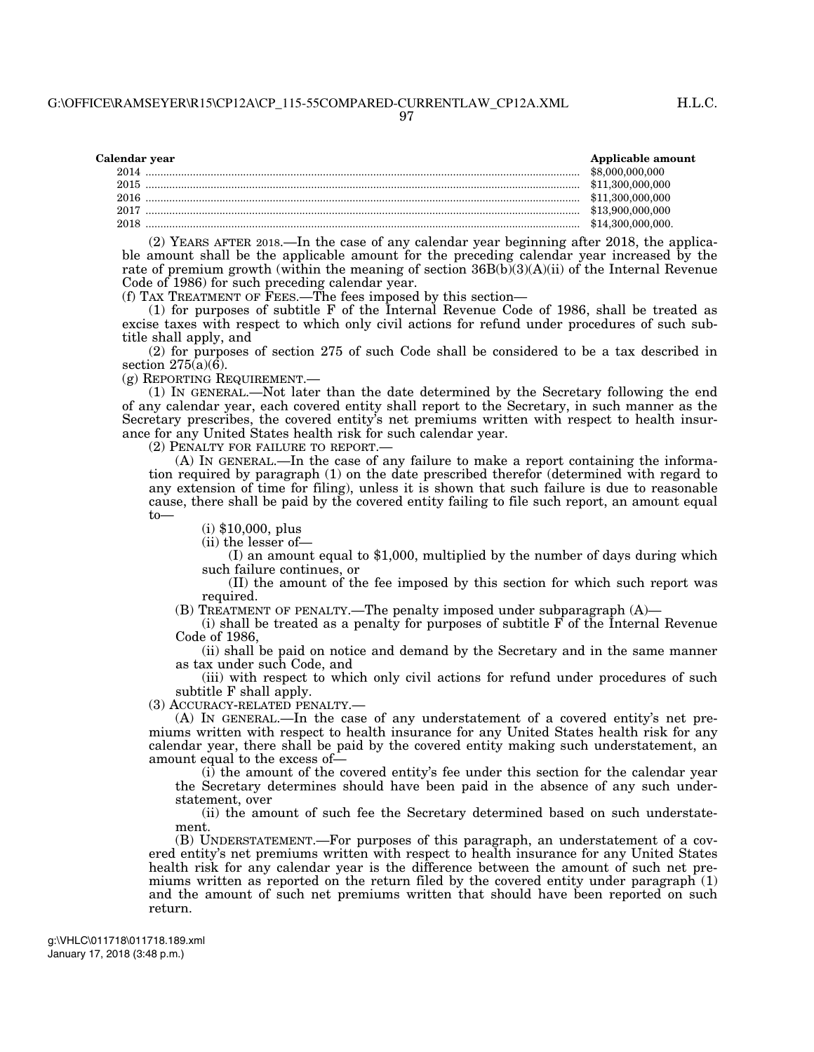| Calendar year | Applicable amount |
| --- | --- |
| 2014 | $8,000,000,000 |
| 2015 | $11,300,000,000 |
| 2016 | $11,300,000,000 |
| 2017 | $13,900,000,000 |
| 2018 | $14,300,000,000. |

(2) YEARS AFTER 2018.—In the case of any calendar year beginning after 2018, the applicable amount shall be the applicable amount for the preceding calendar year increased by the rate of premium growth (within the meaning of section 36B(b)(3)(A)(ii) of the Internal Revenue Code of 1986) for such preceding calendar year.

(f) TAX TREATMENT OF FEES.—The fees imposed by this section—

(1) for purposes of subtitle F of the Internal Revenue Code of 1986, shall be treated as excise taxes with respect to which only civil actions for refund under procedures of such subtitle shall apply, and

(2) for purposes of section 275 of such Code shall be considered to be a tax described in section 275(a)(6).

(g) REPORTING REQUIREMENT.—

(1) IN GENERAL.—Not later than the date determined by the Secretary following the end of any calendar year, each covered entity shall report to the Secretary, in such manner as the Secretary prescribes, the covered entity's net premiums written with respect to health insurance for any United States health risk for such calendar year.

(2) PENALTY FOR FAILURE TO REPORT.—

(A) IN GENERAL.—In the case of any failure to make a report containing the information required by paragraph (1) on the date prescribed therefor (determined with regard to any extension of time for filing), unless it is shown that such failure is due to reasonable cause, there shall be paid by the covered entity failing to file such report, an amount equal to—

(i) $10,000, plus

(ii) the lesser of—

(I) an amount equal to $1,000, multiplied by the number of days during which such failure continues, or

(II) the amount of the fee imposed by this section for which such report was required.

(B) TREATMENT OF PENALTY.—The penalty imposed under subparagraph (A)—

(i) shall be treated as a penalty for purposes of subtitle F of the Internal Revenue Code of 1986,

(ii) shall be paid on notice and demand by the Secretary and in the same manner as tax under such Code, and

(iii) with respect to which only civil actions for refund under procedures of such subtitle F shall apply.

(3) ACCURACY-RELATED PENALTY.—

(A) IN GENERAL.—In the case of any understatement of a covered entity's net premiums written with respect to health insurance for any United States health risk for any calendar year, there shall be paid by the covered entity making such understatement, an amount equal to the excess of—

(i) the amount of the covered entity's fee under this section for the calendar year the Secretary determines should have been paid in the absence of any such understatement, over

(ii) the amount of such fee the Secretary determined based on such understatement.

(B) UNDERSTATEMENT.—For purposes of this paragraph, an understatement of a covered entity's net premiums written with respect to health insurance for any United States health risk for any calendar year is the difference between the amount of such net premiums written as reported on the return filed by the covered entity under paragraph (1) and the amount of such net premiums written that should have been reported on such return.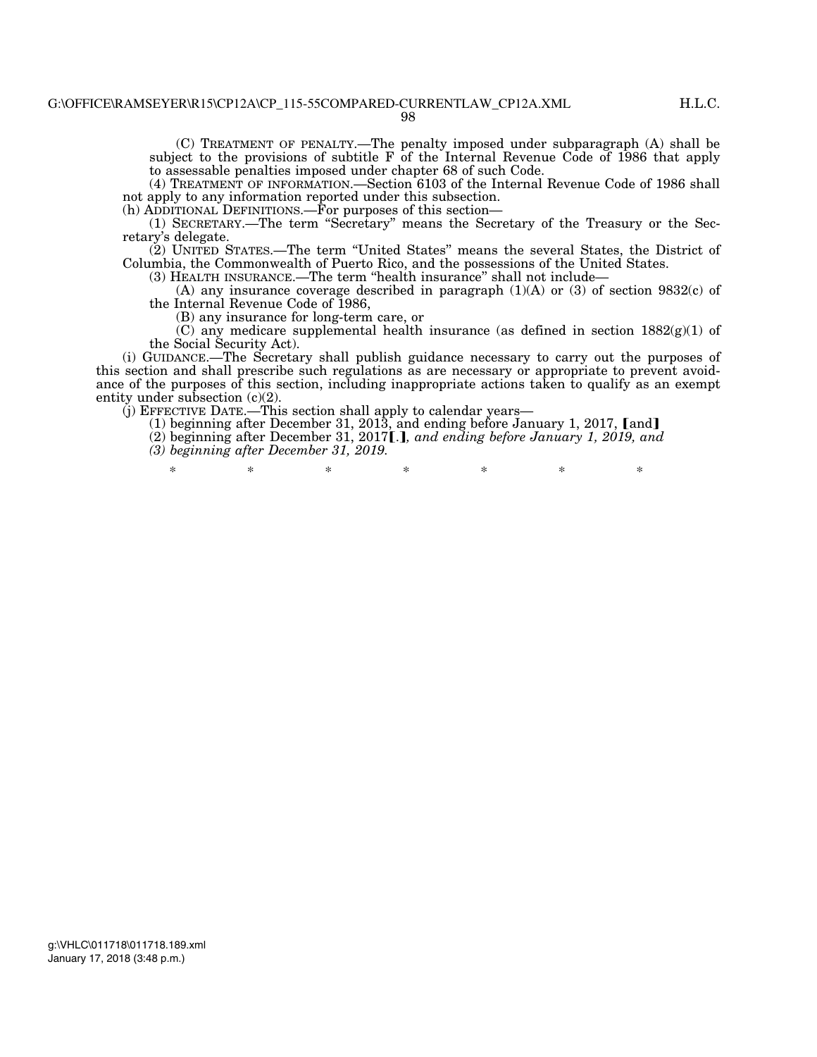(C) TREATMENT OF PENALTY.—The penalty imposed under subparagraph (A) shall be subject to the provisions of subtitle F of the Internal Revenue Code of 1986 that apply to assessable penalties imposed under chapter 68 of such Code.

(4) TREATMENT OF INFORMATION.—Section 6103 of the Internal Revenue Code of 1986 shall not apply to any information reported under this subsection.

(h) ADDITIONAL DEFINITIONS.—For purposes of this section—

(1) SECRETARY.—The term "Secretary" means the Secretary of the Treasury or the Secretary's delegate.

(2) UNITED STATES.—The term "United States" means the several States, the District of Columbia, the Commonwealth of Puerto Rico, and the possessions of the United States.

(3) HEALTH INSURANCE.—The term "health insurance" shall not include—

(A) any insurance coverage described in paragraph (1)(A) or (3) of section 9832(c) of the Internal Revenue Code of 1986,

(B) any insurance for long-term care, or

(C) any medicare supplemental health insurance (as defined in section 1882(g)(1) of the Social Security Act).

(i) GUIDANCE.—The Secretary shall publish guidance necessary to carry out the purposes of this section and shall prescribe such regulations as are necessary or appropriate to prevent avoidance of the purposes of this section, including inappropriate actions taken to qualify as an exempt entity under subsection (c)(2).

(j) EFFECTIVE DATE.—This section shall apply to calendar years—

(1) beginning after December 31, 2013, and ending before January 1, 2017, ⟦and⟧

(2) beginning after December 31, 2017⟦.⟧*, and ending before January 1, 2019, and*

*(3) beginning after December 31, 2019.*

\* \* \* \* \* \* \*